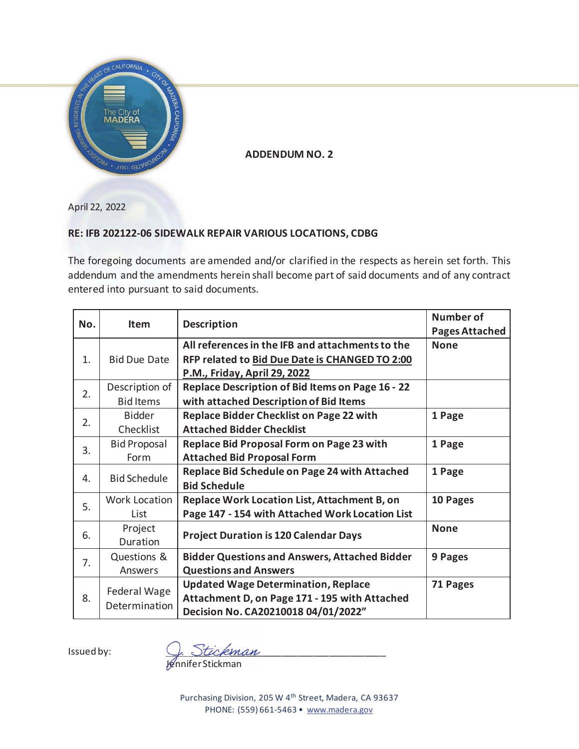# ADDENDUM NO. 2

April 22, 2022

**RE: IFB 202122-06 SIDEWALK REPAIR VARIOUS LOCATIONS, CDBG**

The foregoing documents are amended and/or clarified in the respects as herein set forth. This addendum and the amendments herein shall become part of said documents and of any contract entered into pursuant to said documents.

| No. | Item | Description | Number of Pages Attached |
|---|---|---|---|
| 1. | Bid Due Date | **All references in the IFB and attachments to the RFP related to <u>Bid Due Date is CHANGED TO 2:00 P.M., Friday, April 29, 2022</u>** | **None** |
| 2. | Description of Bid Items | **Replace Description of Bid Items on Page 16 - 22 with attached Description of Bid Items** | |
| 2. | Bidder Checklist | **Replace Bidder Checklist on Page 22 with Attached Bidder Checklist** | **1 Page** |
| 3. | Bid Proposal Form | **Replace Bid Proposal Form on Page 23 with Attached Bid Proposal Form** | **1 Page** |
| 4. | Bid Schedule | **Replace Bid Schedule on Page 24 with Attached Bid Schedule** | **1 Page** |
| 5. | Work Location List | **Replace Work Location List, Attachment B, on Page 147 - 154 with Attached Work Location List** | **10 Pages** |
| 6. | Project Duration | **Project Duration is 120 Calendar Days** | **None** |
| 7. | Questions & Answers | **Bidder Questions and Answers, Attached Bidder Questions and Answers** | **9 Pages** |
| 8. | Federal Wage Determination | **Updated Wage Determination, Replace Attachment D, on Page 171 - 195 with Attached Decision No. CA20210018 04/01/2022"** | **71 Pages** |

Issued by: J. Stickman
Jennifer Stickman

Purchasing Division, 205 W 4th Street, Madera, CA 93637
PHONE: (559) 661-5463 • www.madera.gov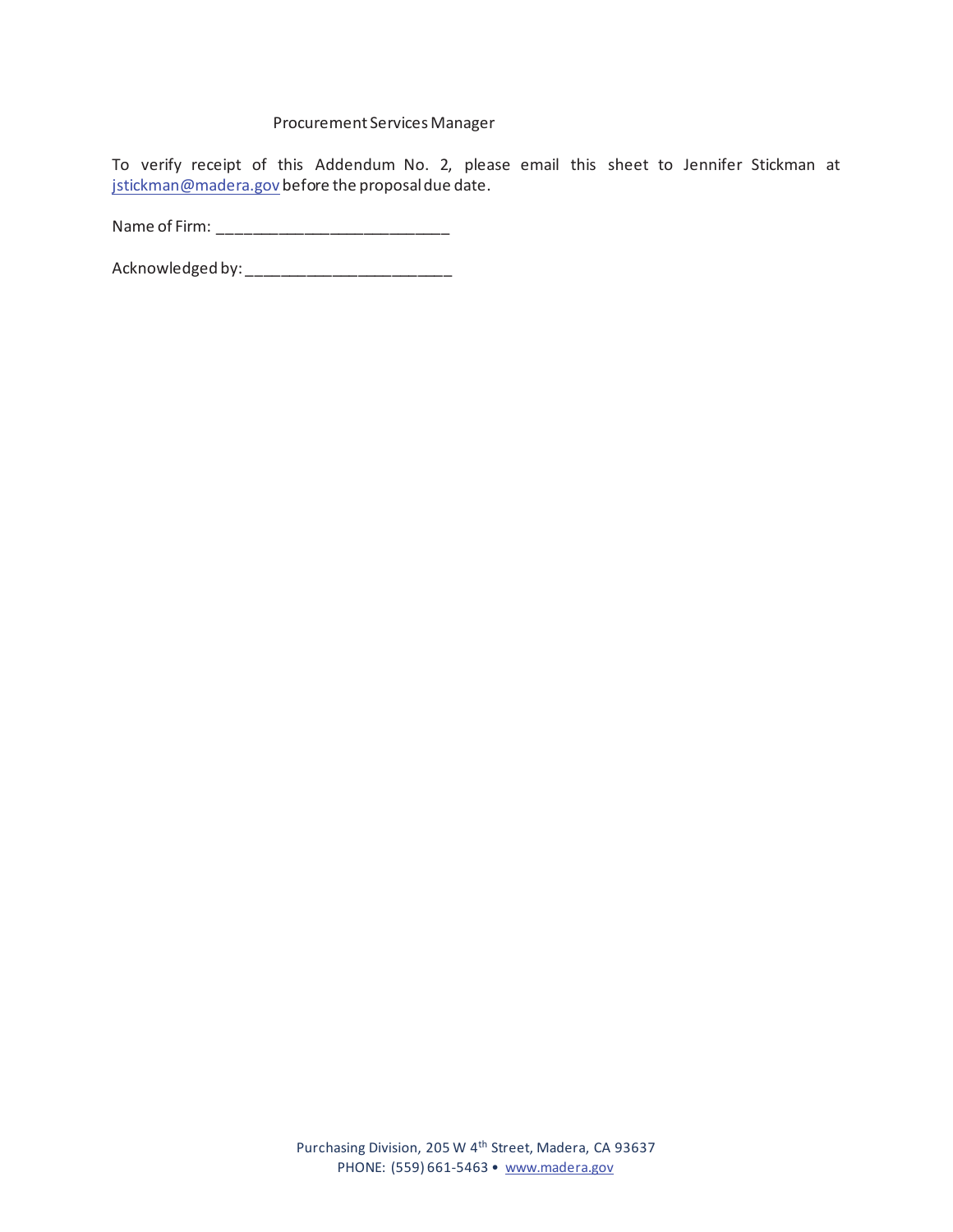Procurement Services Manager

To verify receipt of this Addendum No. 2, please email this sheet to Jennifer Stickman at jstickman@madera.gov before the proposal due date.

Name of Firm: ___________________________

Acknowledged by: ________________________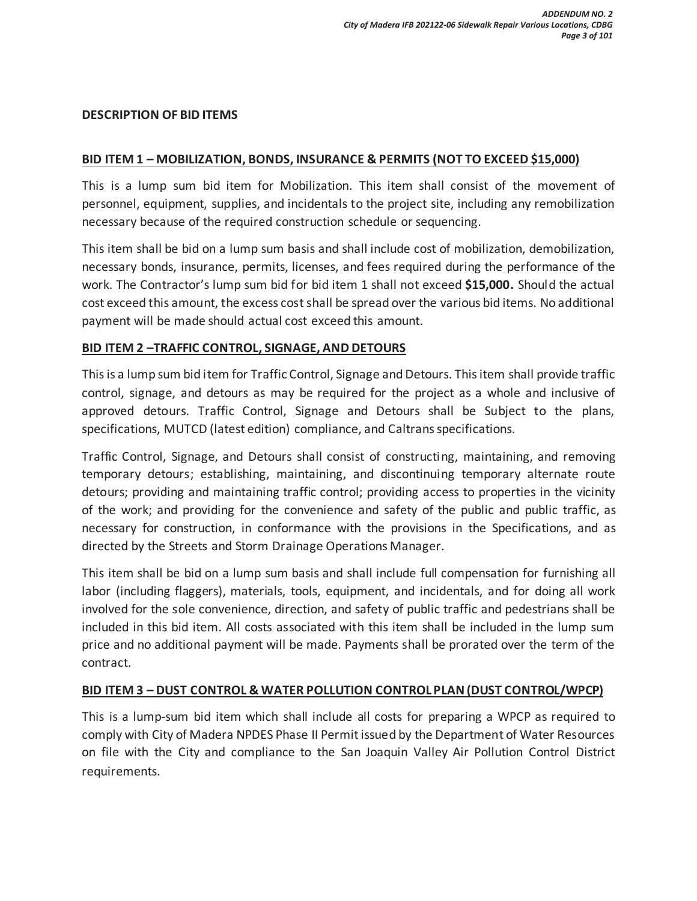## DESCRIPTION OF BID ITEMS

### BID ITEM 1 – MOBILIZATION, BONDS, INSURANCE & PERMITS (NOT TO EXCEED $15,000)

This is a lump sum bid item for Mobilization. This item shall consist of the movement of personnel, equipment, supplies, and incidentals to the project site, including any remobilization necessary because of the required construction schedule or sequencing.

This item shall be bid on a lump sum basis and shall include cost of mobilization, demobilization, necessary bonds, insurance, permits, licenses, and fees required during the performance of the work. The Contractor's lump sum bid for bid item 1 shall not exceed **$15,000.** Should the actual cost exceed this amount, the excess cost shall be spread over the various bid items. No additional payment will be made should actual cost exceed this amount.

### BID ITEM 2 –TRAFFIC CONTROL, SIGNAGE, AND DETOURS

This is a lump sum bid item for Traffic Control, Signage and Detours. This item shall provide traffic control, signage, and detours as may be required for the project as a whole and inclusive of approved detours. Traffic Control, Signage and Detours shall be Subject to the plans, specifications, MUTCD (latest edition) compliance, and Caltrans specifications.

Traffic Control, Signage, and Detours shall consist of constructing, maintaining, and removing temporary detours; establishing, maintaining, and discontinuing temporary alternate route detours; providing and maintaining traffic control; providing access to properties in the vicinity of the work; and providing for the convenience and safety of the public and public traffic, as necessary for construction, in conformance with the provisions in the Specifications, and as directed by the Streets and Storm Drainage Operations Manager.

This item shall be bid on a lump sum basis and shall include full compensation for furnishing all labor (including flaggers), materials, tools, equipment, and incidentals, and for doing all work involved for the sole convenience, direction, and safety of public traffic and pedestrians shall be included in this bid item. All costs associated with this item shall be included in the lump sum price and no additional payment will be made. Payments shall be prorated over the term of the contract.

### BID ITEM 3 – DUST CONTROL & WATER POLLUTION CONTROL PLAN (DUST CONTROL/WPCP)

This is a lump-sum bid item which shall include all costs for preparing a WPCP as required to comply with City of Madera NPDES Phase II Permit issued by the Department of Water Resources on file with the City and compliance to the San Joaquin Valley Air Pollution Control District requirements.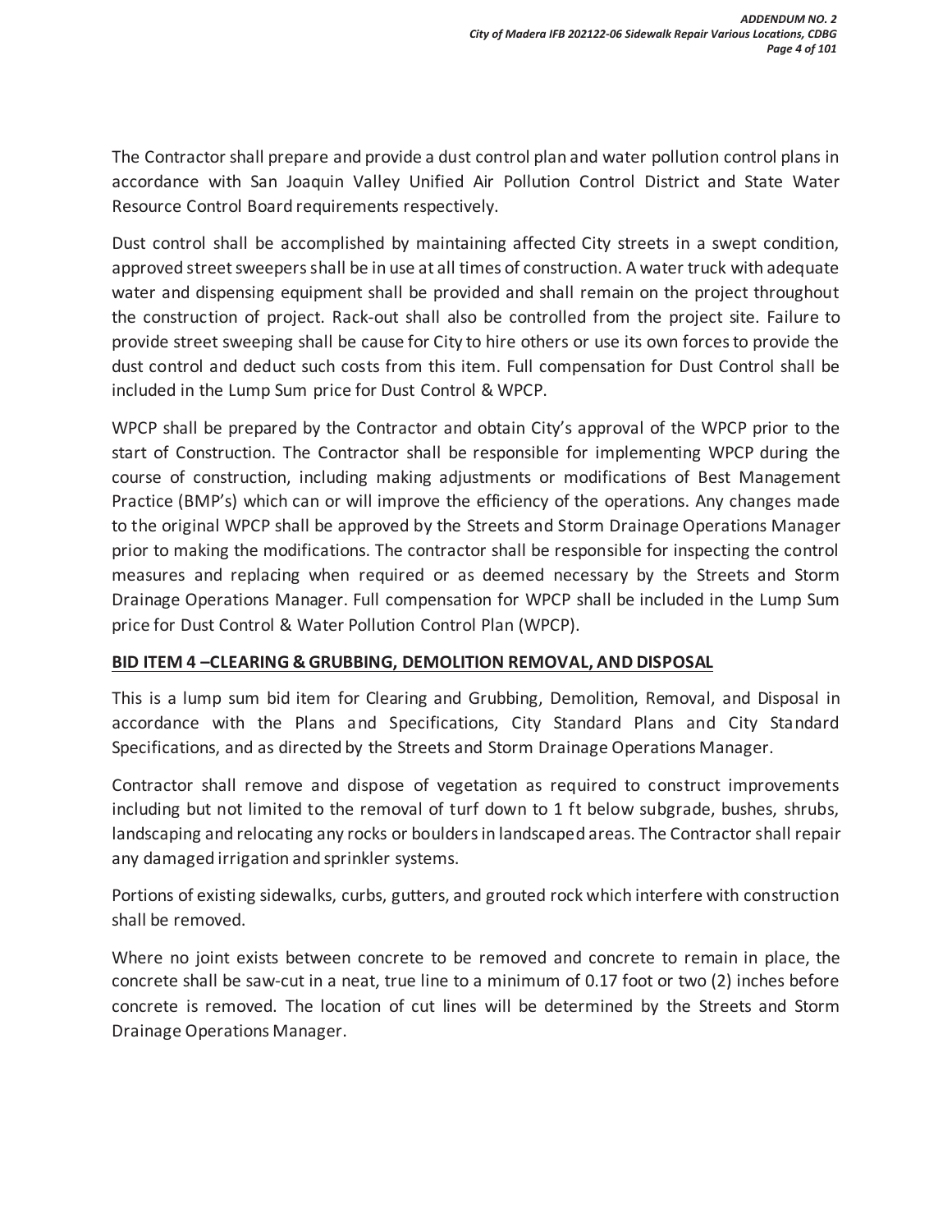The Contractor shall prepare and provide a dust control plan and water pollution control plans in accordance with San Joaquin Valley Unified Air Pollution Control District and State Water Resource Control Board requirements respectively.

Dust control shall be accomplished by maintaining affected City streets in a swept condition, approved street sweepers shall be in use at all times of construction. A water truck with adequate water and dispensing equipment shall be provided and shall remain on the project throughout the construction of project. Rack-out shall also be controlled from the project site. Failure to provide street sweeping shall be cause for City to hire others or use its own forces to provide the dust control and deduct such costs from this item. Full compensation for Dust Control shall be included in the Lump Sum price for Dust Control & WPCP.

WPCP shall be prepared by the Contractor and obtain City's approval of the WPCP prior to the start of Construction. The Contractor shall be responsible for implementing WPCP during the course of construction, including making adjustments or modifications of Best Management Practice (BMP's) which can or will improve the efficiency of the operations. Any changes made to the original WPCP shall be approved by the Streets and Storm Drainage Operations Manager prior to making the modifications. The contractor shall be responsible for inspecting the control measures and replacing when required or as deemed necessary by the Streets and Storm Drainage Operations Manager. Full compensation for WPCP shall be included in the Lump Sum price for Dust Control & Water Pollution Control Plan (WPCP).

**BID ITEM 4 –CLEARING & GRUBBING, DEMOLITION REMOVAL, AND DISPOSAL**

This is a lump sum bid item for Clearing and Grubbing, Demolition, Removal, and Disposal in accordance with the Plans and Specifications, City Standard Plans and City Standard Specifications, and as directed by the Streets and Storm Drainage Operations Manager.

Contractor shall remove and dispose of vegetation as required to construct improvements including but not limited to the removal of turf down to 1 ft below subgrade, bushes, shrubs, landscaping and relocating any rocks or boulders in landscaped areas. The Contractor shall repair any damaged irrigation and sprinkler systems.

Portions of existing sidewalks, curbs, gutters, and grouted rock which interfere with construction shall be removed.

Where no joint exists between concrete to be removed and concrete to remain in place, the concrete shall be saw-cut in a neat, true line to a minimum of 0.17 foot or two (2) inches before concrete is removed. The location of cut lines will be determined by the Streets and Storm Drainage Operations Manager.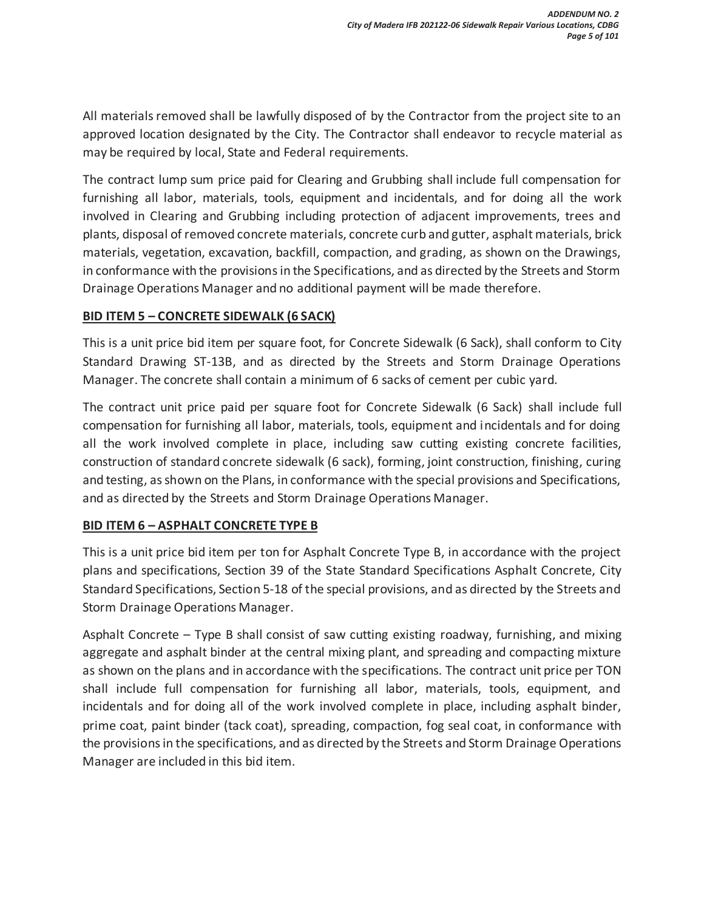All materials removed shall be lawfully disposed of by the Contractor from the project site to an approved location designated by the City. The Contractor shall endeavor to recycle material as may be required by local, State and Federal requirements.

The contract lump sum price paid for Clearing and Grubbing shall include full compensation for furnishing all labor, materials, tools, equipment and incidentals, and for doing all the work involved in Clearing and Grubbing including protection of adjacent improvements, trees and plants, disposal of removed concrete materials, concrete curb and gutter, asphalt materials, brick materials, vegetation, excavation, backfill, compaction, and grading, as shown on the Drawings, in conformance with the provisions in the Specifications, and as directed by the Streets and Storm Drainage Operations Manager and no additional payment will be made therefore.

**BID ITEM 5 – CONCRETE SIDEWALK (6 SACK)**

This is a unit price bid item per square foot, for Concrete Sidewalk (6 Sack), shall conform to City Standard Drawing ST-13B, and as directed by the Streets and Storm Drainage Operations Manager. The concrete shall contain a minimum of 6 sacks of cement per cubic yard.

The contract unit price paid per square foot for Concrete Sidewalk (6 Sack) shall include full compensation for furnishing all labor, materials, tools, equipment and incidentals and for doing all the work involved complete in place, including saw cutting existing concrete facilities, construction of standard concrete sidewalk (6 sack), forming, joint construction, finishing, curing and testing, as shown on the Plans, in conformance with the special provisions and Specifications, and as directed by the Streets and Storm Drainage Operations Manager.

**BID ITEM 6 – ASPHALT CONCRETE TYPE B**

This is a unit price bid item per ton for Asphalt Concrete Type B, in accordance with the project plans and specifications, Section 39 of the State Standard Specifications Asphalt Concrete, City Standard Specifications, Section 5-18 of the special provisions, and as directed by the Streets and Storm Drainage Operations Manager.

Asphalt Concrete – Type B shall consist of saw cutting existing roadway, furnishing, and mixing aggregate and asphalt binder at the central mixing plant, and spreading and compacting mixture as shown on the plans and in accordance with the specifications. The contract unit price per TON shall include full compensation for furnishing all labor, materials, tools, equipment, and incidentals and for doing all of the work involved complete in place, including asphalt binder, prime coat, paint binder (tack coat), spreading, compaction, fog seal coat, in conformance with the provisions in the specifications, and as directed by the Streets and Storm Drainage Operations Manager are included in this bid item.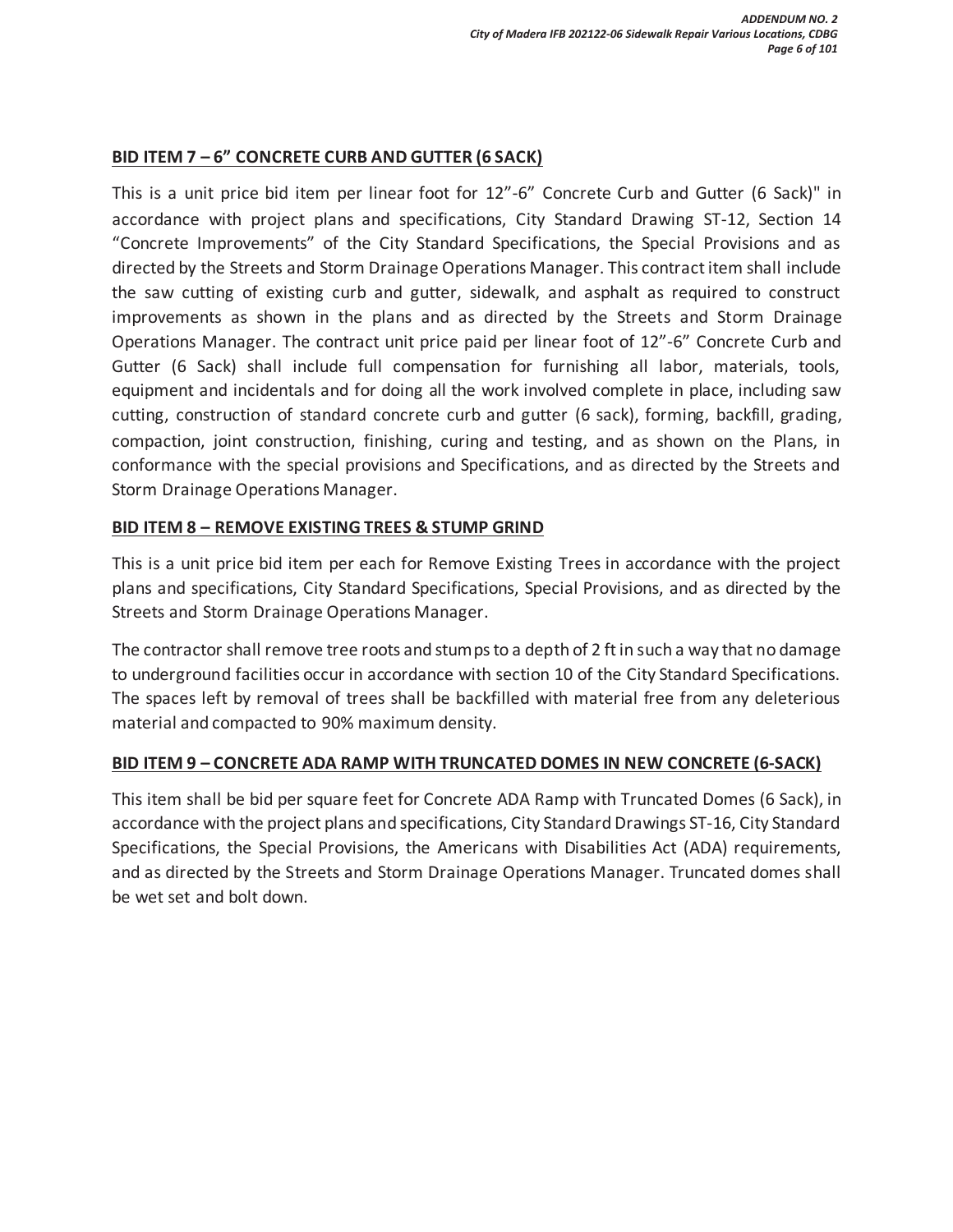**<u>BID ITEM 7 – 6" CONCRETE CURB AND GUTTER (6 SACK)</u>**

This is a unit price bid item per linear foot for 12"-6" Concrete Curb and Gutter (6 Sack)" in accordance with project plans and specifications, City Standard Drawing ST-12, Section 14 "Concrete Improvements" of the City Standard Specifications, the Special Provisions and as directed by the Streets and Storm Drainage Operations Manager. This contract item shall include the saw cutting of existing curb and gutter, sidewalk, and asphalt as required to construct improvements as shown in the plans and as directed by the Streets and Storm Drainage Operations Manager. The contract unit price paid per linear foot of 12"-6" Concrete Curb and Gutter (6 Sack) shall include full compensation for furnishing all labor, materials, tools, equipment and incidentals and for doing all the work involved complete in place, including saw cutting, construction of standard concrete curb and gutter (6 sack), forming, backfill, grading, compaction, joint construction, finishing, curing and testing, and as shown on the Plans, in conformance with the special provisions and Specifications, and as directed by the Streets and Storm Drainage Operations Manager.

**<u>BID ITEM 8 – REMOVE EXISTING TREES & STUMP GRIND</u>**

This is a unit price bid item per each for Remove Existing Trees in accordance with the project plans and specifications, City Standard Specifications, Special Provisions, and as directed by the Streets and Storm Drainage Operations Manager.

The contractor shall remove tree roots and stumps to a depth of 2 ft in such a way that no damage to underground facilities occur in accordance with section 10 of the City Standard Specifications. The spaces left by removal of trees shall be backfilled with material free from any deleterious material and compacted to 90% maximum density.

**<u>BID ITEM 9 – CONCRETE ADA RAMP WITH TRUNCATED DOMES IN NEW CONCRETE (6-SACK)</u>**

This item shall be bid per square feet for Concrete ADA Ramp with Truncated Domes (6 Sack), in accordance with the project plans and specifications, City Standard Drawings ST-16, City Standard Specifications, the Special Provisions, the Americans with Disabilities Act (ADA) requirements, and as directed by the Streets and Storm Drainage Operations Manager. Truncated domes shall be wet set and bolt down.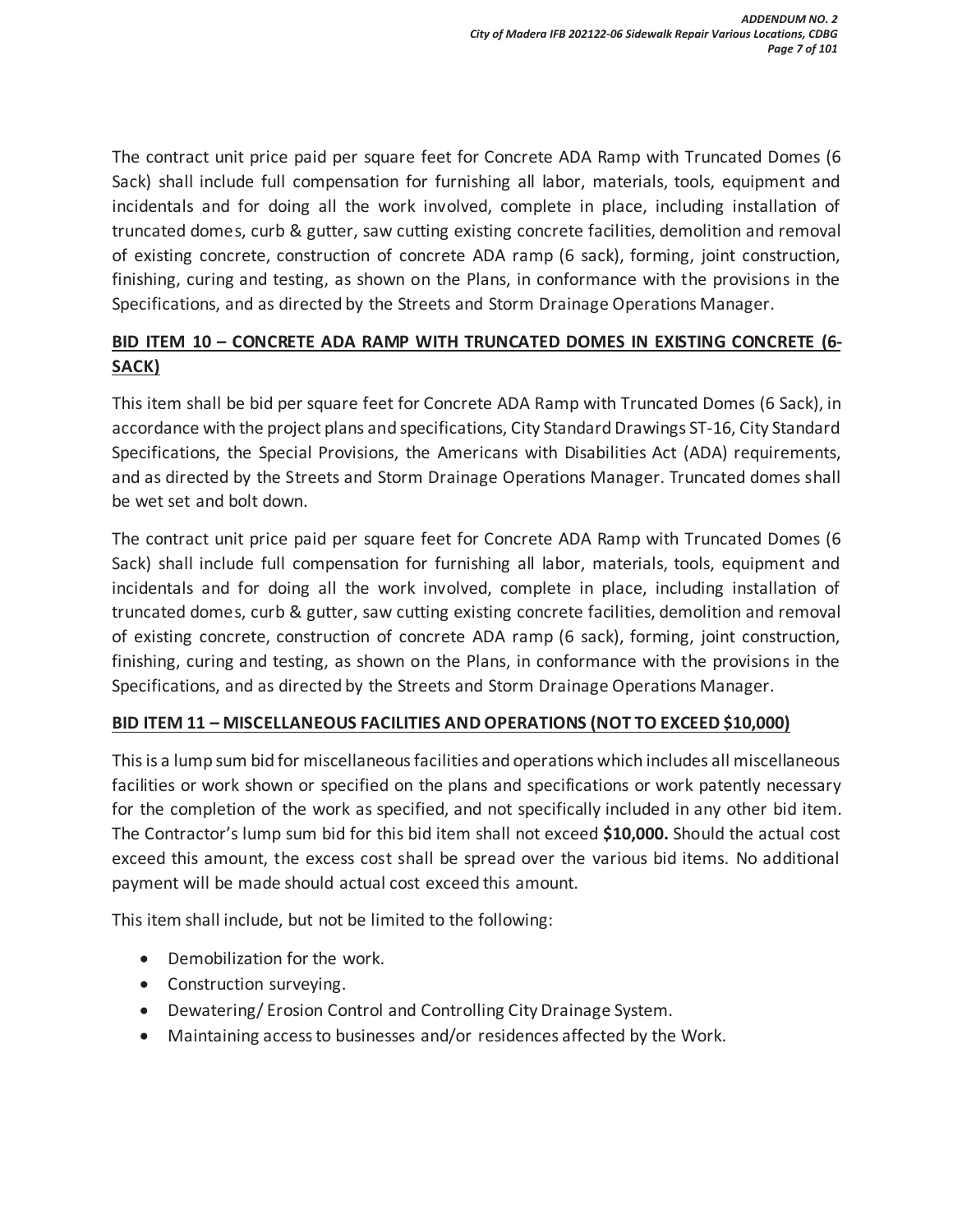The contract unit price paid per square feet for Concrete ADA Ramp with Truncated Domes (6 Sack) shall include full compensation for furnishing all labor, materials, tools, equipment and incidentals and for doing all the work involved, complete in place, including installation of truncated domes, curb & gutter, saw cutting existing concrete facilities, demolition and removal of existing concrete, construction of concrete ADA ramp (6 sack), forming, joint construction, finishing, curing and testing, as shown on the Plans, in conformance with the provisions in the Specifications, and as directed by the Streets and Storm Drainage Operations Manager.

**BID ITEM 10 – CONCRETE ADA RAMP WITH TRUNCATED DOMES IN EXISTING CONCRETE (6-SACK)**

This item shall be bid per square feet for Concrete ADA Ramp with Truncated Domes (6 Sack), in accordance with the project plans and specifications, City Standard Drawings ST-16, City Standard Specifications, the Special Provisions, the Americans with Disabilities Act (ADA) requirements, and as directed by the Streets and Storm Drainage Operations Manager. Truncated domes shall be wet set and bolt down.

The contract unit price paid per square feet for Concrete ADA Ramp with Truncated Domes (6 Sack) shall include full compensation for furnishing all labor, materials, tools, equipment and incidentals and for doing all the work involved, complete in place, including installation of truncated domes, curb & gutter, saw cutting existing concrete facilities, demolition and removal of existing concrete, construction of concrete ADA ramp (6 sack), forming, joint construction, finishing, curing and testing, as shown on the Plans, in conformance with the provisions in the Specifications, and as directed by the Streets and Storm Drainage Operations Manager.

**BID ITEM 11 – MISCELLANEOUS FACILITIES AND OPERATIONS (NOT TO EXCEED $10,000)**

This is a lump sum bid for miscellaneous facilities and operations which includes all miscellaneous facilities or work shown or specified on the plans and specifications or work patently necessary for the completion of the work as specified, and not specifically included in any other bid item. The Contractor's lump sum bid for this bid item shall not exceed **$10,000.** Should the actual cost exceed this amount, the excess cost shall be spread over the various bid items. No additional payment will be made should actual cost exceed this amount.

This item shall include, but not be limited to the following:

- Demobilization for the work.
- Construction surveying.
- Dewatering/ Erosion Control and Controlling City Drainage System.
- Maintaining access to businesses and/or residences affected by the Work.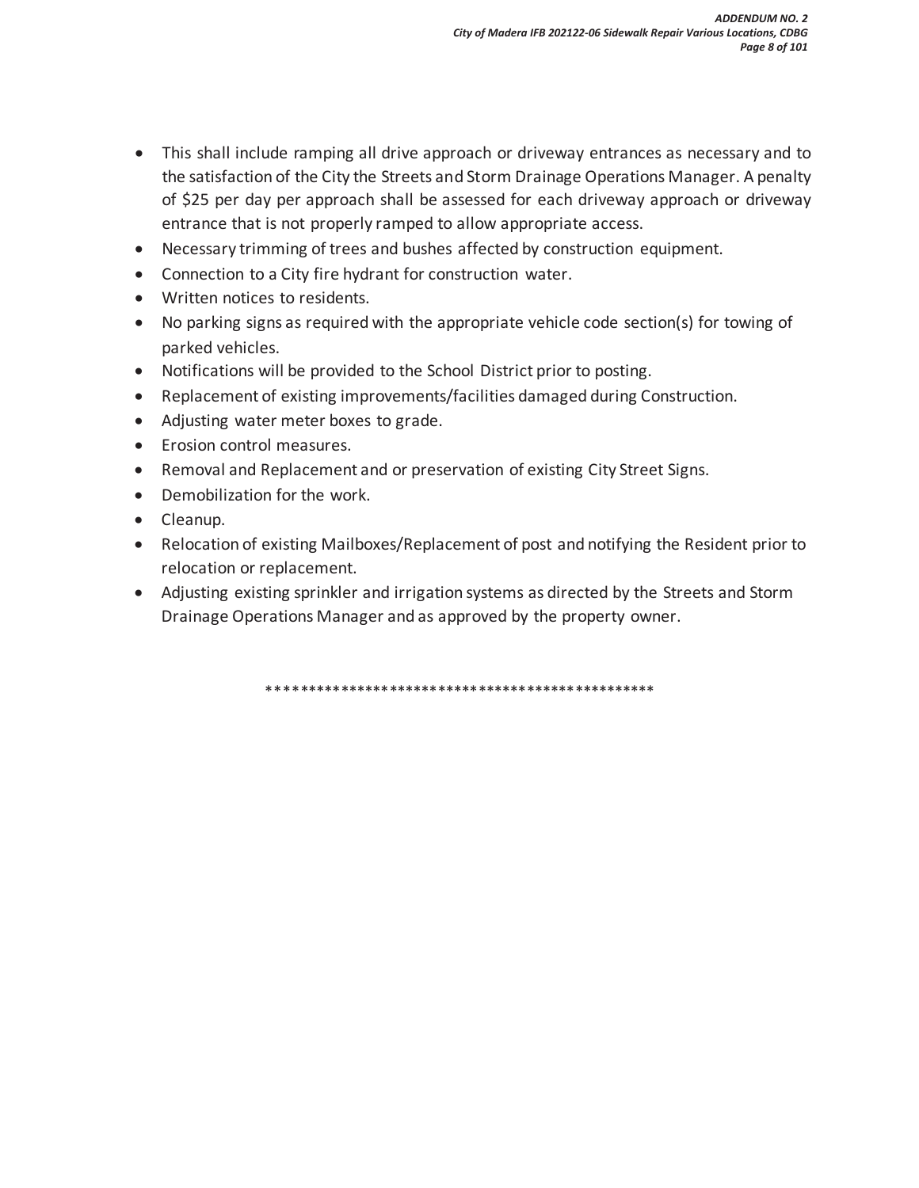- This shall include ramping all drive approach or driveway entrances as necessary and to the satisfaction of the City the Streets and Storm Drainage Operations Manager. A penalty of $25 per day per approach shall be assessed for each driveway approach or driveway entrance that is not properly ramped to allow appropriate access.
- Necessary trimming of trees and bushes affected by construction equipment.
- Connection to a City fire hydrant for construction water.
- Written notices to residents.
- No parking signs as required with the appropriate vehicle code section(s) for towing of parked vehicles.
- Notifications will be provided to the School District prior to posting.
- Replacement of existing improvements/facilities damaged during Construction.
- Adjusting water meter boxes to grade.
- Erosion control measures.
- Removal and Replacement and or preservation of existing City Street Signs.
- Demobilization for the work.
- Cleanup.
- Relocation of existing Mailboxes/Replacement of post and notifying the Resident prior to relocation or replacement.
- Adjusting existing sprinkler and irrigation systems as directed by the Streets and Storm Drainage Operations Manager and as approved by the property owner.

\*\*\*\*\*\*\*\*\*\*\*\*\*\*\*\*\*\*\*\*\*\*\*\*\*\*\*\*\*\*\*\*\*\*\*\*\*\*\*\*\*\*\*\*\*\*\*\*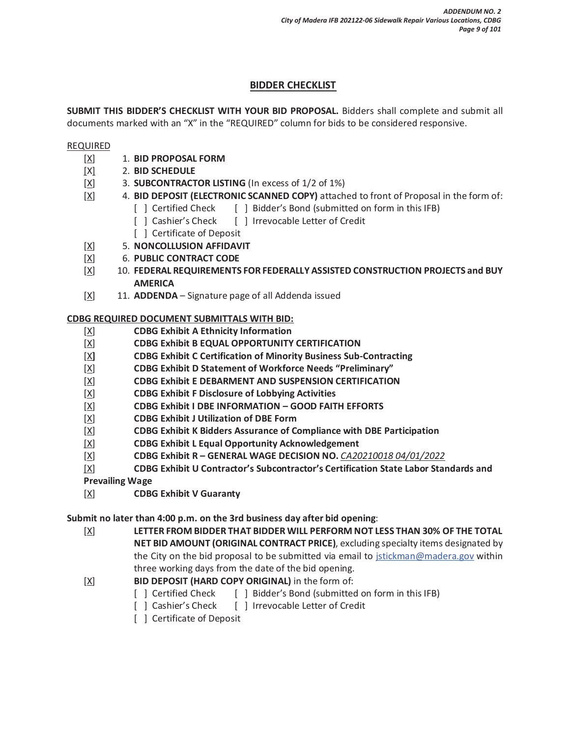## BIDDER CHECKLIST

**SUBMIT THIS BIDDER'S CHECKLIST WITH YOUR BID PROPOSAL.** Bidders shall complete and submit all documents marked with an "X" in the "REQUIRED" column for bids to be considered responsive.

REQUIRED

- [X] 1. **BID PROPOSAL FORM**
- [X] 2. **BID SCHEDULE**
- [X] 3. **SUBCONTRACTOR LISTING** (In excess of 1/2 of 1%)
- [X] 4. **BID DEPOSIT (ELECTRONIC SCANNED COPY)** attached to front of Proposal in the form of:
  - [ ] Certified Check
  - [ ] Bidder's Bond (submitted on form in this IFB)
  - [ ] Cashier's Check
  - [ ] Irrevocable Letter of Credit
  - [ ] Certificate of Deposit
- [X] 5. **NONCOLLUSION AFFIDAVIT**
- [X] 6. **PUBLIC CONTRACT CODE**
- [X] 10. **FEDERAL REQUIREMENTS FOR FEDERALLY ASSISTED CONSTRUCTION PROJECTS and BUY AMERICA**
- [X] 11. **ADDENDA** – Signature page of all Addenda issued

**CDBG REQUIRED DOCUMENT SUBMITTALS WITH BID:**

- [X] **CDBG Exhibit A Ethnicity Information**
- [X] **CDBG Exhibit B EQUAL OPPORTUNITY CERTIFICATION**
- [X] **CDBG Exhibit C Certification of Minority Business Sub-Contracting**
- [X] **CDBG Exhibit D Statement of Workforce Needs "Preliminary"**
- [X] **CDBG Exhibit E DEBARMENT AND SUSPENSION CERTIFICATION**
- [X] **CDBG Exhibit F Disclosure of Lobbying Activities**
- [X] **CDBG Exhibit I DBE INFORMATION – GOOD FAITH EFFORTS**
- [X] **CDBG Exhibit J Utilization of DBE Form**
- [X] **CDBG Exhibit K Bidders Assurance of Compliance with DBE Participation**
- [X] **CDBG Exhibit L Equal Opportunity Acknowledgement**
- [X] **CDBG Exhibit R – GENERAL WAGE DECISION NO.** *CA20210018 04/01/2022*
- [X] **CDBG Exhibit U Contractor's Subcontractor's Certification State Labor Standards and Prevailing Wage**
- [X] **CDBG Exhibit V Guaranty**

**Submit no later than 4:00 p.m. on the 3rd business day after bid opening**:

- [X] **LETTER FROM BIDDER THAT BIDDER WILL PERFORM NOT LESS THAN 30% OF THE TOTAL NET BID AMOUNT (ORIGINAL CONTRACT PRICE)**, excluding specialty items designated by the City on the bid proposal to be submitted via email to jstickman@madera.gov within three working days from the date of the bid opening.
- [X] **BID DEPOSIT (HARD COPY ORIGINAL)** in the form of:
  - [ ] Certified Check
  - [ ] Bidder's Bond (submitted on form in this IFB)
  - [ ] Cashier's Check
  - [ ] Irrevocable Letter of Credit
  - [ ] Certificate of Deposit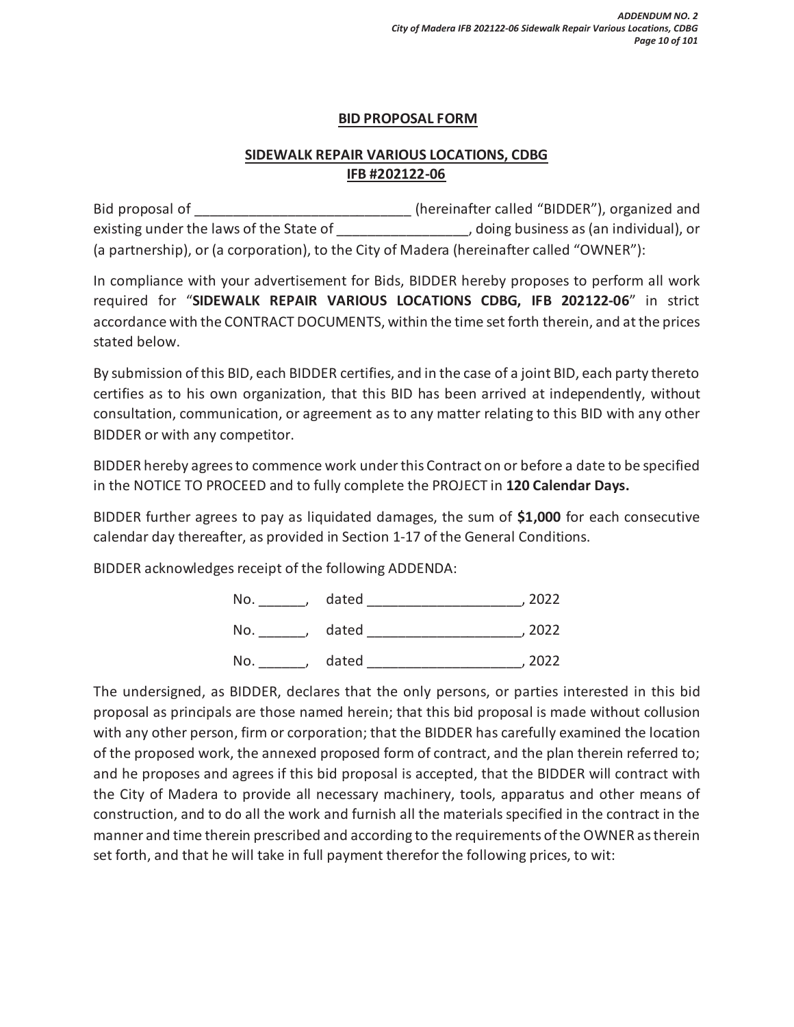## BID PROPOSAL FORM

## SIDEWALK REPAIR VARIOUS LOCATIONS, CDBG
## IFB #202122-06

Bid proposal of ___________________________ (hereinafter called "BIDDER"), organized and existing under the laws of the State of ________________, doing business as (an individual), or (a partnership), or (a corporation), to the City of Madera (hereinafter called "OWNER"):

In compliance with your advertisement for Bids, BIDDER hereby proposes to perform all work required for "**SIDEWALK REPAIR VARIOUS LOCATIONS CDBG, IFB 202122-06**" in strict accordance with the CONTRACT DOCUMENTS, within the time set forth therein, and at the prices stated below.

By submission of this BID, each BIDDER certifies, and in the case of a joint BID, each party thereto certifies as to his own organization, that this BID has been arrived at independently, without consultation, communication, or agreement as to any matter relating to this BID with any other BIDDER or with any competitor.

BIDDER hereby agrees to commence work under this Contract on or before a date to be specified in the NOTICE TO PROCEED and to fully complete the PROJECT in **120 Calendar Days.**

BIDDER further agrees to pay as liquidated damages, the sum of **$1,000** for each consecutive calendar day thereafter, as provided in Section 1-17 of the General Conditions.

BIDDER acknowledges receipt of the following ADDENDA:

No. ______, dated ___________________, 2022

No. ______, dated ___________________, 2022

No. ______, dated ___________________, 2022

The undersigned, as BIDDER, declares that the only persons, or parties interested in this bid proposal as principals are those named herein; that this bid proposal is made without collusion with any other person, firm or corporation; that the BIDDER has carefully examined the location of the proposed work, the annexed proposed form of contract, and the plan therein referred to; and he proposes and agrees if this bid proposal is accepted, that the BIDDER will contract with the City of Madera to provide all necessary machinery, tools, apparatus and other means of construction, and to do all the work and furnish all the materials specified in the contract in the manner and time therein prescribed and according to the requirements of the OWNER as therein set forth, and that he will take in full payment therefor the following prices, to wit: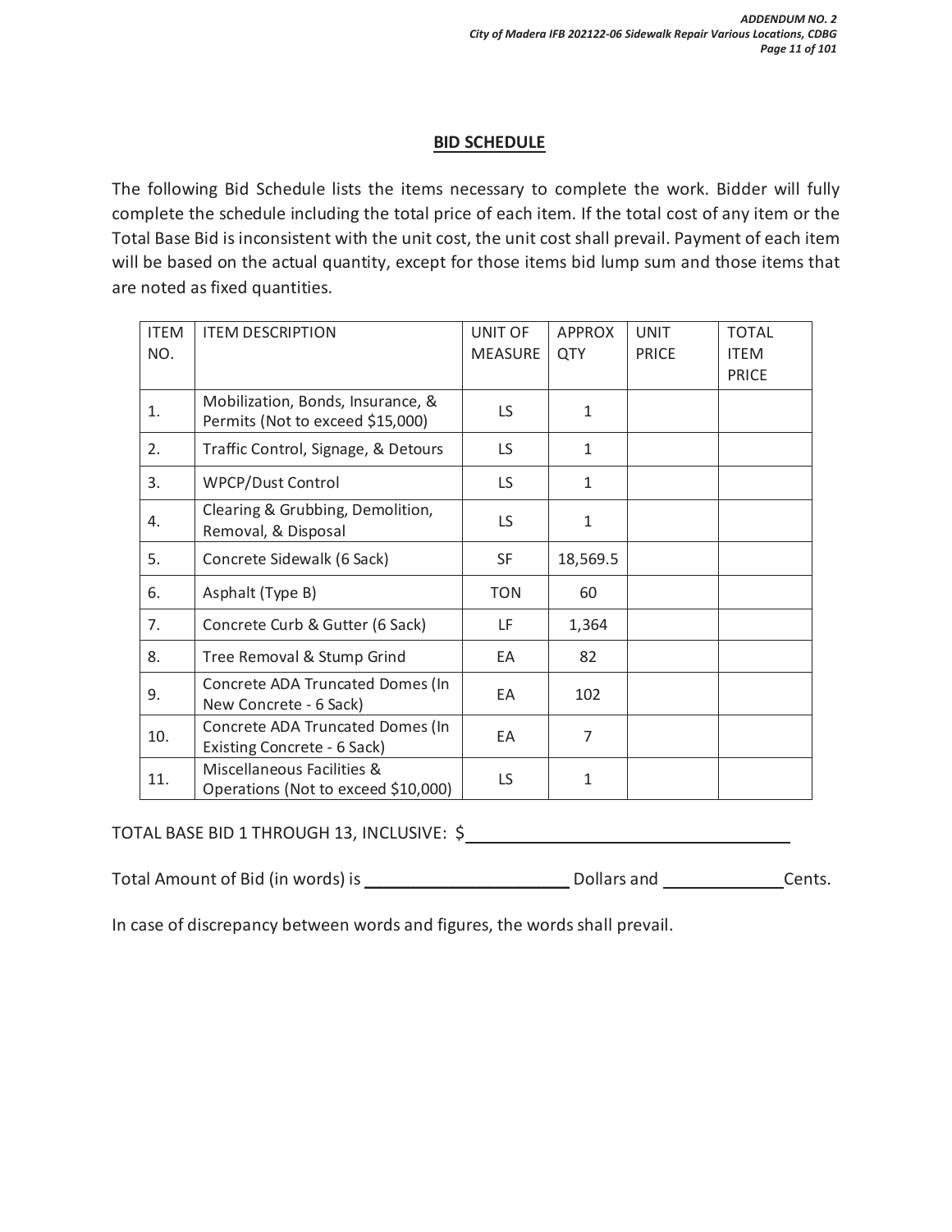## BID SCHEDULE

The following Bid Schedule lists the items necessary to complete the work. Bidder will fully complete the schedule including the total price of each item. If the total cost of any item or the Total Base Bid is inconsistent with the unit cost, the unit cost shall prevail. Payment of each item will be based on the actual quantity, except for those items bid lump sum and those items that are noted as fixed quantities.

| ITEM NO. | ITEM DESCRIPTION | UNIT OF MEASURE | APPROX QTY | UNIT PRICE | TOTAL ITEM PRICE |
|---|---|---|---|---|---|
| 1. | Mobilization, Bonds, Insurance, & Permits (Not to exceed $15,000) | LS | 1 | | |
| 2. | Traffic Control, Signage, & Detours | LS | 1 | | |
| 3. | WPCP/Dust Control | LS | 1 | | |
| 4. | Clearing & Grubbing, Demolition, Removal, & Disposal | LS | 1 | | |
| 5. | Concrete Sidewalk (6 Sack) | SF | 18,569.5 | | |
| 6. | Asphalt (Type B) | TON | 60 | | |
| 7. | Concrete Curb & Gutter (6 Sack) | LF | 1,364 | | |
| 8. | Tree Removal & Stump Grind | EA | 82 | | |
| 9. | Concrete ADA Truncated Domes (In New Concrete - 6 Sack) | EA | 102 | | |
| 10. | Concrete ADA Truncated Domes (In Existing Concrete - 6 Sack) | EA | 7 | | |
| 11. | Miscellaneous Facilities & Operations (Not to exceed $10,000) | LS | 1 | | |

TOTAL BASE BID 1 THROUGH 13, INCLUSIVE: $____________________

Total Amount of Bid (in words) is ____________________ Dollars and ____________ Cents.

In case of discrepancy between words and figures, the words shall prevail.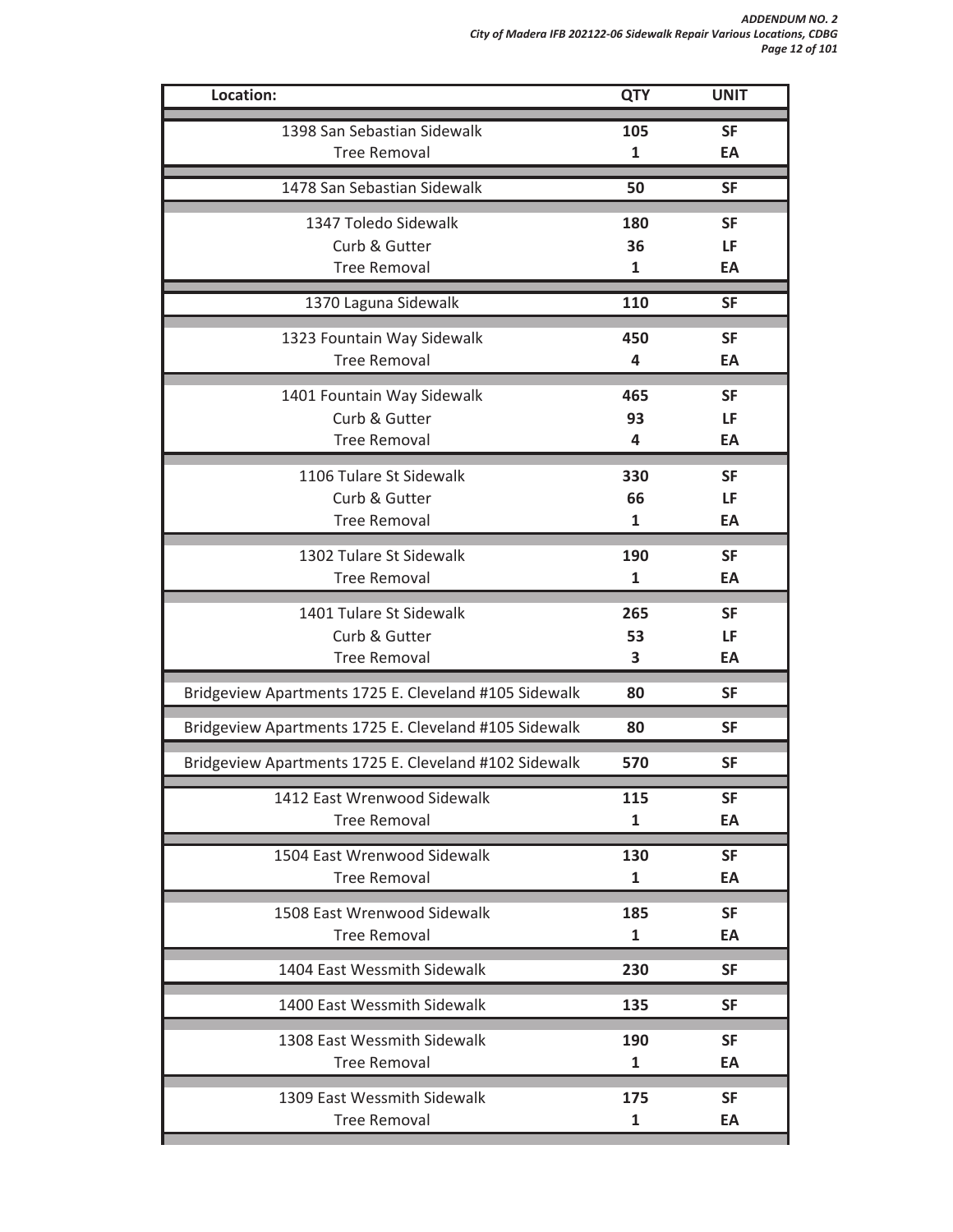| Location: | QTY | UNIT |
|---|---|---|
| 1398 San Sebastian Sidewalk | **105** | **SF** |
| Tree Removal | **1** | **EA** |
| 1478 San Sebastian Sidewalk | **50** | **SF** |
| 1347 Toledo Sidewalk | **180** | **SF** |
| Curb & Gutter | **36** | **LF** |
| Tree Removal | **1** | **EA** |
| 1370 Laguna Sidewalk | **110** | **SF** |
| 1323 Fountain Way Sidewalk | **450** | **SF** |
| Tree Removal | **4** | **EA** |
| 1401 Fountain Way Sidewalk | **465** | **SF** |
| Curb & Gutter | **93** | **LF** |
| Tree Removal | **4** | **EA** |
| 1106 Tulare St Sidewalk | **330** | **SF** |
| Curb & Gutter | **66** | **LF** |
| Tree Removal | **1** | **EA** |
| 1302 Tulare St Sidewalk | **190** | **SF** |
| Tree Removal | **1** | **EA** |
| 1401 Tulare St Sidewalk | **265** | **SF** |
| Curb & Gutter | **53** | **LF** |
| Tree Removal | **3** | **EA** |
| Bridgeview Apartments 1725 E. Cleveland #105 Sidewalk | **80** | **SF** |
| Bridgeview Apartments 1725 E. Cleveland #105 Sidewalk | **80** | **SF** |
| Bridgeview Apartments 1725 E. Cleveland #102 Sidewalk | **570** | **SF** |
| 1412 East Wrenwood Sidewalk | **115** | **SF** |
| Tree Removal | **1** | **EA** |
| 1504 East Wrenwood Sidewalk | **130** | **SF** |
| Tree Removal | **1** | **EA** |
| 1508 East Wrenwood Sidewalk | **185** | **SF** |
| Tree Removal | **1** | **EA** |
| 1404 East Wessmith Sidewalk | **230** | **SF** |
| 1400 East Wessmith Sidewalk | **135** | **SF** |
| 1308 East Wessmith Sidewalk | **190** | **SF** |
| Tree Removal | **1** | **EA** |
| 1309 East Wessmith Sidewalk | **175** | **SF** |
| Tree Removal | **1** | **EA** |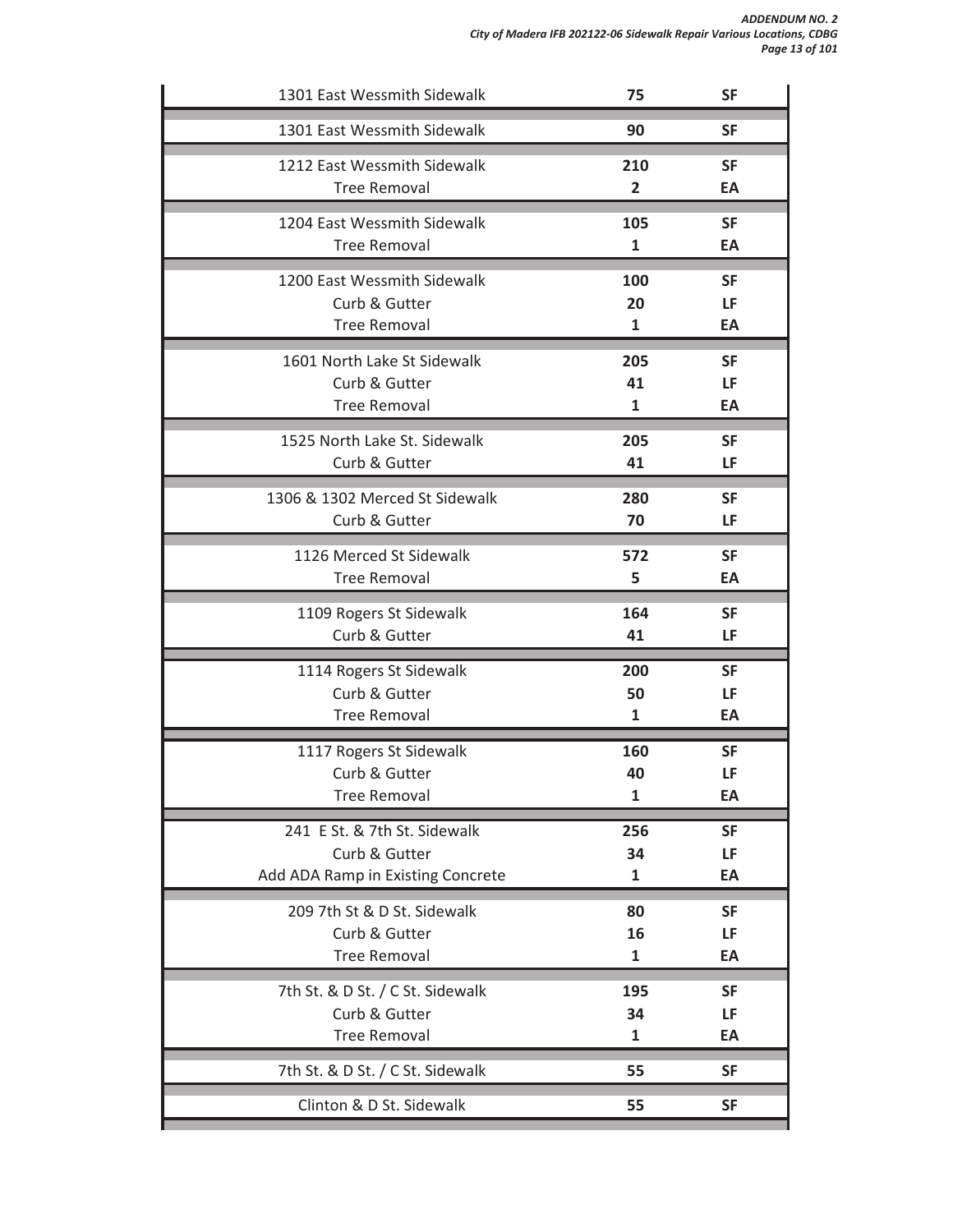| Item | Quantity | Unit |
|---|---|---|
| 1301 East Wessmith Sidewalk | **75** | **SF** |
| 1301 East Wessmith Sidewalk | **90** | **SF** |
| 1212 East Wessmith Sidewalk | **210** | **SF** |
| Tree Removal | **2** | **EA** |
| 1204 East Wessmith Sidewalk | **105** | **SF** |
| Tree Removal | **1** | **EA** |
| 1200 East Wessmith Sidewalk | **100** | **SF** |
| Curb & Gutter | **20** | **LF** |
| Tree Removal | **1** | **EA** |
| 1601 North Lake St Sidewalk | **205** | **SF** |
| Curb & Gutter | **41** | **LF** |
| Tree Removal | **1** | **EA** |
| 1525 North Lake St. Sidewalk | **205** | **SF** |
| Curb & Gutter | **41** | **LF** |
| 1306 & 1302 Merced St Sidewalk | **280** | **SF** |
| Curb & Gutter | **70** | **LF** |
| 1126 Merced St Sidewalk | **572** | **SF** |
| Tree Removal | **5** | **EA** |
| 1109 Rogers St Sidewalk | **164** | **SF** |
| Curb & Gutter | **41** | **LF** |
| 1114 Rogers St Sidewalk | **200** | **SF** |
| Curb & Gutter | **50** | **LF** |
| Tree Removal | **1** | **EA** |
| 1117 Rogers St Sidewalk | **160** | **SF** |
| Curb & Gutter | **40** | **LF** |
| Tree Removal | **1** | **EA** |
| 241 E St. & 7th St. Sidewalk | **256** | **SF** |
| Curb & Gutter | **34** | **LF** |
| Add ADA Ramp in Existing Concrete | **1** | **EA** |
| 209 7th St & D St. Sidewalk | **80** | **SF** |
| Curb & Gutter | **16** | **LF** |
| Tree Removal | **1** | **EA** |
| 7th St. & D St. / C St. Sidewalk | **195** | **SF** |
| Curb & Gutter | **34** | **LF** |
| Tree Removal | **1** | **EA** |
| 7th St. & D St. / C St. Sidewalk | **55** | **SF** |
| Clinton & D St. Sidewalk | **55** | **SF** |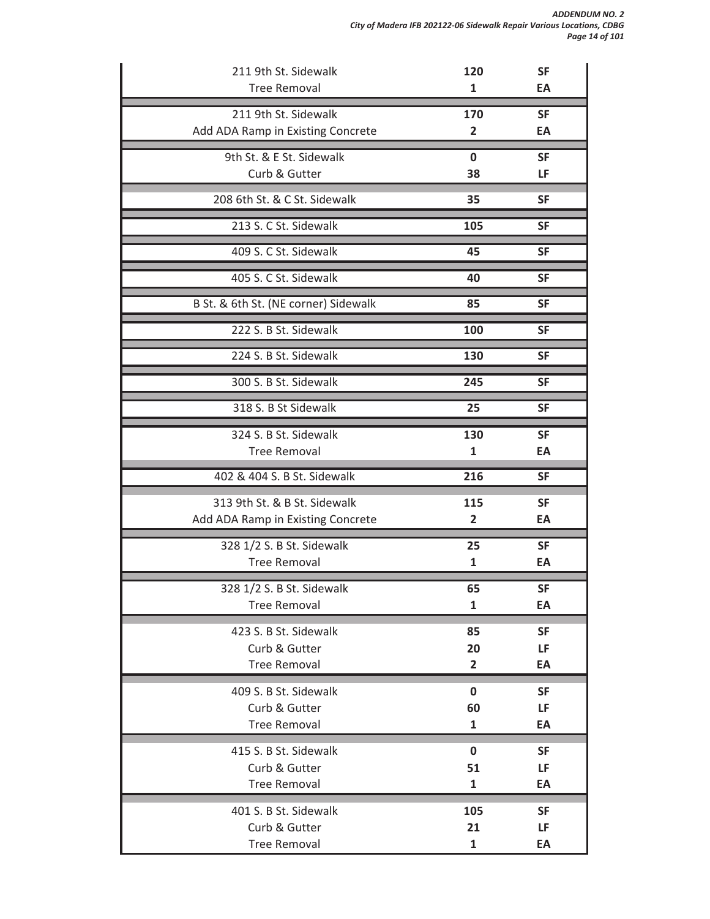| Description | Quantity | Unit |
|---|---|---|
| 211 9th St. Sidewalk | 120 | SF |
| Tree Removal | 1 | EA |
| 211 9th St. Sidewalk | 170 | SF |
| Add ADA Ramp in Existing Concrete | 2 | EA |
| 9th St. & E St. Sidewalk | 0 | SF |
| Curb & Gutter | 38 | LF |
| 208 6th St. & C St. Sidewalk | 35 | SF |
| 213 S. C St. Sidewalk | 105 | SF |
| 409 S. C St. Sidewalk | 45 | SF |
| 405 S. C St. Sidewalk | 40 | SF |
| B St. & 6th St. (NE corner) Sidewalk | 85 | SF |
| 222 S. B St. Sidewalk | 100 | SF |
| 224 S. B St. Sidewalk | 130 | SF |
| 300 S. B St. Sidewalk | 245 | SF |
| 318 S. B St Sidewalk | 25 | SF |
| 324 S. B St. Sidewalk | 130 | SF |
| Tree Removal | 1 | EA |
| 402 & 404 S. B St. Sidewalk | 216 | SF |
| 313 9th St. & B St. Sidewalk | 115 | SF |
| Add ADA Ramp in Existing Concrete | 2 | EA |
| 328 1/2 S. B St. Sidewalk | 25 | SF |
| Tree Removal | 1 | EA |
| 328 1/2 S. B St. Sidewalk | 65 | SF |
| Tree Removal | 1 | EA |
| 423 S. B St. Sidewalk | 85 | SF |
| Curb & Gutter | 20 | LF |
| Tree Removal | 2 | EA |
| 409 S. B St. Sidewalk | 0 | SF |
| Curb & Gutter | 60 | LF |
| Tree Removal | 1 | EA |
| 415 S. B St. Sidewalk | 0 | SF |
| Curb & Gutter | 51 | LF |
| Tree Removal | 1 | EA |
| 401 S. B St. Sidewalk | 105 | SF |
| Curb & Gutter | 21 | LF |
| Tree Removal | 1 | EA |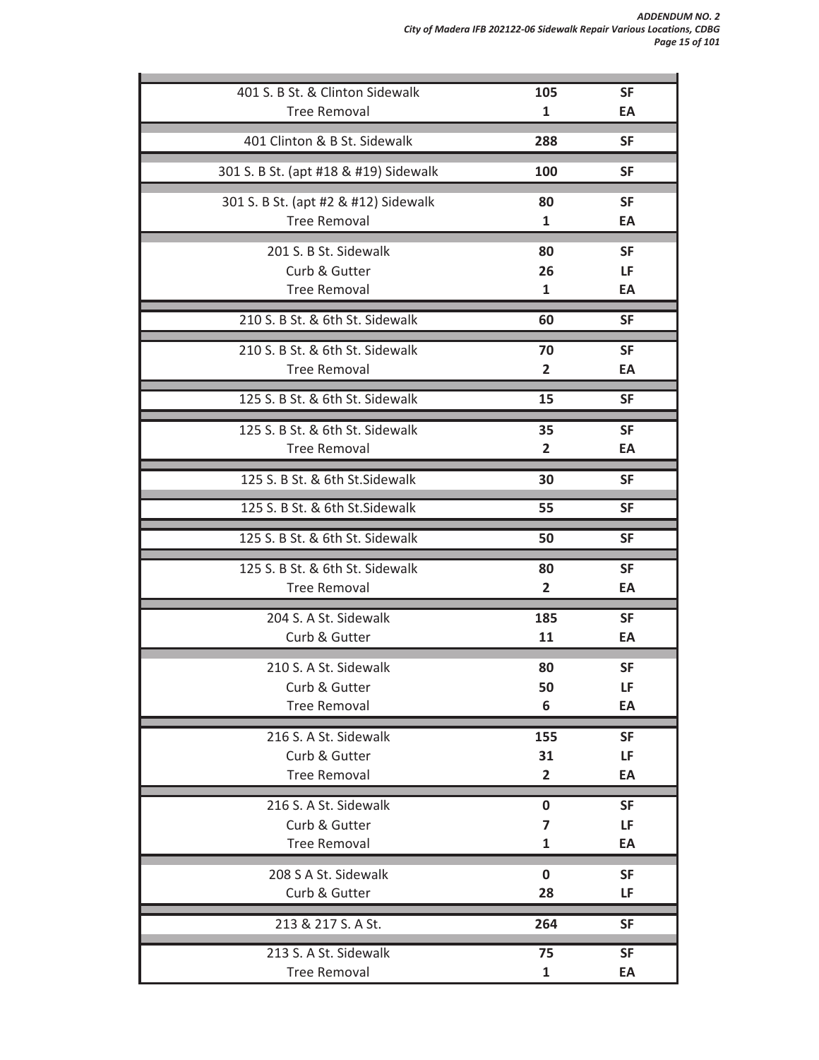| Item | Quantity | Unit |
|---|---|---|
| 401 S. B St. & Clinton Sidewalk | **105** | **SF** |
| Tree Removal | **1** | **EA** |
| 401 Clinton & B St. Sidewalk | **288** | **SF** |
| 301 S. B St. (apt #18 & #19) Sidewalk | **100** | **SF** |
| 301 S. B St. (apt #2 & #12) Sidewalk | **80** | **SF** |
| Tree Removal | **1** | **EA** |
| 201 S. B St. Sidewalk | **80** | **SF** |
| Curb & Gutter | **26** | **LF** |
| Tree Removal | **1** | **EA** |
| 210 S. B St. & 6th St. Sidewalk | **60** | **SF** |
| 210 S. B St. & 6th St. Sidewalk | **70** | **SF** |
| Tree Removal | **2** | **EA** |
| 125 S. B St. & 6th St. Sidewalk | **15** | **SF** |
| 125 S. B St. & 6th St. Sidewalk | **35** | **SF** |
| Tree Removal | **2** | **EA** |
| 125 S. B St. & 6th St.Sidewalk | **30** | **SF** |
| 125 S. B St. & 6th St.Sidewalk | **55** | **SF** |
| 125 S. B St. & 6th St. Sidewalk | **50** | **SF** |
| 125 S. B St. & 6th St. Sidewalk | **80** | **SF** |
| Tree Removal | **2** | **EA** |
| 204 S. A St. Sidewalk | **185** | **SF** |
| Curb & Gutter | **11** | **EA** |
| 210 S. A St. Sidewalk | **80** | **SF** |
| Curb & Gutter | **50** | **LF** |
| Tree Removal | **6** | **EA** |
| 216 S. A St. Sidewalk | **155** | **SF** |
| Curb & Gutter | **31** | **LF** |
| Tree Removal | **2** | **EA** |
| 216 S. A St. Sidewalk | **0** | **SF** |
| Curb & Gutter | **7** | **LF** |
| Tree Removal | **1** | **EA** |
| 208 S A St. Sidewalk | **0** | **SF** |
| Curb & Gutter | **28** | **LF** |
| 213 & 217 S. A St. | **264** | **SF** |
| 213 S. A St. Sidewalk | **75** | **SF** |
| Tree Removal | **1** | **EA** |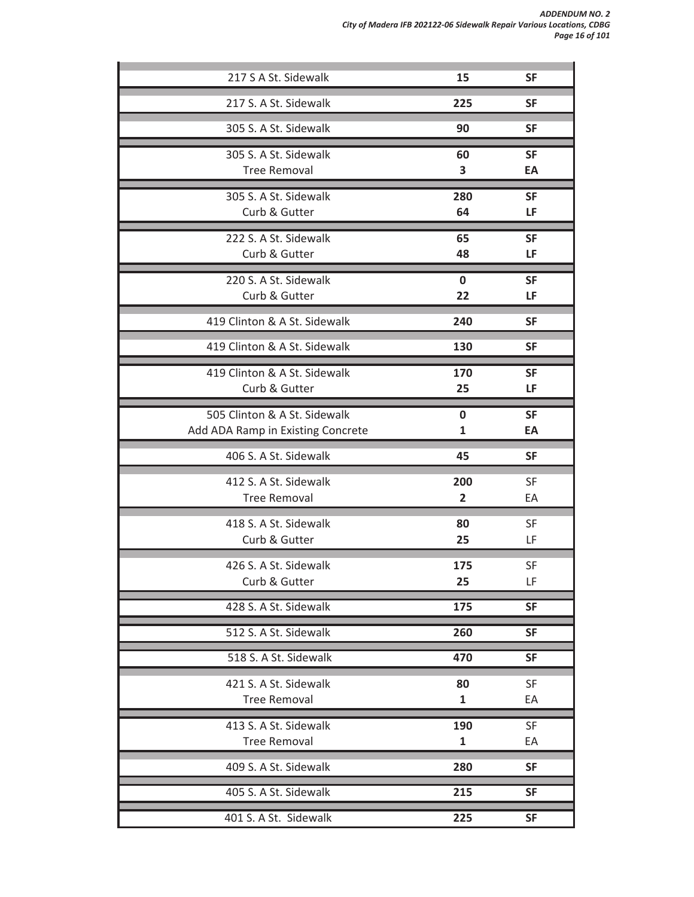| Location / Item | Quantity | Unit |
|---|---|---|
| 217 S A St. Sidewalk | **15** | **SF** |
| 217 S. A St. Sidewalk | **225** | **SF** |
| 305 S. A St. Sidewalk | **90** | **SF** |
| 305 S. A St. Sidewalk | **60** | **SF** |
| Tree Removal | **3** | **EA** |
| 305 S. A St. Sidewalk | **280** | **SF** |
| Curb & Gutter | **64** | **LF** |
| 222 S. A St. Sidewalk | **65** | **SF** |
| Curb & Gutter | **48** | **LF** |
| 220 S. A St. Sidewalk | **0** | **SF** |
| Curb & Gutter | **22** | **LF** |
| 419 Clinton & A St. Sidewalk | **240** | **SF** |
| 419 Clinton & A St. Sidewalk | **130** | **SF** |
| 419 Clinton & A St. Sidewalk | **170** | **SF** |
| Curb & Gutter | **25** | **LF** |
| 505 Clinton & A St. Sidewalk | **0** | **SF** |
| Add ADA Ramp in Existing Concrete | **1** | **EA** |
| 406 S. A St. Sidewalk | **45** | **SF** |
| 412 S. A St. Sidewalk | **200** | SF |
| Tree Removal | **2** | EA |
| 418 S. A St. Sidewalk | **80** | SF |
| Curb & Gutter | **25** | LF |
| 426 S. A St. Sidewalk | **175** | SF |
| Curb & Gutter | **25** | LF |
| 428 S. A St. Sidewalk | **175** | **SF** |
| 512 S. A St. Sidewalk | **260** | **SF** |
| 518 S. A St. Sidewalk | **470** | **SF** |
| 421 S. A St. Sidewalk | **80** | SF |
| Tree Removal | **1** | EA |
| 413 S. A St. Sidewalk | **190** | SF |
| Tree Removal | **1** | EA |
| 409 S. A St. Sidewalk | **280** | **SF** |
| 405 S. A St. Sidewalk | **215** | **SF** |
| 401 S. A St. Sidewalk | **225** | **SF** |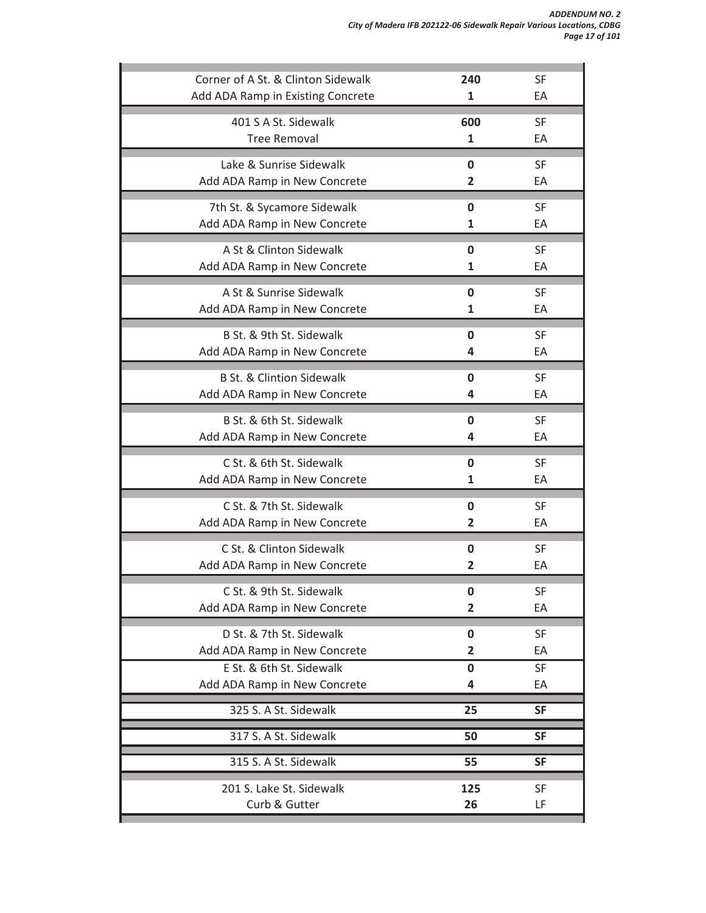| | | |
|---|---|---|
| Corner of A St. & Clinton Sidewalk | **240** | SF |
| Add ADA Ramp in Existing Concrete | **1** | EA |
| 401 S A St. Sidewalk | **600** | SF |
| Tree Removal | **1** | EA |
| Lake & Sunrise Sidewalk | **0** | SF |
| Add ADA Ramp in New Concrete | **2** | EA |
| 7th St. & Sycamore Sidewalk | **0** | SF |
| Add ADA Ramp in New Concrete | **1** | EA |
| A St & Clinton Sidewalk | **0** | SF |
| Add ADA Ramp in New Concrete | **1** | EA |
| A St & Sunrise Sidewalk | **0** | SF |
| Add ADA Ramp in New Concrete | **1** | EA |
| B St. & 9th St. Sidewalk | **0** | SF |
| Add ADA Ramp in New Concrete | **4** | EA |
| B St. & Clintion Sidewalk | **0** | SF |
| Add ADA Ramp in New Concrete | **4** | EA |
| B St. & 6th St. Sidewalk | **0** | SF |
| Add ADA Ramp in New Concrete | **4** | EA |
| C St. & 6th St. Sidewalk | **0** | SF |
| Add ADA Ramp in New Concrete | **1** | EA |
| C St. & 7th St. Sidewalk | **0** | SF |
| Add ADA Ramp in New Concrete | **2** | EA |
| C St. & Clinton Sidewalk | **0** | SF |
| Add ADA Ramp in New Concrete | **2** | EA |
| C St. & 9th St. Sidewalk | **0** | SF |
| Add ADA Ramp in New Concrete | **2** | EA |
| D St. & 7th St. Sidewalk | **0** | SF |
| Add ADA Ramp in New Concrete | **2** | EA |
| E St. & 6th St. Sidewalk | **0** | SF |
| Add ADA Ramp in New Concrete | **4** | EA |
| 325 S. A St. Sidewalk | **25** | **SF** |
| 317 S. A St. Sidewalk | **50** | **SF** |
| 315 S. A St. Sidewalk | **55** | **SF** |
| 201 S. Lake St. Sidewalk | **125** | SF |
| Curb & Gutter | **26** | LF |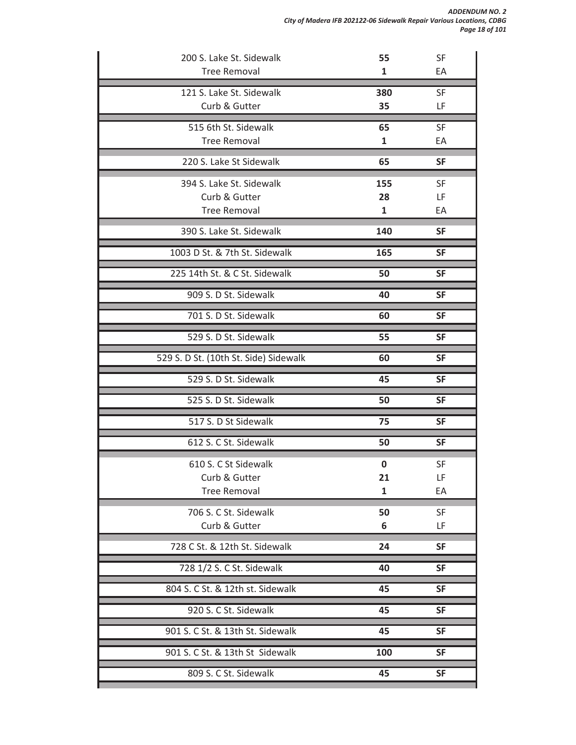| Item | Quantity | Unit |
| --- | --- | --- |
| 200 S. Lake St. Sidewalk | **55** | SF |
| Tree Removal | **1** | EA |
| 121 S. Lake St. Sidewalk | **380** | SF |
| Curb & Gutter | **35** | LF |
| 515 6th St. Sidewalk | **65** | SF |
| Tree Removal | **1** | EA |
| 220 S. Lake St Sidewalk | **65** | **SF** |
| 394 S. Lake St. Sidewalk | **155** | SF |
| Curb & Gutter | **28** | LF |
| Tree Removal | **1** | EA |
| 390 S. Lake St. Sidewalk | **140** | **SF** |
| 1003 D St. & 7th St. Sidewalk | **165** | **SF** |
| 225 14th St. & C St. Sidewalk | **50** | **SF** |
| 909 S. D St. Sidewalk | **40** | **SF** |
| 701 S. D St. Sidewalk | **60** | **SF** |
| 529 S. D St. Sidewalk | **55** | **SF** |
| 529 S. D St. (10th St. Side) Sidewalk | **60** | **SF** |
| 529 S. D St. Sidewalk | **45** | **SF** |
| 525 S. D St. Sidewalk | **50** | **SF** |
| 517 S. D St Sidewalk | **75** | **SF** |
| 612 S. C St. Sidewalk | **50** | **SF** |
| 610 S. C St Sidewalk | **0** | SF |
| Curb & Gutter | **21** | LF |
| Tree Removal | **1** | EA |
| 706 S. C St. Sidewalk | **50** | SF |
| Curb & Gutter | **6** | LF |
| 728 C St. & 12th St. Sidewalk | **24** | **SF** |
| 728 1/2 S. C St. Sidewalk | **40** | **SF** |
| 804 S. C St. & 12th st. Sidewalk | **45** | **SF** |
| 920 S. C St. Sidewalk | **45** | **SF** |
| 901 S. C St. & 13th St. Sidewalk | **45** | **SF** |
| 901 S. C St. & 13th St Sidewalk | **100** | **SF** |
| 809 S. C St. Sidewalk | **45** | **SF** |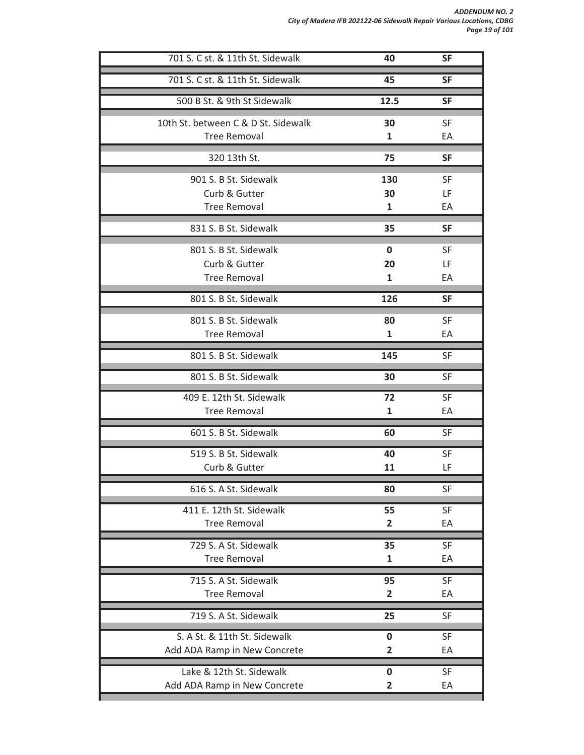| Location / Item | Quantity | Unit |
|---|---|---|
| 701 S. C st. & 11th St. Sidewalk | **40** | **SF** |
| 701 S. C st. & 11th St. Sidewalk | **45** | **SF** |
| 500 B St. & 9th St Sidewalk | **12.5** | **SF** |
| 10th St. between C & D St. Sidewalk | **30** | SF |
| Tree Removal | **1** | EA |
| 320 13th St. | **75** | **SF** |
| 901 S. B St. Sidewalk | **130** | SF |
| Curb & Gutter | **30** | LF |
| Tree Removal | **1** | EA |
| 831 S. B St. Sidewalk | **35** | **SF** |
| 801 S. B St. Sidewalk | **0** | SF |
| Curb & Gutter | **20** | LF |
| Tree Removal | **1** | EA |
| 801 S. B St. Sidewalk | **126** | **SF** |
| 801 S. B St. Sidewalk | **80** | SF |
| Tree Removal | **1** | EA |
| 801 S. B St. Sidewalk | **145** | SF |
| 801 S. B St. Sidewalk | **30** | SF |
| 409 E. 12th St. Sidewalk | **72** | SF |
| Tree Removal | **1** | EA |
| 601 S. B St. Sidewalk | **60** | SF |
| 519 S. B St. Sidewalk | **40** | SF |
| Curb & Gutter | **11** | LF |
| 616 S. A St. Sidewalk | **80** | SF |
| 411 E. 12th St. Sidewalk | **55** | SF |
| Tree Removal | **2** | EA |
| 729 S. A St. Sidewalk | **35** | SF |
| Tree Removal | **1** | EA |
| 715 S. A St. Sidewalk | **95** | SF |
| Tree Removal | **2** | EA |
| 719 S. A St. Sidewalk | **25** | SF |
| S. A St. & 11th St. Sidewalk | **0** | SF |
| Add ADA Ramp in New Concrete | **2** | EA |
| Lake & 12th St. Sidewalk | **0** | SF |
| Add ADA Ramp in New Concrete | **2** | EA |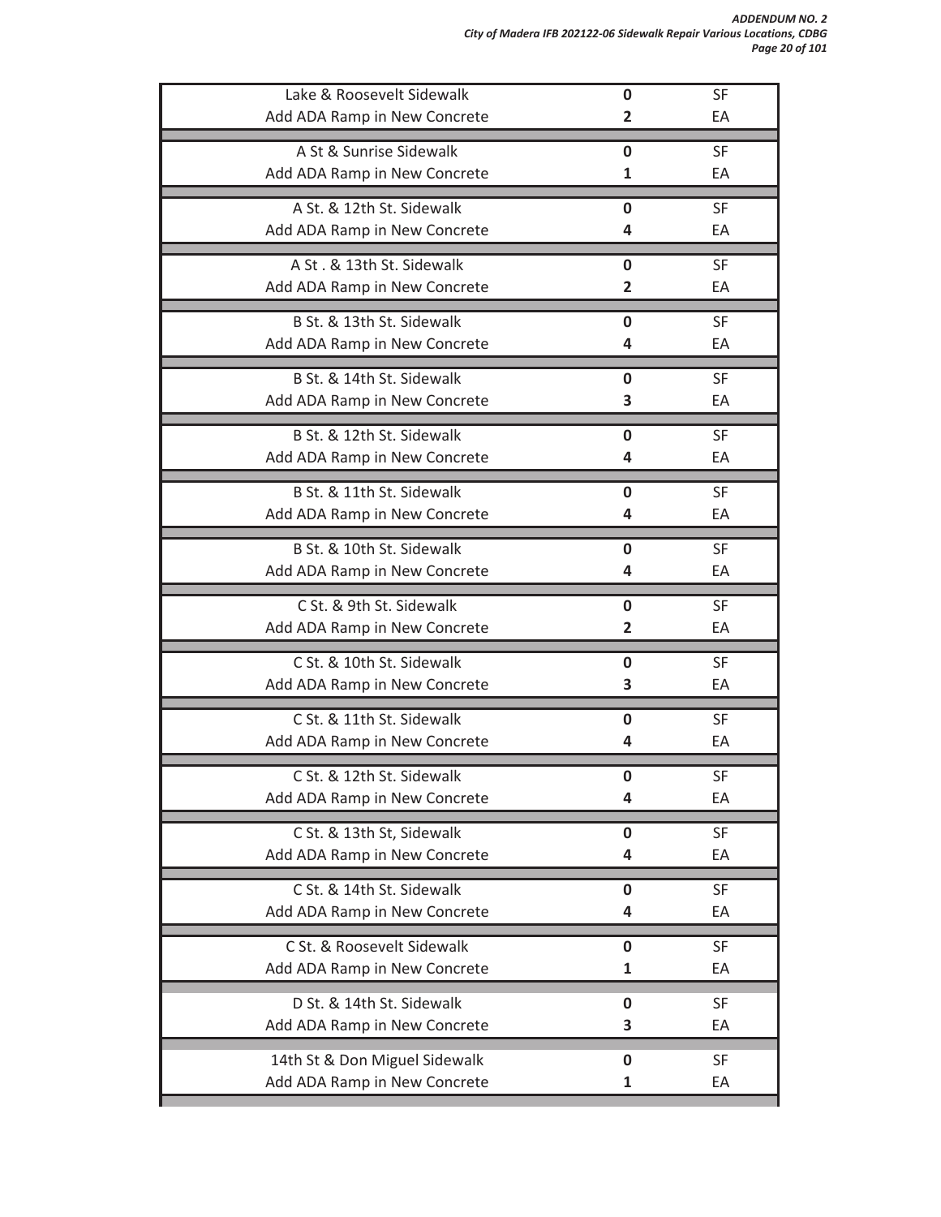| | | |
|---|---|---|
| Lake & Roosevelt Sidewalk | **0** | SF |
| Add ADA Ramp in New Concrete | **2** | EA |
| | | |
| A St & Sunrise Sidewalk | **0** | SF |
| Add ADA Ramp in New Concrete | **1** | EA |
| | | |
| A St. & 12th St. Sidewalk | **0** | SF |
| Add ADA Ramp in New Concrete | **4** | EA |
| | | |
| A St . & 13th St. Sidewalk | **0** | SF |
| Add ADA Ramp in New Concrete | **2** | EA |
| | | |
| B St. & 13th St. Sidewalk | **0** | SF |
| Add ADA Ramp in New Concrete | **4** | EA |
| | | |
| B St. & 14th St. Sidewalk | **0** | SF |
| Add ADA Ramp in New Concrete | **3** | EA |
| | | |
| B St. & 12th St. Sidewalk | **0** | SF |
| Add ADA Ramp in New Concrete | **4** | EA |
| | | |
| B St. & 11th St. Sidewalk | **0** | SF |
| Add ADA Ramp in New Concrete | **4** | EA |
| | | |
| B St. & 10th St. Sidewalk | **0** | SF |
| Add ADA Ramp in New Concrete | **4** | EA |
| | | |
| C St. & 9th St. Sidewalk | **0** | SF |
| Add ADA Ramp in New Concrete | **2** | EA |
| | | |
| C St. & 10th St. Sidewalk | **0** | SF |
| Add ADA Ramp in New Concrete | **3** | EA |
| | | |
| C St. & 11th St. Sidewalk | **0** | SF |
| Add ADA Ramp in New Concrete | **4** | EA |
| | | |
| C St. & 12th St. Sidewalk | **0** | SF |
| Add ADA Ramp in New Concrete | **4** | EA |
| | | |
| C St. & 13th St, Sidewalk | **0** | SF |
| Add ADA Ramp in New Concrete | **4** | EA |
| | | |
| C St. & 14th St. Sidewalk | **0** | SF |
| Add ADA Ramp in New Concrete | **4** | EA |
| | | |
| C St. & Roosevelt Sidewalk | **0** | SF |
| Add ADA Ramp in New Concrete | **1** | EA |
| | | |
| D St. & 14th St. Sidewalk | **0** | SF |
| Add ADA Ramp in New Concrete | **3** | EA |
| | | |
| 14th St & Don Miguel Sidewalk | **0** | SF |
| Add ADA Ramp in New Concrete | **1** | EA |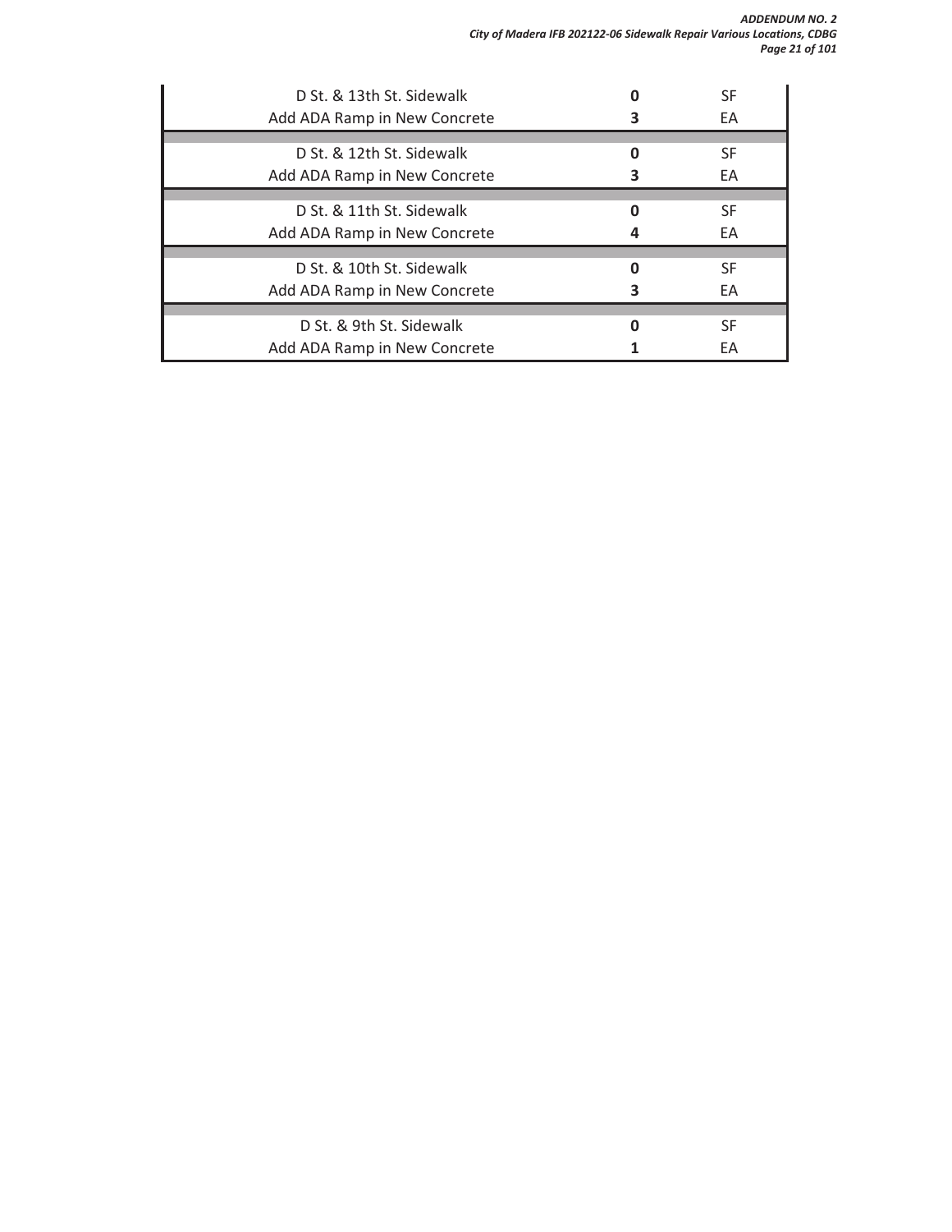| | | |
|---|---|---|
| D St. & 13th St. Sidewalk | **0** | SF |
| Add ADA Ramp in New Concrete | **3** | EA |
| | | |
| D St. & 12th St. Sidewalk | **0** | SF |
| Add ADA Ramp in New Concrete | **3** | EA |
| | | |
| D St. & 11th St. Sidewalk | **0** | SF |
| Add ADA Ramp in New Concrete | **4** | EA |
| | | |
| D St. & 10th St. Sidewalk | **0** | SF |
| Add ADA Ramp in New Concrete | **3** | EA |
| | | |
| D St. & 9th St. Sidewalk | **0** | SF |
| Add ADA Ramp in New Concrete | **1** | EA |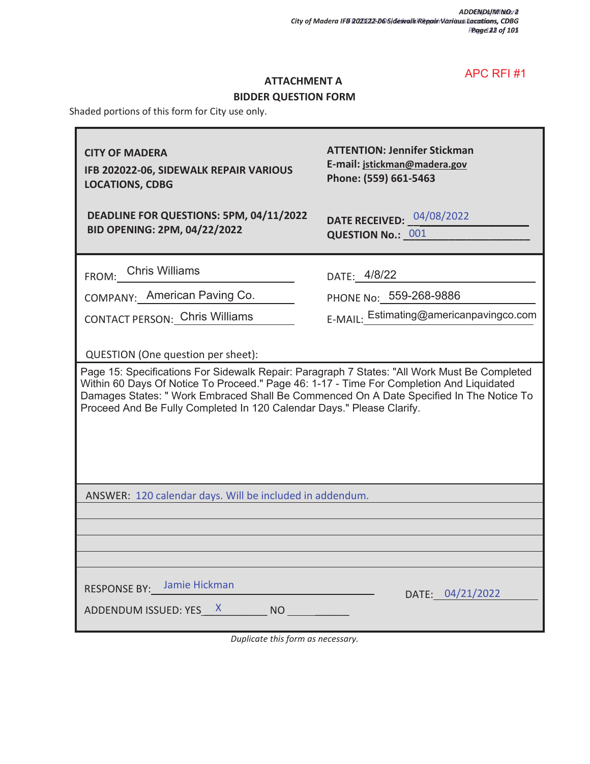APC RFI #1

## ATTACHMENT A
## BIDDER QUESTION FORM

Shaded portions of this form for City use only.

| | |
|---|---|
| **CITY OF MADERA**<br>**IFB 202022-06, SIDEWALK REPAIR VARIOUS LOCATIONS, CDBG** | **ATTENTION: Jennifer Stickman**<br>**E-mail: jstickman@madera.gov**<br>**Phone: (559) 661-5463** |
| **DEADLINE FOR QUESTIONS: 5PM, 04/11/2022**<br>**BID OPENING: 2PM, 04/22/2022** | **DATE RECEIVED:** 04/08/2022<br>**QUESTION No.:** 001 |

FROM: Chris Williams

DATE: 4/8/22

COMPANY: American Paving Co.

PHONE No: 559-268-9886

CONTACT PERSON: Chris Williams

E-MAIL: Estimating@americanpavingco.com

QUESTION (One question per sheet):

Page 15: Specifications For Sidewalk Repair: Paragraph 7 States: "All Work Must Be Completed Within 60 Days Of Notice To Proceed." Page 46: 1-17 - Time For Completion And Liquidated Damages States: " Work Embraced Shall Be Commenced On A Date Specified In The Notice To Proceed And Be Fully Completed In 120 Calendar Days." Please Clarify.

ANSWER: 120 calendar days. Will be included in addendum.

RESPONSE BY: Jamie Hickman

DATE: 04/21/2022

ADDENDUM ISSUED: YES X NO ______

*Duplicate this form as necessary.*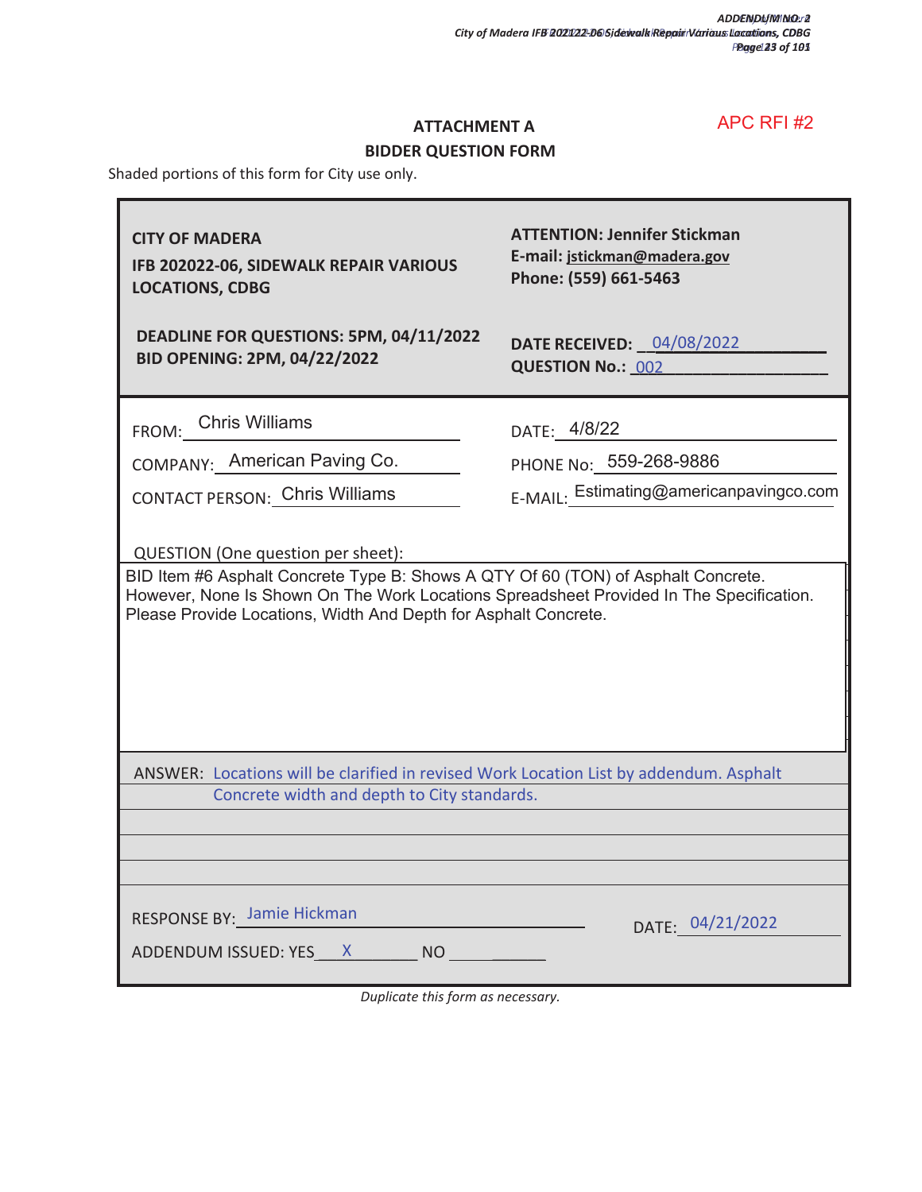APC RFI #2

# ATTACHMENT A

## BIDDER QUESTION FORM

Shaded portions of this form for City use only.

| | |
|---|---|
| **CITY OF MADERA**<br>**IFB 202022-06, SIDEWALK REPAIR VARIOUS LOCATIONS, CDBG** | **ATTENTION: Jennifer Stickman**<br>**E-mail: jstickman@madera.gov**<br>**Phone: (559) 661-5463** |
| **DEADLINE FOR QUESTIONS: 5PM, 04/11/2022**<br>**BID OPENING: 2PM, 04/22/2022** | **DATE RECEIVED:** 04/08/2022<br>**QUESTION No.:** 002 |

FROM: Chris Williams

DATE: 4/8/22

COMPANY: American Paving Co.

PHONE No: 559-268-9886

CONTACT PERSON: Chris Williams

E-MAIL: Estimating@americanpavingco.com

QUESTION (One question per sheet):

BID Item #6 Asphalt Concrete Type B: Shows A QTY Of 60 (TON) of Asphalt Concrete. However, None Is Shown On The Work Locations Spreadsheet Provided In The Specification. Please Provide Locations, Width And Depth for Asphalt Concrete.

ANSWER: Locations will be clarified in revised Work Location List by addendum. Asphalt Concrete width and depth to City standards.

RESPONSE BY: Jamie Hickman

DATE: 04/21/2022

ADDENDUM ISSUED: YES X NO ____

*Duplicate this form as necessary.*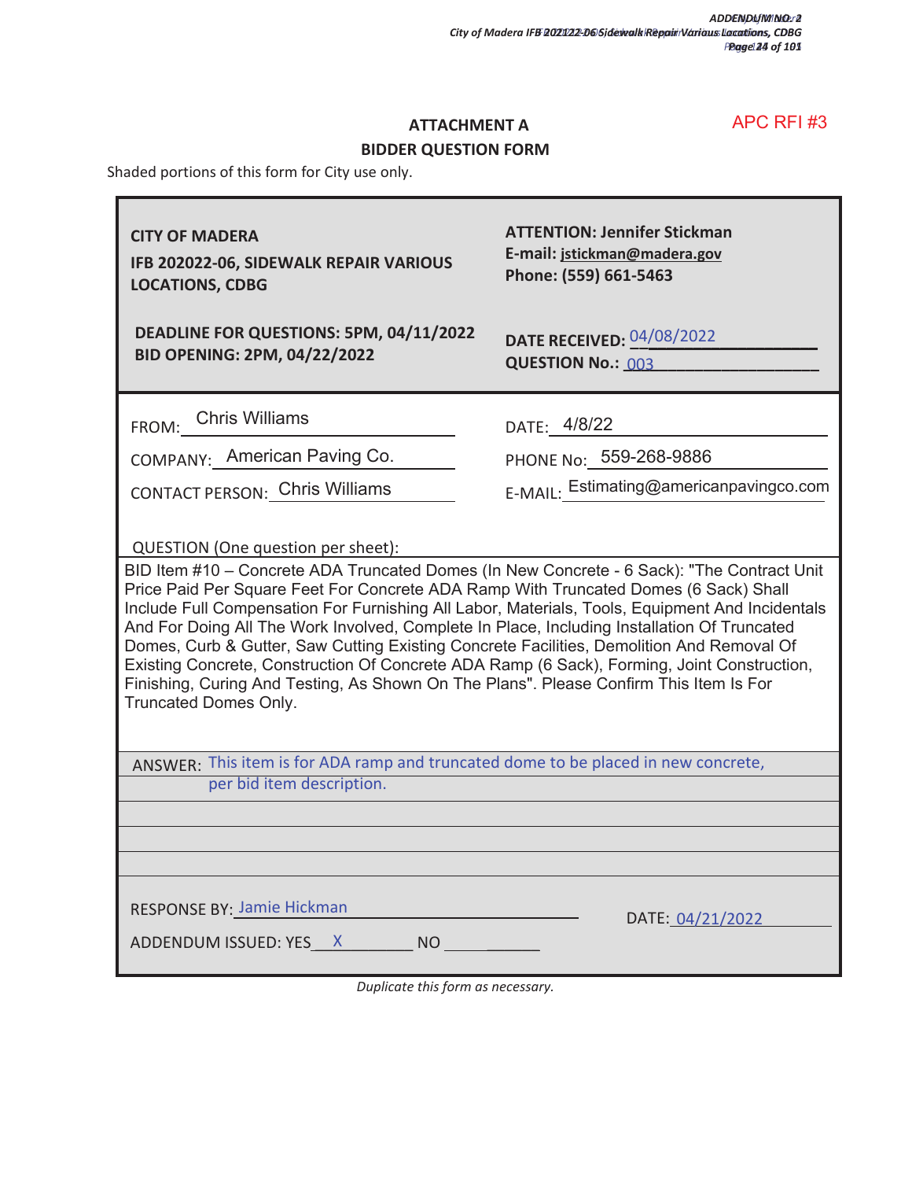APC RFI #3

## ATTACHMENT A
## BIDDER QUESTION FORM

Shaded portions of this form for City use only.

**CITY OF MADERA**

**IFB 202022-06, SIDEWALK REPAIR VARIOUS LOCATIONS, CDBG**

**DEADLINE FOR QUESTIONS: 5PM, 04/11/2022**
**BID OPENING: 2PM, 04/22/2022**

**ATTENTION: Jennifer Stickman**
**E-mail: jstickman@madera.gov**
**Phone: (559) 661-5463**

**DATE RECEIVED:** 04/08/2022
**QUESTION No.:** 003

FROM: Chris Williams

COMPANY: American Paving Co.

CONTACT PERSON: Chris Williams

DATE: 4/8/22

PHONE No: 559-268-9886

E-MAIL: Estimating@americanpavingco.com

QUESTION (One question per sheet):

BID Item #10 – Concrete ADA Truncated Domes (In New Concrete - 6 Sack): "The Contract Unit Price Paid Per Square Feet For Concrete ADA Ramp With Truncated Domes (6 Sack) Shall Include Full Compensation For Furnishing All Labor, Materials, Tools, Equipment And Incidentals And For Doing All The Work Involved, Complete In Place, Including Installation Of Truncated Domes, Curb & Gutter, Saw Cutting Existing Concrete Facilities, Demolition And Removal Of Existing Concrete, Construction Of Concrete ADA Ramp (6 Sack), Forming, Joint Construction, Finishing, Curing And Testing, As Shown On The Plans". Please Confirm This Item Is For Truncated Domes Only.

ANSWER: This item is for ADA ramp and truncated dome to be placed in new concrete, per bid item description.

RESPONSE BY: Jamie Hickman

DATE: 04/21/2022

ADDENDUM ISSUED: YES X NO ______

*Duplicate this form as necessary.*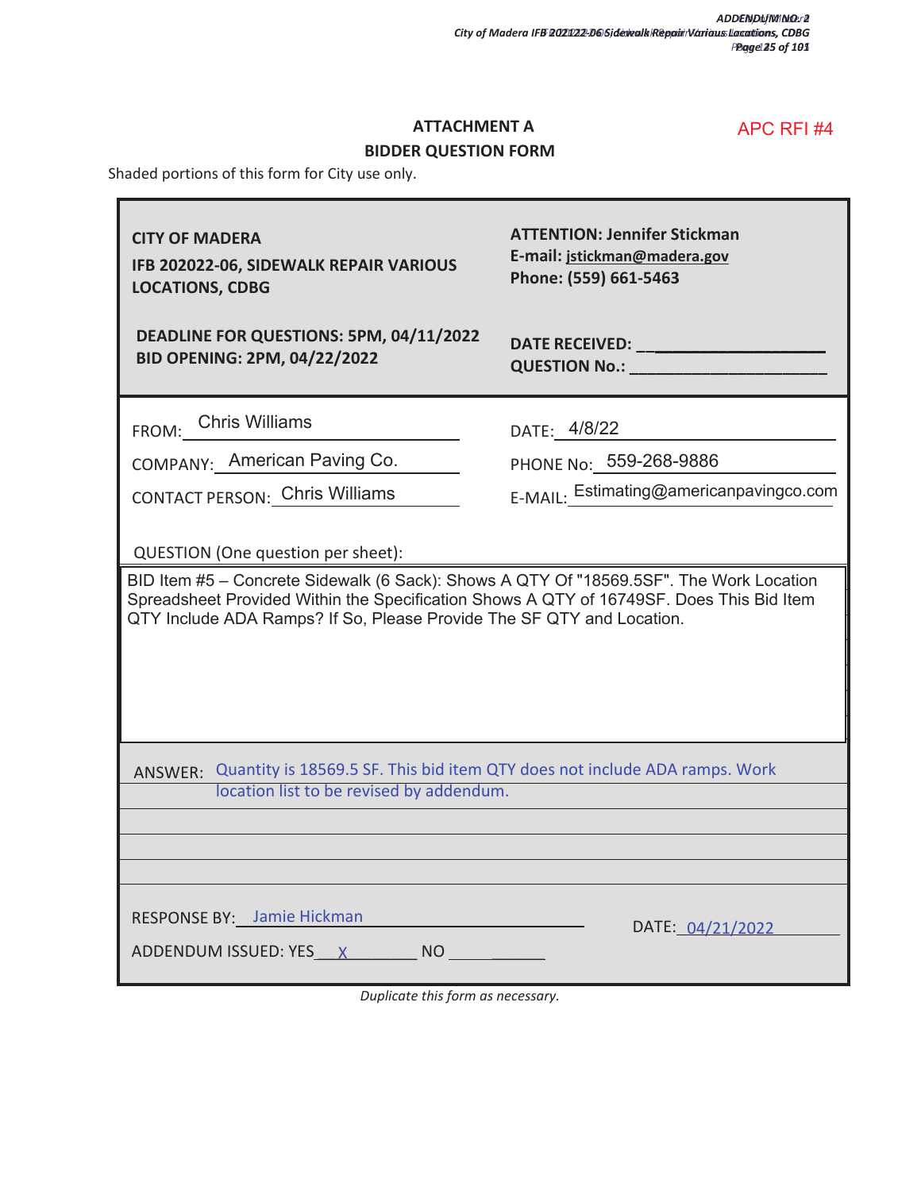APC RFI #4

## ATTACHMENT A
## BIDDER QUESTION FORM

Shaded portions of this form for City use only.

| | |
|---|---|
| **CITY OF MADERA**<br>**IFB 202022-06, SIDEWALK REPAIR VARIOUS LOCATIONS, CDBG** | **ATTENTION: Jennifer Stickman**<br>**E-mail: jstickman@madera.gov**<br>**Phone: (559) 661-5463** |
| **DEADLINE FOR QUESTIONS: 5PM, 04/11/2022**<br>**BID OPENING: 2PM, 04/22/2022** | **DATE RECEIVED:** ____________________<br>**QUESTION No.:** ____________________ |

FROM: Chris Williams

DATE: 4/8/22

COMPANY: American Paving Co.

PHONE No: 559-268-9886

CONTACT PERSON: Chris Williams

E-MAIL: Estimating@americanpavingco.com

QUESTION (One question per sheet):

BID Item #5 – Concrete Sidewalk (6 Sack): Shows A QTY Of "18569.5SF". The Work Location Spreadsheet Provided Within the Specification Shows A QTY of 16749SF. Does This Bid Item QTY Include ADA Ramps? If So, Please Provide The SF QTY and Location.

ANSWER: Quantity is 18569.5 SF. This bid item QTY does not include ADA ramps. Work location list to be revised by addendum.

RESPONSE BY: Jamie Hickman

DATE: 04/21/2022

ADDENDUM ISSUED: YES X NO ______

*Duplicate this form as necessary.*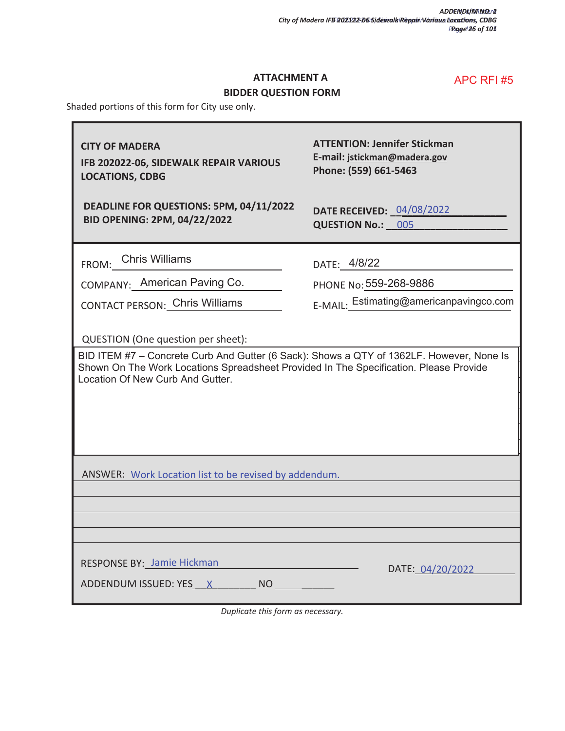APC RFI #5

## ATTACHMENT A
## BIDDER QUESTION FORM

Shaded portions of this form for City use only.

| | |
|---|---|
| **CITY OF MADERA**<br>**IFB 202022-06, SIDEWALK REPAIR VARIOUS LOCATIONS, CDBG** | **ATTENTION: Jennifer Stickman**<br>**E-mail: jstickman@madera.gov**<br>**Phone: (559) 661-5463** |
| **DEADLINE FOR QUESTIONS: 5PM, 04/11/2022**<br>**BID OPENING: 2PM, 04/22/2022** | **DATE RECEIVED:** 04/08/2022<br>**QUESTION No.:** 005 |

FROM: Chris Williams

DATE: 4/8/22

COMPANY: American Paving Co.

PHONE No: 559-268-9886

CONTACT PERSON: Chris Williams

E-MAIL: Estimating@americanpavingco.com

QUESTION (One question per sheet):

BID ITEM #7 – Concrete Curb And Gutter (6 Sack): Shows a QTY of 1362LF. However, None Is Shown On The Work Locations Spreadsheet Provided In The Specification. Please Provide Location Of New Curb And Gutter.

ANSWER: Work Location list to be revised by addendum.

RESPONSE BY: Jamie Hickman

DATE: 04/20/2022

ADDENDUM ISSUED: YES X NO \_\_\_\_\_\_

*Duplicate this form as necessary.*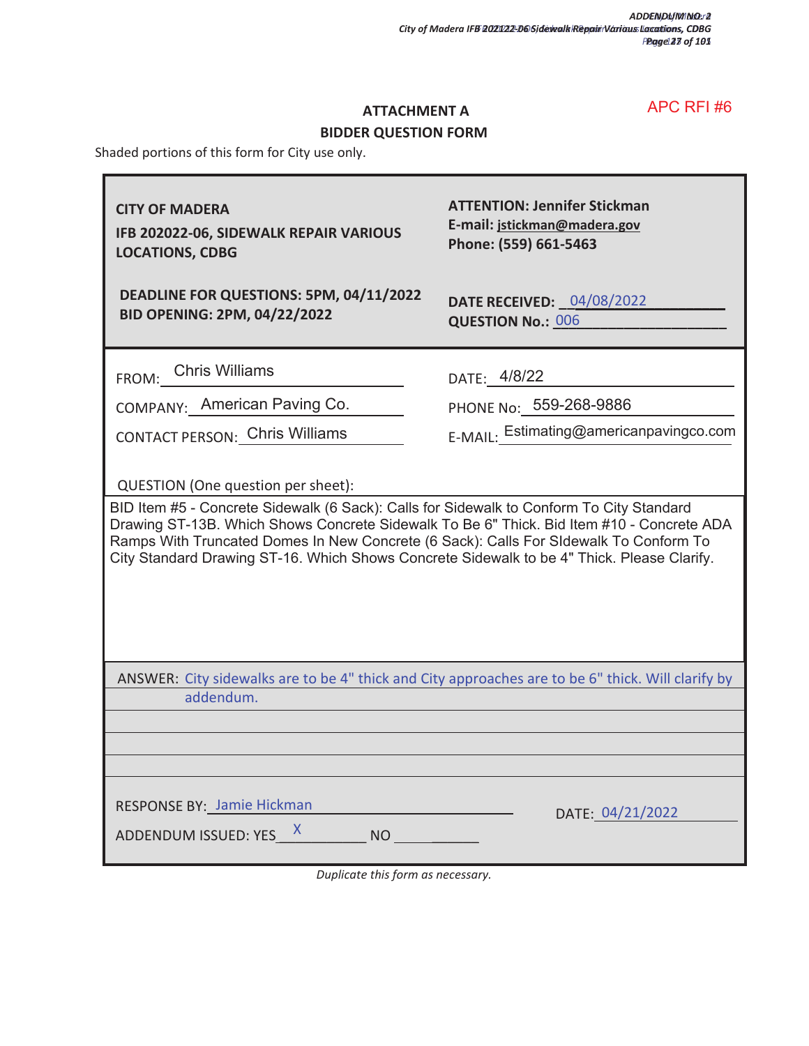APC RFI #6

## ATTACHMENT A
## BIDDER QUESTION FORM

Shaded portions of this form for City use only.

| | |
|---|---|
| **CITY OF MADERA**<br>**IFB 202022-06, SIDEWALK REPAIR VARIOUS LOCATIONS, CDBG** | **ATTENTION: Jennifer Stickman**<br>**E-mail: jstickman@madera.gov**<br>**Phone: (559) 661-5463** |
| **DEADLINE FOR QUESTIONS: 5PM, 04/11/2022**<br>**BID OPENING: 2PM, 04/22/2022** | **DATE RECEIVED:** 04/08/2022<br>**QUESTION No.:** 006 |

FROM: Chris Williams

COMPANY: American Paving Co.

CONTACT PERSON: Chris Williams

DATE: 4/8/22

PHONE No: 559-268-9886

E-MAIL: Estimating@americanpavingco.com

QUESTION (One question per sheet):

BID Item #5 - Concrete Sidewalk (6 Sack): Calls for Sidewalk to Conform To City Standard Drawing ST-13B. Which Shows Concrete Sidewalk To Be 6" Thick. Bid Item #10 - Concrete ADA Ramps With Truncated Domes In New Concrete (6 Sack): Calls For SIdewalk To Conform To City Standard Drawing ST-16. Which Shows Concrete Sidewalk to be 4" Thick. Please Clarify.

ANSWER: City sidewalks are to be 4" thick and City approaches are to be 6" thick. Will clarify by addendum.

RESPONSE BY: Jamie Hickman

DATE: 04/21/2022

ADDENDUM ISSUED: YES X NO ______

*Duplicate this form as necessary.*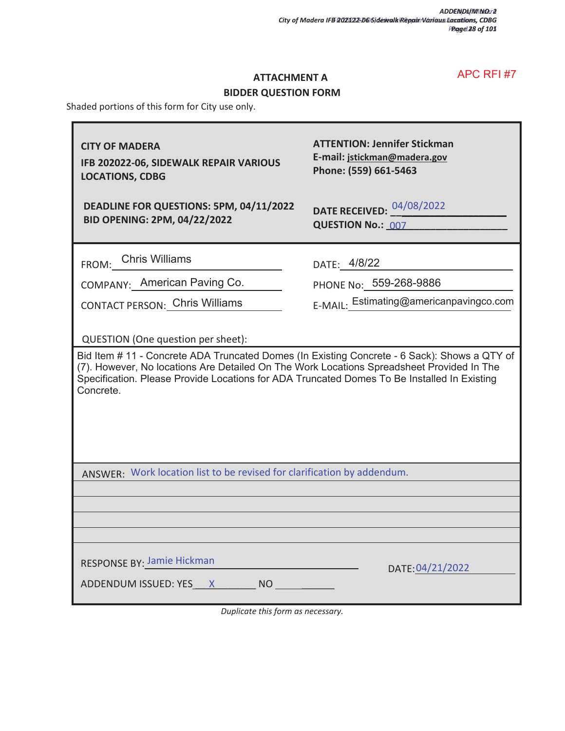APC RFI #7

## ATTACHMENT A
## BIDDER QUESTION FORM

Shaded portions of this form for City use only.

| | |
|---|---|
| **CITY OF MADERA**<br>**IFB 202022-06, SIDEWALK REPAIR VARIOUS LOCATIONS, CDBG** | **ATTENTION: Jennifer Stickman**<br>**E-mail: jstickman@madera.gov**<br>**Phone: (559) 661-5463** |
| **DEADLINE FOR QUESTIONS: 5PM, 04/11/2022**<br>**BID OPENING: 2PM, 04/22/2022** | **DATE RECEIVED:** 04/08/2022<br>**QUESTION No.:** 007 |

FROM: Chris Williams

COMPANY: American Paving Co.

CONTACT PERSON: Chris Williams

DATE: 4/8/22

PHONE No: 559-268-9886

E-MAIL: Estimating@americanpavingco.com

QUESTION (One question per sheet):

Bid Item # 11 - Concrete ADA Truncated Domes (In Existing Concrete - 6 Sack): Shows a QTY of (7). However, No locations Are Detailed On The Work Locations Spreadsheet Provided In The Specification. Please Provide Locations for ADA Truncated Domes To Be Installed In Existing Concrete.

ANSWER: Work location list to be revised for clarification by addendum.

RESPONSE BY: Jamie Hickman

DATE: 04/21/2022

ADDENDUM ISSUED: YES X NO ____

*Duplicate this form as necessary.*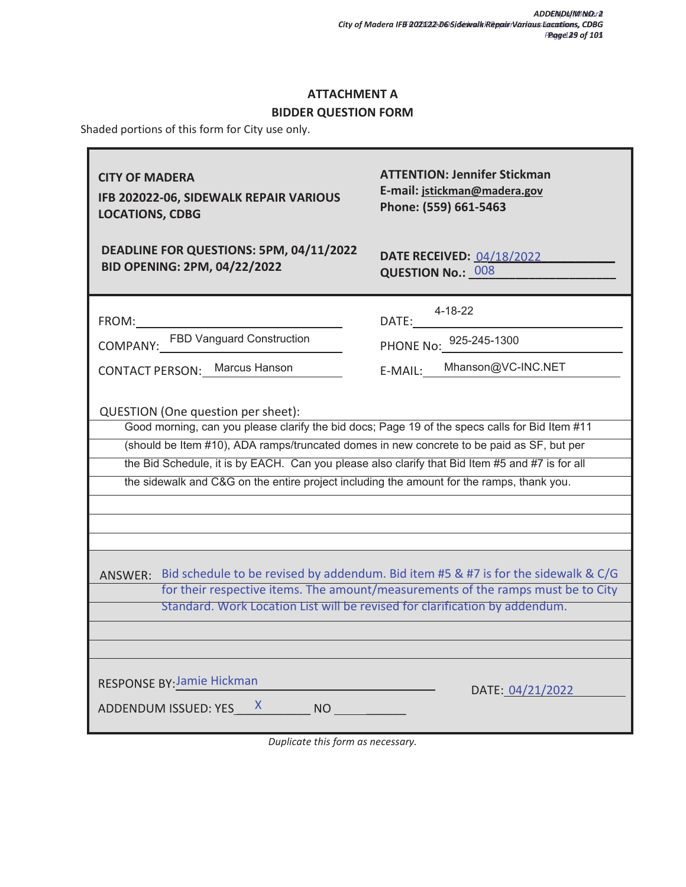# ATTACHMENT A
## BIDDER QUESTION FORM

Shaded portions of this form for City use only.

| | |
|---|---|
| **CITY OF MADERA**<br>**IFB 202022-06, SIDEWALK REPAIR VARIOUS LOCATIONS, CDBG** | **ATTENTION: Jennifer Stickman**<br>**E-mail: jstickman@madera.gov**<br>**Phone: (559) 661-5463** |
| **DEADLINE FOR QUESTIONS: 5PM, 04/11/2022**<br>**BID OPENING: 2PM, 04/22/2022** | **DATE RECEIVED:** 04/18/2022<br>**QUESTION No.:** 008 |

FROM:

COMPANY: FBD Vanguard Construction

CONTACT PERSON: Marcus Hanson

DATE: 4-18-22

PHONE No: 925-245-1300

E-MAIL: Mhanson@VC-INC.NET

QUESTION (One question per sheet):

Good morning, can you please clarify the bid docs; Page 19 of the specs calls for Bid Item #11 (should be Item #10), ADA ramps/truncated domes in new concrete to be paid as SF, but per the Bid Schedule, it is by EACH. Can you please also clarify that Bid Item #5 and #7 is for all the sidewalk and C&G on the entire project including the amount for the ramps, thank you.

ANSWER: Bid schedule to be revised by addendum. Bid item #5 & #7 is for the sidewalk & C/G for their respective items. The amount/measurements of the ramps must be to City Standard. Work Location List will be revised for clarification by addendum.

RESPONSE BY: Jamie Hickman

DATE: 04/21/2022

ADDENDUM ISSUED: YES X NO

*Duplicate this form as necessary.*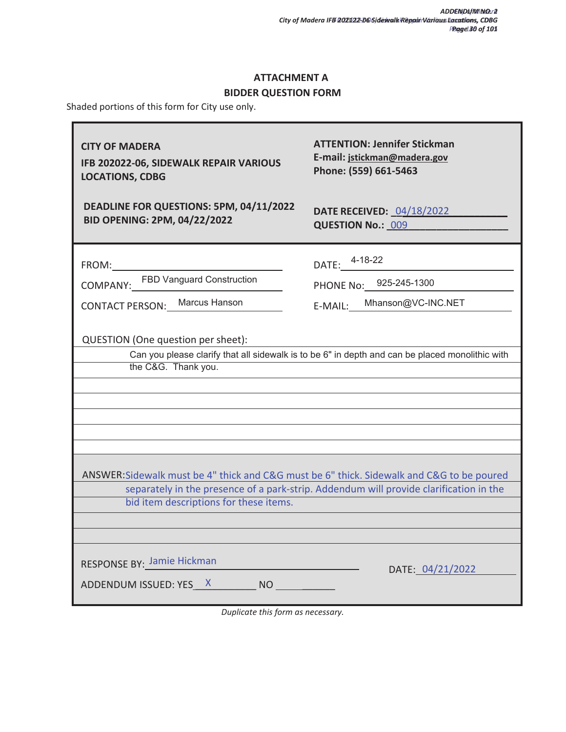# ATTACHMENT A
## BIDDER QUESTION FORM

Shaded portions of this form for City use only.

| | |
|---|---|
| **CITY OF MADERA**<br>**IFB 202022-06, SIDEWALK REPAIR VARIOUS LOCATIONS, CDBG** | **ATTENTION: Jennifer Stickman**<br>**E-mail: jstickman@madera.gov**<br>**Phone: (559) 661-5463** |
| **DEADLINE FOR QUESTIONS: 5PM, 04/11/2022**<br>**BID OPENING: 2PM, 04/22/2022** | **DATE RECEIVED:** 04/18/2022<br>**QUESTION No.:** 009 |

| | |
|---|---|
| FROM: | DATE: 4-18-22 |
| COMPANY: FBD Vanguard Construction | PHONE No: 925-245-1300 |
| CONTACT PERSON: Marcus Hanson | E-MAIL: Mhanson@VC-INC.NET |

QUESTION (One question per sheet):

Can you please clarify that all sidewalk is to be 6" in depth and can be placed monolithic with the C&G. Thank you.

ANSWER: Sidewalk must be 4" thick and C&G must be 6" thick. Sidewalk and C&G to be poured separately in the presence of a park-strip. Addendum will provide clarification in the bid item descriptions for these items.

RESPONSE BY: Jamie Hickman

DATE: 04/21/2022

ADDENDUM ISSUED: YES X NO ______

*Duplicate this form as necessary.*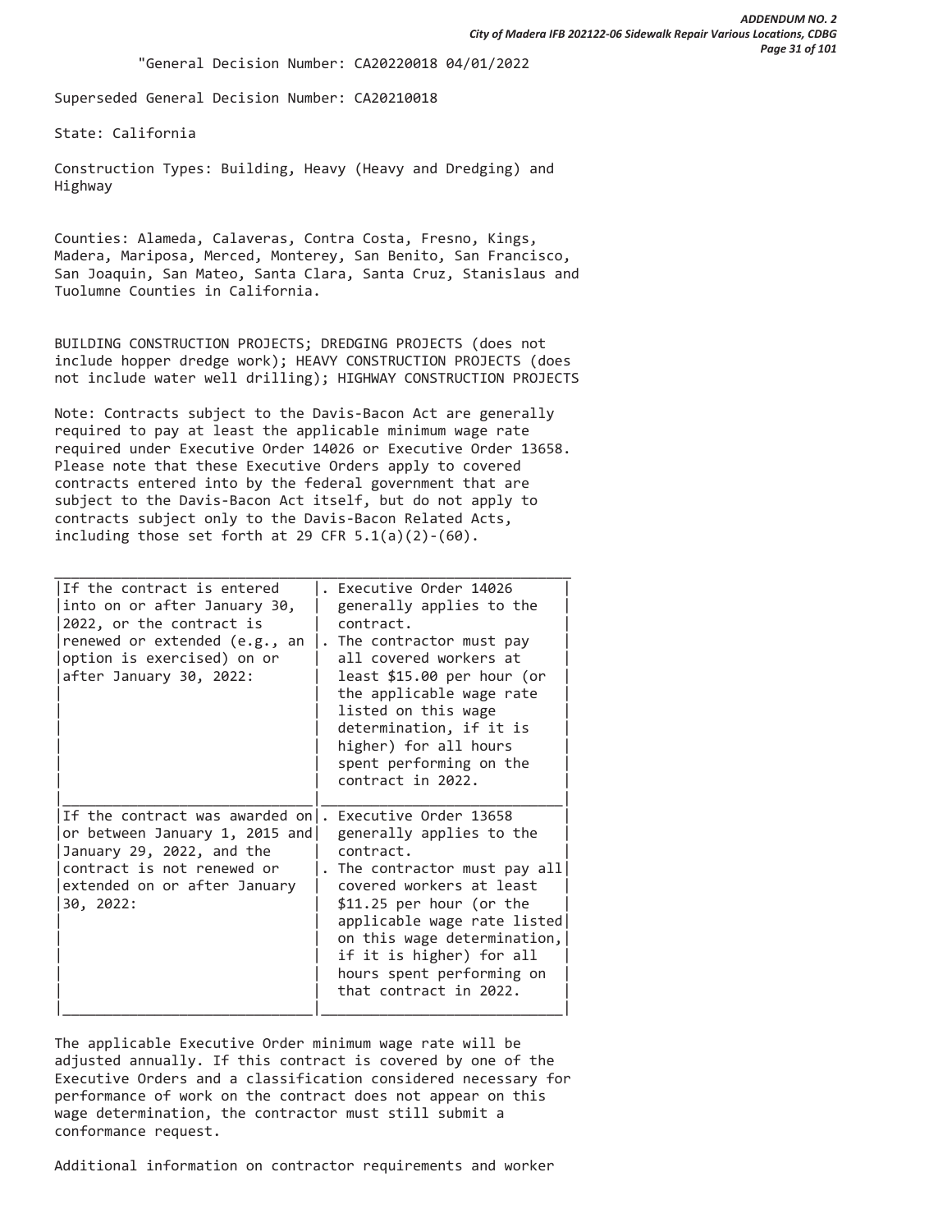"General Decision Number: CA20220018 04/01/2022

Superseded General Decision Number: CA20210018

State: California

Construction Types: Building, Heavy (Heavy and Dredging) and Highway

Counties: Alameda, Calaveras, Contra Costa, Fresno, Kings, Madera, Mariposa, Merced, Monterey, San Benito, San Francisco, San Joaquin, San Mateo, Santa Clara, Santa Cruz, Stanislaus and Tuolumne Counties in California.

BUILDING CONSTRUCTION PROJECTS; DREDGING PROJECTS (does not include hopper dredge work); HEAVY CONSTRUCTION PROJECTS (does not include water well drilling); HIGHWAY CONSTRUCTION PROJECTS

Note: Contracts subject to the Davis-Bacon Act are generally required to pay at least the applicable minimum wage rate required under Executive Order 14026 or Executive Order 13658. Please note that these Executive Orders apply to covered contracts entered into by the federal government that are subject to the Davis-Bacon Act itself, but do not apply to contracts subject only to the Davis-Bacon Related Acts, including those set forth at 29 CFR 5.1(a)(2)-(60).

| | |
|---|---|
| If the contract is entered into on or after January 30, 2022, or the contract is renewed or extended (e.g., an option is exercised) on or after January 30, 2022: | . Executive Order 14026 generally applies to the contract.<br>. The contractor must pay all covered workers at least $15.00 per hour (or the applicable wage rate listed on this wage determination, if it is higher) for all hours spent performing on the contract in 2022. |
| If the contract was awarded on or between January 1, 2015 and January 29, 2022, and the contract is not renewed or extended on or after January 30, 2022: | . Executive Order 13658 generally applies to the contract.<br>. The contractor must pay all covered workers at least $11.25 per hour (or the applicable wage rate listed on this wage determination, if it is higher) for all hours spent performing on that contract in 2022. |

The applicable Executive Order minimum wage rate will be adjusted annually. If this contract is covered by one of the Executive Orders and a classification considered necessary for performance of work on the contract does not appear on this wage determination, the contractor must still submit a conformance request.

Additional information on contractor requirements and worker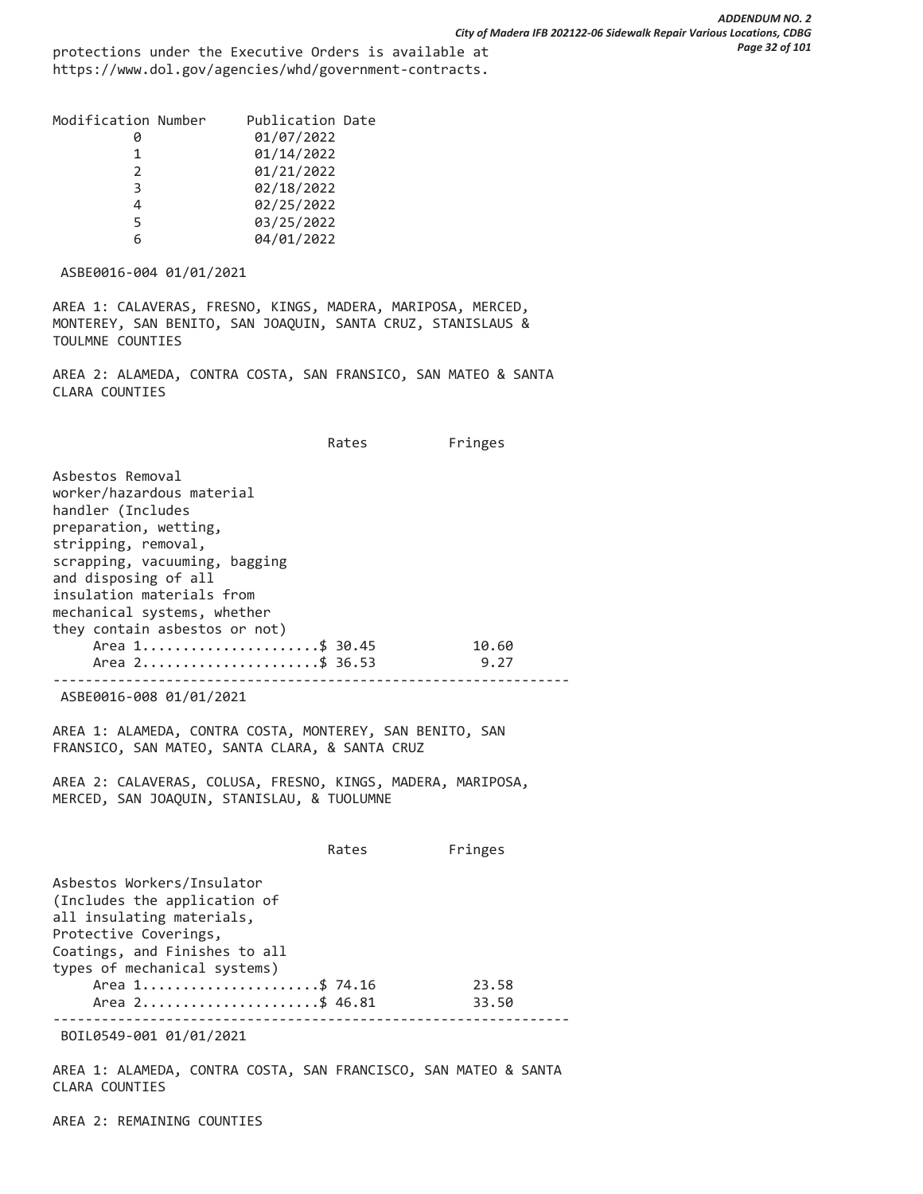protections under the Executive Orders is available at https://www.dol.gov/agencies/whd/government-contracts.

| Modification Number | Publication Date |
|---|---|
| 0 | 01/07/2022 |
| 1 | 01/14/2022 |
| 2 | 01/21/2022 |
| 3 | 02/18/2022 |
| 4 | 02/25/2022 |
| 5 | 03/25/2022 |
| 6 | 04/01/2022 |

ASBE0016-004 01/01/2021

AREA 1: CALAVERAS, FRESNO, KINGS, MADERA, MARIPOSA, MERCED, MONTEREY, SAN BENITO, SAN JOAQUIN, SANTA CRUZ, STANISLAUS & TOULMNE COUNTIES

AREA 2: ALAMEDA, CONTRA COSTA, SAN FRANSICO, SAN MATEO & SANTA CLARA COUNTIES

| | Rates | Fringes |
|---|---|---|
| Asbestos Removal worker/hazardous material handler (Includes preparation, wetting, stripping, removal, scrapping, vacuuming, bagging and disposing of all insulation materials from mechanical systems, whether they contain asbestos or not) | | |
| Area 1 | $ 30.45 | 10.60 |
| Area 2 | $ 36.53 | 9.27 |

---

ASBE0016-008 01/01/2021

AREA 1: ALAMEDA, CONTRA COSTA, MONTEREY, SAN BENITO, SAN FRANSICO, SAN MATEO, SANTA CLARA, & SANTA CRUZ

AREA 2: CALAVERAS, COLUSA, FRESNO, KINGS, MADERA, MARIPOSA, MERCED, SAN JOAQUIN, STANISLAU, & TUOLUMNE

| | Rates | Fringes |
|---|---|---|
| Asbestos Workers/Insulator (Includes the application of all insulating materials, Protective Coverings, Coatings, and Finishes to all types of mechanical systems) | | |
| Area 1 | $ 74.16 | 23.58 |
| Area 2 | $ 46.81 | 33.50 |

---

BOIL0549-001 01/01/2021

AREA 1: ALAMEDA, CONTRA COSTA, SAN FRANCISCO, SAN MATEO & SANTA CLARA COUNTIES

AREA 2: REMAINING COUNTIES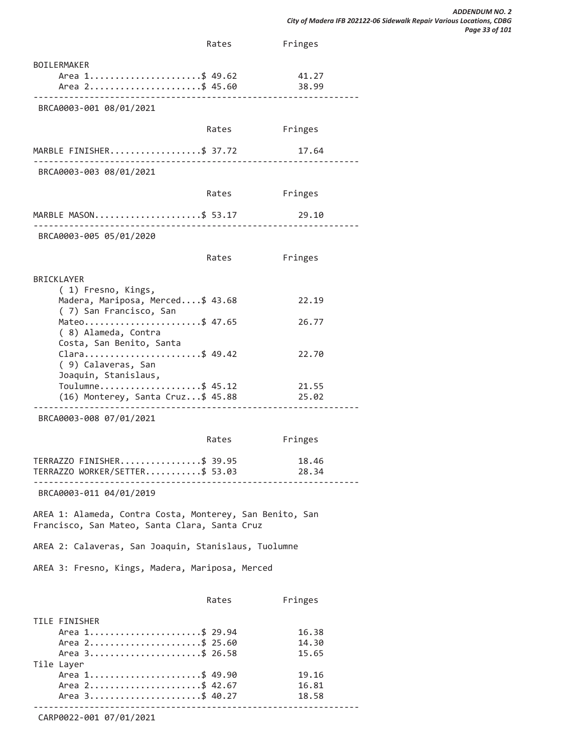| | Rates | Fringes |
|---|---|---|
| BOILERMAKER | | |
| Area 1 | $ 49.62 | 41.27 |
| Area 2 | $ 45.60 | 38.99 |

BRCA0003-001 08/01/2021

| | Rates | Fringes |
|---|---|---|
| MARBLE FINISHER | $ 37.72 | 17.64 |

BRCA0003-003 08/01/2021

| | Rates | Fringes |
|---|---|---|
| MARBLE MASON | $ 53.17 | 29.10 |

BRCA0003-005 05/01/2020

| | Rates | Fringes |
|---|---|---|
| BRICKLAYER | | |
| ( 1) Fresno, Kings, Madera, Mariposa, Merced | $ 43.68 | 22.19 |
| ( 7) San Francisco, San Mateo | $ 47.65 | 26.77 |
| ( 8) Alameda, Contra Costa, San Benito, Santa Clara | $ 49.42 | 22.70 |
| ( 9) Calaveras, San Joaquin, Stanislaus, Toulumne | $ 45.12 | 21.55 |
| (16) Monterey, Santa Cruz | $ 45.88 | 25.02 |

BRCA0003-008 07/01/2021

| | Rates | Fringes |
|---|---|---|
| TERRAZZO FINISHER | $ 39.95 | 18.46 |
| TERRAZZO WORKER/SETTER | $ 53.03 | 28.34 |

BRCA0003-011 04/01/2019

AREA 1: Alameda, Contra Costa, Monterey, San Benito, San Francisco, San Mateo, Santa Clara, Santa Cruz

AREA 2: Calaveras, San Joaquin, Stanislaus, Tuolumne

AREA 3: Fresno, Kings, Madera, Mariposa, Merced

| | Rates | Fringes |
|---|---|---|
| TILE FINISHER | | |
| Area 1 | $ 29.94 | 16.38 |
| Area 2 | $ 25.60 | 14.30 |
| Area 3 | $ 26.58 | 15.65 |
| Tile Layer | | |
| Area 1 | $ 49.90 | 19.16 |
| Area 2 | $ 42.67 | 16.81 |
| Area 3 | $ 40.27 | 18.58 |

CARP0022-001 07/01/2021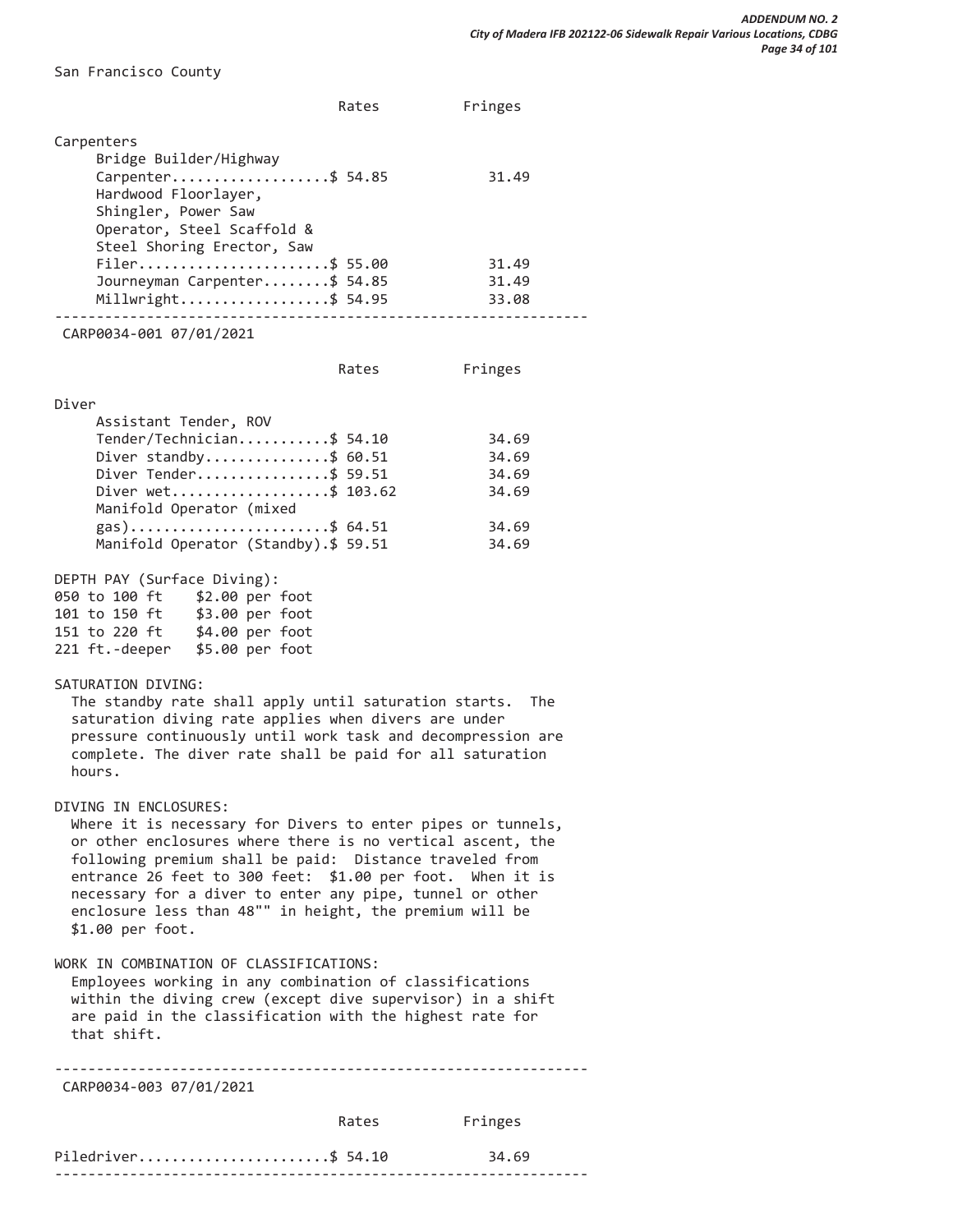San Francisco County

| | Rates | Fringes |
| --- | --- | --- |
| **Carpenters** | | |
| Bridge Builder/Highway Carpenter | $ 54.85 | 31.49 |
| Hardwood Floorlayer, Shingler, Power Saw Operator, Steel Scaffold & Steel Shoring Erector, Saw Filer | $ 55.00 | 31.49 |
| Journeyman Carpenter | $ 54.85 | 31.49 |
| Millwright | $ 54.95 | 33.08 |

---

CARP0034-001 07/01/2021

| | Rates | Fringes |
| --- | --- | --- |
| **Diver** | | |
| Assistant Tender, ROV Tender/Technician | $ 54.10 | 34.69 |
| Diver standby | $ 60.51 | 34.69 |
| Diver Tender | $ 59.51 | 34.69 |
| Diver wet | $ 103.62 | 34.69 |
| Manifold Operator (mixed gas) | $ 64.51 | 34.69 |
| Manifold Operator (Standby) | $ 59.51 | 34.69 |

DEPTH PAY (Surface Diving):

| | |
| --- | --- |
| 050 to 100 ft | $2.00 per foot |
| 101 to 150 ft | $3.00 per foot |
| 151 to 220 ft | $4.00 per foot |
| 221 ft.-deeper | $5.00 per foot |

SATURATION DIVING:
The standby rate shall apply until saturation starts. The saturation diving rate applies when divers are under pressure continuously until work task and decompression are complete. The diver rate shall be paid for all saturation hours.

DIVING IN ENCLOSURES:
Where it is necessary for Divers to enter pipes or tunnels, or other enclosures where there is no vertical ascent, the following premium shall be paid: Distance traveled from entrance 26 feet to 300 feet: $1.00 per foot. When it is necessary for a diver to enter any pipe, tunnel or other enclosure less than 48"" in height, the premium will be $1.00 per foot.

WORK IN COMBINATION OF CLASSIFICATIONS:
Employees working in any combination of classifications within the diving crew (except dive supervisor) in a shift are paid in the classification with the highest rate for that shift.

---

CARP0034-003 07/01/2021

| | Rates | Fringes |
| --- | --- | --- |
| Piledriver | $ 54.10 | 34.69 |

---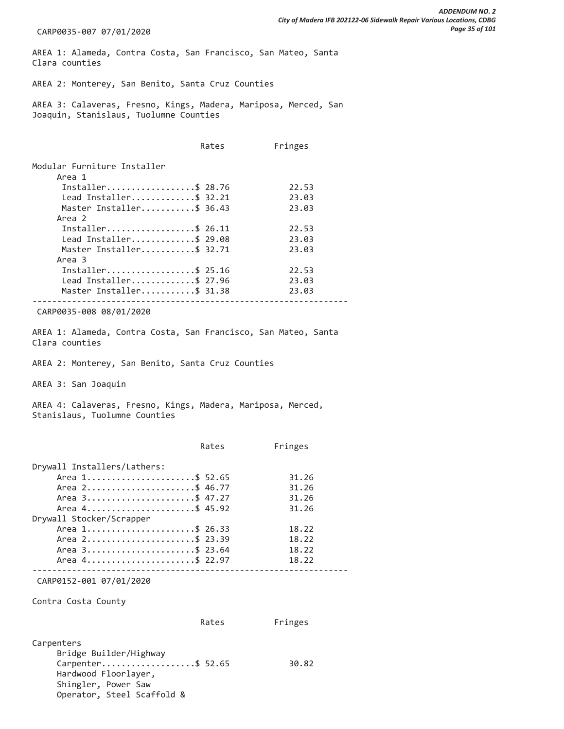CARP0035-007 07/01/2020

AREA 1: Alameda, Contra Costa, San Francisco, San Mateo, Santa Clara counties

AREA 2: Monterey, San Benito, Santa Cruz Counties

AREA 3: Calaveras, Fresno, Kings, Madera, Mariposa, Merced, San Joaquin, Stanislaus, Tuolumne Counties

| | Rates | Fringes |
|---|---|---|
| Modular Furniture Installer | | |
| Area 1 | | |
| Installer | $ 28.76 | 22.53 |
| Lead Installer | $ 32.21 | 23.03 |
| Master Installer | $ 36.43 | 23.03 |
| Area 2 | | |
| Installer | $ 26.11 | 22.53 |
| Lead Installer | $ 29.08 | 23.03 |
| Master Installer | $ 32.71 | 23.03 |
| Area 3 | | |
| Installer | $ 25.16 | 22.53 |
| Lead Installer | $ 27.96 | 23.03 |
| Master Installer | $ 31.38 | 23.03 |

---

CARP0035-008 08/01/2020

AREA 1: Alameda, Contra Costa, San Francisco, San Mateo, Santa Clara counties

AREA 2: Monterey, San Benito, Santa Cruz Counties

AREA 3: San Joaquin

AREA 4: Calaveras, Fresno, Kings, Madera, Mariposa, Merced, Stanislaus, Tuolumne Counties

| | Rates | Fringes |
|---|---|---|
| Drywall Installers/Lathers: | | |
| Area 1 | $ 52.65 | 31.26 |
| Area 2 | $ 46.77 | 31.26 |
| Area 3 | $ 47.27 | 31.26 |
| Area 4 | $ 45.92 | 31.26 |
| Drywall Stocker/Scrapper | | |
| Area 1 | $ 26.33 | 18.22 |
| Area 2 | $ 23.39 | 18.22 |
| Area 3 | $ 23.64 | 18.22 |
| Area 4 | $ 22.97 | 18.22 |

---

CARP0152-001 07/01/2020

Contra Costa County

| | Rates | Fringes |
|---|---|---|
| Carpenters | | |
| Bridge Builder/Highway Carpenter | $ 52.65 | 30.82 |
| Hardwood Floorlayer, Shingler, Power Saw Operator, Steel Scaffold & | | |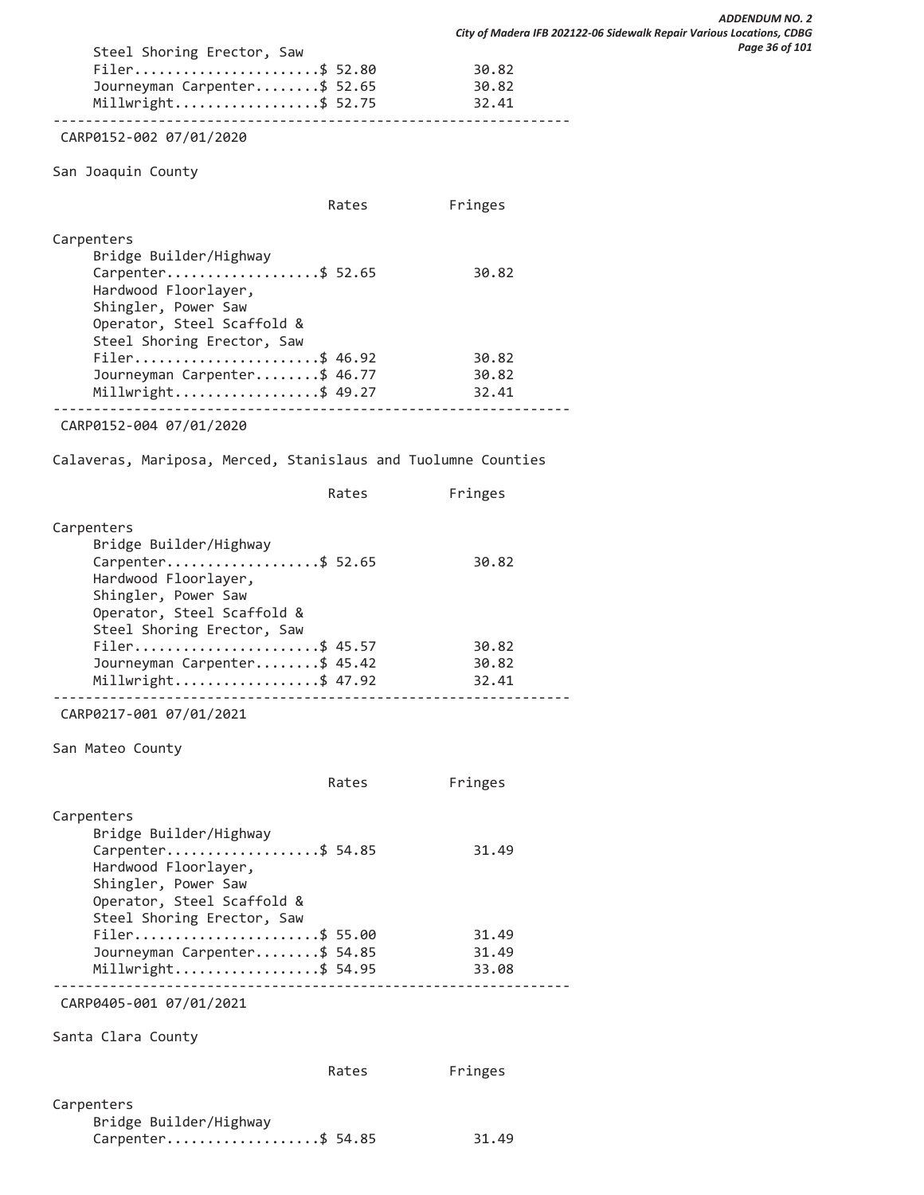```
     Steel Shoring Erector, Saw
     Filer......................$ 52.80          30.82
     Journeyman Carpenter........$ 52.65          30.82
     Millwright.................$ 52.75          32.41
----------------------------------------------------------------
 CARP0152-002 07/01/2020

San Joaquin County

                               Rates          Fringes

Carpenters
     Bridge Builder/Highway
     Carpenter..................$ 52.65          30.82
     Hardwood Floorlayer,
     Shingler, Power Saw
     Operator, Steel Scaffold &
     Steel Shoring Erector, Saw
     Filer......................$ 46.92          30.82
     Journeyman Carpenter........$ 46.77          30.82
     Millwright.................$ 49.27          32.41
----------------------------------------------------------------
 CARP0152-004 07/01/2020

Calaveras, Mariposa, Merced, Stanislaus and Tuolumne Counties

                               Rates          Fringes

Carpenters
     Bridge Builder/Highway
     Carpenter..................$ 52.65          30.82
     Hardwood Floorlayer,
     Shingler, Power Saw
     Operator, Steel Scaffold &
     Steel Shoring Erector, Saw
     Filer......................$ 45.57          30.82
     Journeyman Carpenter........$ 45.42          30.82
     Millwright.................$ 47.92          32.41
----------------------------------------------------------------
 CARP0217-001 07/01/2021

San Mateo County

                               Rates          Fringes

Carpenters
     Bridge Builder/Highway
     Carpenter..................$ 54.85          31.49
     Hardwood Floorlayer,
     Shingler, Power Saw
     Operator, Steel Scaffold &
     Steel Shoring Erector, Saw
     Filer......................$ 55.00          31.49
     Journeyman Carpenter........$ 54.85          31.49
     Millwright.................$ 54.95          33.08
----------------------------------------------------------------
 CARP0405-001 07/01/2021

Santa Clara County

                               Rates          Fringes

Carpenters
     Bridge Builder/Highway
     Carpenter..................$ 54.85          31.49
```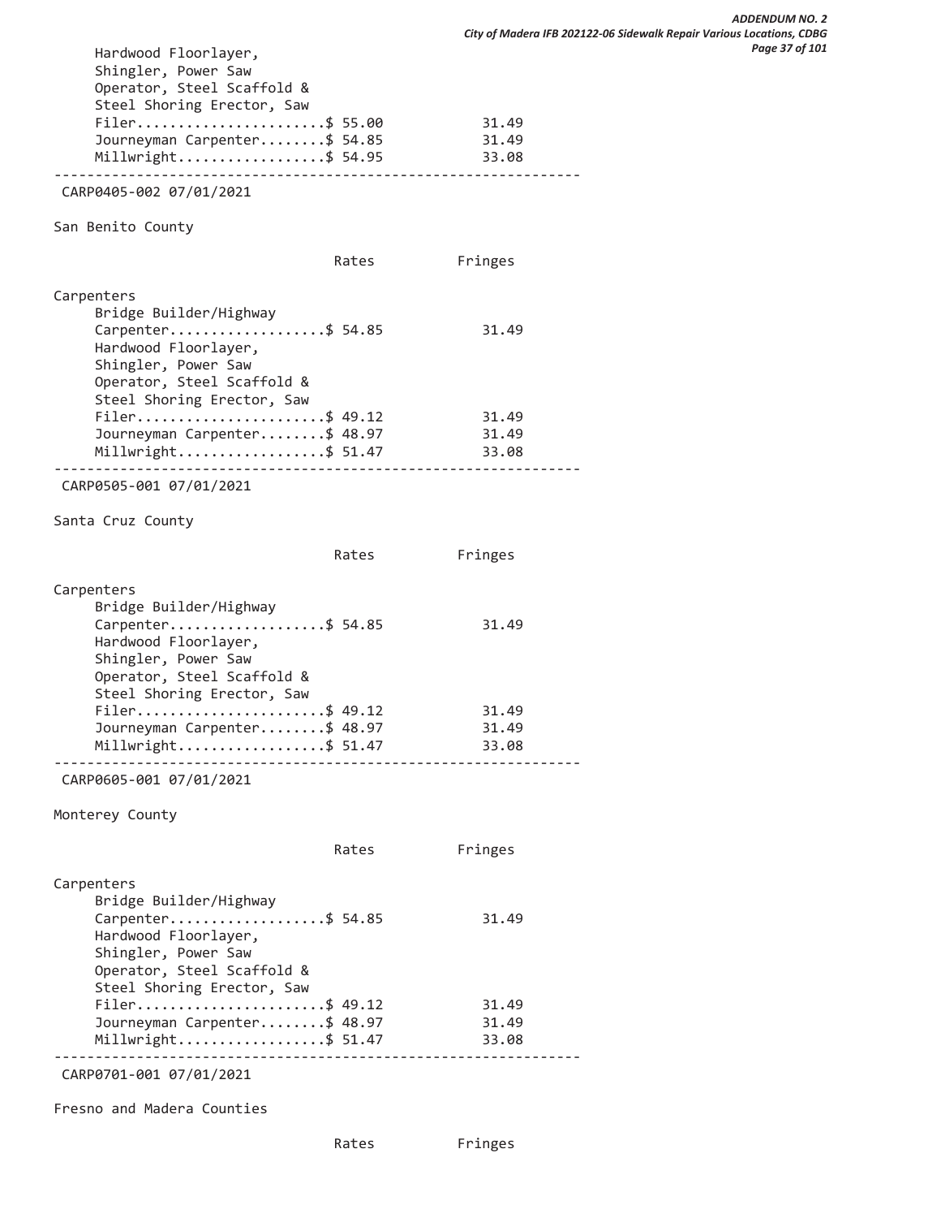```
     Hardwood Floorlayer,
     Shingler, Power Saw
     Operator, Steel Scaffold &
     Steel Shoring Erector, Saw
     Filer......................$ 55.00            31.49
     Journeyman Carpenter........$ 54.85            31.49
     Millwright.................$ 54.95            33.08
----------------------------------------------------------------
 CARP0405-002 07/01/2021

San Benito County

                                  Rates          Fringes

Carpenters
     Bridge Builder/Highway
     Carpenter..................$ 54.85            31.49
     Hardwood Floorlayer,
     Shingler, Power Saw
     Operator, Steel Scaffold &
     Steel Shoring Erector, Saw
     Filer......................$ 49.12            31.49
     Journeyman Carpenter........$ 48.97            31.49
     Millwright.................$ 51.47            33.08
----------------------------------------------------------------
 CARP0505-001 07/01/2021

Santa Cruz County

                                  Rates          Fringes

Carpenters
     Bridge Builder/Highway
     Carpenter..................$ 54.85            31.49
     Hardwood Floorlayer,
     Shingler, Power Saw
     Operator, Steel Scaffold &
     Steel Shoring Erector, Saw
     Filer......................$ 49.12            31.49
     Journeyman Carpenter........$ 48.97            31.49
     Millwright.................$ 51.47            33.08
----------------------------------------------------------------
 CARP0605-001 07/01/2021

Monterey County

                                  Rates          Fringes

Carpenters
     Bridge Builder/Highway
     Carpenter..................$ 54.85            31.49
     Hardwood Floorlayer,
     Shingler, Power Saw
     Operator, Steel Scaffold &
     Steel Shoring Erector, Saw
     Filer......................$ 49.12            31.49
     Journeyman Carpenter........$ 48.97            31.49
     Millwright.................$ 51.47            33.08
----------------------------------------------------------------
 CARP0701-001 07/01/2021

Fresno and Madera Counties

                                  Rates          Fringes
```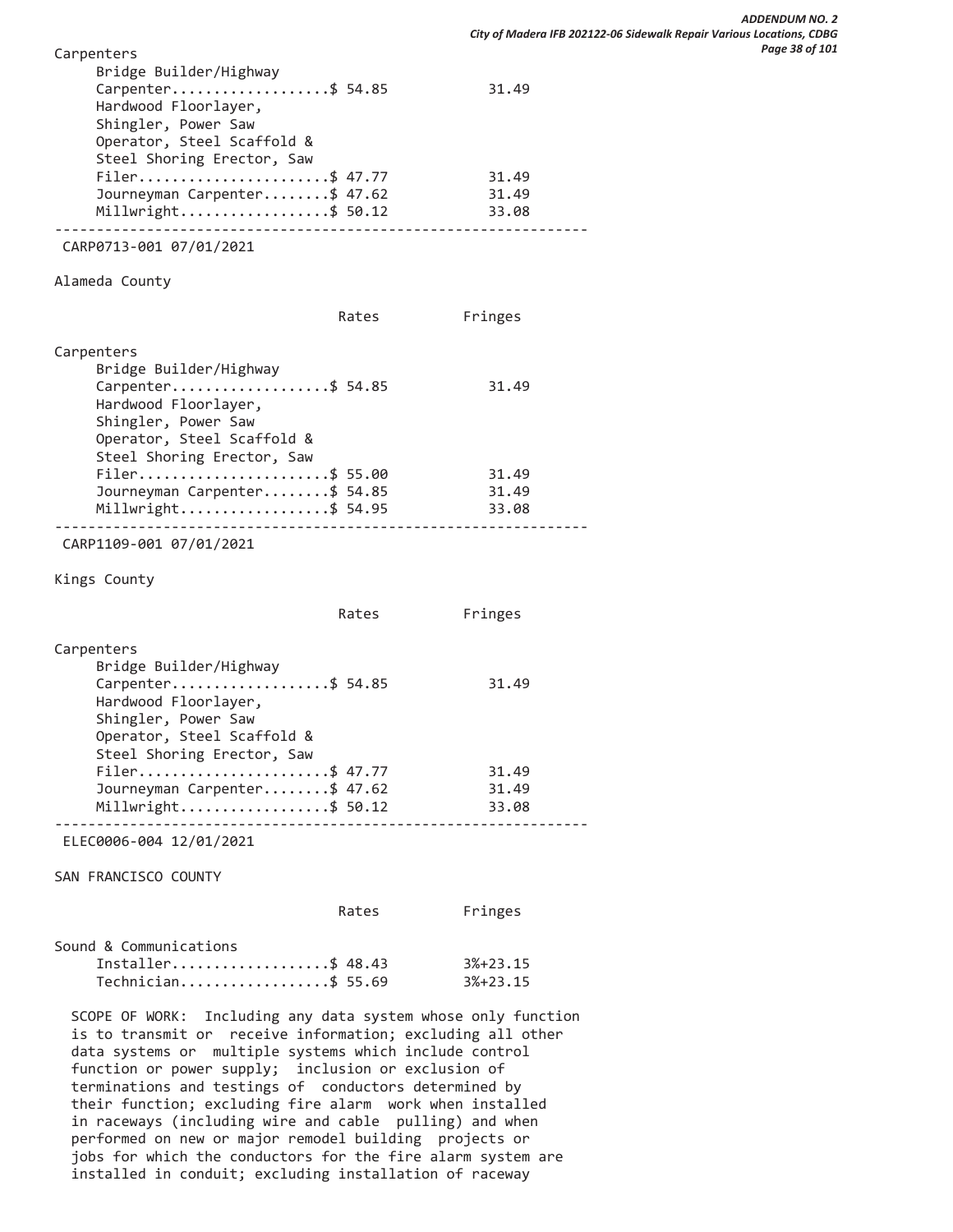Carpenters

| | Rates | Fringes |
|---|---|---|
| Bridge Builder/Highway Carpenter | $ 54.85 | 31.49 |
| Hardwood Floorlayer, Shingler, Power Saw Operator, Steel Scaffold & Steel Shoring Erector, Saw Filer | $ 47.77 | 31.49 |
| Journeyman Carpenter | $ 47.62 | 31.49 |
| Millwright | $ 50.12 | 33.08 |

---

CARP0713-001 07/01/2021

Alameda County

| | Rates | Fringes |
|---|---|---|
| **Carpenters** | | |
| Bridge Builder/Highway Carpenter | $ 54.85 | 31.49 |
| Hardwood Floorlayer, Shingler, Power Saw Operator, Steel Scaffold & Steel Shoring Erector, Saw Filer | $ 55.00 | 31.49 |
| Journeyman Carpenter | $ 54.85 | 31.49 |
| Millwright | $ 54.95 | 33.08 |

---

CARP1109-001 07/01/2021

Kings County

| | Rates | Fringes |
|---|---|---|
| **Carpenters** | | |
| Bridge Builder/Highway Carpenter | $ 54.85 | 31.49 |
| Hardwood Floorlayer, Shingler, Power Saw Operator, Steel Scaffold & Steel Shoring Erector, Saw Filer | $ 47.77 | 31.49 |
| Journeyman Carpenter | $ 47.62 | 31.49 |
| Millwright | $ 50.12 | 33.08 |

---

ELEC0006-004 12/01/2021

SAN FRANCISCO COUNTY

| | Rates | Fringes |
|---|---|---|
| **Sound & Communications** | | |
| Installer | $ 48.43 | 3%+23.15 |
| Technician | $ 55.69 | 3%+23.15 |

SCOPE OF WORK: Including any data system whose only function is to transmit or receive information; excluding all other data systems or multiple systems which include control function or power supply; inclusion or exclusion of terminations and testings of conductors determined by their function; excluding fire alarm work when installed in raceways (including wire and cable pulling) and when performed on new or major remodel building projects or jobs for which the conductors for the fire alarm system are installed in conduit; excluding installation of raceway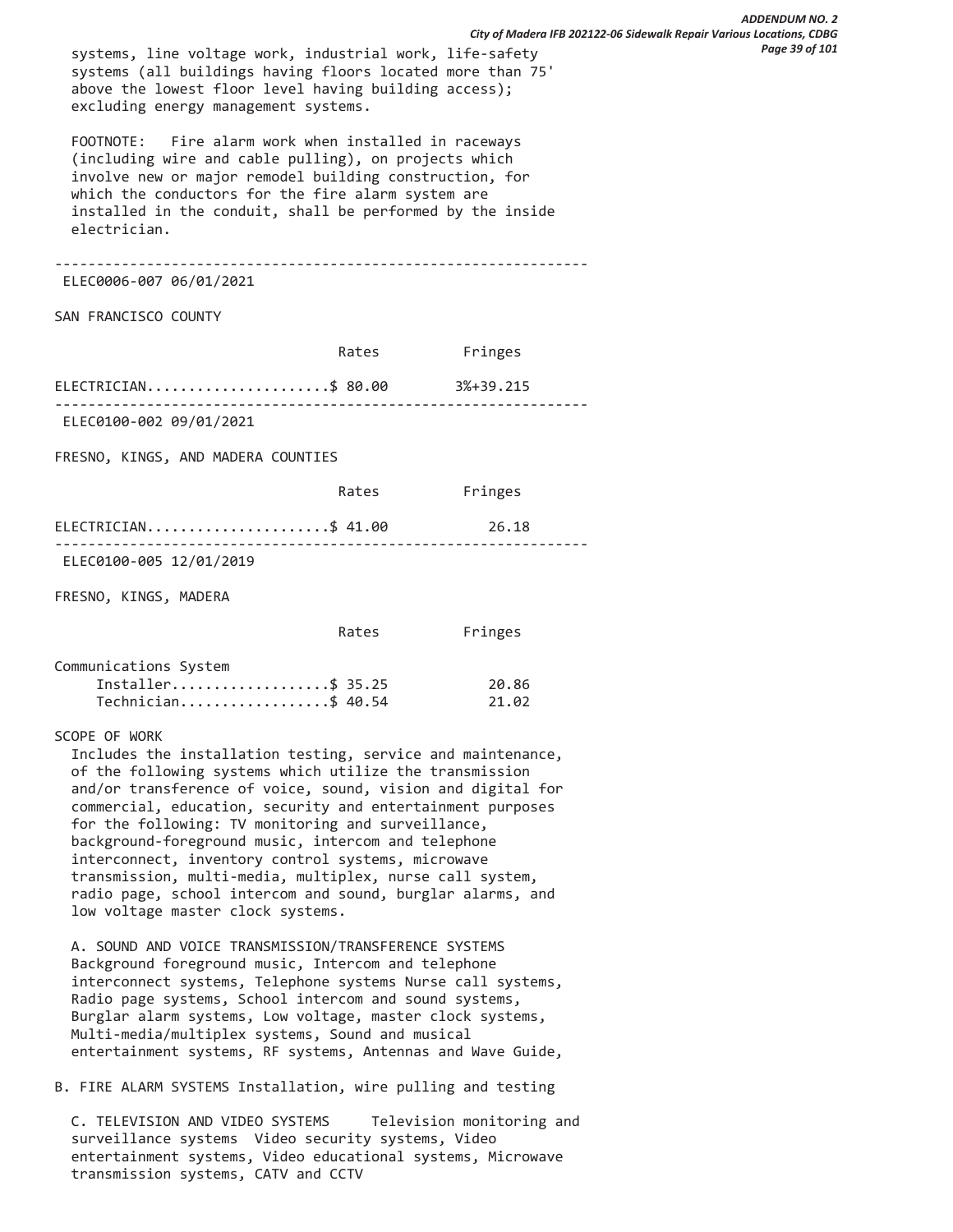systems, line voltage work, industrial work, life-safety systems (all buildings having floors located more than 75' above the lowest floor level having building access); excluding energy management systems.

FOOTNOTE: Fire alarm work when installed in raceways (including wire and cable pulling), on projects which involve new or major remodel building construction, for which the conductors for the fire alarm system are installed in the conduit, shall be performed by the inside electrician.

---

ELEC0006-007 06/01/2021

SAN FRANCISCO COUNTY

| | Rates | Fringes |
|---|---|---|
| ELECTRICIAN | $ 80.00 | 3%+39.215 |

---

ELEC0100-002 09/01/2021

FRESNO, KINGS, AND MADERA COUNTIES

| | Rates | Fringes |
|---|---|---|
| ELECTRICIAN | $ 41.00 | 26.18 |

---

ELEC0100-005 12/01/2019

FRESNO, KINGS, MADERA

| | Rates | Fringes |
|---|---|---|
| Communications System | | |
| Installer | $ 35.25 | 20.86 |
| Technician | $ 40.54 | 21.02 |

SCOPE OF WORK

Includes the installation testing, service and maintenance, of the following systems which utilize the transmission and/or transference of voice, sound, vision and digital for commercial, education, security and entertainment purposes for the following: TV monitoring and surveillance, background-foreground music, intercom and telephone interconnect, inventory control systems, microwave transmission, multi-media, multiplex, nurse call system, radio page, school intercom and sound, burglar alarms, and low voltage master clock systems.

A. SOUND AND VOICE TRANSMISSION/TRANSFERENCE SYSTEMS Background foreground music, Intercom and telephone interconnect systems, Telephone systems Nurse call systems, Radio page systems, School intercom and sound systems, Burglar alarm systems, Low voltage, master clock systems, Multi-media/multiplex systems, Sound and musical entertainment systems, RF systems, Antennas and Wave Guide,

B. FIRE ALARM SYSTEMS Installation, wire pulling and testing

C. TELEVISION AND VIDEO SYSTEMS Television monitoring and surveillance systems Video security systems, Video entertainment systems, Video educational systems, Microwave transmission systems, CATV and CCTV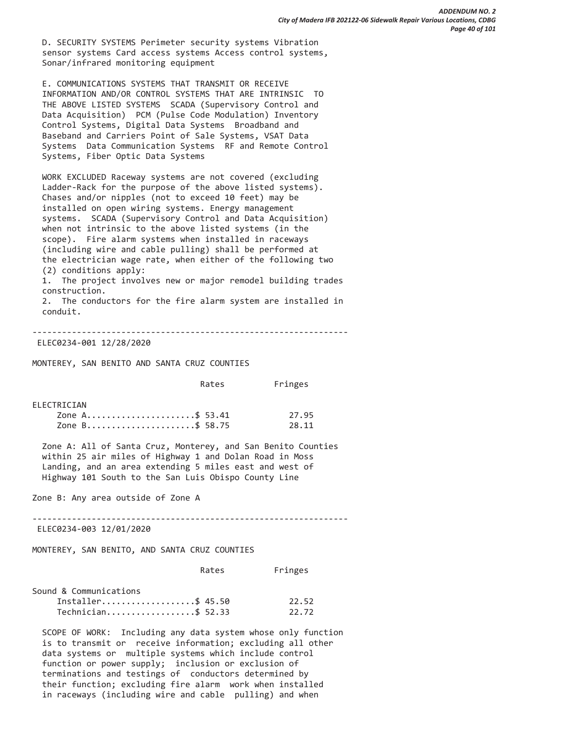D. SECURITY SYSTEMS Perimeter security systems Vibration sensor systems Card access systems Access control systems, Sonar/infrared monitoring equipment

E. COMMUNICATIONS SYSTEMS THAT TRANSMIT OR RECEIVE INFORMATION AND/OR CONTROL SYSTEMS THAT ARE INTRINSIC TO THE ABOVE LISTED SYSTEMS SCADA (Supervisory Control and Data Acquisition) PCM (Pulse Code Modulation) Inventory Control Systems, Digital Data Systems Broadband and Baseband and Carriers Point of Sale Systems, VSAT Data Systems Data Communication Systems RF and Remote Control Systems, Fiber Optic Data Systems

WORK EXCLUDED Raceway systems are not covered (excluding Ladder-Rack for the purpose of the above listed systems). Chases and/or nipples (not to exceed 10 feet) may be installed on open wiring systems. Energy management systems. SCADA (Supervisory Control and Data Acquisition) when not intrinsic to the above listed systems (in the scope). Fire alarm systems when installed in raceways (including wire and cable pulling) shall be performed at the electrician wage rate, when either of the following two (2) conditions apply:

1. The project involves new or major remodel building trades construction.
2. The conductors for the fire alarm system are installed in conduit.

---

ELEC0234-001 12/28/2020

MONTEREY, SAN BENITO AND SANTA CRUZ COUNTIES

| | Rates | Fringes |
|---|---|---|
| ELECTRICIAN | | |
| Zone A | $ 53.41 | 27.95 |
| Zone B | $ 58.75 | 28.11 |

Zone A: All of Santa Cruz, Monterey, and San Benito Counties within 25 air miles of Highway 1 and Dolan Road in Moss Landing, and an area extending 5 miles east and west of Highway 101 South to the San Luis Obispo County Line

Zone B: Any area outside of Zone A

---

ELEC0234-003 12/01/2020

MONTEREY, SAN BENITO, AND SANTA CRUZ COUNTIES

| | Rates | Fringes |
|---|---|---|
| Sound & Communications | | |
| Installer | $ 45.50 | 22.52 |
| Technician | $ 52.33 | 22.72 |

SCOPE OF WORK: Including any data system whose only function is to transmit or receive information; excluding all other data systems or multiple systems which include control function or power supply; inclusion or exclusion of terminations and testings of conductors determined by their function; excluding fire alarm work when installed in raceways (including wire and cable pulling) and when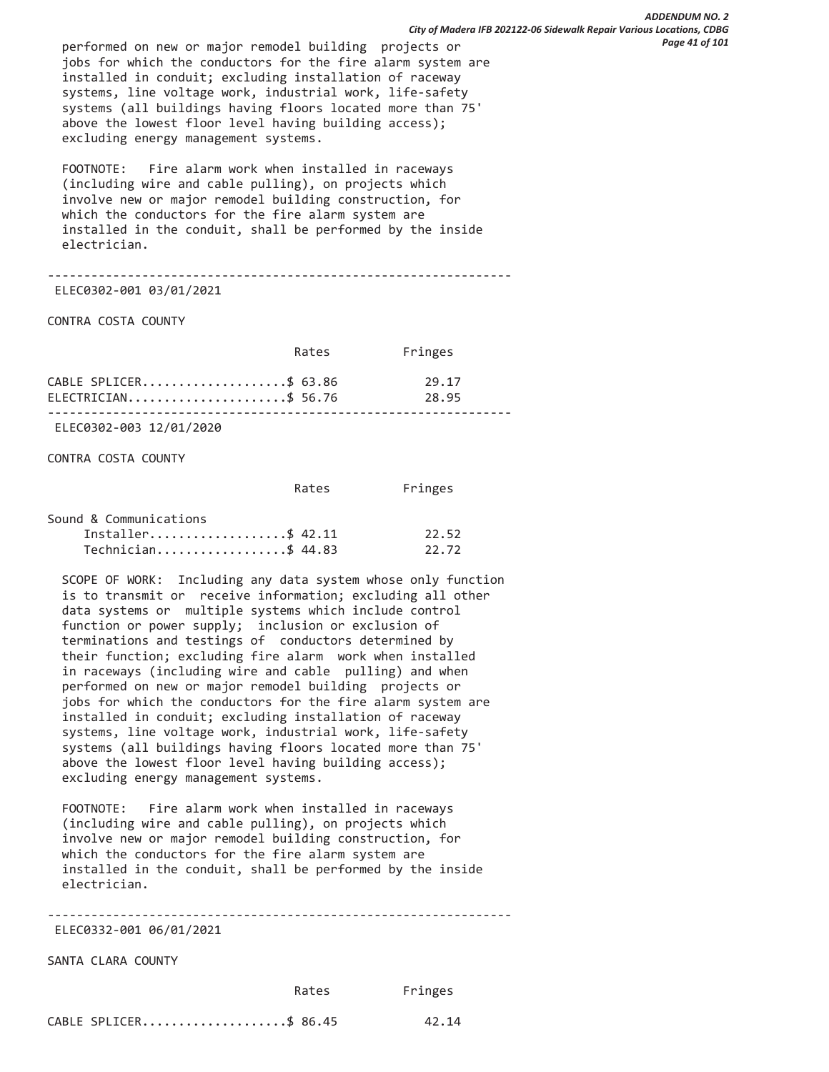performed on new or major remodel building projects or jobs for which the conductors for the fire alarm system are installed in conduit; excluding installation of raceway systems, line voltage work, industrial work, life-safety systems (all buildings having floors located more than 75' above the lowest floor level having building access); excluding energy management systems.

FOOTNOTE: Fire alarm work when installed in raceways (including wire and cable pulling), on projects which involve new or major remodel building construction, for which the conductors for the fire alarm system are installed in the conduit, shall be performed by the inside electrician.

---

ELEC0302-001 03/01/2021

CONTRA COSTA COUNTY

| | Rates | Fringes |
|---|---|---|
| CABLE SPLICER | $ 63.86 | 29.17 |
| ELECTRICIAN | $ 56.76 | 28.95 |

---

ELEC0302-003 12/01/2020

CONTRA COSTA COUNTY

| | Rates | Fringes |
|---|---|---|
| Sound & Communications | | |
| Installer | $ 42.11 | 22.52 |
| Technician | $ 44.83 | 22.72 |

SCOPE OF WORK: Including any data system whose only function is to transmit or receive information; excluding all other data systems or multiple systems which include control function or power supply; inclusion or exclusion of terminations and testings of conductors determined by their function; excluding fire alarm work when installed in raceways (including wire and cable pulling) and when performed on new or major remodel building projects or jobs for which the conductors for the fire alarm system are installed in conduit; excluding installation of raceway systems, line voltage work, industrial work, life-safety systems (all buildings having floors located more than 75' above the lowest floor level having building access); excluding energy management systems.

FOOTNOTE: Fire alarm work when installed in raceways (including wire and cable pulling), on projects which involve new or major remodel building construction, for which the conductors for the fire alarm system are installed in the conduit, shall be performed by the inside electrician.

---

ELEC0332-001 06/01/2021

SANTA CLARA COUNTY

| | Rates | Fringes |
|---|---|---|
| CABLE SPLICER | $ 86.45 | 42.14 |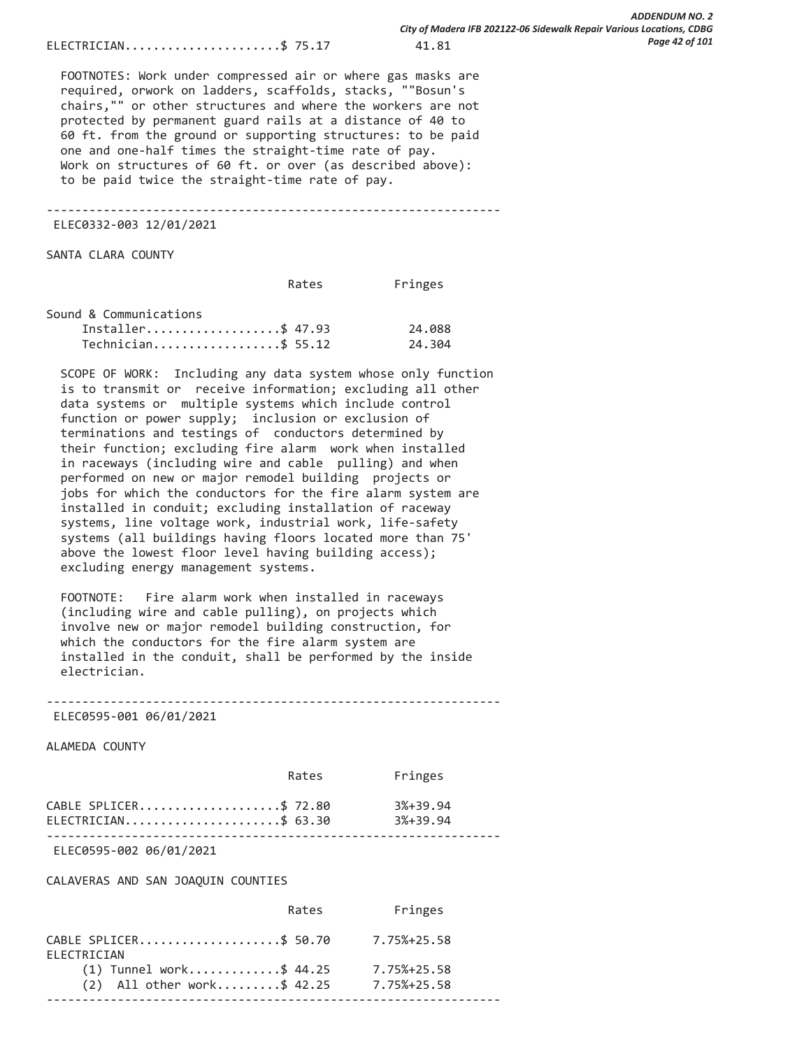| | Rates | Fringes |
|---|---|---|
| ELECTRICIAN | $ 75.17 | 41.81 |

FOOTNOTES: Work under compressed air or where gas masks are required, orwork on ladders, scaffolds, stacks, ""Bosun's chairs,"" or other structures and where the workers are not protected by permanent guard rails at a distance of 40 to 60 ft. from the ground or supporting structures: to be paid one and one-half times the straight-time rate of pay. Work on structures of 60 ft. or over (as described above): to be paid twice the straight-time rate of pay.

---

ELEC0332-003 12/01/2021

SANTA CLARA COUNTY

| | Rates | Fringes |
|---|---|---|
| Sound & Communications | | |
| Installer | $ 47.93 | 24.088 |
| Technician | $ 55.12 | 24.304 |

SCOPE OF WORK: Including any data system whose only function is to transmit or receive information; excluding all other data systems or multiple systems which include control function or power supply; inclusion or exclusion of terminations and testings of conductors determined by their function; excluding fire alarm work when installed in raceways (including wire and cable pulling) and when performed on new or major remodel building projects or jobs for which the conductors for the fire alarm system are installed in conduit; excluding installation of raceway systems, line voltage work, industrial work, life-safety systems (all buildings having floors located more than 75' above the lowest floor level having building access); excluding energy management systems.

FOOTNOTE: Fire alarm work when installed in raceways (including wire and cable pulling), on projects which involve new or major remodel building construction, for which the conductors for the fire alarm system are installed in the conduit, shall be performed by the inside electrician.

---

ELEC0595-001 06/01/2021

ALAMEDA COUNTY

| | Rates | Fringes |
|---|---|---|
| CABLE SPLICER | $ 72.80 | 3%+39.94 |
| ELECTRICIAN | $ 63.30 | 3%+39.94 |

---

ELEC0595-002 06/01/2021

CALAVERAS AND SAN JOAQUIN COUNTIES

| | Rates | Fringes |
|---|---|---|
| CABLE SPLICER | $ 50.70 | 7.75%+25.58 |
| ELECTRICIAN | | |
| (1) Tunnel work | $ 44.25 | 7.75%+25.58 |
| (2) All other work | $ 42.25 | 7.75%+25.58 |

---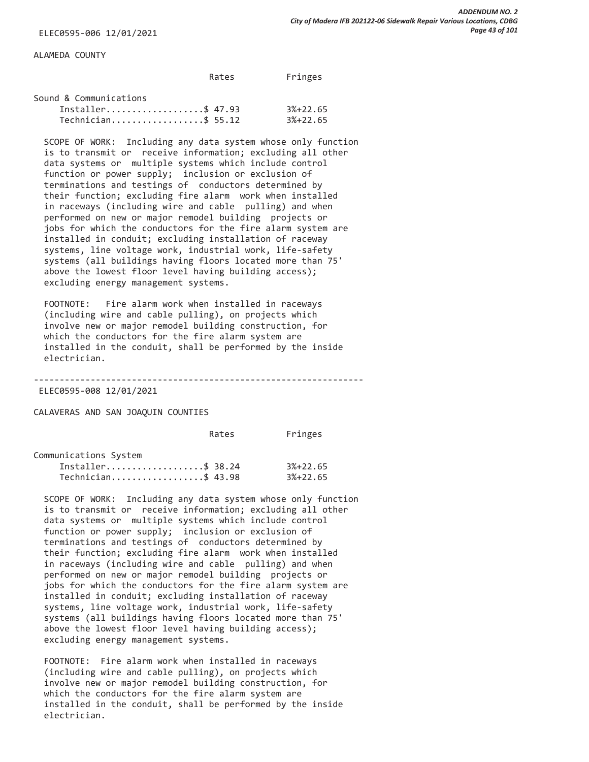ELEC0595-006 12/01/2021

ALAMEDA COUNTY

| | Rates | Fringes |
|---|---|---|
| Sound & Communications | | |
| Installer | $ 47.93 | 3%+22.65 |
| Technician | $ 55.12 | 3%+22.65 |

SCOPE OF WORK: Including any data system whose only function is to transmit or receive information; excluding all other data systems or multiple systems which include control function or power supply; inclusion or exclusion of terminations and testings of conductors determined by their function; excluding fire alarm work when installed in raceways (including wire and cable pulling) and when performed on new or major remodel building projects or jobs for which the conductors for the fire alarm system are installed in conduit; excluding installation of raceway systems, line voltage work, industrial work, life-safety systems (all buildings having floors located more than 75' above the lowest floor level having building access); excluding energy management systems.

FOOTNOTE: Fire alarm work when installed in raceways (including wire and cable pulling), on projects which involve new or major remodel building construction, for which the conductors for the fire alarm system are installed in the conduit, shall be performed by the inside electrician.

---

ELEC0595-008 12/01/2021

CALAVERAS AND SAN JOAQUIN COUNTIES

| | Rates | Fringes |
|---|---|---|
| Communications System | | |
| Installer | $ 38.24 | 3%+22.65 |
| Technician | $ 43.98 | 3%+22.65 |

SCOPE OF WORK: Including any data system whose only function is to transmit or receive information; excluding all other data systems or multiple systems which include control function or power supply; inclusion or exclusion of terminations and testings of conductors determined by their function; excluding fire alarm work when installed in raceways (including wire and cable pulling) and when performed on new or major remodel building projects or jobs for which the conductors for the fire alarm system are installed in conduit; excluding installation of raceway systems, line voltage work, industrial work, life-safety systems (all buildings having floors located more than 75' above the lowest floor level having building access); excluding energy management systems.

FOOTNOTE: Fire alarm work when installed in raceways (including wire and cable pulling), on projects which involve new or major remodel building construction, for which the conductors for the fire alarm system are installed in the conduit, shall be performed by the inside electrician.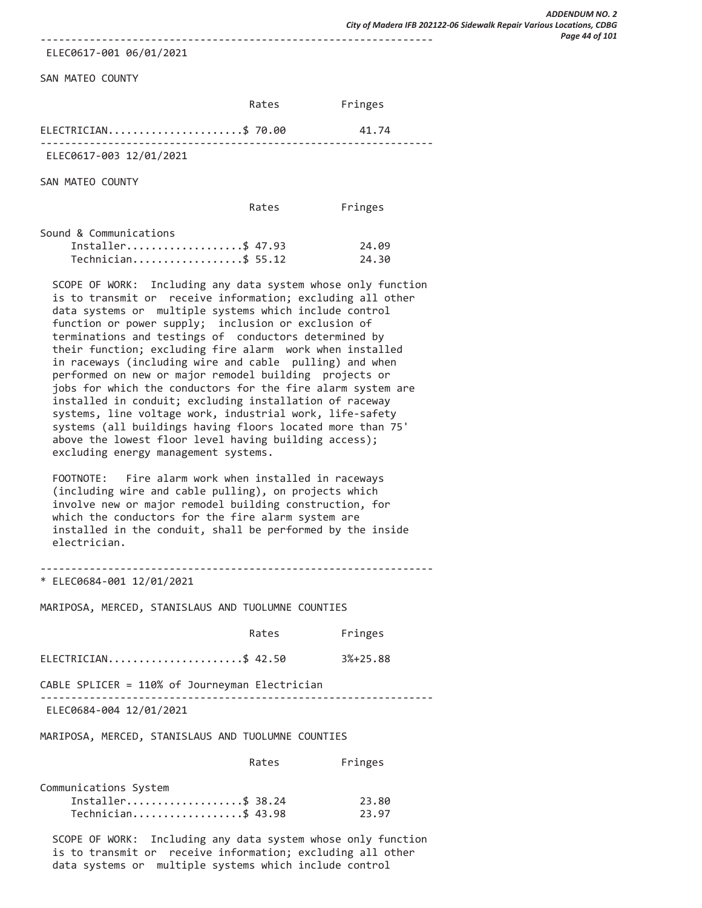---

ELEC0617-001 06/01/2021

SAN MATEO COUNTY

| | Rates | Fringes |
|---|---|---|
| ELECTRICIAN | $ 70.00 | 41.74 |

---

ELEC0617-003 12/01/2021

SAN MATEO COUNTY

| | Rates | Fringes |
|---|---|---|
| Sound & Communications | | |
| Installer | $ 47.93 | 24.09 |
| Technician | $ 55.12 | 24.30 |

SCOPE OF WORK: Including any data system whose only function is to transmit or receive information; excluding all other data systems or multiple systems which include control function or power supply; inclusion or exclusion of terminations and testings of conductors determined by their function; excluding fire alarm work when installed in raceways (including wire and cable pulling) and when performed on new or major remodel building projects or jobs for which the conductors for the fire alarm system are installed in conduit; excluding installation of raceway systems, line voltage work, industrial work, life-safety systems (all buildings having floors located more than 75' above the lowest floor level having building access); excluding energy management systems.

FOOTNOTE: Fire alarm work when installed in raceways (including wire and cable pulling), on projects which involve new or major remodel building construction, for which the conductors for the fire alarm system are installed in the conduit, shall be performed by the inside electrician.

---

* ELEC0684-001 12/01/2021

MARIPOSA, MERCED, STANISLAUS AND TUOLUMNE COUNTIES

| | Rates | Fringes |
|---|---|---|
| ELECTRICIAN | $ 42.50 | 3%+25.88 |

CABLE SPLICER = 110% of Journeyman Electrician

---

ELEC0684-004 12/01/2021

MARIPOSA, MERCED, STANISLAUS AND TUOLUMNE COUNTIES

| | Rates | Fringes |
|---|---|---|
| Communications System | | |
| Installer | $ 38.24 | 23.80 |
| Technician | $ 43.98 | 23.97 |

SCOPE OF WORK: Including any data system whose only function is to transmit or receive information; excluding all other data systems or multiple systems which include control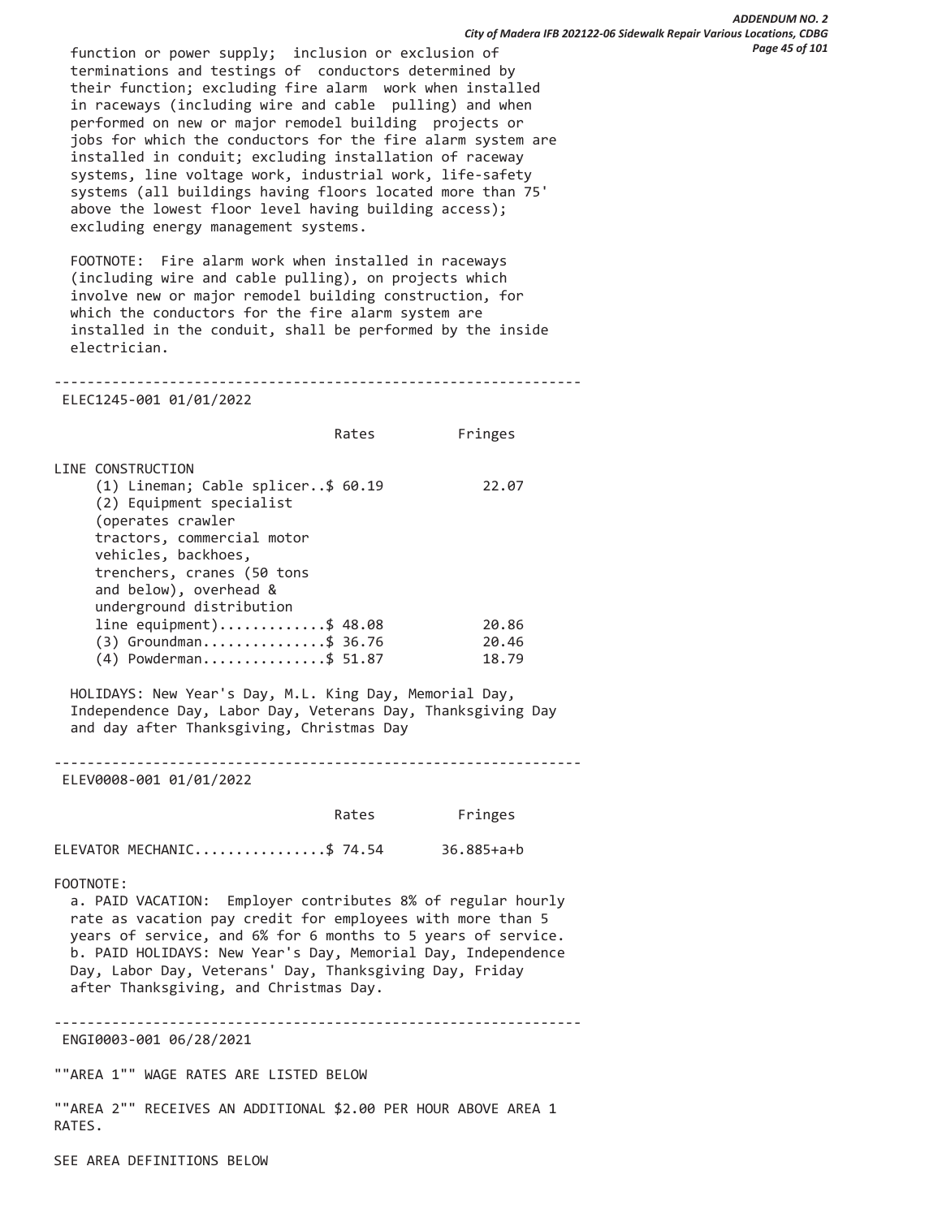function or power supply; inclusion or exclusion of terminations and testings of conductors determined by their function; excluding fire alarm work when installed in raceways (including wire and cable pulling) and when performed on new or major remodel building projects or jobs for which the conductors for the fire alarm system are installed in conduit; excluding installation of raceway systems, line voltage work, industrial work, life-safety systems (all buildings having floors located more than 75' above the lowest floor level having building access); excluding energy management systems.

FOOTNOTE: Fire alarm work when installed in raceways (including wire and cable pulling), on projects which involve new or major remodel building construction, for which the conductors for the fire alarm system are installed in the conduit, shall be performed by the inside electrician.

---

ELEC1245-001 01/01/2022

| | Rates | Fringes |
|---|---|---|
| LINE CONSTRUCTION | | |
| (1) Lineman; Cable splicer.. | $ 60.19 | 22.07 |
| (2) Equipment specialist (operates crawler tractors, commercial motor vehicles, backhoes, trenchers, cranes (50 tons and below), overhead & underground distribution line equipment)............ | $ 48.08 | 20.86 |
| (3) Groundman.............. | $ 36.76 | 20.46 |
| (4) Powderman.............. | $ 51.87 | 18.79 |

HOLIDAYS: New Year's Day, M.L. King Day, Memorial Day, Independence Day, Labor Day, Veterans Day, Thanksgiving Day and day after Thanksgiving, Christmas Day

---

ELEV0008-001 01/01/2022

| | Rates | Fringes |
|---|---|---|
| ELEVATOR MECHANIC............... | $ 74.54 | 36.885+a+b |

FOOTNOTE:

a. PAID VACATION: Employer contributes 8% of regular hourly rate as vacation pay credit for employees with more than 5 years of service, and 6% for 6 months to 5 years of service.
b. PAID HOLIDAYS: New Year's Day, Memorial Day, Independence Day, Labor Day, Veterans' Day, Thanksgiving Day, Friday after Thanksgiving, and Christmas Day.

---

ENGI0003-001 06/28/2021

""AREA 1"" WAGE RATES ARE LISTED BELOW

""AREA 2"" RECEIVES AN ADDITIONAL $2.00 PER HOUR ABOVE AREA 1 RATES.

SEE AREA DEFINITIONS BELOW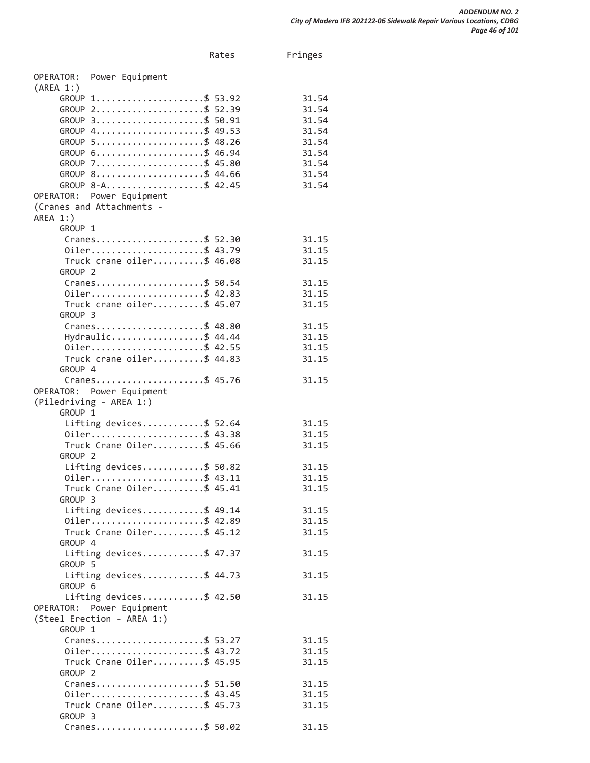| | Rates | Fringes |
|---|---|---|
| OPERATOR: Power Equipment (AREA 1:) | | |
| GROUP 1 | $ 53.92 | 31.54 |
| GROUP 2 | $ 52.39 | 31.54 |
| GROUP 3 | $ 50.91 | 31.54 |
| GROUP 4 | $ 49.53 | 31.54 |
| GROUP 5 | $ 48.26 | 31.54 |
| GROUP 6 | $ 46.94 | 31.54 |
| GROUP 7 | $ 45.80 | 31.54 |
| GROUP 8 | $ 44.66 | 31.54 |
| GROUP 8-A | $ 42.45 | 31.54 |
| OPERATOR: Power Equipment (Cranes and Attachments - AREA 1:) | | |
| GROUP 1 | | |
| Cranes | $ 52.30 | 31.15 |
| Oiler | $ 43.79 | 31.15 |
| Truck crane oiler | $ 46.08 | 31.15 |
| GROUP 2 | | |
| Cranes | $ 50.54 | 31.15 |
| Oiler | $ 42.83 | 31.15 |
| Truck crane oiler | $ 45.07 | 31.15 |
| GROUP 3 | | |
| Cranes | $ 48.80 | 31.15 |
| Hydraulic | $ 44.44 | 31.15 |
| Oiler | $ 42.55 | 31.15 |
| Truck crane oiler | $ 44.83 | 31.15 |
| GROUP 4 | | |
| Cranes | $ 45.76 | 31.15 |
| OPERATOR: Power Equipment (Piledriving - AREA 1:) | | |
| GROUP 1 | | |
| Lifting devices | $ 52.64 | 31.15 |
| Oiler | $ 43.38 | 31.15 |
| Truck Crane Oiler | $ 45.66 | 31.15 |
| GROUP 2 | | |
| Lifting devices | $ 50.82 | 31.15 |
| Oiler | $ 43.11 | 31.15 |
| Truck Crane Oiler | $ 45.41 | 31.15 |
| GROUP 3 | | |
| Lifting devices | $ 49.14 | 31.15 |
| Oiler | $ 42.89 | 31.15 |
| Truck Crane Oiler | $ 45.12 | 31.15 |
| GROUP 4 | | |
| Lifting devices | $ 47.37 | 31.15 |
| GROUP 5 | | |
| Lifting devices | $ 44.73 | 31.15 |
| GROUP 6 | | |
| Lifting devices | $ 42.50 | 31.15 |
| OPERATOR: Power Equipment (Steel Erection - AREA 1:) | | |
| GROUP 1 | | |
| Cranes | $ 53.27 | 31.15 |
| Oiler | $ 43.72 | 31.15 |
| Truck Crane Oiler | $ 45.95 | 31.15 |
| GROUP 2 | | |
| Cranes | $ 51.50 | 31.15 |
| Oiler | $ 43.45 | 31.15 |
| Truck Crane Oiler | $ 45.73 | 31.15 |
| GROUP 3 | | |
| Cranes | $ 50.02 | 31.15 |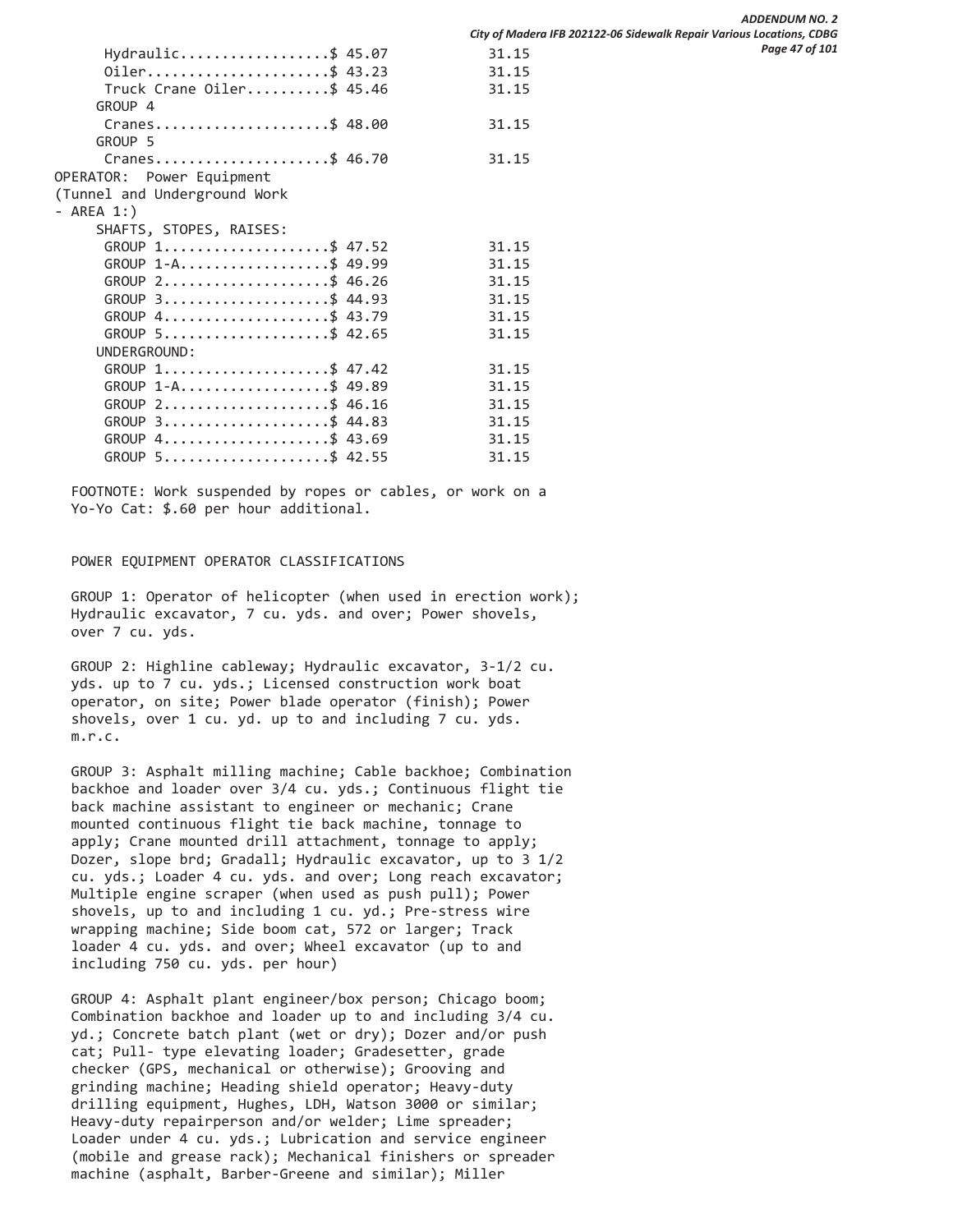```
      Hydraulic.................$ 45.07            31.15
      Oiler.....................$ 43.23            31.15
      Truck Crane Oiler.........$ 45.46            31.15
     GROUP 4
      Cranes....................$ 48.00            31.15
     GROUP 5
      Cranes....................$ 46.70            31.15
OPERATOR:  Power Equipment
(Tunnel and Underground Work
- AREA 1:)
     SHAFTS, STOPES, RAISES:
      GROUP 1...................$ 47.52            31.15
      GROUP 1-A.................$ 49.99            31.15
      GROUP 2...................$ 46.26            31.15
      GROUP 3...................$ 44.93            31.15
      GROUP 4...................$ 43.79            31.15
      GROUP 5...................$ 42.65            31.15
     UNDERGROUND:
      GROUP 1...................$ 47.42            31.15
      GROUP 1-A.................$ 49.89            31.15
      GROUP 2...................$ 46.16            31.15
      GROUP 3...................$ 44.83            31.15
      GROUP 4...................$ 43.69            31.15
      GROUP 5...................$ 42.55            31.15
```

FOOTNOTE: Work suspended by ropes or cables, or work on a Yo-Yo Cat: $.60 per hour additional.

POWER EQUIPMENT OPERATOR CLASSIFICATIONS

GROUP 1: Operator of helicopter (when used in erection work); Hydraulic excavator, 7 cu. yds. and over; Power shovels, over 7 cu. yds.

GROUP 2: Highline cableway; Hydraulic excavator, 3-1/2 cu. yds. up to 7 cu. yds.; Licensed construction work boat operator, on site; Power blade operator (finish); Power shovels, over 1 cu. yd. up to and including 7 cu. yds. m.r.c.

GROUP 3: Asphalt milling machine; Cable backhoe; Combination backhoe and loader over 3/4 cu. yds.; Continuous flight tie back machine assistant to engineer or mechanic; Crane mounted continuous flight tie back machine, tonnage to apply; Crane mounted drill attachment, tonnage to apply; Dozer, slope brd; Gradall; Hydraulic excavator, up to 3 1/2 cu. yds.; Loader 4 cu. yds. and over; Long reach excavator; Multiple engine scraper (when used as push pull); Power shovels, up to and including 1 cu. yd.; Pre-stress wire wrapping machine; Side boom cat, 572 or larger; Track loader 4 cu. yds. and over; Wheel excavator (up to and including 750 cu. yds. per hour)

GROUP 4: Asphalt plant engineer/box person; Chicago boom; Combination backhoe and loader up to and including 3/4 cu. yd.; Concrete batch plant (wet or dry); Dozer and/or push cat; Pull- type elevating loader; Gradesetter, grade checker (GPS, mechanical or otherwise); Grooving and grinding machine; Heading shield operator; Heavy-duty drilling equipment, Hughes, LDH, Watson 3000 or similar; Heavy-duty repairperson and/or welder; Lime spreader; Loader under 4 cu. yds.; Lubrication and service engineer (mobile and grease rack); Mechanical finishers or spreader machine (asphalt, Barber-Greene and similar); Miller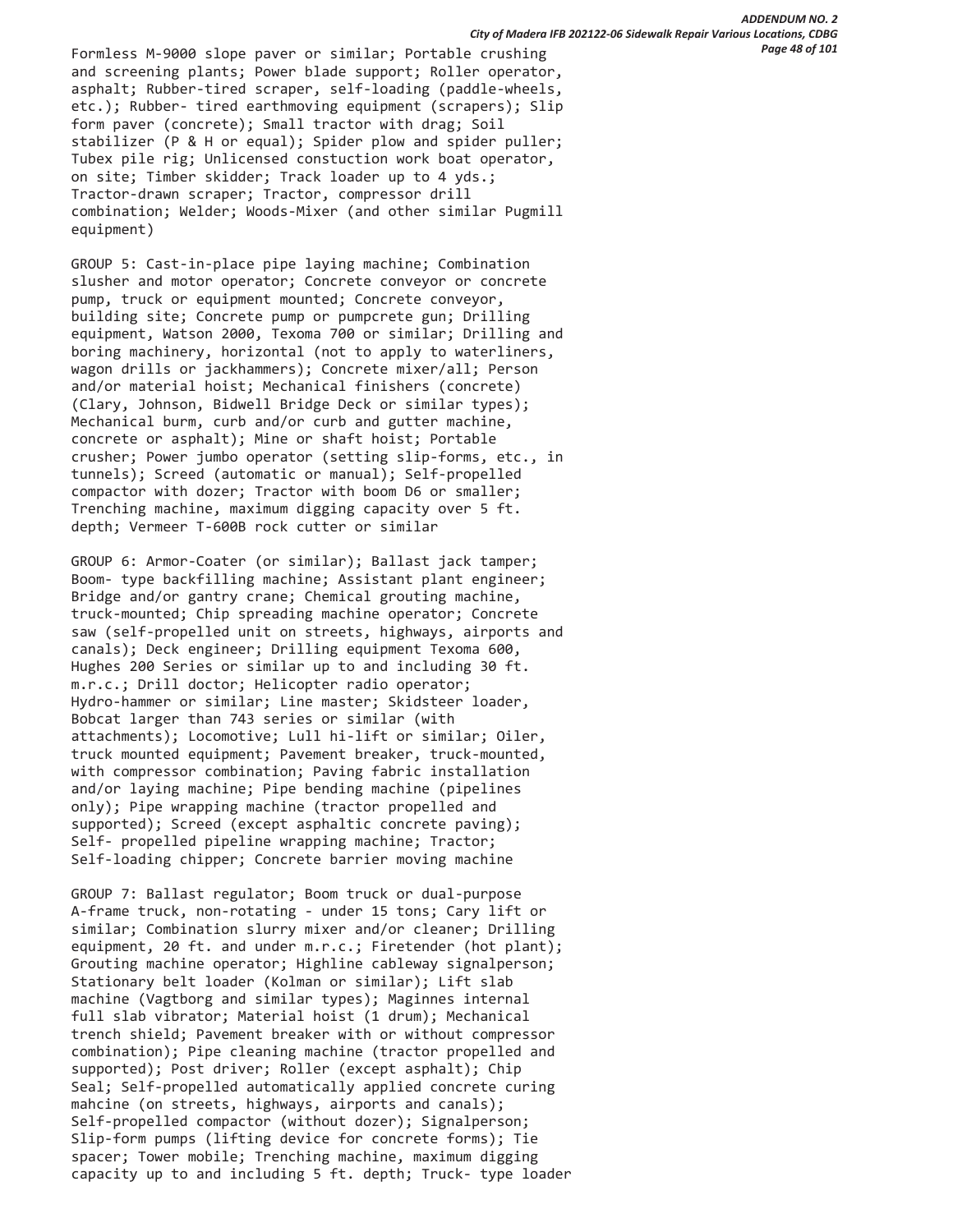Formless M-9000 slope paver or similar; Portable crushing and screening plants; Power blade support; Roller operator, asphalt; Rubber-tired scraper, self-loading (paddle-wheels, etc.); Rubber- tired earthmoving equipment (scrapers); Slip form paver (concrete); Small tractor with drag; Soil stabilizer (P & H or equal); Spider plow and spider puller; Tubex pile rig; Unlicensed constuction work boat operator, on site; Timber skidder; Track loader up to 4 yds.; Tractor-drawn scraper; Tractor, compressor drill combination; Welder; Woods-Mixer (and other similar Pugmill equipment)

GROUP 5: Cast-in-place pipe laying machine; Combination slusher and motor operator; Concrete conveyor or concrete pump, truck or equipment mounted; Concrete conveyor, building site; Concrete pump or pumpcrete gun; Drilling equipment, Watson 2000, Texoma 700 or similar; Drilling and boring machinery, horizontal (not to apply to waterliners, wagon drills or jackhammers); Concrete mixer/all; Person and/or material hoist; Mechanical finishers (concrete) (Clary, Johnson, Bidwell Bridge Deck or similar types); Mechanical burm, curb and/or curb and gutter machine, concrete or asphalt); Mine or shaft hoist; Portable crusher; Power jumbo operator (setting slip-forms, etc., in tunnels); Screed (automatic or manual); Self-propelled compactor with dozer; Tractor with boom D6 or smaller; Trenching machine, maximum digging capacity over 5 ft. depth; Vermeer T-600B rock cutter or similar

GROUP 6: Armor-Coater (or similar); Ballast jack tamper; Boom- type backfilling machine; Assistant plant engineer; Bridge and/or gantry crane; Chemical grouting machine, truck-mounted; Chip spreading machine operator; Concrete saw (self-propelled unit on streets, highways, airports and canals); Deck engineer; Drilling equipment Texoma 600, Hughes 200 Series or similar up to and including 30 ft. m.r.c.; Drill doctor; Helicopter radio operator; Hydro-hammer or similar; Line master; Skidsteer loader, Bobcat larger than 743 series or similar (with attachments); Locomotive; Lull hi-lift or similar; Oiler, truck mounted equipment; Pavement breaker, truck-mounted, with compressor combination; Paving fabric installation and/or laying machine; Pipe bending machine (pipelines only); Pipe wrapping machine (tractor propelled and supported); Screed (except asphaltic concrete paving); Self- propelled pipeline wrapping machine; Tractor; Self-loading chipper; Concrete barrier moving machine

GROUP 7: Ballast regulator; Boom truck or dual-purpose A-frame truck, non-rotating - under 15 tons; Cary lift or similar; Combination slurry mixer and/or cleaner; Drilling equipment, 20 ft. and under m.r.c.; Firetender (hot plant); Grouting machine operator; Highline cableway signalperson; Stationary belt loader (Kolman or similar); Lift slab machine (Vagtborg and similar types); Maginnes internal full slab vibrator; Material hoist (1 drum); Mechanical trench shield; Pavement breaker with or without compressor combination); Pipe cleaning machine (tractor propelled and supported); Post driver; Roller (except asphalt); Chip Seal; Self-propelled automatically applied concrete curing mahcine (on streets, highways, airports and canals); Self-propelled compactor (without dozer); Signalperson; Slip-form pumps (lifting device for concrete forms); Tie spacer; Tower mobile; Trenching machine, maximum digging capacity up to and including 5 ft. depth; Truck- type loader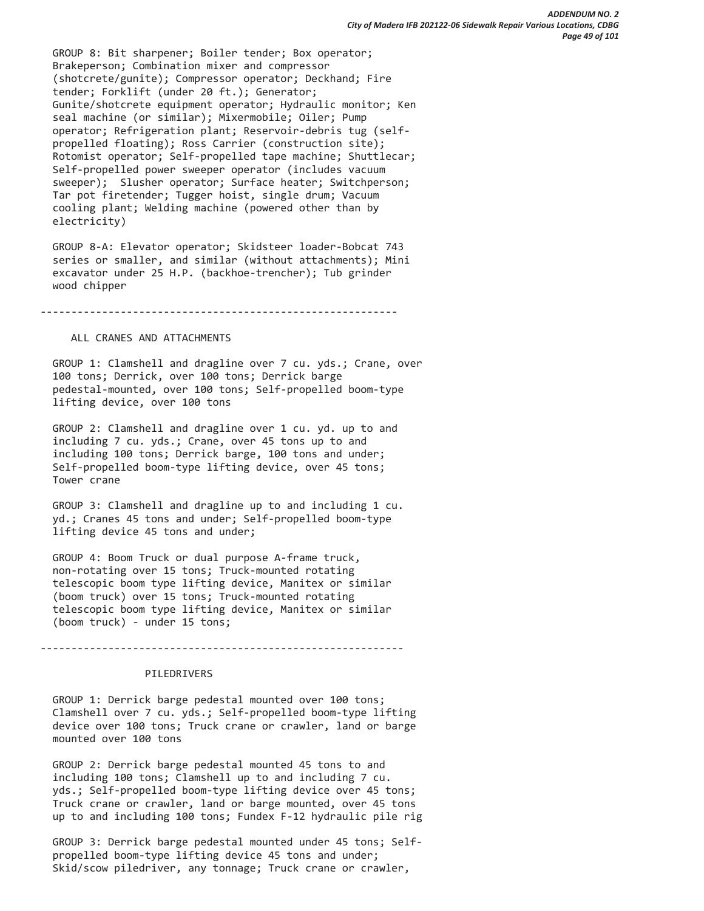GROUP 8: Bit sharpener; Boiler tender; Box operator; Brakeperson; Combination mixer and compressor (shotcrete/gunite); Compressor operator; Deckhand; Fire tender; Forklift (under 20 ft.); Generator; Gunite/shotcrete equipment operator; Hydraulic monitor; Ken seal machine (or similar); Mixermobile; Oiler; Pump operator; Refrigeration plant; Reservoir-debris tug (self-propelled floating); Ross Carrier (construction site); Rotomist operator; Self-propelled tape machine; Shuttlecar; Self-propelled power sweeper operator (includes vacuum sweeper); Slusher operator; Surface heater; Switchperson; Tar pot firetender; Tugger hoist, single drum; Vacuum cooling plant; Welding machine (powered other than by electricity)

GROUP 8-A: Elevator operator; Skidsteer loader-Bobcat 743 series or smaller, and similar (without attachments); Mini excavator under 25 H.P. (backhoe-trencher); Tub grinder wood chipper

---

ALL CRANES AND ATTACHMENTS

GROUP 1: Clamshell and dragline over 7 cu. yds.; Crane, over 100 tons; Derrick, over 100 tons; Derrick barge pedestal-mounted, over 100 tons; Self-propelled boom-type lifting device, over 100 tons

GROUP 2: Clamshell and dragline over 1 cu. yd. up to and including 7 cu. yds.; Crane, over 45 tons up to and including 100 tons; Derrick barge, 100 tons and under; Self-propelled boom-type lifting device, over 45 tons; Tower crane

GROUP 3: Clamshell and dragline up to and including 1 cu. yd.; Cranes 45 tons and under; Self-propelled boom-type lifting device 45 tons and under;

GROUP 4: Boom Truck or dual purpose A-frame truck, non-rotating over 15 tons; Truck-mounted rotating telescopic boom type lifting device, Manitex or similar (boom truck) over 15 tons; Truck-mounted rotating telescopic boom type lifting device, Manitex or similar (boom truck) - under 15 tons;

---

PILEDRIVERS

GROUP 1: Derrick barge pedestal mounted over 100 tons; Clamshell over 7 cu. yds.; Self-propelled boom-type lifting device over 100 tons; Truck crane or crawler, land or barge mounted over 100 tons

GROUP 2: Derrick barge pedestal mounted 45 tons to and including 100 tons; Clamshell up to and including 7 cu. yds.; Self-propelled boom-type lifting device over 45 tons; Truck crane or crawler, land or barge mounted, over 45 tons up to and including 100 tons; Fundex F-12 hydraulic pile rig

GROUP 3: Derrick barge pedestal mounted under 45 tons; Self-propelled boom-type lifting device 45 tons and under; Skid/scow piledriver, any tonnage; Truck crane or crawler,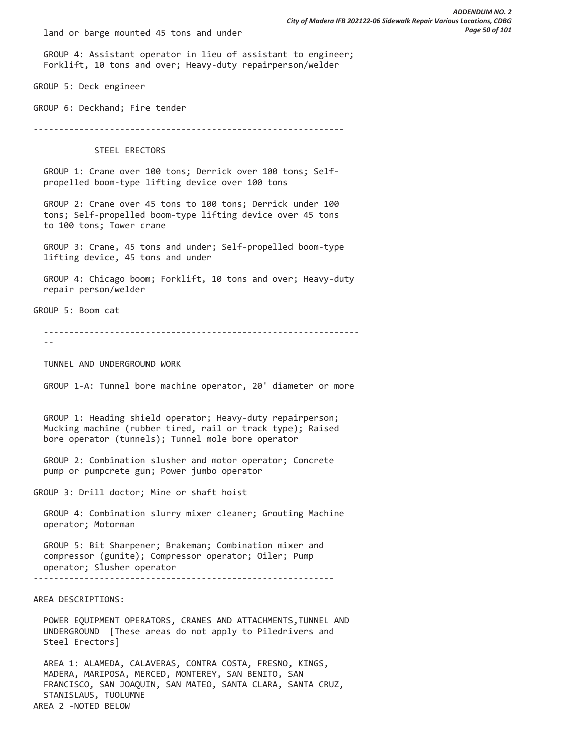land or barge mounted 45 tons and under

GROUP 4: Assistant operator in lieu of assistant to engineer; Forklift, 10 tons and over; Heavy-duty repairperson/welder

GROUP 5: Deck engineer

GROUP 6: Deckhand; Fire tender

----------------------------------------------------------------

STEEL ERECTORS

GROUP 1: Crane over 100 tons; Derrick over 100 tons; Self-propelled boom-type lifting device over 100 tons

GROUP 2: Crane over 45 tons to 100 tons; Derrick under 100 tons; Self-propelled boom-type lifting device over 45 tons to 100 tons; Tower crane

GROUP 3: Crane, 45 tons and under; Self-propelled boom-type lifting device, 45 tons and under

GROUP 4: Chicago boom; Forklift, 10 tons and over; Heavy-duty repair person/welder

GROUP 5: Boom cat

----------------------------------------------------------------

TUNNEL AND UNDERGROUND WORK

GROUP 1-A: Tunnel bore machine operator, 20' diameter or more

GROUP 1: Heading shield operator; Heavy-duty repairperson; Mucking machine (rubber tired, rail or track type); Raised bore operator (tunnels); Tunnel mole bore operator

GROUP 2: Combination slusher and motor operator; Concrete pump or pumpcrete gun; Power jumbo operator

GROUP 3: Drill doctor; Mine or shaft hoist

GROUP 4: Combination slurry mixer cleaner; Grouting Machine operator; Motorman

GROUP 5: Bit Sharpener; Brakeman; Combination mixer and compressor (gunite); Compressor operator; Oiler; Pump operator; Slusher operator

----------------------------------------------------------------

AREA DESCRIPTIONS:

POWER EQUIPMENT OPERATORS, CRANES AND ATTACHMENTS,TUNNEL AND UNDERGROUND [These areas do not apply to Piledrivers and Steel Erectors]

AREA 1: ALAMEDA, CALAVERAS, CONTRA COSTA, FRESNO, KINGS, MADERA, MARIPOSA, MERCED, MONTEREY, SAN BENITO, SAN FRANCISCO, SAN JOAQUIN, SAN MATEO, SANTA CLARA, SANTA CRUZ, STANISLAUS, TUOLUMNE

AREA 2 -NOTED BELOW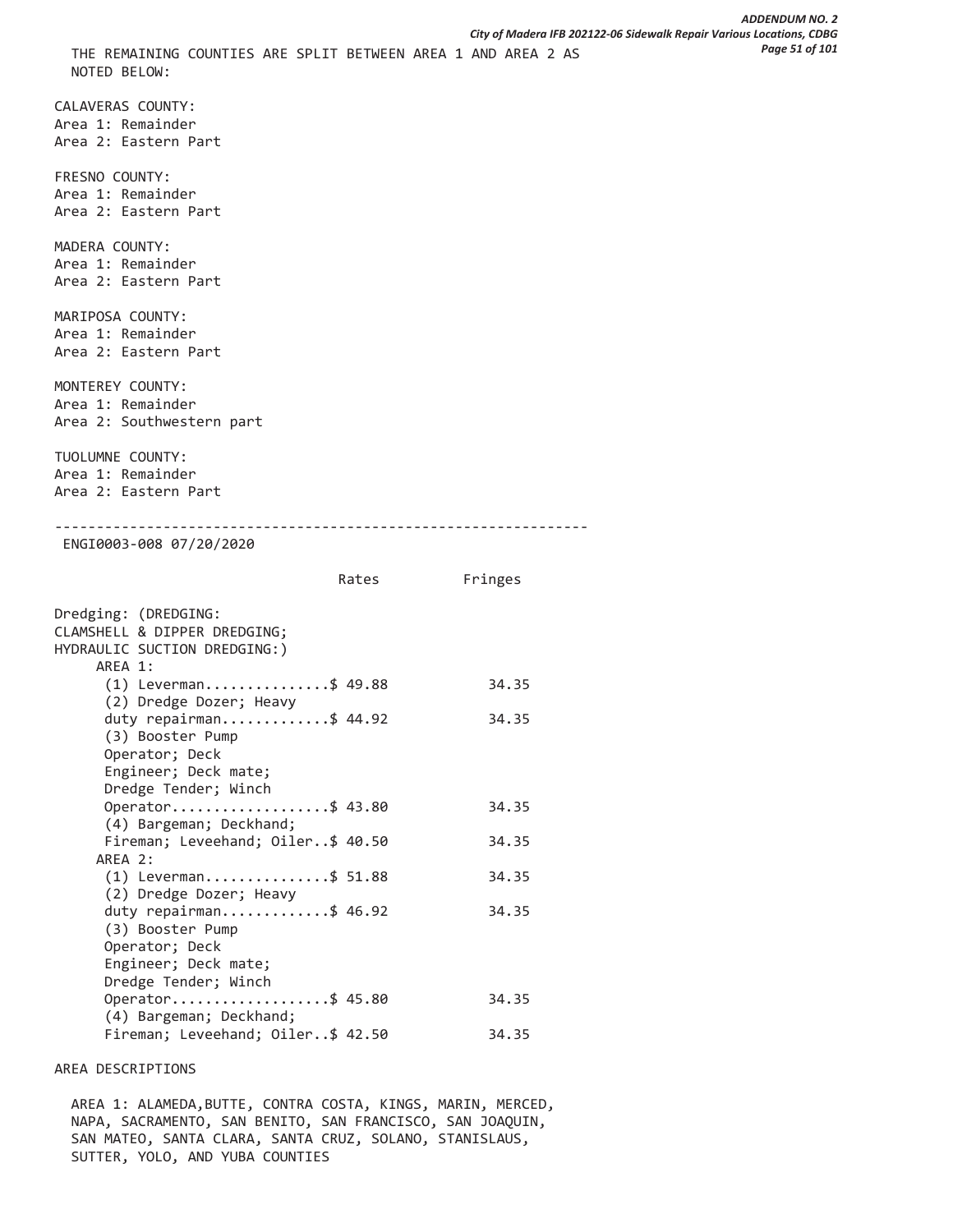THE REMAINING COUNTIES ARE SPLIT BETWEEN AREA 1 AND AREA 2 AS NOTED BELOW:

CALAVERAS COUNTY:
Area 1: Remainder
Area 2: Eastern Part

FRESNO COUNTY:
Area 1: Remainder
Area 2: Eastern Part

MADERA COUNTY:
Area 1: Remainder
Area 2: Eastern Part

MARIPOSA COUNTY:
Area 1: Remainder
Area 2: Eastern Part

MONTEREY COUNTY:
Area 1: Remainder
Area 2: Southwestern part

TUOLUMNE COUNTY:
Area 1: Remainder
Area 2: Eastern Part

----------------------------------------------------------------

ENGI0003-008 07/20/2020

| | Rates | Fringes |
|---|---|---|
| Dredging: (DREDGING: CLAMSHELL & DIPPER DREDGING; HYDRAULIC SUCTION DREDGING:) | | |
| AREA 1: | | |
| (1) Leverman | $ 49.88 | 34.35 |
| (2) Dredge Dozer; Heavy duty repairman | $ 44.92 | 34.35 |
| (3) Booster Pump Operator; Deck Engineer; Deck mate; Dredge Tender; Winch Operator | $ 43.80 | 34.35 |
| (4) Bargeman; Deckhand; Fireman; Leveehand; Oiler | $ 40.50 | 34.35 |
| AREA 2: | | |
| (1) Leverman | $ 51.88 | 34.35 |
| (2) Dredge Dozer; Heavy duty repairman | $ 46.92 | 34.35 |
| (3) Booster Pump Operator; Deck Engineer; Deck mate; Dredge Tender; Winch Operator | $ 45.80 | 34.35 |
| (4) Bargeman; Deckhand; Fireman; Leveehand; Oiler | $ 42.50 | 34.35 |

AREA DESCRIPTIONS

AREA 1: ALAMEDA,BUTTE, CONTRA COSTA, KINGS, MARIN, MERCED, NAPA, SACRAMENTO, SAN BENITO, SAN FRANCISCO, SAN JOAQUIN, SAN MATEO, SANTA CLARA, SANTA CRUZ, SOLANO, STANISLAUS, SUTTER, YOLO, AND YUBA COUNTIES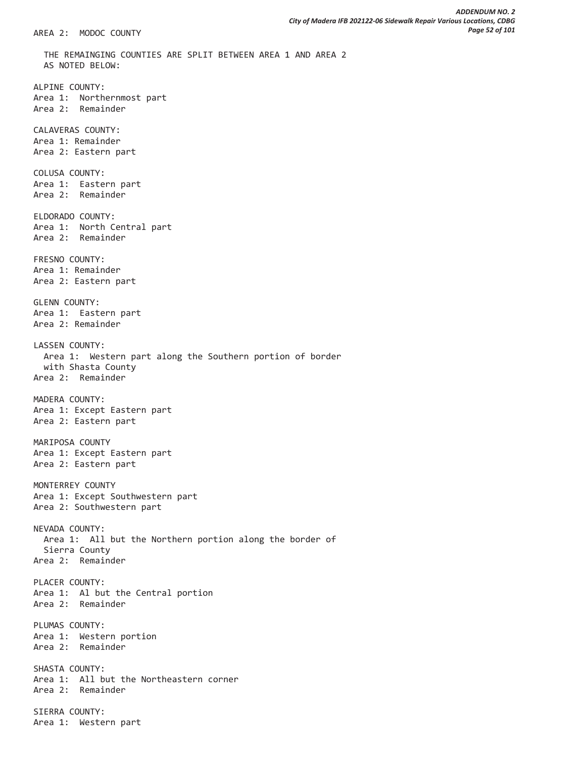AREA 2: MODOC COUNTY

THE REMAINGING COUNTIES ARE SPLIT BETWEEN AREA 1 AND AREA 2 AS NOTED BELOW:

ALPINE COUNTY:
Area 1: Northernmost part
Area 2: Remainder

CALAVERAS COUNTY:
Area 1: Remainder
Area 2: Eastern part

COLUSA COUNTY:
Area 1: Eastern part
Area 2: Remainder

ELDORADO COUNTY:
Area 1: North Central part
Area 2: Remainder

FRESNO COUNTY:
Area 1: Remainder
Area 2: Eastern part

GLENN COUNTY:
Area 1: Eastern part
Area 2: Remainder

LASSEN COUNTY:
Area 1: Western part along the Southern portion of border with Shasta County
Area 2: Remainder

MADERA COUNTY:
Area 1: Except Eastern part
Area 2: Eastern part

MARIPOSA COUNTY
Area 1: Except Eastern part
Area 2: Eastern part

MONTERREY COUNTY
Area 1: Except Southwestern part
Area 2: Southwestern part

NEVADA COUNTY:
Area 1: All but the Northern portion along the border of Sierra County
Area 2: Remainder

PLACER COUNTY:
Area 1: Al but the Central portion
Area 2: Remainder

PLUMAS COUNTY:
Area 1: Western portion
Area 2: Remainder

SHASTA COUNTY:
Area 1: All but the Northeastern corner
Area 2: Remainder

SIERRA COUNTY:
Area 1: Western part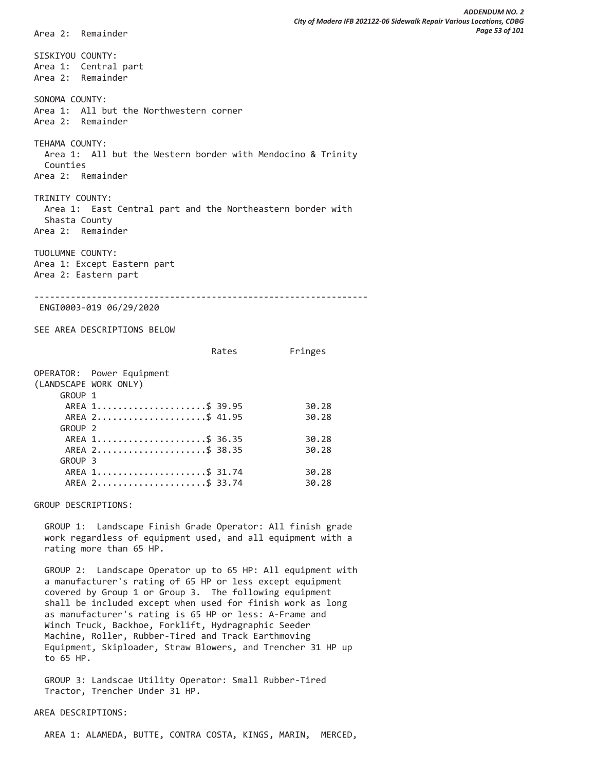Area 2: Remainder

SISKIYOU COUNTY:
Area 1: Central part
Area 2: Remainder

SONOMA COUNTY:
Area 1: All but the Northwestern corner
Area 2: Remainder

TEHAMA COUNTY:
Area 1: All but the Western border with Mendocino & Trinity Counties
Area 2: Remainder

TRINITY COUNTY:
Area 1: East Central part and the Northeastern border with Shasta County
Area 2: Remainder

TUOLUMNE COUNTY:
Area 1: Except Eastern part
Area 2: Eastern part

---

ENGI0003-019 06/29/2020

SEE AREA DESCRIPTIONS BELOW

| | Rates | Fringes |
|---|---|---|
| OPERATOR: Power Equipment (LANDSCAPE WORK ONLY) | | |
| GROUP 1 | | |
| AREA 1 | $ 39.95 | 30.28 |
| AREA 2 | $ 41.95 | 30.28 |
| GROUP 2 | | |
| AREA 1 | $ 36.35 | 30.28 |
| AREA 2 | $ 38.35 | 30.28 |
| GROUP 3 | | |
| AREA 1 | $ 31.74 | 30.28 |
| AREA 2 | $ 33.74 | 30.28 |

GROUP DESCRIPTIONS:

GROUP 1: Landscape Finish Grade Operator: All finish grade work regardless of equipment used, and all equipment with a rating more than 65 HP.

GROUP 2: Landscape Operator up to 65 HP: All equipment with a manufacturer's rating of 65 HP or less except equipment covered by Group 1 or Group 3. The following equipment shall be included except when used for finish work as long as manufacturer's rating is 65 HP or less: A-Frame and Winch Truck, Backhoe, Forklift, Hydragraphic Seeder Machine, Roller, Rubber-Tired and Track Earthmoving Equipment, Skiploader, Straw Blowers, and Trencher 31 HP up to 65 HP.

GROUP 3: Landscae Utility Operator: Small Rubber-Tired Tractor, Trencher Under 31 HP.

AREA DESCRIPTIONS:

AREA 1: ALAMEDA, BUTTE, CONTRA COSTA, KINGS, MARIN, MERCED,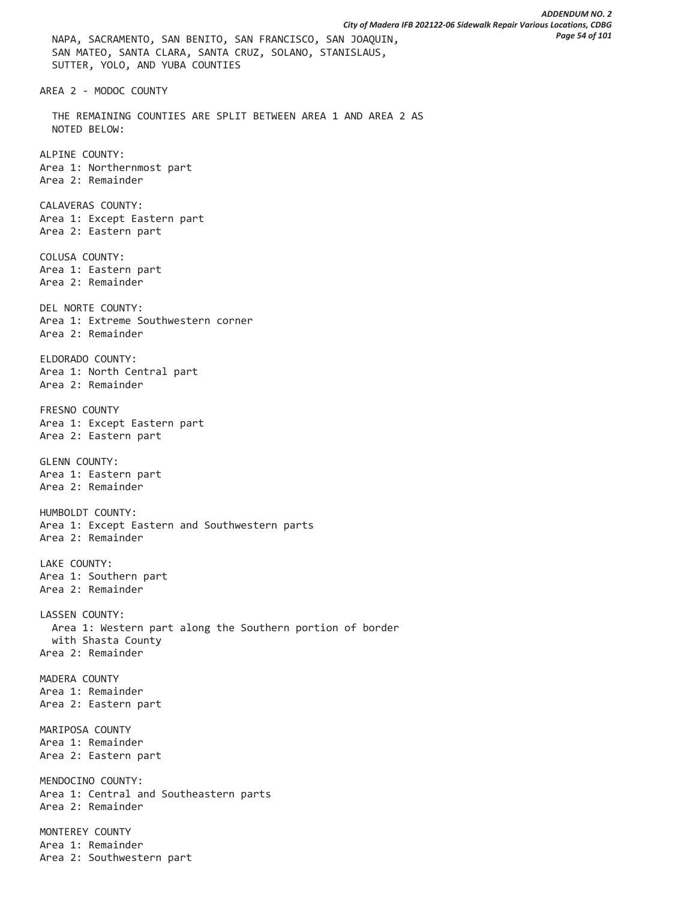NAPA, SACRAMENTO, SAN BENITO, SAN FRANCISCO, SAN JOAQUIN, SAN MATEO, SANTA CLARA, SANTA CRUZ, SOLANO, STANISLAUS, SUTTER, YOLO, AND YUBA COUNTIES

AREA 2 - MODOC COUNTY

THE REMAINING COUNTIES ARE SPLIT BETWEEN AREA 1 AND AREA 2 AS NOTED BELOW:

ALPINE COUNTY:
Area 1: Northernmost part
Area 2: Remainder

CALAVERAS COUNTY:
Area 1: Except Eastern part
Area 2: Eastern part

COLUSA COUNTY:
Area 1: Eastern part
Area 2: Remainder

DEL NORTE COUNTY:
Area 1: Extreme Southwestern corner
Area 2: Remainder

ELDORADO COUNTY:
Area 1: North Central part
Area 2: Remainder

FRESNO COUNTY
Area 1: Except Eastern part
Area 2: Eastern part

GLENN COUNTY:
Area 1: Eastern part
Area 2: Remainder

HUMBOLDT COUNTY:
Area 1: Except Eastern and Southwestern parts
Area 2: Remainder

LAKE COUNTY:
Area 1: Southern part
Area 2: Remainder

LASSEN COUNTY:
Area 1: Western part along the Southern portion of border with Shasta County
Area 2: Remainder

MADERA COUNTY
Area 1: Remainder
Area 2: Eastern part

MARIPOSA COUNTY
Area 1: Remainder
Area 2: Eastern part

MENDOCINO COUNTY:
Area 1: Central and Southeastern parts
Area 2: Remainder

MONTEREY COUNTY
Area 1: Remainder
Area 2: Southwestern part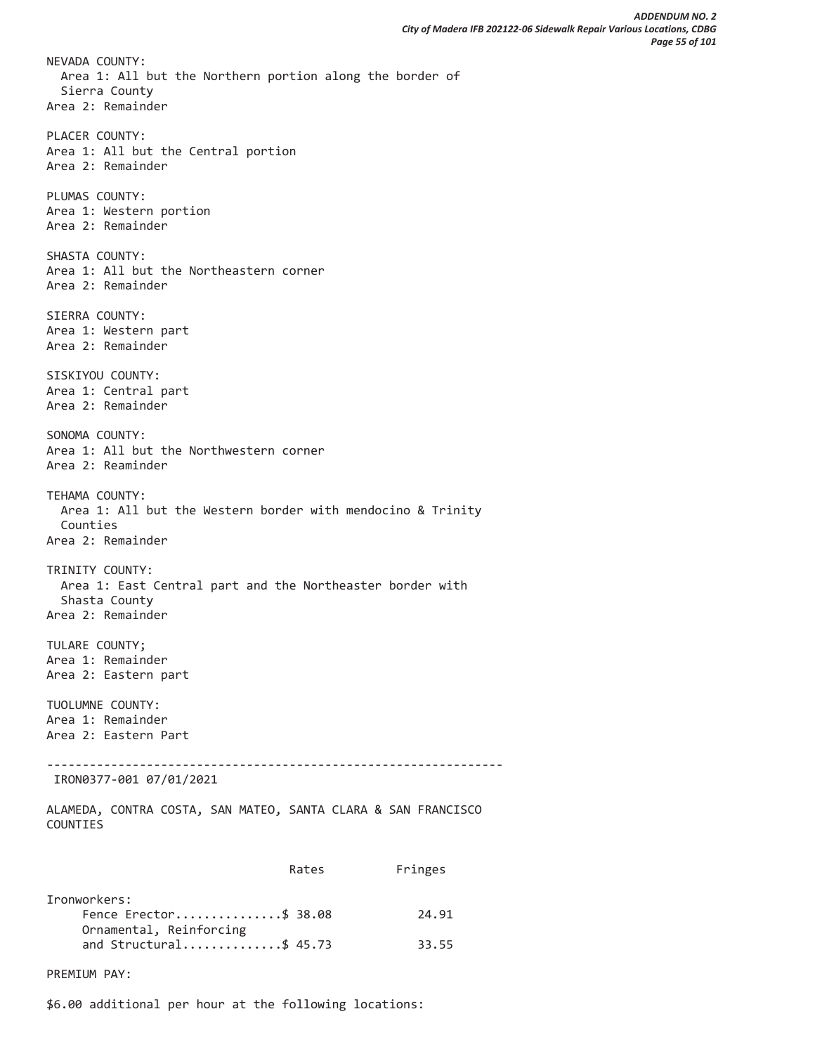NEVADA COUNTY:
  Area 1: All but the Northern portion along the border of
  Sierra County
Area 2: Remainder

PLACER COUNTY:
Area 1: All but the Central portion
Area 2: Remainder

PLUMAS COUNTY:
Area 1: Western portion
Area 2: Remainder

SHASTA COUNTY:
Area 1: All but the Northeastern corner
Area 2: Remainder

SIERRA COUNTY:
Area 1: Western part
Area 2: Remainder

SISKIYOU COUNTY:
Area 1: Central part
Area 2: Remainder

SONOMA COUNTY:
Area 1: All but the Northwestern corner
Area 2: Reaminder

TEHAMA COUNTY:
  Area 1: All but the Western border with mendocino & Trinity
  Counties
Area 2: Remainder

TRINITY COUNTY:
  Area 1: East Central part and the Northeaster border with
  Shasta County
Area 2: Remainder

TULARE COUNTY;
Area 1: Remainder
Area 2: Eastern part

TUOLUMNE COUNTY:
Area 1: Remainder
Area 2: Eastern Part

----------------------------------------------------------------

IRON0377-001 07/01/2021

ALAMEDA, CONTRA COSTA, SAN MATEO, SANTA CLARA & SAN FRANCISCO
COUNTIES

| | Rates | Fringes |
|---|---|---|
| Ironworkers: | | |
| Fence Erector | $ 38.08 | 24.91 |
| Ornamental, Reinforcing and Structural | $ 45.73 | 33.55 |

PREMIUM PAY:

$6.00 additional per hour at the following locations: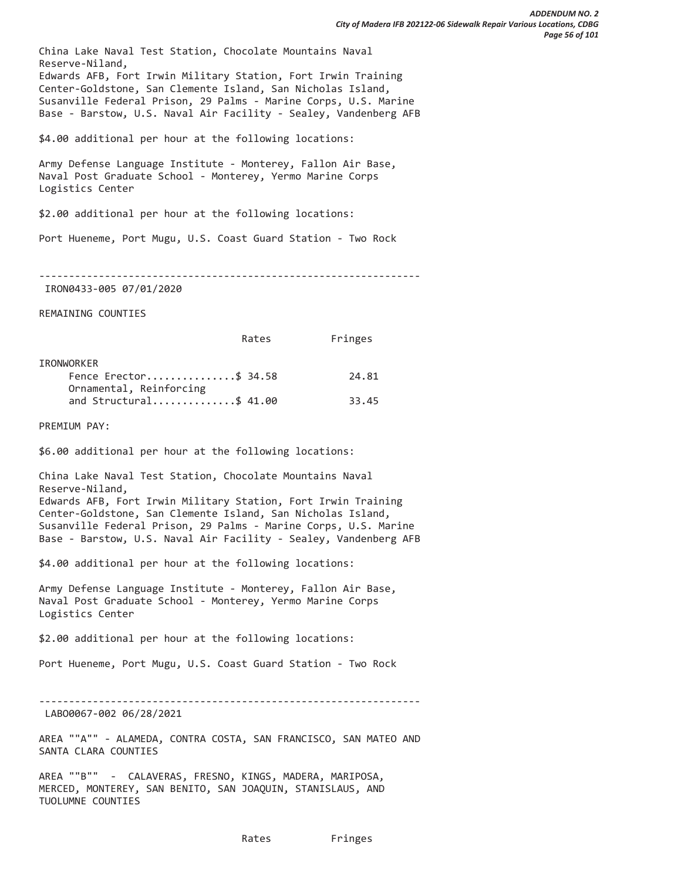China Lake Naval Test Station, Chocolate Mountains Naval Reserve-Niland,
Edwards AFB, Fort Irwin Military Station, Fort Irwin Training Center-Goldstone, San Clemente Island, San Nicholas Island, Susanville Federal Prison, 29 Palms - Marine Corps, U.S. Marine Base - Barstow, U.S. Naval Air Facility - Sealey, Vandenberg AFB

$4.00 additional per hour at the following locations:

Army Defense Language Institute - Monterey, Fallon Air Base, Naval Post Graduate School - Monterey, Yermo Marine Corps Logistics Center

$2.00 additional per hour at the following locations:

Port Hueneme, Port Mugu, U.S. Coast Guard Station - Two Rock

----------------------------------------------------------------

IRON0433-005 07/01/2020

REMAINING COUNTIES

| | Rates | Fringes |
|---|---|---|
| IRONWORKER | | |
| Fence Erector | $ 34.58 | 24.81 |
| Ornamental, Reinforcing and Structural | $ 41.00 | 33.45 |

PREMIUM PAY:

$6.00 additional per hour at the following locations:

China Lake Naval Test Station, Chocolate Mountains Naval Reserve-Niland,
Edwards AFB, Fort Irwin Military Station, Fort Irwin Training Center-Goldstone, San Clemente Island, San Nicholas Island, Susanville Federal Prison, 29 Palms - Marine Corps, U.S. Marine Base - Barstow, U.S. Naval Air Facility - Sealey, Vandenberg AFB

$4.00 additional per hour at the following locations:

Army Defense Language Institute - Monterey, Fallon Air Base, Naval Post Graduate School - Monterey, Yermo Marine Corps Logistics Center

$2.00 additional per hour at the following locations:

Port Hueneme, Port Mugu, U.S. Coast Guard Station - Two Rock

----------------------------------------------------------------

LABO0067-002 06/28/2021

AREA ""A"" - ALAMEDA, CONTRA COSTA, SAN FRANCISCO, SAN MATEO AND SANTA CLARA COUNTIES

AREA ""B"" - CALAVERAS, FRESNO, KINGS, MADERA, MARIPOSA, MERCED, MONTEREY, SAN BENITO, SAN JOAQUIN, STANISLAUS, AND TUOLUMNE COUNTIES

| | Rates | Fringes |
|---|---|---|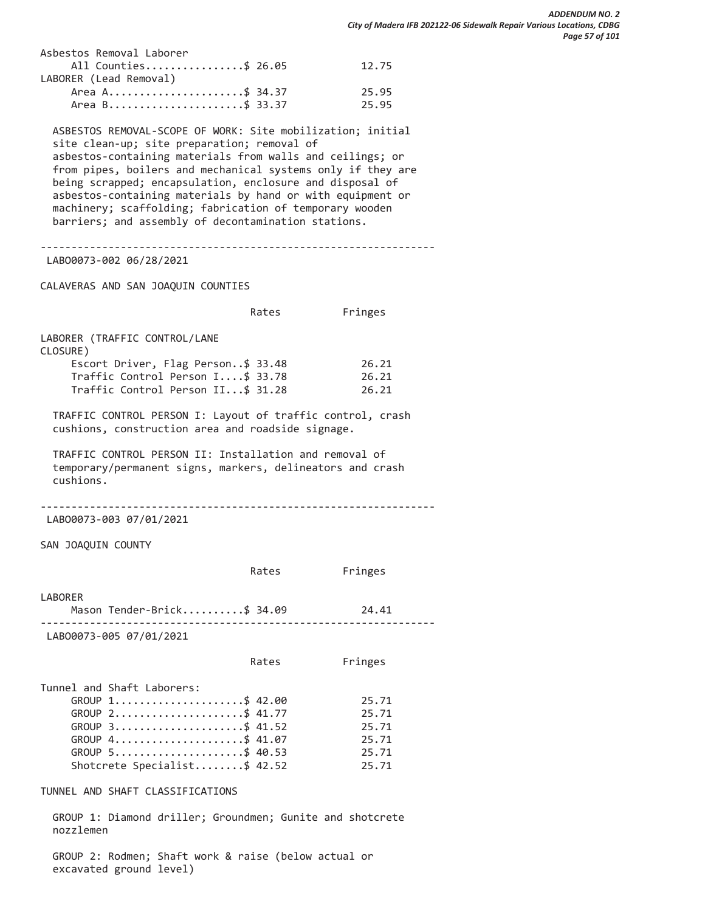| | Rates | Fringes |
|---|---|---|
| Asbestos Removal Laborer | | |
| All Counties | $ 26.05 | 12.75 |
| LABORER (Lead Removal) | | |
| Area A | $ 34.37 | 25.95 |
| Area B | $ 33.37 | 25.95 |

ASBESTOS REMOVAL-SCOPE OF WORK: Site mobilization; initial site clean-up; site preparation; removal of asbestos-containing materials from walls and ceilings; or from pipes, boilers and mechanical systems only if they are being scrapped; encapsulation, enclosure and disposal of asbestos-containing materials by hand or with equipment or machinery; scaffolding; fabrication of temporary wooden barriers; and assembly of decontamination stations.

---

LABO0073-002 06/28/2021

CALAVERAS AND SAN JOAQUIN COUNTIES

| | Rates | Fringes |
|---|---|---|
| LABORER (TRAFFIC CONTROL/LANE CLOSURE) | | |
| Escort Driver, Flag Person | $ 33.48 | 26.21 |
| Traffic Control Person I | $ 33.78 | 26.21 |
| Traffic Control Person II | $ 31.28 | 26.21 |

TRAFFIC CONTROL PERSON I: Layout of traffic control, crash cushions, construction area and roadside signage.

TRAFFIC CONTROL PERSON II: Installation and removal of temporary/permanent signs, markers, delineators and crash cushions.

---

LABO0073-003 07/01/2021

SAN JOAQUIN COUNTY

| | Rates | Fringes |
|---|---|---|
| LABORER | | |
| Mason Tender-Brick | $ 34.09 | 24.41 |

---

LABO0073-005 07/01/2021

| | Rates | Fringes |
|---|---|---|
| Tunnel and Shaft Laborers: | | |
| GROUP 1 | $ 42.00 | 25.71 |
| GROUP 2 | $ 41.77 | 25.71 |
| GROUP 3 | $ 41.52 | 25.71 |
| GROUP 4 | $ 41.07 | 25.71 |
| GROUP 5 | $ 40.53 | 25.71 |
| Shotcrete Specialist | $ 42.52 | 25.71 |

TUNNEL AND SHAFT CLASSIFICATIONS

GROUP 1: Diamond driller; Groundmen; Gunite and shotcrete nozzlemen

GROUP 2: Rodmen; Shaft work & raise (below actual or excavated ground level)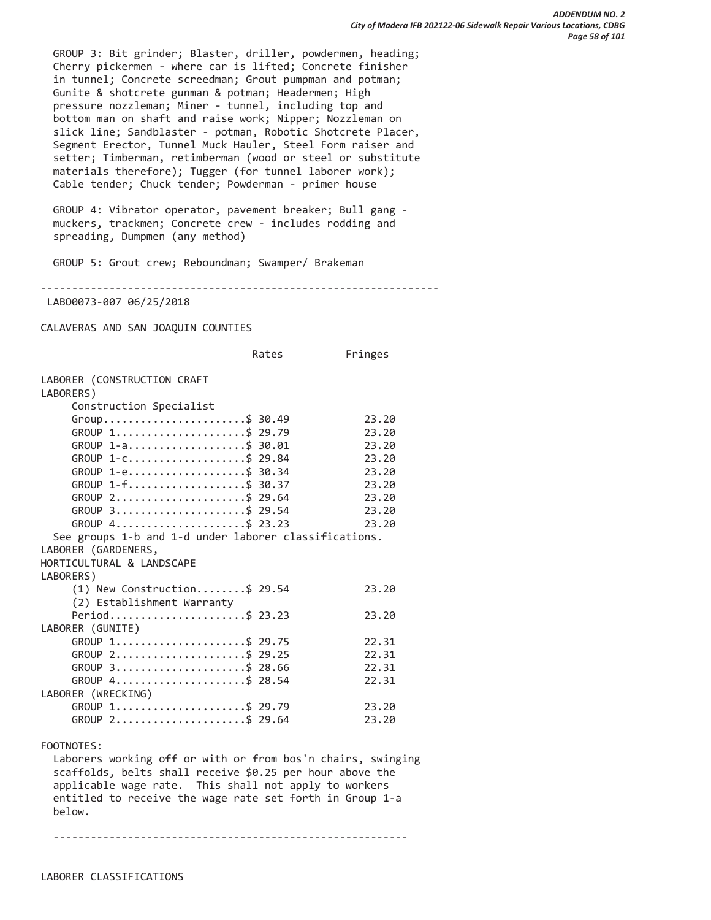GROUP 3: Bit grinder; Blaster, driller, powdermen, heading; Cherry pickermen - where car is lifted; Concrete finisher in tunnel; Concrete screedman; Grout pumpman and potman; Gunite & shotcrete gunman & potman; Headermen; High pressure nozzleman; Miner - tunnel, including top and bottom man on shaft and raise work; Nipper; Nozzleman on slick line; Sandblaster - potman, Robotic Shotcrete Placer, Segment Erector, Tunnel Muck Hauler, Steel Form raiser and setter; Timberman, retimberman (wood or steel or substitute materials therefore); Tugger (for tunnel laborer work); Cable tender; Chuck tender; Powderman - primer house

GROUP 4: Vibrator operator, pavement breaker; Bull gang - muckers, trackmen; Concrete crew - includes rodding and spreading, Dumpmen (any method)

GROUP 5: Grout crew; Reboundman; Swamper/ Brakeman

---

LABO0073-007 06/25/2018

CALAVERAS AND SAN JOAQUIN COUNTIES

| | Rates | Fringes |
|---|---|---|
| LABORER (CONSTRUCTION CRAFT LABORERS) | | |
| Construction Specialist Group | $ 30.49 | 23.20 |
| GROUP 1 | $ 29.79 | 23.20 |
| GROUP 1-a | $ 30.01 | 23.20 |
| GROUP 1-c | $ 29.84 | 23.20 |
| GROUP 1-e | $ 30.34 | 23.20 |
| GROUP 1-f | $ 30.37 | 23.20 |
| GROUP 2 | $ 29.64 | 23.20 |
| GROUP 3 | $ 29.54 | 23.20 |
| GROUP 4 | $ 23.23 | 23.20 |
| See groups 1-b and 1-d under laborer classifications. | | |
| LABORER (GARDENERS, HORTICULTURAL & LANDSCAPE LABORERS) | | |
| (1) New Construction | $ 29.54 | 23.20 |
| (2) Establishment Warranty Period | $ 23.23 | 23.20 |
| LABORER (GUNITE) | | |
| GROUP 1 | $ 29.75 | 22.31 |
| GROUP 2 | $ 29.25 | 22.31 |
| GROUP 3 | $ 28.66 | 22.31 |
| GROUP 4 | $ 28.54 | 22.31 |
| LABORER (WRECKING) | | |
| GROUP 1 | $ 29.79 | 23.20 |
| GROUP 2 | $ 29.64 | 23.20 |

FOOTNOTES:

Laborers working off or with or from bos'n chairs, swinging scaffolds, belts shall receive $0.25 per hour above the applicable wage rate. This shall not apply to workers entitled to receive the wage rate set forth in Group 1-a below.

---

LABORER CLASSIFICATIONS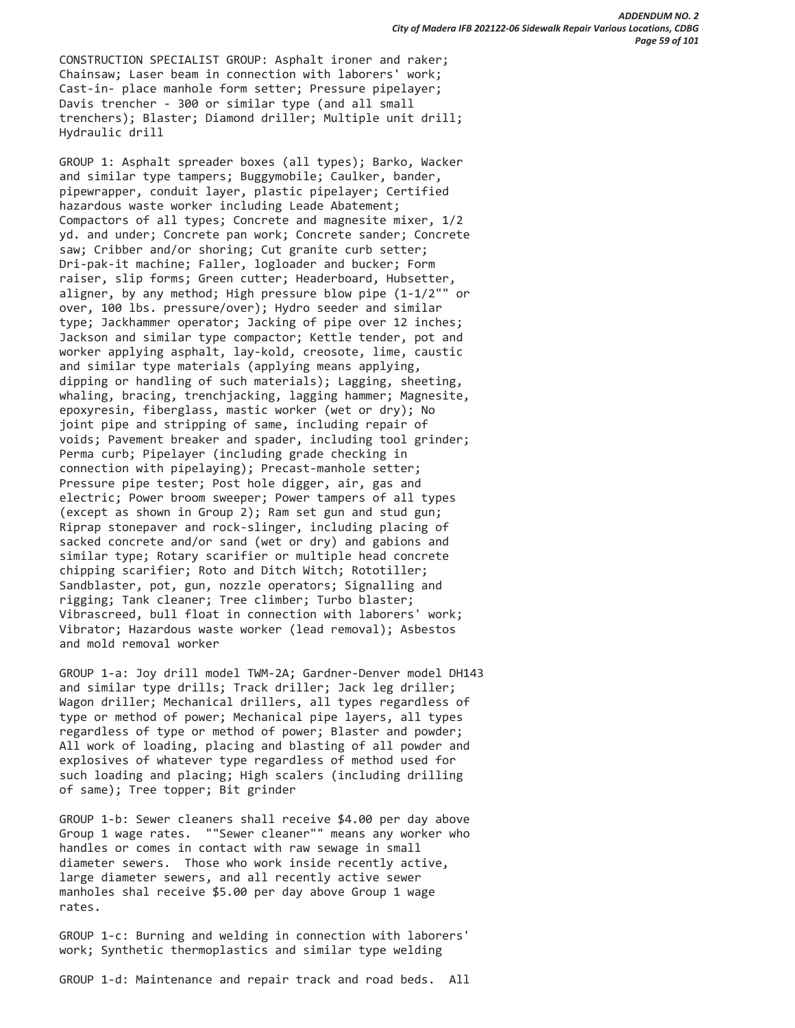CONSTRUCTION SPECIALIST GROUP: Asphalt ironer and raker; Chainsaw; Laser beam in connection with laborers' work; Cast-in- place manhole form setter; Pressure pipelayer; Davis trencher - 300 or similar type (and all small trenchers); Blaster; Diamond driller; Multiple unit drill; Hydraulic drill

GROUP 1: Asphalt spreader boxes (all types); Barko, Wacker and similar type tampers; Buggymobile; Caulker, bander, pipewrapper, conduit layer, plastic pipelayer; Certified hazardous waste worker including Leade Abatement; Compactors of all types; Concrete and magnesite mixer, 1/2 yd. and under; Concrete pan work; Concrete sander; Concrete saw; Cribber and/or shoring; Cut granite curb setter; Dri-pak-it machine; Faller, logloader and bucker; Form raiser, slip forms; Green cutter; Headerboard, Hubsetter, aligner, by any method; High pressure blow pipe (1-1/2"" or over, 100 lbs. pressure/over); Hydro seeder and similar type; Jackhammer operator; Jacking of pipe over 12 inches; Jackson and similar type compactor; Kettle tender, pot and worker applying asphalt, lay-kold, creosote, lime, caustic and similar type materials (applying means applying, dipping or handling of such materials); Lagging, sheeting, whaling, bracing, trenchjacking, lagging hammer; Magnesite, epoxyresin, fiberglass, mastic worker (wet or dry); No joint pipe and stripping of same, including repair of voids; Pavement breaker and spader, including tool grinder; Perma curb; Pipelayer (including grade checking in connection with pipelaying); Precast-manhole setter; Pressure pipe tester; Post hole digger, air, gas and electric; Power broom sweeper; Power tampers of all types (except as shown in Group 2); Ram set gun and stud gun; Riprap stonepaver and rock-slinger, including placing of sacked concrete and/or sand (wet or dry) and gabions and similar type; Rotary scarifier or multiple head concrete chipping scarifier; Roto and Ditch Witch; Rototiller; Sandblaster, pot, gun, nozzle operators; Signalling and rigging; Tank cleaner; Tree climber; Turbo blaster; Vibrascreed, bull float in connection with laborers' work; Vibrator; Hazardous waste worker (lead removal); Asbestos and mold removal worker

GROUP 1-a: Joy drill model TWM-2A; Gardner-Denver model DH143 and similar type drills; Track driller; Jack leg driller; Wagon driller; Mechanical drillers, all types regardless of type or method of power; Mechanical pipe layers, all types regardless of type or method of power; Blaster and powder; All work of loading, placing and blasting of all powder and explosives of whatever type regardless of method used for such loading and placing; High scalers (including drilling of same); Tree topper; Bit grinder

GROUP 1-b: Sewer cleaners shall receive $4.00 per day above Group 1 wage rates. ""Sewer cleaner"" means any worker who handles or comes in contact with raw sewage in small diameter sewers. Those who work inside recently active, large diameter sewers, and all recently active sewer manholes shal receive $5.00 per day above Group 1 wage rates.

GROUP 1-c: Burning and welding in connection with laborers' work; Synthetic thermoplastics and similar type welding

GROUP 1-d: Maintenance and repair track and road beds. All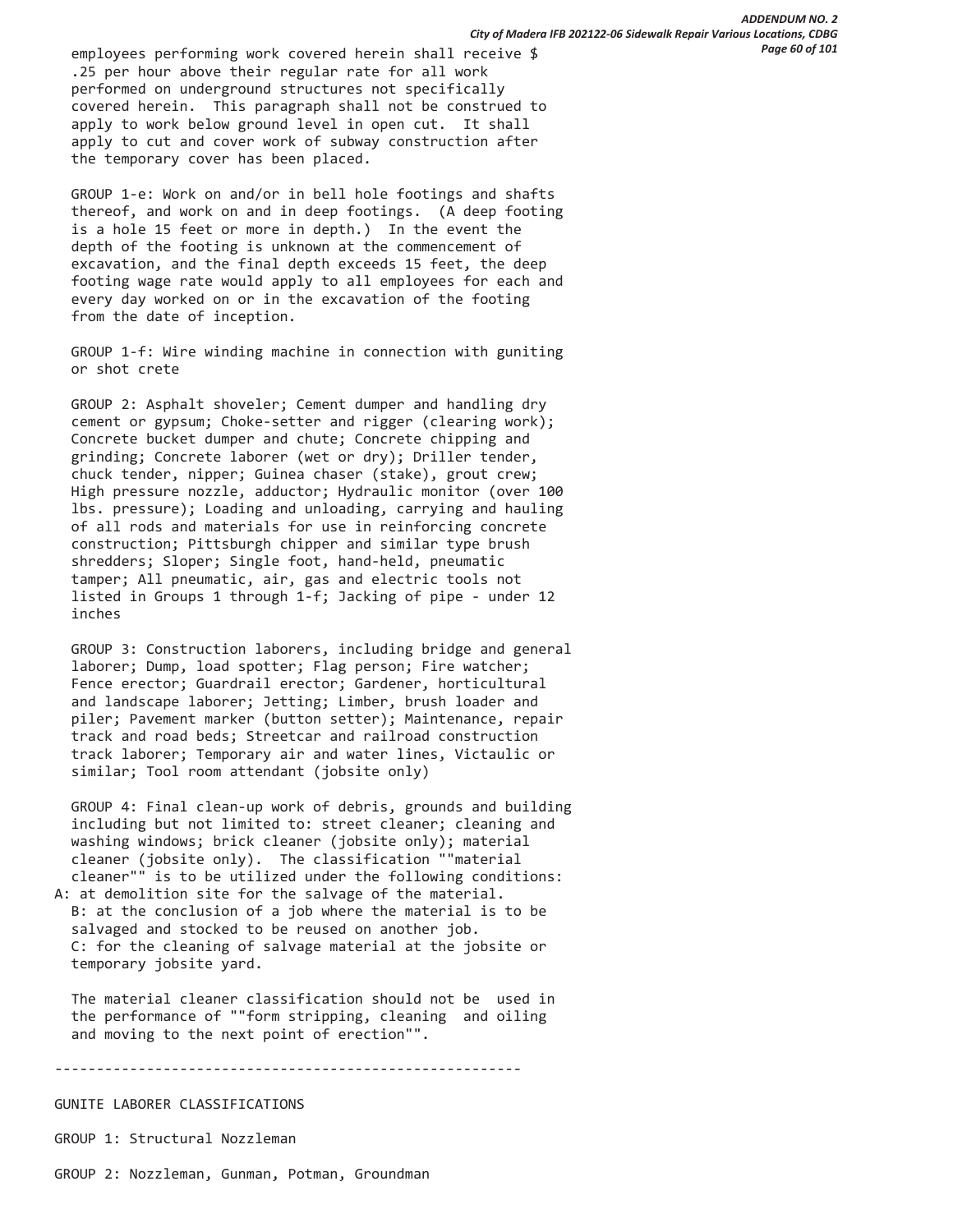employees performing work covered herein shall receive $ .25 per hour above their regular rate for all work performed on underground structures not specifically covered herein. This paragraph shall not be construed to apply to work below ground level in open cut. It shall apply to cut and cover work of subway construction after the temporary cover has been placed.

GROUP 1-e: Work on and/or in bell hole footings and shafts thereof, and work on and in deep footings. (A deep footing is a hole 15 feet or more in depth.) In the event the depth of the footing is unknown at the commencement of excavation, and the final depth exceeds 15 feet, the deep footing wage rate would apply to all employees for each and every day worked on or in the excavation of the footing from the date of inception.

GROUP 1-f: Wire winding machine in connection with guniting or shot crete

GROUP 2: Asphalt shoveler; Cement dumper and handling dry cement or gypsum; Choke-setter and rigger (clearing work); Concrete bucket dumper and chute; Concrete chipping and grinding; Concrete laborer (wet or dry); Driller tender, chuck tender, nipper; Guinea chaser (stake), grout crew; High pressure nozzle, adductor; Hydraulic monitor (over 100 lbs. pressure); Loading and unloading, carrying and hauling of all rods and materials for use in reinforcing concrete construction; Pittsburgh chipper and similar type brush shredders; Sloper; Single foot, hand-held, pneumatic tamper; All pneumatic, air, gas and electric tools not listed in Groups 1 through 1-f; Jacking of pipe - under 12 inches

GROUP 3: Construction laborers, including bridge and general laborer; Dump, load spotter; Flag person; Fire watcher; Fence erector; Guardrail erector; Gardener, horticultural and landscape laborer; Jetting; Limber, brush loader and piler; Pavement marker (button setter); Maintenance, repair track and road beds; Streetcar and railroad construction track laborer; Temporary air and water lines, Victaulic or similar; Tool room attendant (jobsite only)

GROUP 4: Final clean-up work of debris, grounds and building including but not limited to: street cleaner; cleaning and washing windows; brick cleaner (jobsite only); material cleaner (jobsite only). The classification ""material cleaner"" is to be utilized under the following conditions:
A: at demolition site for the salvage of the material.
B: at the conclusion of a job where the material is to be salvaged and stocked to be reused on another job.
C: for the cleaning of salvage material at the jobsite or temporary jobsite yard.

The material cleaner classification should not be used in the performance of ""form stripping, cleaning and oiling and moving to the next point of erection"".

----------------------------------------------------------------

GUNITE LABORER CLASSIFICATIONS

GROUP 1: Structural Nozzleman

GROUP 2: Nozzleman, Gunman, Potman, Groundman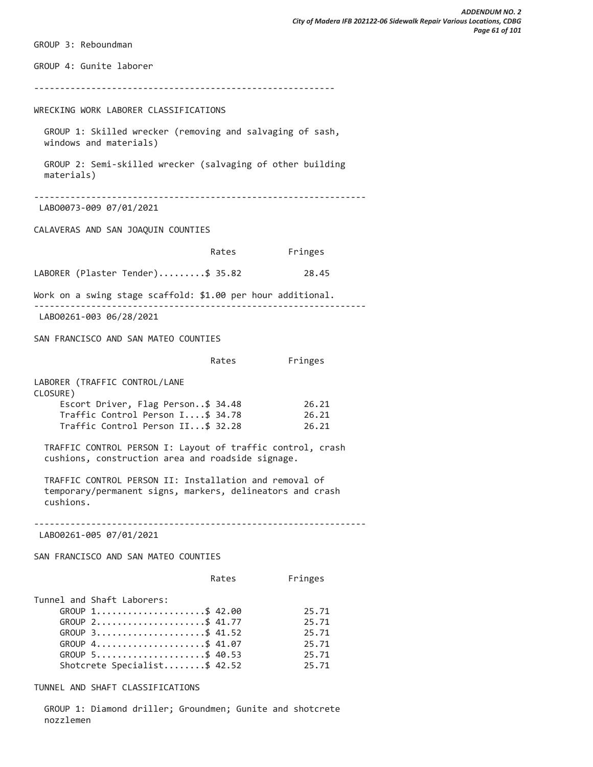GROUP 3: Reboundman

GROUP 4: Gunite laborer

---

WRECKING WORK LABORER CLASSIFICATIONS

GROUP 1: Skilled wrecker (removing and salvaging of sash, windows and materials)

GROUP 2: Semi-skilled wrecker (salvaging of other building materials)

---

LABO0073-009 07/01/2021

CALAVERAS AND SAN JOAQUIN COUNTIES

| | Rates | Fringes |
|---|---|---|
| LABORER (Plaster Tender) | $ 35.82 | 28.45 |

Work on a swing stage scaffold: $1.00 per hour additional.

---

LABO0261-003 06/28/2021

SAN FRANCISCO AND SAN MATEO COUNTIES

| | Rates | Fringes |
|---|---|---|
| LABORER (TRAFFIC CONTROL/LANE CLOSURE) | | |
| Escort Driver, Flag Person | $ 34.48 | 26.21 |
| Traffic Control Person I | $ 34.78 | 26.21 |
| Traffic Control Person II | $ 32.28 | 26.21 |

TRAFFIC CONTROL PERSON I: Layout of traffic control, crash cushions, construction area and roadside signage.

TRAFFIC CONTROL PERSON II: Installation and removal of temporary/permanent signs, markers, delineators and crash cushions.

---

LABO0261-005 07/01/2021

SAN FRANCISCO AND SAN MATEO COUNTIES

| | Rates | Fringes |
|---|---|---|
| Tunnel and Shaft Laborers: | | |
| GROUP 1 | $ 42.00 | 25.71 |
| GROUP 2 | $ 41.77 | 25.71 |
| GROUP 3 | $ 41.52 | 25.71 |
| GROUP 4 | $ 41.07 | 25.71 |
| GROUP 5 | $ 40.53 | 25.71 |
| Shotcrete Specialist | $ 42.52 | 25.71 |

TUNNEL AND SHAFT CLASSIFICATIONS

GROUP 1: Diamond driller; Groundmen; Gunite and shotcrete nozzlemen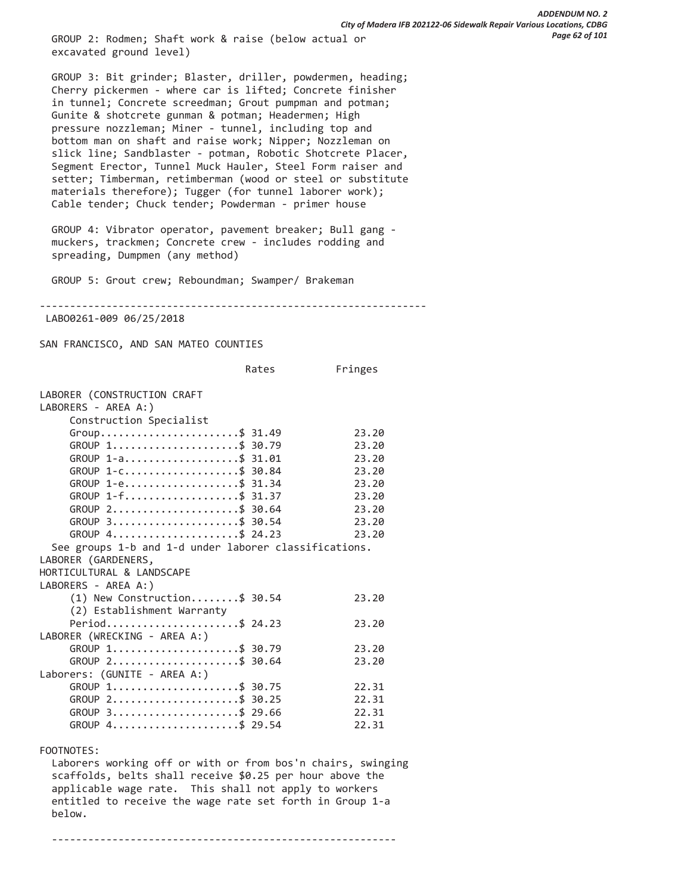GROUP 2: Rodmen; Shaft work & raise (below actual or excavated ground level)

GROUP 3: Bit grinder; Blaster, driller, powdermen, heading; Cherry pickermen - where car is lifted; Concrete finisher in tunnel; Concrete screedman; Grout pumpman and potman; Gunite & shotcrete gunman & potman; Headermen; High pressure nozzleman; Miner - tunnel, including top and bottom man on shaft and raise work; Nipper; Nozzleman on slick line; Sandblaster - potman, Robotic Shotcrete Placer, Segment Erector, Tunnel Muck Hauler, Steel Form raiser and setter; Timberman, retimberman (wood or steel or substitute materials therefore); Tugger (for tunnel laborer work); Cable tender; Chuck tender; Powderman - primer house

GROUP 4: Vibrator operator, pavement breaker; Bull gang - muckers, trackmen; Concrete crew - includes rodding and spreading, Dumpmen (any method)

GROUP 5: Grout crew; Reboundman; Swamper/ Brakeman

---

LABO0261-009 06/25/2018

SAN FRANCISCO, AND SAN MATEO COUNTIES

| | Rates | Fringes |
|---|---|---|
| LABORER (CONSTRUCTION CRAFT LABORERS - AREA A:) | | |
| Construction Specialist Group | $ 31.49 | 23.20 |
| GROUP 1 | $ 30.79 | 23.20 |
| GROUP 1-a | $ 31.01 | 23.20 |
| GROUP 1-c | $ 30.84 | 23.20 |
| GROUP 1-e | $ 31.34 | 23.20 |
| GROUP 1-f | $ 31.37 | 23.20 |
| GROUP 2 | $ 30.64 | 23.20 |
| GROUP 3 | $ 30.54 | 23.20 |
| GROUP 4 | $ 24.23 | 23.20 |
| See groups 1-b and 1-d under laborer classifications. | | |
| LABORER (GARDENERS, HORTICULTURAL & LANDSCAPE LABORERS - AREA A:) | | |
| (1) New Construction | $ 30.54 | 23.20 |
| (2) Establishment Warranty Period | $ 24.23 | 23.20 |
| LABORER (WRECKING - AREA A:) | | |
| GROUP 1 | $ 30.79 | 23.20 |
| GROUP 2 | $ 30.64 | 23.20 |
| Laborers: (GUNITE - AREA A:) | | |
| GROUP 1 | $ 30.75 | 22.31 |
| GROUP 2 | $ 30.25 | 22.31 |
| GROUP 3 | $ 29.66 | 22.31 |
| GROUP 4 | $ 29.54 | 22.31 |

FOOTNOTES:

Laborers working off or with or from bos'n chairs, swinging scaffolds, belts shall receive $0.25 per hour above the applicable wage rate. This shall not apply to workers entitled to receive the wage rate set forth in Group 1-a below.

---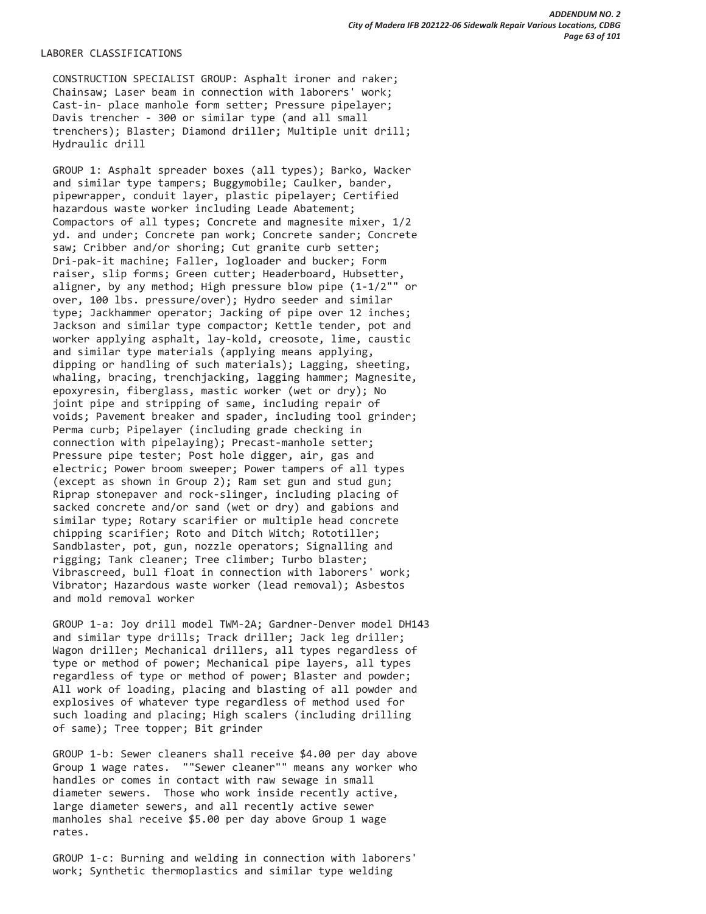LABORER CLASSIFICATIONS

CONSTRUCTION SPECIALIST GROUP: Asphalt ironer and raker; Chainsaw; Laser beam in connection with laborers' work; Cast-in- place manhole form setter; Pressure pipelayer; Davis trencher - 300 or similar type (and all small trenchers); Blaster; Diamond driller; Multiple unit drill; Hydraulic drill

GROUP 1: Asphalt spreader boxes (all types); Barko, Wacker and similar type tampers; Buggymobile; Caulker, bander, pipewrapper, conduit layer, plastic pipelayer; Certified hazardous waste worker including Leade Abatement; Compactors of all types; Concrete and magnesite mixer, 1/2 yd. and under; Concrete pan work; Concrete sander; Concrete saw; Cribber and/or shoring; Cut granite curb setter; Dri-pak-it machine; Faller, logloader and bucker; Form raiser, slip forms; Green cutter; Headerboard, Hubsetter, aligner, by any method; High pressure blow pipe (1-1/2"" or over, 100 lbs. pressure/over); Hydro seeder and similar type; Jackhammer operator; Jacking of pipe over 12 inches; Jackson and similar type compactor; Kettle tender, pot and worker applying asphalt, lay-kold, creosote, lime, caustic and similar type materials (applying means applying, dipping or handling of such materials); Lagging, sheeting, whaling, bracing, trenchjacking, lagging hammer; Magnesite, epoxyresin, fiberglass, mastic worker (wet or dry); No joint pipe and stripping of same, including repair of voids; Pavement breaker and spader, including tool grinder; Perma curb; Pipelayer (including grade checking in connection with pipelaying); Precast-manhole setter; Pressure pipe tester; Post hole digger, air, gas and electric; Power broom sweeper; Power tampers of all types (except as shown in Group 2); Ram set gun and stud gun; Riprap stonepaver and rock-slinger, including placing of sacked concrete and/or sand (wet or dry) and gabions and similar type; Rotary scarifier or multiple head concrete chipping scarifier; Roto and Ditch Witch; Rototiller; Sandblaster, pot, gun, nozzle operators; Signalling and rigging; Tank cleaner; Tree climber; Turbo blaster; Vibrascreed, bull float in connection with laborers' work; Vibrator; Hazardous waste worker (lead removal); Asbestos and mold removal worker

GROUP 1-a: Joy drill model TWM-2A; Gardner-Denver model DH143 and similar type drills; Track driller; Jack leg driller; Wagon driller; Mechanical drillers, all types regardless of type or method of power; Mechanical pipe layers, all types regardless of type or method of power; Blaster and powder; All work of loading, placing and blasting of all powder and explosives of whatever type regardless of method used for such loading and placing; High scalers (including drilling of same); Tree topper; Bit grinder

GROUP 1-b: Sewer cleaners shall receive $4.00 per day above Group 1 wage rates. ""Sewer cleaner"" means any worker who handles or comes in contact with raw sewage in small diameter sewers. Those who work inside recently active, large diameter sewers, and all recently active sewer manholes shal receive $5.00 per day above Group 1 wage rates.

GROUP 1-c: Burning and welding in connection with laborers' work; Synthetic thermoplastics and similar type welding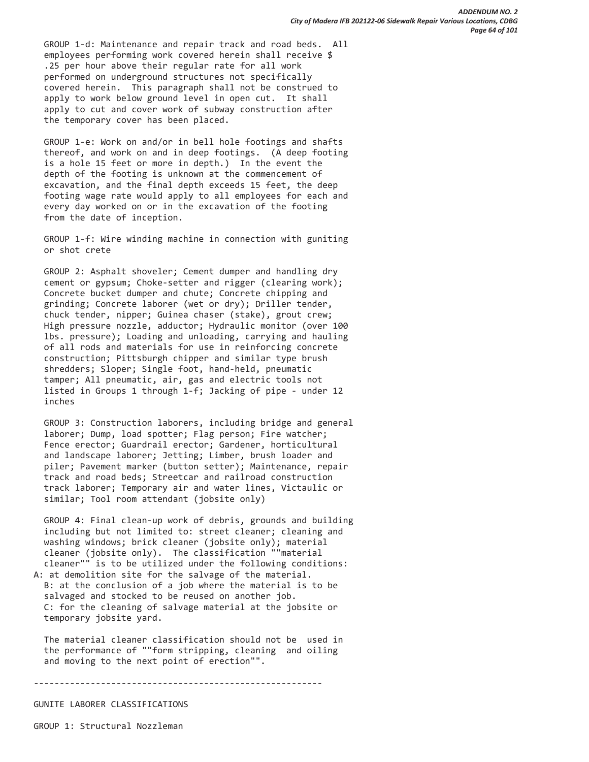GROUP 1-d: Maintenance and repair track and road beds. All employees performing work covered herein shall receive $ .25 per hour above their regular rate for all work performed on underground structures not specifically covered herein. This paragraph shall not be construed to apply to work below ground level in open cut. It shall apply to cut and cover work of subway construction after the temporary cover has been placed.

GROUP 1-e: Work on and/or in bell hole footings and shafts thereof, and work on and in deep footings. (A deep footing is a hole 15 feet or more in depth.) In the event the depth of the footing is unknown at the commencement of excavation, and the final depth exceeds 15 feet, the deep footing wage rate would apply to all employees for each and every day worked on or in the excavation of the footing from the date of inception.

GROUP 1-f: Wire winding machine in connection with guniting or shot crete

GROUP 2: Asphalt shoveler; Cement dumper and handling dry cement or gypsum; Choke-setter and rigger (clearing work); Concrete bucket dumper and chute; Concrete chipping and grinding; Concrete laborer (wet or dry); Driller tender, chuck tender, nipper; Guinea chaser (stake), grout crew; High pressure nozzle, adductor; Hydraulic monitor (over 100 lbs. pressure); Loading and unloading, carrying and hauling of all rods and materials for use in reinforcing concrete construction; Pittsburgh chipper and similar type brush shredders; Sloper; Single foot, hand-held, pneumatic tamper; All pneumatic, air, gas and electric tools not listed in Groups 1 through 1-f; Jacking of pipe - under 12 inches

GROUP 3: Construction laborers, including bridge and general laborer; Dump, load spotter; Flag person; Fire watcher; Fence erector; Guardrail erector; Gardener, horticultural and landscape laborer; Jetting; Limber, brush loader and piler; Pavement marker (button setter); Maintenance, repair track and road beds; Streetcar and railroad construction track laborer; Temporary air and water lines, Victaulic or similar; Tool room attendant (jobsite only)

GROUP 4: Final clean-up work of debris, grounds and building including but not limited to: street cleaner; cleaning and washing windows; brick cleaner (jobsite only); material cleaner (jobsite only). The classification ""material cleaner"" is to be utilized under the following conditions:
A: at demolition site for the salvage of the material.
B: at the conclusion of a job where the material is to be salvaged and stocked to be reused on another job.
C: for the cleaning of salvage material at the jobsite or temporary jobsite yard.

The material cleaner classification should not be used in the performance of ""form stripping, cleaning and oiling and moving to the next point of erection"".

---

GUNITE LABORER CLASSIFICATIONS

GROUP 1: Structural Nozzleman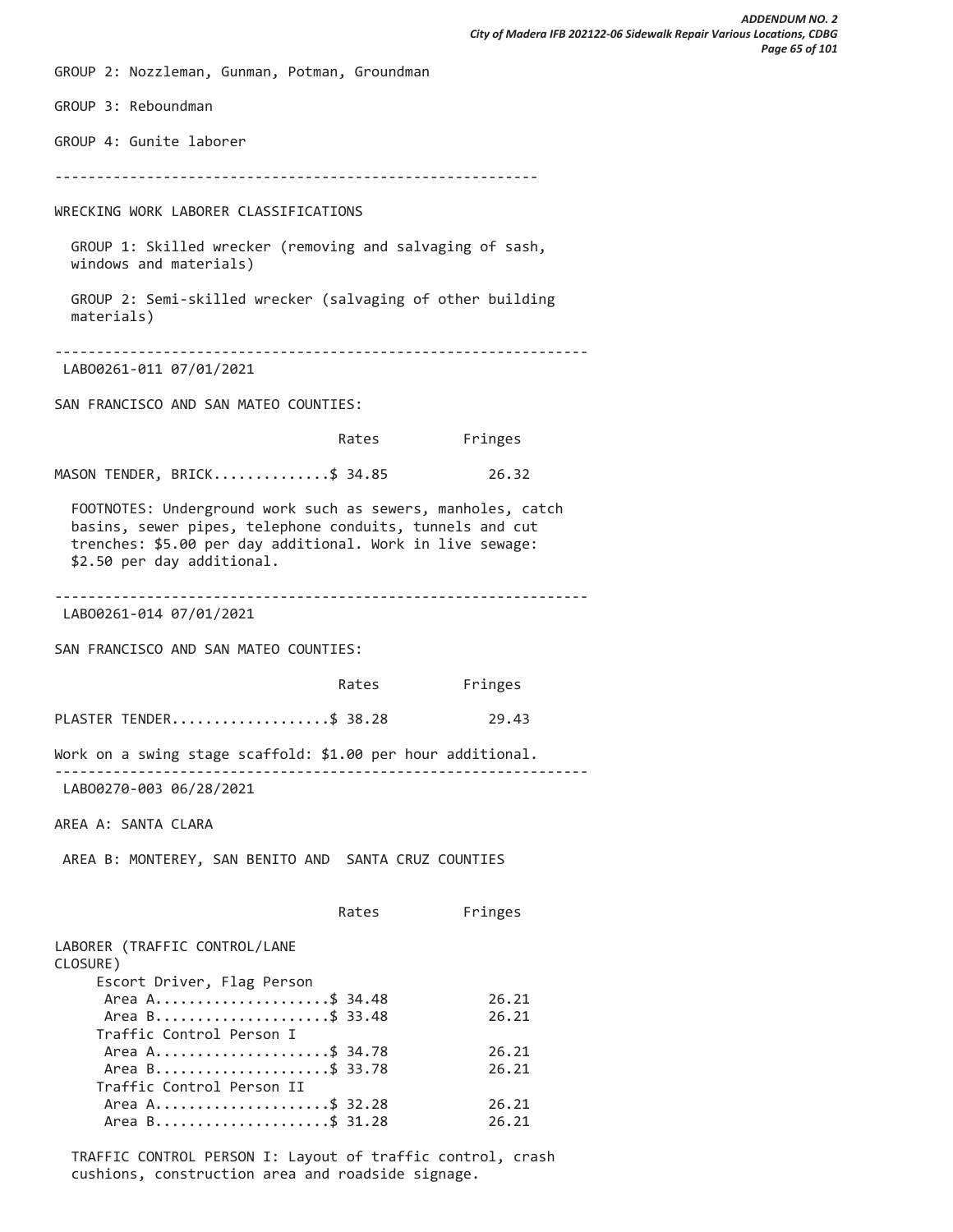GROUP 2: Nozzleman, Gunman, Potman, Groundman

GROUP 3: Reboundman

GROUP 4: Gunite laborer

---

WRECKING WORK LABORER CLASSIFICATIONS

GROUP 1: Skilled wrecker (removing and salvaging of sash, windows and materials)

GROUP 2: Semi-skilled wrecker (salvaging of other building materials)

---

LABO0261-011 07/01/2021

SAN FRANCISCO AND SAN MATEO COUNTIES:

| | Rates | Fringes |
|---|---|---|
| MASON TENDER, BRICK | $ 34.85 | 26.32 |

FOOTNOTES: Underground work such as sewers, manholes, catch basins, sewer pipes, telephone conduits, tunnels and cut trenches: $5.00 per day additional. Work in live sewage: $2.50 per day additional.

---

LABO0261-014 07/01/2021

SAN FRANCISCO AND SAN MATEO COUNTIES:

| | Rates | Fringes |
|---|---|---|
| PLASTER TENDER | $ 38.28 | 29.43 |

Work on a swing stage scaffold: $1.00 per hour additional.

---

LABO0270-003 06/28/2021

AREA A: SANTA CLARA

AREA B: MONTEREY, SAN BENITO AND SANTA CRUZ COUNTIES

| | Rates | Fringes |
|---|---|---|
| LABORER (TRAFFIC CONTROL/LANE CLOSURE) | | |
| Escort Driver, Flag Person | | |
| Area A | $ 34.48 | 26.21 |
| Area B | $ 33.48 | 26.21 |
| Traffic Control Person I | | |
| Area A | $ 34.78 | 26.21 |
| Area B | $ 33.78 | 26.21 |
| Traffic Control Person II | | |
| Area A | $ 32.28 | 26.21 |
| Area B | $ 31.28 | 26.21 |

TRAFFIC CONTROL PERSON I: Layout of traffic control, crash cushions, construction area and roadside signage.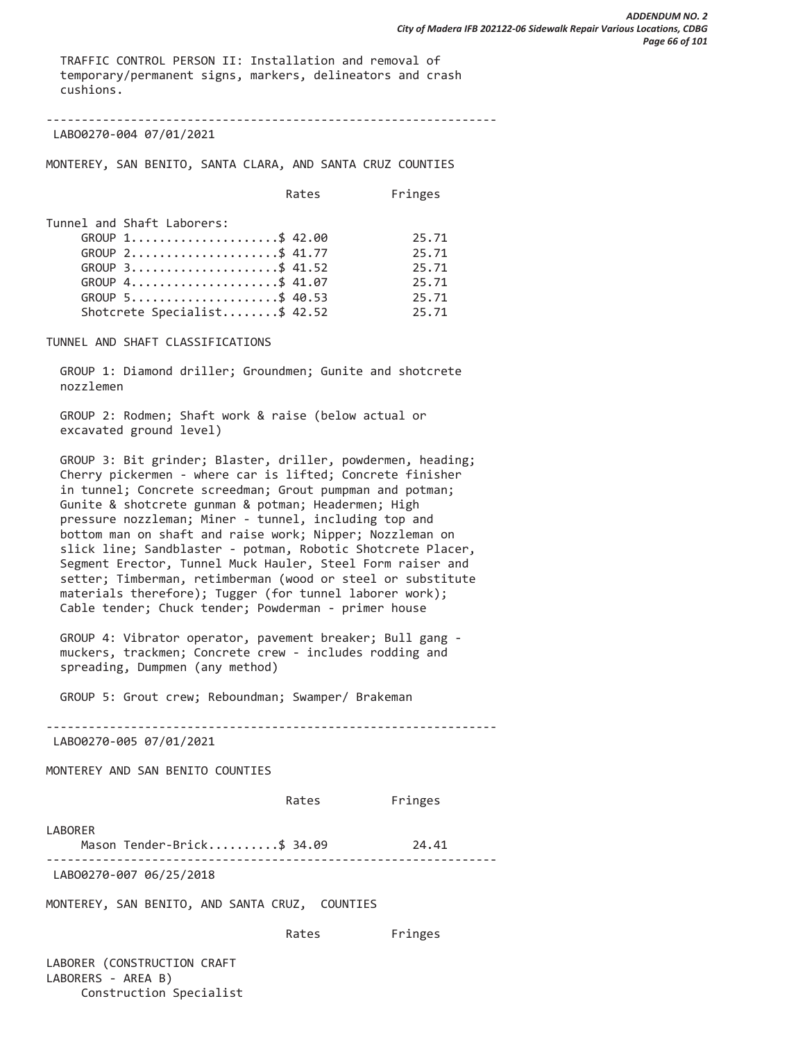TRAFFIC CONTROL PERSON II: Installation and removal of temporary/permanent signs, markers, delineators and crash cushions.

----------------------------------------------------------------

LABO0270-004 07/01/2021

MONTEREY, SAN BENITO, SANTA CLARA, AND SANTA CRUZ COUNTIES

| | Rates | Fringes |
|---|---|---|
| Tunnel and Shaft Laborers: | | |
| GROUP 1 | $ 42.00 | 25.71 |
| GROUP 2 | $ 41.77 | 25.71 |
| GROUP 3 | $ 41.52 | 25.71 |
| GROUP 4 | $ 41.07 | 25.71 |
| GROUP 5 | $ 40.53 | 25.71 |
| Shotcrete Specialist | $ 42.52 | 25.71 |

TUNNEL AND SHAFT CLASSIFICATIONS

GROUP 1: Diamond driller; Groundmen; Gunite and shotcrete nozzlemen

GROUP 2: Rodmen; Shaft work & raise (below actual or excavated ground level)

GROUP 3: Bit grinder; Blaster, driller, powdermen, heading; Cherry pickermen - where car is lifted; Concrete finisher in tunnel; Concrete screedman; Grout pumpman and potman; Gunite & shotcrete gunman & potman; Headermen; High pressure nozzleman; Miner - tunnel, including top and bottom man on shaft and raise work; Nipper; Nozzleman on slick line; Sandblaster - potman, Robotic Shotcrete Placer, Segment Erector, Tunnel Muck Hauler, Steel Form raiser and setter; Timberman, retimberman (wood or steel or substitute materials therefore); Tugger (for tunnel laborer work); Cable tender; Chuck tender; Powderman - primer house

GROUP 4: Vibrator operator, pavement breaker; Bull gang - muckers, trackmen; Concrete crew - includes rodding and spreading, Dumpmen (any method)

GROUP 5: Grout crew; Reboundman; Swamper/ Brakeman

----------------------------------------------------------------

LABO0270-005 07/01/2021

MONTEREY AND SAN BENITO COUNTIES

| | Rates | Fringes |
|---|---|---|
| LABORER | | |
| Mason Tender-Brick | $ 34.09 | 24.41 |

----------------------------------------------------------------

LABO0270-007 06/25/2018

MONTEREY, SAN BENITO, AND SANTA CRUZ, COUNTIES

| | Rates | Fringes |
|---|---|---|
| LABORER (CONSTRUCTION CRAFT LABORERS - AREA B) | | |
| Construction Specialist | | |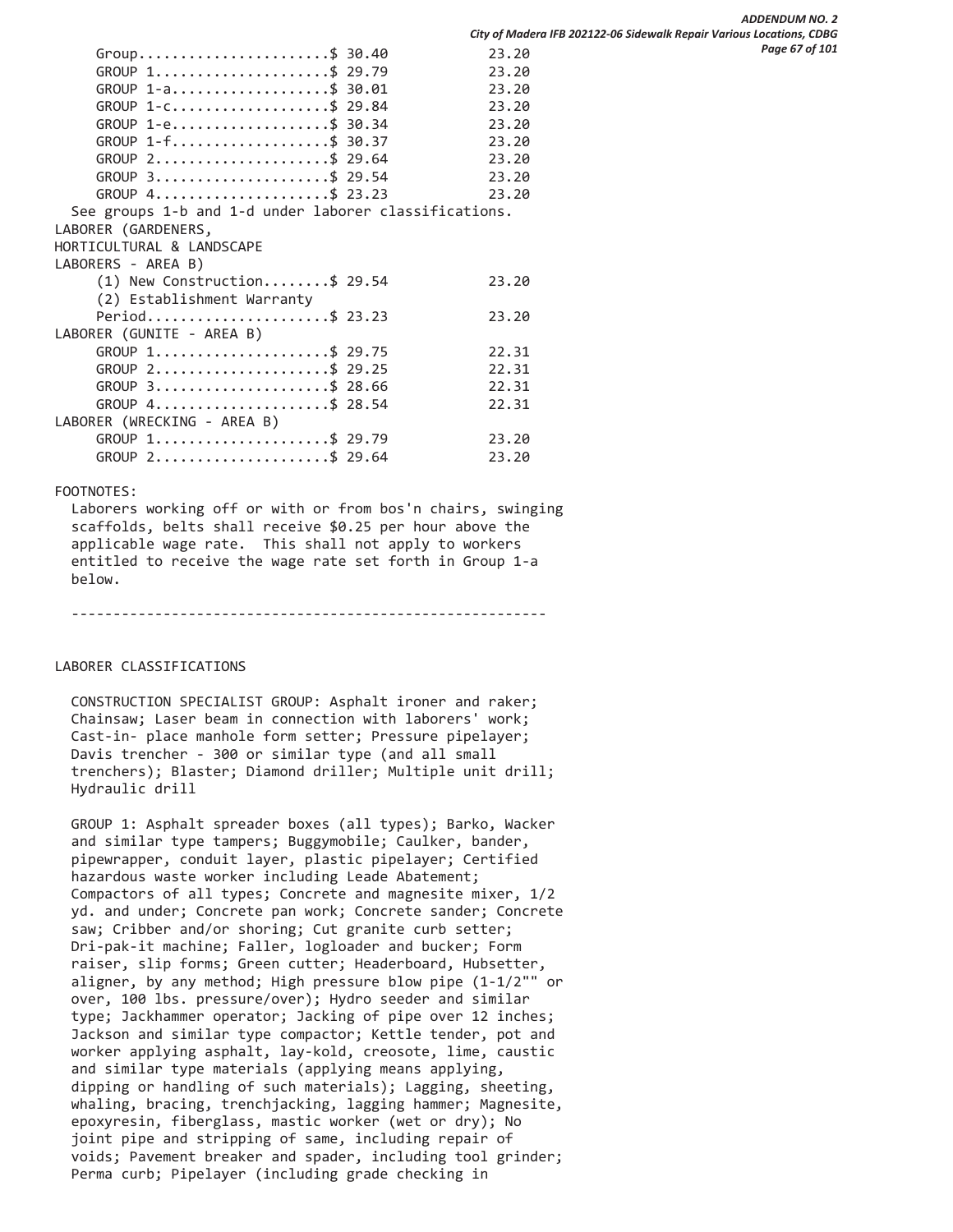| Classification | Rates | Fringes |
|---|---|---|
| Group | $ 30.40 | 23.20 |
| GROUP 1 | $ 29.79 | 23.20 |
| GROUP 1-a | $ 30.01 | 23.20 |
| GROUP 1-c | $ 29.84 | 23.20 |
| GROUP 1-e | $ 30.34 | 23.20 |
| GROUP 1-f | $ 30.37 | 23.20 |
| GROUP 2 | $ 29.64 | 23.20 |
| GROUP 3 | $ 29.54 | 23.20 |
| GROUP 4 | $ 23.23 | 23.20 |

See groups 1-b and 1-d under laborer classifications.

| Classification | Rates | Fringes |
|---|---|---|
| LABORER (GARDENERS, HORTICULTURAL & LANDSCAPE LABORERS - AREA B) | | |
| (1) New Construction | $ 29.54 | 23.20 |
| (2) Establishment Warranty Period | $ 23.23 | 23.20 |
| LABORER (GUNITE - AREA B) | | |
| GROUP 1 | $ 29.75 | 22.31 |
| GROUP 2 | $ 29.25 | 22.31 |
| GROUP 3 | $ 28.66 | 22.31 |
| GROUP 4 | $ 28.54 | 22.31 |
| LABORER (WRECKING - AREA B) | | |
| GROUP 1 | $ 29.79 | 23.20 |
| GROUP 2 | $ 29.64 | 23.20 |

FOOTNOTES:

Laborers working off or with or from bos'n chairs, swinging scaffolds, belts shall receive $0.25 per hour above the applicable wage rate. This shall not apply to workers entitled to receive the wage rate set forth in Group 1-a below.

---

LABORER CLASSIFICATIONS

CONSTRUCTION SPECIALIST GROUP: Asphalt ironer and raker; Chainsaw; Laser beam in connection with laborers' work; Cast-in- place manhole form setter; Pressure pipelayer; Davis trencher - 300 or similar type (and all small trenchers); Blaster; Diamond driller; Multiple unit drill; Hydraulic drill

GROUP 1: Asphalt spreader boxes (all types); Barko, Wacker and similar type tampers; Buggymobile; Caulker, bander, pipewrapper, conduit layer, plastic pipelayer; Certified hazardous waste worker including Leade Abatement; Compactors of all types; Concrete and magnesite mixer, 1/2 yd. and under; Concrete pan work; Concrete sander; Concrete saw; Cribber and/or shoring; Cut granite curb setter; Dri-pak-it machine; Faller, logloader and bucker; Form raiser, slip forms; Green cutter; Headerboard, Hubsetter, aligner, by any method; High pressure blow pipe (1-1/2"" or over, 100 lbs. pressure/over); Hydro seeder and similar type; Jackhammer operator; Jacking of pipe over 12 inches; Jackson and similar type compactor; Kettle tender, pot and worker applying asphalt, lay-kold, creosote, lime, caustic and similar type materials (applying means applying, dipping or handling of such materials); Lagging, sheeting, whaling, bracing, trenchjacking, lagging hammer; Magnesite, epoxyresin, fiberglass, mastic worker (wet or dry); No joint pipe and stripping of same, including repair of voids; Pavement breaker and spader, including tool grinder; Perma curb; Pipelayer (including grade checking in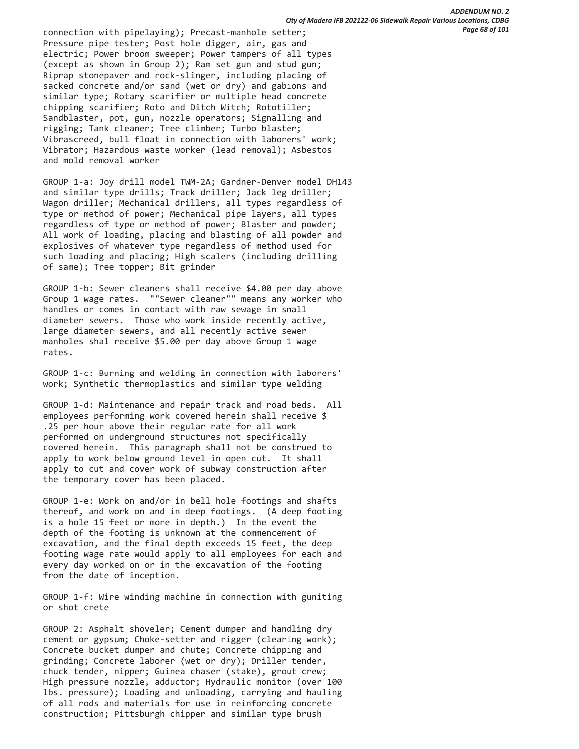connection with pipelaying); Precast-manhole setter; Pressure pipe tester; Post hole digger, air, gas and electric; Power broom sweeper; Power tampers of all types (except as shown in Group 2); Ram set gun and stud gun; Riprap stonepaver and rock-slinger, including placing of sacked concrete and/or sand (wet or dry) and gabions and similar type; Rotary scarifier or multiple head concrete chipping scarifier; Roto and Ditch Witch; Rototiller; Sandblaster, pot, gun, nozzle operators; Signalling and rigging; Tank cleaner; Tree climber; Turbo blaster; Vibrascreed, bull float in connection with laborers' work; Vibrator; Hazardous waste worker (lead removal); Asbestos and mold removal worker

GROUP 1-a: Joy drill model TWM-2A; Gardner-Denver model DH143 and similar type drills; Track driller; Jack leg driller; Wagon driller; Mechanical drillers, all types regardless of type or method of power; Mechanical pipe layers, all types regardless of type or method of power; Blaster and powder; All work of loading, placing and blasting of all powder and explosives of whatever type regardless of method used for such loading and placing; High scalers (including drilling of same); Tree topper; Bit grinder

GROUP 1-b: Sewer cleaners shall receive $4.00 per day above Group 1 wage rates. ""Sewer cleaner"" means any worker who handles or comes in contact with raw sewage in small diameter sewers. Those who work inside recently active, large diameter sewers, and all recently active sewer manholes shal receive $5.00 per day above Group 1 wage rates.

GROUP 1-c: Burning and welding in connection with laborers' work; Synthetic thermoplastics and similar type welding

GROUP 1-d: Maintenance and repair track and road beds. All employees performing work covered herein shall receive $ .25 per hour above their regular rate for all work performed on underground structures not specifically covered herein. This paragraph shall not be construed to apply to work below ground level in open cut. It shall apply to cut and cover work of subway construction after the temporary cover has been placed.

GROUP 1-e: Work on and/or in bell hole footings and shafts thereof, and work on and in deep footings. (A deep footing is a hole 15 feet or more in depth.) In the event the depth of the footing is unknown at the commencement of excavation, and the final depth exceeds 15 feet, the deep footing wage rate would apply to all employees for each and every day worked on or in the excavation of the footing from the date of inception.

GROUP 1-f: Wire winding machine in connection with guniting or shot crete

GROUP 2: Asphalt shoveler; Cement dumper and handling dry cement or gypsum; Choke-setter and rigger (clearing work); Concrete bucket dumper and chute; Concrete chipping and grinding; Concrete laborer (wet or dry); Driller tender, chuck tender, nipper; Guinea chaser (stake), grout crew; High pressure nozzle, adductor; Hydraulic monitor (over 100 lbs. pressure); Loading and unloading, carrying and hauling of all rods and materials for use in reinforcing concrete construction; Pittsburgh chipper and similar type brush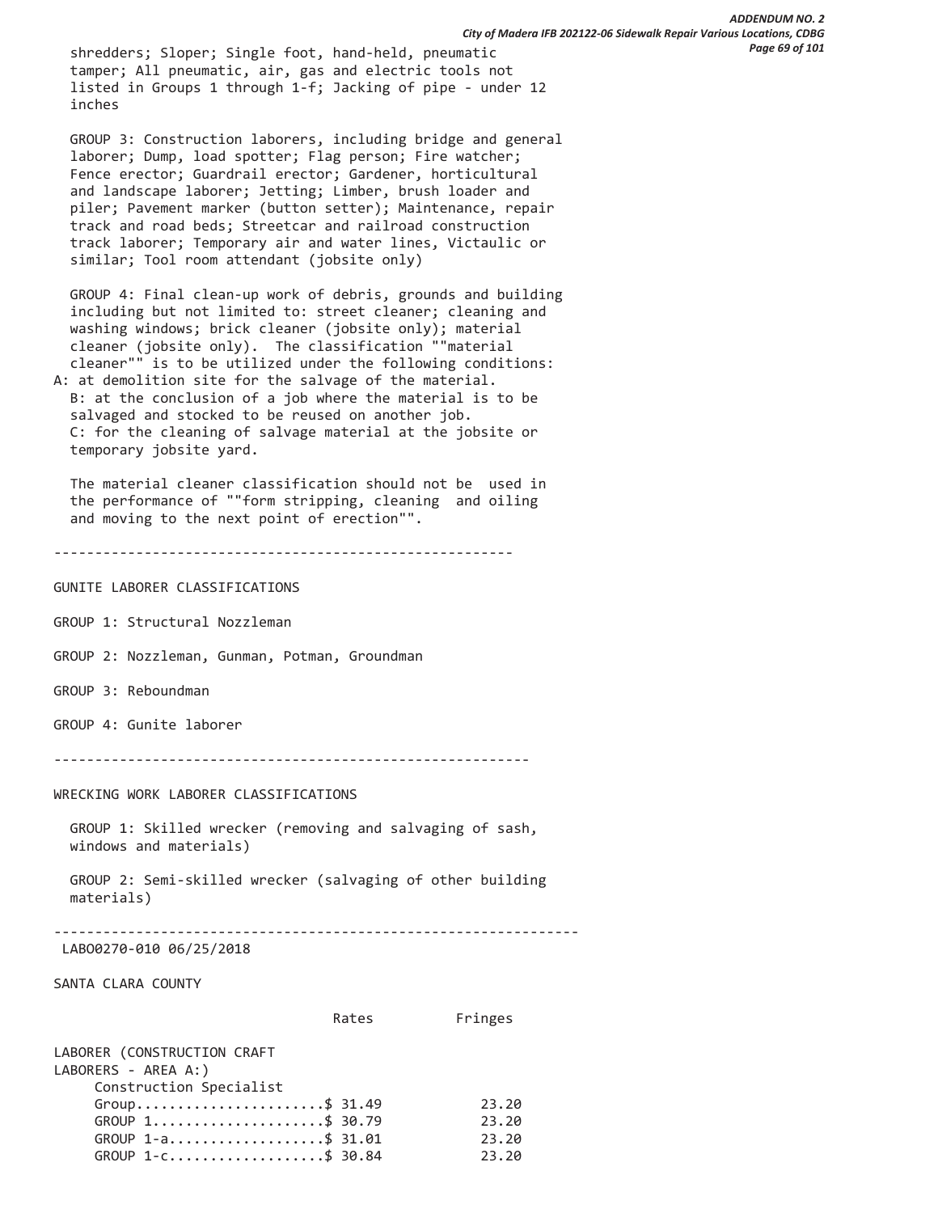shredders; Sloper; Single foot, hand-held, pneumatic tamper; All pneumatic, air, gas and electric tools not listed in Groups 1 through 1-f; Jacking of pipe - under 12 inches

GROUP 3: Construction laborers, including bridge and general laborer; Dump, load spotter; Flag person; Fire watcher; Fence erector; Guardrail erector; Gardener, horticultural and landscape laborer; Jetting; Limber, brush loader and piler; Pavement marker (button setter); Maintenance, repair track and road beds; Streetcar and railroad construction track laborer; Temporary air and water lines, Victaulic or similar; Tool room attendant (jobsite only)

GROUP 4: Final clean-up work of debris, grounds and building including but not limited to: street cleaner; cleaning and washing windows; brick cleaner (jobsite only); material cleaner (jobsite only). The classification ""material cleaner"" is to be utilized under the following conditions:
A: at demolition site for the salvage of the material.
B: at the conclusion of a job where the material is to be salvaged and stocked to be reused on another job.
C: for the cleaning of salvage material at the jobsite or temporary jobsite yard.

The material cleaner classification should not be used in the performance of ""form stripping, cleaning and oiling and moving to the next point of erection"".

---

GUNITE LABORER CLASSIFICATIONS

GROUP 1: Structural Nozzleman

GROUP 2: Nozzleman, Gunman, Potman, Groundman

GROUP 3: Reboundman

GROUP 4: Gunite laborer

---

WRECKING WORK LABORER CLASSIFICATIONS

GROUP 1: Skilled wrecker (removing and salvaging of sash, windows and materials)

GROUP 2: Semi-skilled wrecker (salvaging of other building materials)

---

LABO0270-010 06/25/2018

SANTA CLARA COUNTY

| | Rates | Fringes |
|---|---|---|
| LABORER (CONSTRUCTION CRAFT LABORERS - AREA A:) | | |
| Construction Specialist Group | $ 31.49 | 23.20 |
| GROUP 1 | $ 30.79 | 23.20 |
| GROUP 1-a | $ 31.01 | 23.20 |
| GROUP 1-c | $ 30.84 | 23.20 |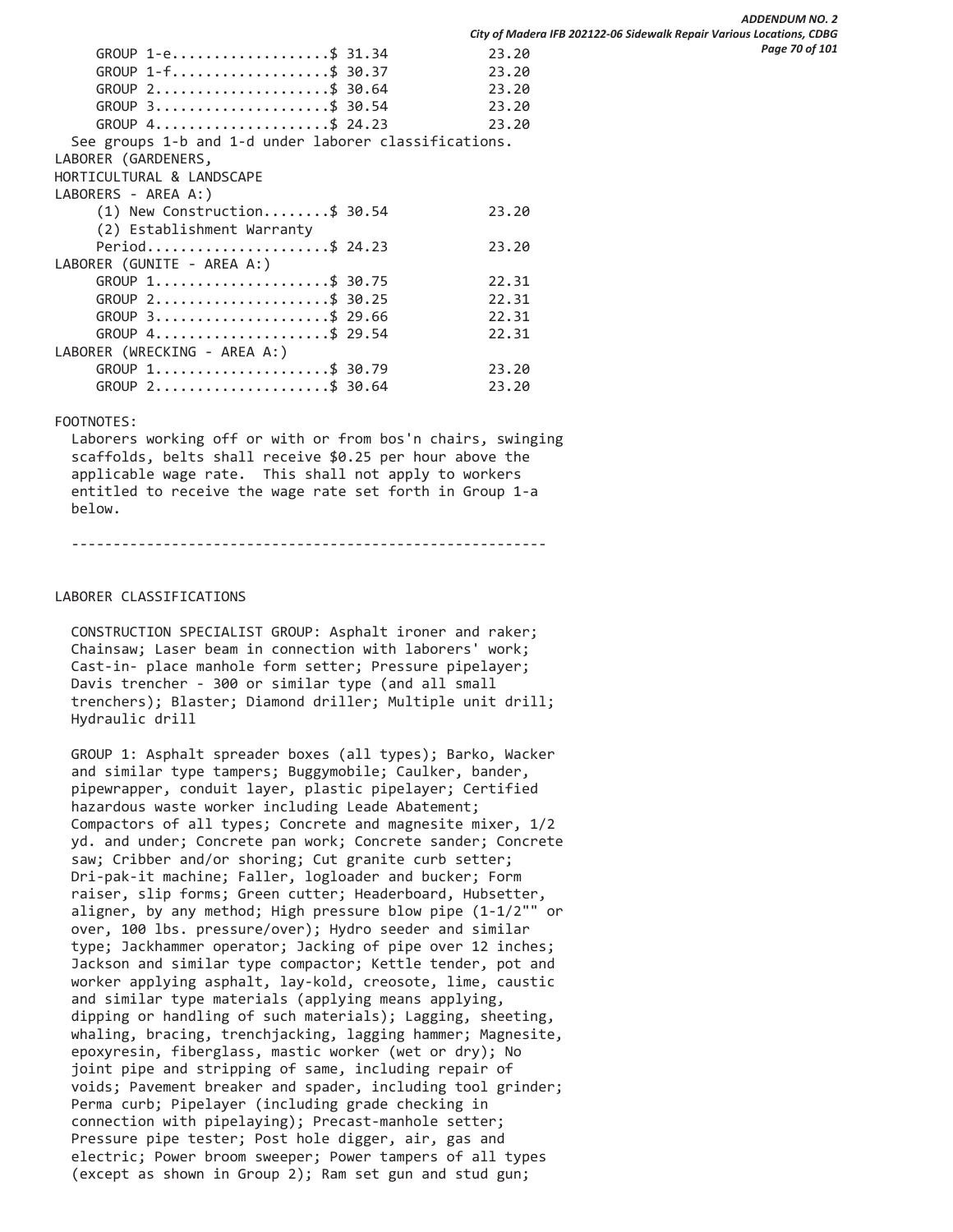```
    GROUP 1-e...................$ 31.34             23.20
    GROUP 1-f...................$ 30.37             23.20
    GROUP 2.....................$ 30.64             23.20
    GROUP 3.....................$ 30.54             23.20
    GROUP 4.....................$ 24.23             23.20
  See groups 1-b and 1-d under laborer classifications.
LABORER (GARDENERS,
HORTICULTURAL & LANDSCAPE
LABORERS - AREA A:)
    (1) New Construction........$ 30.54             23.20
    (2) Establishment Warranty
    Period......................$ 24.23             23.20
LABORER (GUNITE - AREA A:)
    GROUP 1.....................$ 30.75             22.31
    GROUP 2.....................$ 30.25             22.31
    GROUP 3.....................$ 29.66             22.31
    GROUP 4.....................$ 29.54             22.31
LABORER (WRECKING - AREA A:)
    GROUP 1.....................$ 30.79             23.20
    GROUP 2.....................$ 30.64             23.20
```

FOOTNOTES:

Laborers working off or with or from bos'n chairs, swinging scaffolds, belts shall receive $0.25 per hour above the applicable wage rate. This shall not apply to workers entitled to receive the wage rate set forth in Group 1-a below.

---

LABORER CLASSIFICATIONS

CONSTRUCTION SPECIALIST GROUP: Asphalt ironer and raker; Chainsaw; Laser beam in connection with laborers' work; Cast-in- place manhole form setter; Pressure pipelayer; Davis trencher - 300 or similar type (and all small trenchers); Blaster; Diamond driller; Multiple unit drill; Hydraulic drill

GROUP 1: Asphalt spreader boxes (all types); Barko, Wacker and similar type tampers; Buggymobile; Caulker, bander, pipewrapper, conduit layer, plastic pipelayer; Certified hazardous waste worker including Leade Abatement; Compactors of all types; Concrete and magnesite mixer, 1/2 yd. and under; Concrete pan work; Concrete sander; Concrete saw; Cribber and/or shoring; Cut granite curb setter; Dri-pak-it machine; Faller, logloader and bucker; Form raiser, slip forms; Green cutter; Headerboard, Hubsetter, aligner, by any method; High pressure blow pipe (1-1/2"" or over, 100 lbs. pressure/over); Hydro seeder and similar type; Jackhammer operator; Jacking of pipe over 12 inches; Jackson and similar type compactor; Kettle tender, pot and worker applying asphalt, lay-kold, creosote, lime, caustic and similar type materials (applying means applying, dipping or handling of such materials); Lagging, sheeting, whaling, bracing, trenchjacking, lagging hammer; Magnesite, epoxyresin, fiberglass, mastic worker (wet or dry); No joint pipe and stripping of same, including repair of voids; Pavement breaker and spader, including tool grinder; Perma curb; Pipelayer (including grade checking in connection with pipelaying); Precast-manhole setter; Pressure pipe tester; Post hole digger, air, gas and electric; Power broom sweeper; Power tampers of all types (except as shown in Group 2); Ram set gun and stud gun;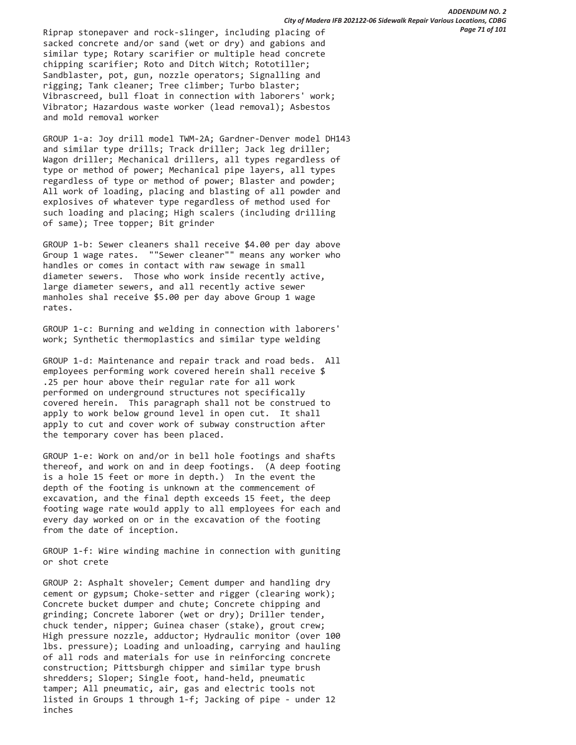Riprap stonepaver and rock-slinger, including placing of sacked concrete and/or sand (wet or dry) and gabions and similar type; Rotary scarifier or multiple head concrete chipping scarifier; Roto and Ditch Witch; Rototiller; Sandblaster, pot, gun, nozzle operators; Signalling and rigging; Tank cleaner; Tree climber; Turbo blaster; Vibrascreed, bull float in connection with laborers' work; Vibrator; Hazardous waste worker (lead removal); Asbestos and mold removal worker

GROUP 1-a: Joy drill model TWM-2A; Gardner-Denver model DH143 and similar type drills; Track driller; Jack leg driller; Wagon driller; Mechanical drillers, all types regardless of type or method of power; Mechanical pipe layers, all types regardless of type or method of power; Blaster and powder; All work of loading, placing and blasting of all powder and explosives of whatever type regardless of method used for such loading and placing; High scalers (including drilling of same); Tree topper; Bit grinder

GROUP 1-b: Sewer cleaners shall receive $4.00 per day above Group 1 wage rates. ""Sewer cleaner"" means any worker who handles or comes in contact with raw sewage in small diameter sewers. Those who work inside recently active, large diameter sewers, and all recently active sewer manholes shal receive $5.00 per day above Group 1 wage rates.

GROUP 1-c: Burning and welding in connection with laborers' work; Synthetic thermoplastics and similar type welding

GROUP 1-d: Maintenance and repair track and road beds. All employees performing work covered herein shall receive $ .25 per hour above their regular rate for all work performed on underground structures not specifically covered herein. This paragraph shall not be construed to apply to work below ground level in open cut. It shall apply to cut and cover work of subway construction after the temporary cover has been placed.

GROUP 1-e: Work on and/or in bell hole footings and shafts thereof, and work on and in deep footings. (A deep footing is a hole 15 feet or more in depth.) In the event the depth of the footing is unknown at the commencement of excavation, and the final depth exceeds 15 feet, the deep footing wage rate would apply to all employees for each and every day worked on or in the excavation of the footing from the date of inception.

GROUP 1-f: Wire winding machine in connection with guniting or shot crete

GROUP 2: Asphalt shoveler; Cement dumper and handling dry cement or gypsum; Choke-setter and rigger (clearing work); Concrete bucket dumper and chute; Concrete chipping and grinding; Concrete laborer (wet or dry); Driller tender, chuck tender, nipper; Guinea chaser (stake), grout crew; High pressure nozzle, adductor; Hydraulic monitor (over 100 lbs. pressure); Loading and unloading, carrying and hauling of all rods and materials for use in reinforcing concrete construction; Pittsburgh chipper and similar type brush shredders; Sloper; Single foot, hand-held, pneumatic tamper; All pneumatic, air, gas and electric tools not listed in Groups 1 through 1-f; Jacking of pipe - under 12 inches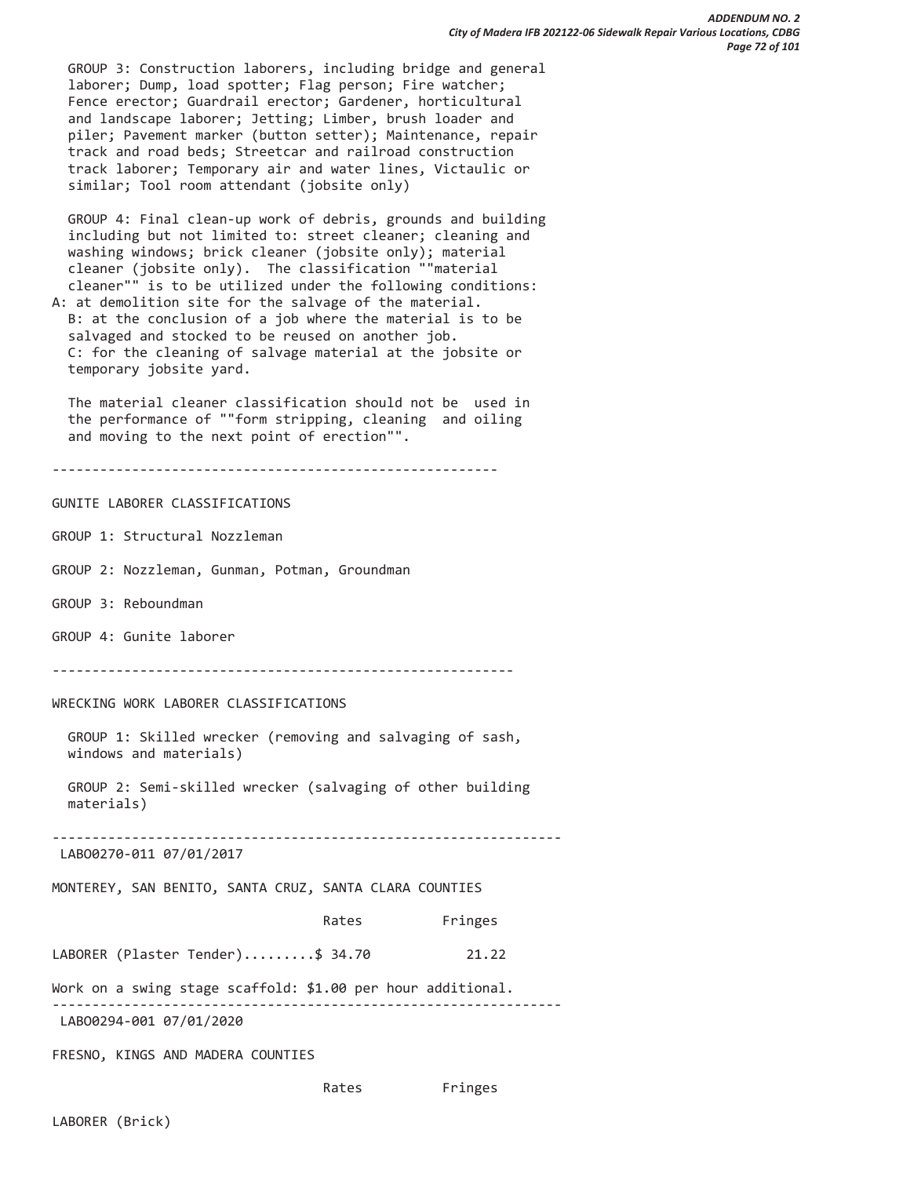GROUP 3: Construction laborers, including bridge and general laborer; Dump, load spotter; Flag person; Fire watcher; Fence erector; Guardrail erector; Gardener, horticultural and landscape laborer; Jetting; Limber, brush loader and piler; Pavement marker (button setter); Maintenance, repair track and road beds; Streetcar and railroad construction track laborer; Temporary air and water lines, Victaulic or similar; Tool room attendant (jobsite only)

GROUP 4: Final clean-up work of debris, grounds and building including but not limited to: street cleaner; cleaning and washing windows; brick cleaner (jobsite only); material cleaner (jobsite only). The classification ""material cleaner"" is to be utilized under the following conditions:
A: at demolition site for the salvage of the material.
B: at the conclusion of a job where the material is to be salvaged and stocked to be reused on another job.
C: for the cleaning of salvage material at the jobsite or temporary jobsite yard.

The material cleaner classification should not be used in the performance of ""form stripping, cleaning and oiling and moving to the next point of erection"".

---

GUNITE LABORER CLASSIFICATIONS

GROUP 1: Structural Nozzleman

GROUP 2: Nozzleman, Gunman, Potman, Groundman

GROUP 3: Reboundman

GROUP 4: Gunite laborer

---

WRECKING WORK LABORER CLASSIFICATIONS

GROUP 1: Skilled wrecker (removing and salvaging of sash, windows and materials)

GROUP 2: Semi-skilled wrecker (salvaging of other building materials)

---

LABO0270-011 07/01/2017

MONTEREY, SAN BENITO, SANTA CRUZ, SANTA CLARA COUNTIES

| | Rates | Fringes |
|---|---|---|
| LABORER (Plaster Tender) | $ 34.70 | 21.22 |

Work on a swing stage scaffold: $1.00 per hour additional.

---

LABO0294-001 07/01/2020

FRESNO, KINGS AND MADERA COUNTIES

| | Rates | Fringes |
|---|---|---|
| LABORER (Brick) | | |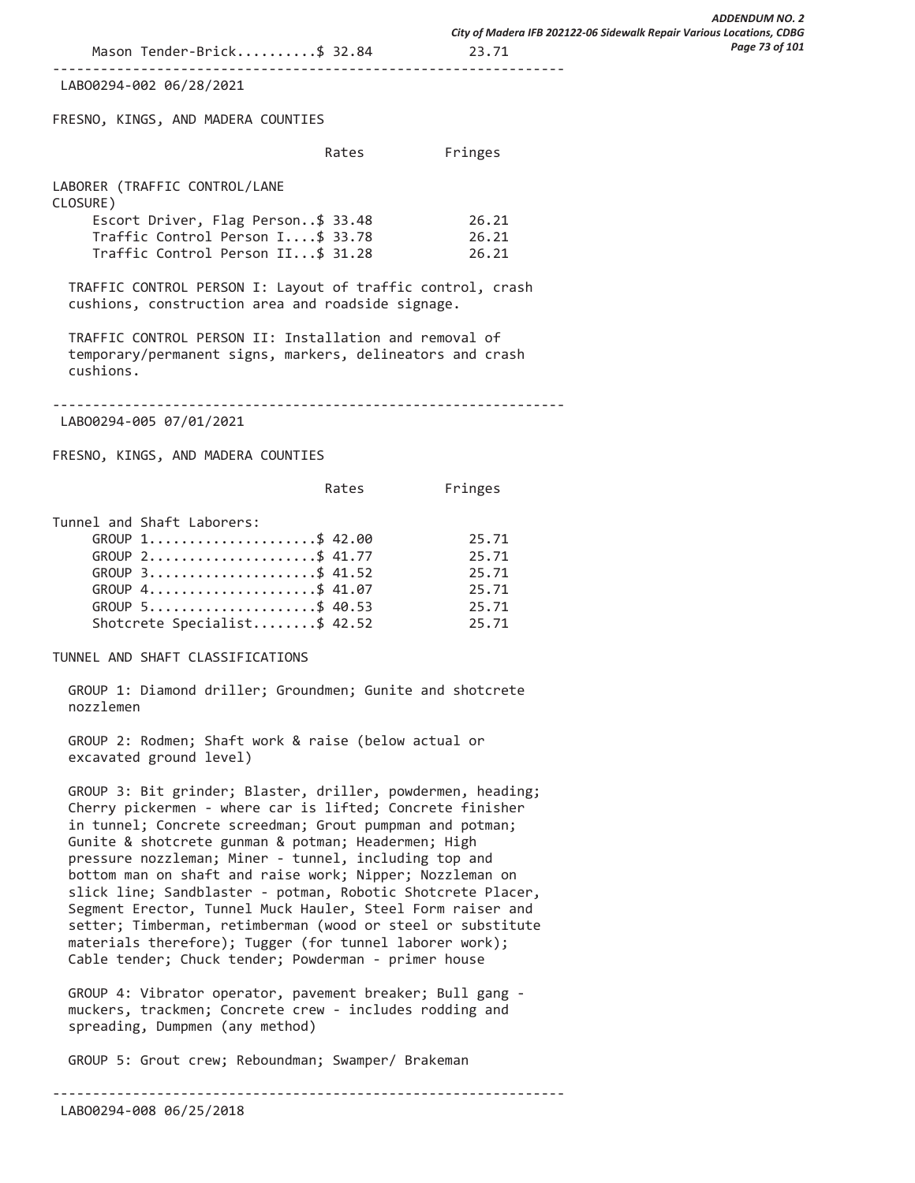| | Rates | Fringes |
|---|---|---|
| Mason Tender-Brick | $ 32.84 | 23.71 |

---

LABO0294-002 06/28/2021

FRESNO, KINGS, AND MADERA COUNTIES

| | Rates | Fringes |
|---|---|---|
| LABORER (TRAFFIC CONTROL/LANE CLOSURE) | | |
| Escort Driver, Flag Person | $ 33.48 | 26.21 |
| Traffic Control Person I | $ 33.78 | 26.21 |
| Traffic Control Person II | $ 31.28 | 26.21 |

TRAFFIC CONTROL PERSON I: Layout of traffic control, crash cushions, construction area and roadside signage.

TRAFFIC CONTROL PERSON II: Installation and removal of temporary/permanent signs, markers, delineators and crash cushions.

---

LABO0294-005 07/01/2021

FRESNO, KINGS, AND MADERA COUNTIES

| | Rates | Fringes |
|---|---|---|
| Tunnel and Shaft Laborers: | | |
| GROUP 1 | $ 42.00 | 25.71 |
| GROUP 2 | $ 41.77 | 25.71 |
| GROUP 3 | $ 41.52 | 25.71 |
| GROUP 4 | $ 41.07 | 25.71 |
| GROUP 5 | $ 40.53 | 25.71 |
| Shotcrete Specialist | $ 42.52 | 25.71 |

TUNNEL AND SHAFT CLASSIFICATIONS

GROUP 1: Diamond driller; Groundmen; Gunite and shotcrete nozzlemen

GROUP 2: Rodmen; Shaft work & raise (below actual or excavated ground level)

GROUP 3: Bit grinder; Blaster, driller, powdermen, heading; Cherry pickermen - where car is lifted; Concrete finisher in tunnel; Concrete screedman; Grout pumpman and potman; Gunite & shotcrete gunman & potman; Headermen; High pressure nozzleman; Miner - tunnel, including top and bottom man on shaft and raise work; Nipper; Nozzleman on slick line; Sandblaster - potman, Robotic Shotcrete Placer, Segment Erector, Tunnel Muck Hauler, Steel Form raiser and setter; Timberman, retimberman (wood or steel or substitute materials therefore); Tugger (for tunnel laborer work); Cable tender; Chuck tender; Powderman - primer house

GROUP 4: Vibrator operator, pavement breaker; Bull gang - muckers, trackmen; Concrete crew - includes rodding and spreading, Dumpmen (any method)

GROUP 5: Grout crew; Reboundman; Swamper/ Brakeman

---

LABO0294-008 06/25/2018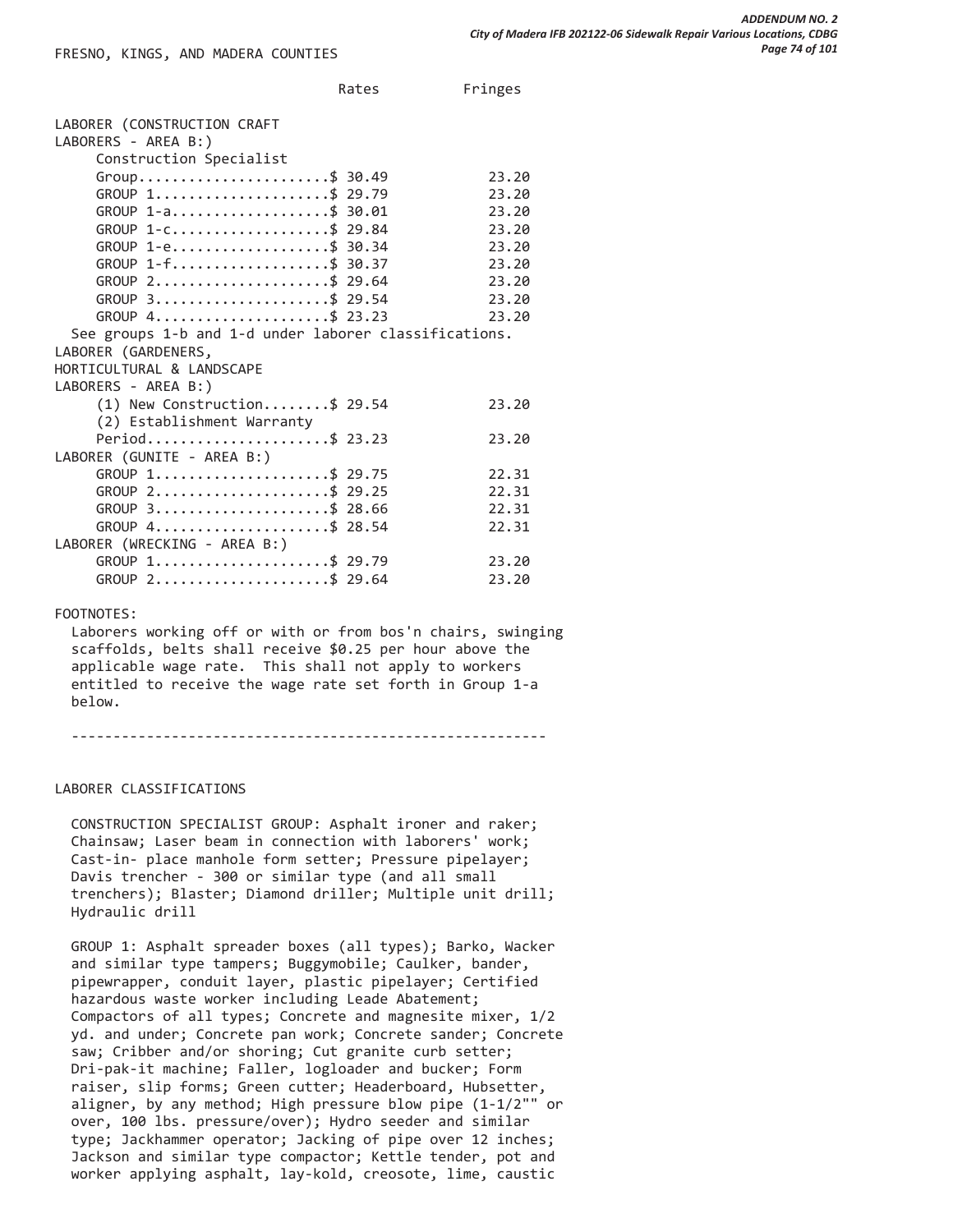FRESNO, KINGS, AND MADERA COUNTIES

| | Rates | Fringes |
|---|---|---|
| **LABORER (CONSTRUCTION CRAFT LABORERS - AREA B:)** | | |
| Construction Specialist Group | $ 30.49 | 23.20 |
| GROUP 1 | $ 29.79 | 23.20 |
| GROUP 1-a | $ 30.01 | 23.20 |
| GROUP 1-c | $ 29.84 | 23.20 |
| GROUP 1-e | $ 30.34 | 23.20 |
| GROUP 1-f | $ 30.37 | 23.20 |
| GROUP 2 | $ 29.64 | 23.20 |
| GROUP 3 | $ 29.54 | 23.20 |
| GROUP 4 | $ 23.23 | 23.20 |

See groups 1-b and 1-d under laborer classifications.

| | Rates | Fringes |
|---|---|---|
| **LABORER (GARDENERS, HORTICULTURAL & LANDSCAPE LABORERS - AREA B:)** | | |
| (1) New Construction | $ 29.54 | 23.20 |
| (2) Establishment Warranty Period | $ 23.23 | 23.20 |
| **LABORER (GUNITE - AREA B:)** | | |
| GROUP 1 | $ 29.75 | 22.31 |
| GROUP 2 | $ 29.25 | 22.31 |
| GROUP 3 | $ 28.66 | 22.31 |
| GROUP 4 | $ 28.54 | 22.31 |
| **LABORER (WRECKING - AREA B:)** | | |
| GROUP 1 | $ 29.79 | 23.20 |
| GROUP 2 | $ 29.64 | 23.20 |

FOOTNOTES:

Laborers working off or with or from bos'n chairs, swinging scaffolds, belts shall receive $0.25 per hour above the applicable wage rate. This shall not apply to workers entitled to receive the wage rate set forth in Group 1-a below.

---

LABORER CLASSIFICATIONS

CONSTRUCTION SPECIALIST GROUP: Asphalt ironer and raker; Chainsaw; Laser beam in connection with laborers' work; Cast-in- place manhole form setter; Pressure pipelayer; Davis trencher - 300 or similar type (and all small trenchers); Blaster; Diamond driller; Multiple unit drill; Hydraulic drill

GROUP 1: Asphalt spreader boxes (all types); Barko, Wacker and similar type tampers; Buggymobile; Caulker, bander, pipewrapper, conduit layer, plastic pipelayer; Certified hazardous waste worker including Leade Abatement; Compactors of all types; Concrete and magnesite mixer, 1/2 yd. and under; Concrete pan work; Concrete sander; Concrete saw; Cribber and/or shoring; Cut granite curb setter; Dri-pak-it machine; Faller, logloader and bucker; Form raiser, slip forms; Green cutter; Headerboard, Hubsetter, aligner, by any method; High pressure blow pipe (1-1/2"" or over, 100 lbs. pressure/over); Hydro seeder and similar type; Jackhammer operator; Jacking of pipe over 12 inches; Jackson and similar type compactor; Kettle tender, pot and worker applying asphalt, lay-kold, creosote, lime, caustic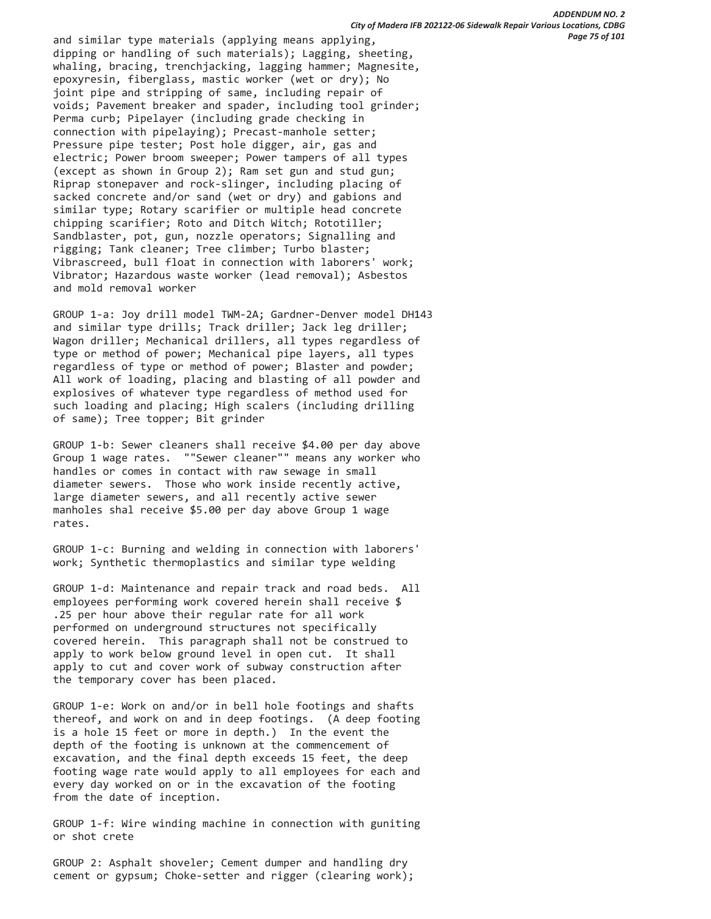and similar type materials (applying means applying, dipping or handling of such materials); Lagging, sheeting, whaling, bracing, trenchjacking, lagging hammer; Magnesite, epoxyresin, fiberglass, mastic worker (wet or dry); No joint pipe and stripping of same, including repair of voids; Pavement breaker and spader, including tool grinder; Perma curb; Pipelayer (including grade checking in connection with pipelaying); Precast-manhole setter; Pressure pipe tester; Post hole digger, air, gas and electric; Power broom sweeper; Power tampers of all types (except as shown in Group 2); Ram set gun and stud gun; Riprap stonepaver and rock-slinger, including placing of sacked concrete and/or sand (wet or dry) and gabions and similar type; Rotary scarifier or multiple head concrete chipping scarifier; Roto and Ditch Witch; Rototiller; Sandblaster, pot, gun, nozzle operators; Signalling and rigging; Tank cleaner; Tree climber; Turbo blaster; Vibrascreed, bull float in connection with laborers' work; Vibrator; Hazardous waste worker (lead removal); Asbestos and mold removal worker

GROUP 1-a: Joy drill model TWM-2A; Gardner-Denver model DH143 and similar type drills; Track driller; Jack leg driller; Wagon driller; Mechanical drillers, all types regardless of type or method of power; Mechanical pipe layers, all types regardless of type or method of power; Blaster and powder; All work of loading, placing and blasting of all powder and explosives of whatever type regardless of method used for such loading and placing; High scalers (including drilling of same); Tree topper; Bit grinder

GROUP 1-b: Sewer cleaners shall receive $4.00 per day above Group 1 wage rates. ""Sewer cleaner"" means any worker who handles or comes in contact with raw sewage in small diameter sewers. Those who work inside recently active, large diameter sewers, and all recently active sewer manholes shal receive $5.00 per day above Group 1 wage rates.

GROUP 1-c: Burning and welding in connection with laborers' work; Synthetic thermoplastics and similar type welding

GROUP 1-d: Maintenance and repair track and road beds. All employees performing work covered herein shall receive $ .25 per hour above their regular rate for all work performed on underground structures not specifically covered herein. This paragraph shall not be construed to apply to work below ground level in open cut. It shall apply to cut and cover work of subway construction after the temporary cover has been placed.

GROUP 1-e: Work on and/or in bell hole footings and shafts thereof, and work on and in deep footings. (A deep footing is a hole 15 feet or more in depth.) In the event the depth of the footing is unknown at the commencement of excavation, and the final depth exceeds 15 feet, the deep footing wage rate would apply to all employees for each and every day worked on or in the excavation of the footing from the date of inception.

GROUP 1-f: Wire winding machine in connection with guniting or shot crete

GROUP 2: Asphalt shoveler; Cement dumper and handling dry cement or gypsum; Choke-setter and rigger (clearing work);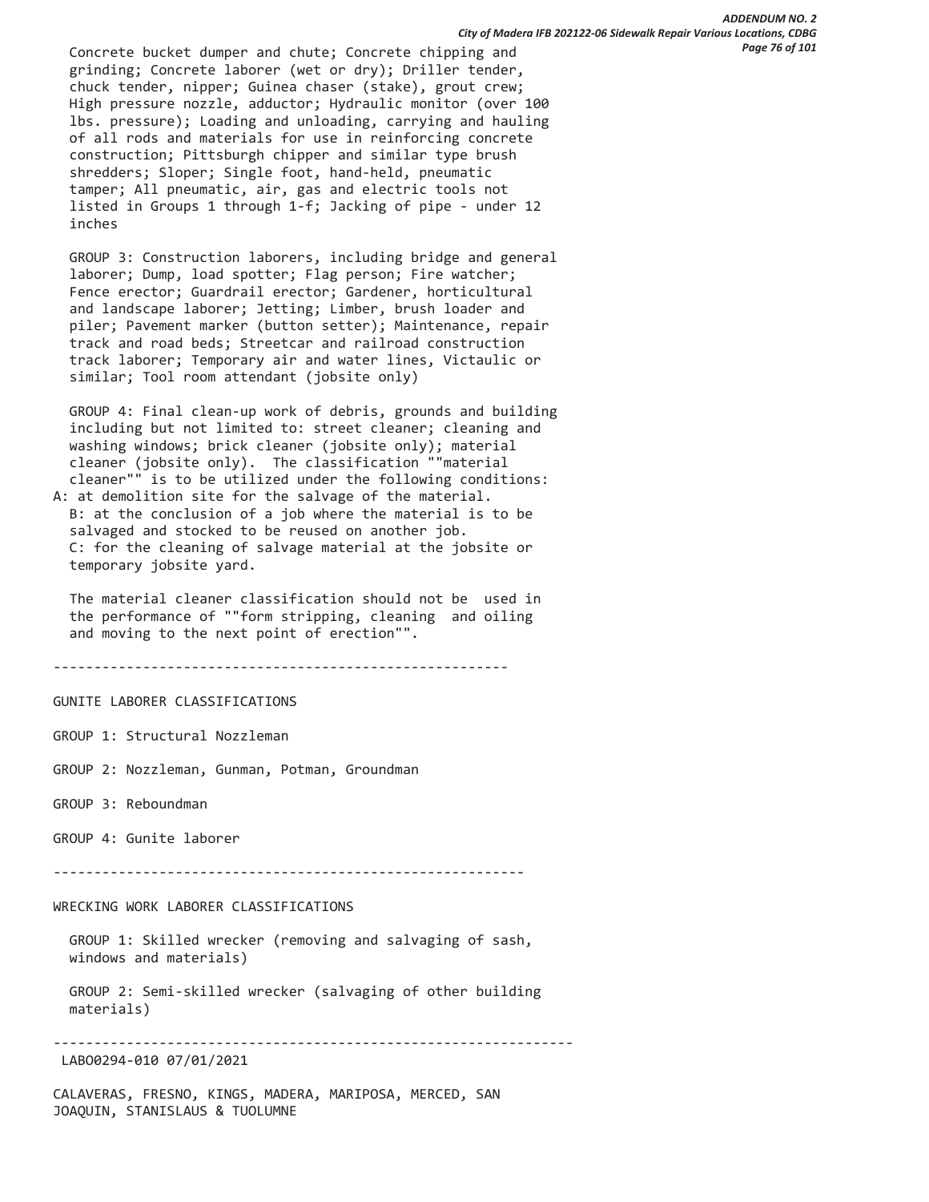Concrete bucket dumper and chute; Concrete chipping and grinding; Concrete laborer (wet or dry); Driller tender, chuck tender, nipper; Guinea chaser (stake), grout crew; High pressure nozzle, adductor; Hydraulic monitor (over 100 lbs. pressure); Loading and unloading, carrying and hauling of all rods and materials for use in reinforcing concrete construction; Pittsburgh chipper and similar type brush shredders; Sloper; Single foot, hand-held, pneumatic tamper; All pneumatic, air, gas and electric tools not listed in Groups 1 through 1-f; Jacking of pipe - under 12 inches

GROUP 3: Construction laborers, including bridge and general laborer; Dump, load spotter; Flag person; Fire watcher; Fence erector; Guardrail erector; Gardener, horticultural and landscape laborer; Jetting; Limber, brush loader and piler; Pavement marker (button setter); Maintenance, repair track and road beds; Streetcar and railroad construction track laborer; Temporary air and water lines, Victaulic or similar; Tool room attendant (jobsite only)

GROUP 4: Final clean-up work of debris, grounds and building including but not limited to: street cleaner; cleaning and washing windows; brick cleaner (jobsite only); material cleaner (jobsite only). The classification ""material cleaner"" is to be utilized under the following conditions:
A: at demolition site for the salvage of the material.
B: at the conclusion of a job where the material is to be salvaged and stocked to be reused on another job.
C: for the cleaning of salvage material at the jobsite or temporary jobsite yard.

The material cleaner classification should not be used in the performance of ""form stripping, cleaning and oiling and moving to the next point of erection"".

---

GUNITE LABORER CLASSIFICATIONS

GROUP 1: Structural Nozzleman

GROUP 2: Nozzleman, Gunman, Potman, Groundman

GROUP 3: Reboundman

GROUP 4: Gunite laborer

---

WRECKING WORK LABORER CLASSIFICATIONS

GROUP 1: Skilled wrecker (removing and salvaging of sash, windows and materials)

GROUP 2: Semi-skilled wrecker (salvaging of other building materials)

---

LABO0294-010 07/01/2021

CALAVERAS, FRESNO, KINGS, MADERA, MARIPOSA, MERCED, SAN JOAQUIN, STANISLAUS & TUOLUMNE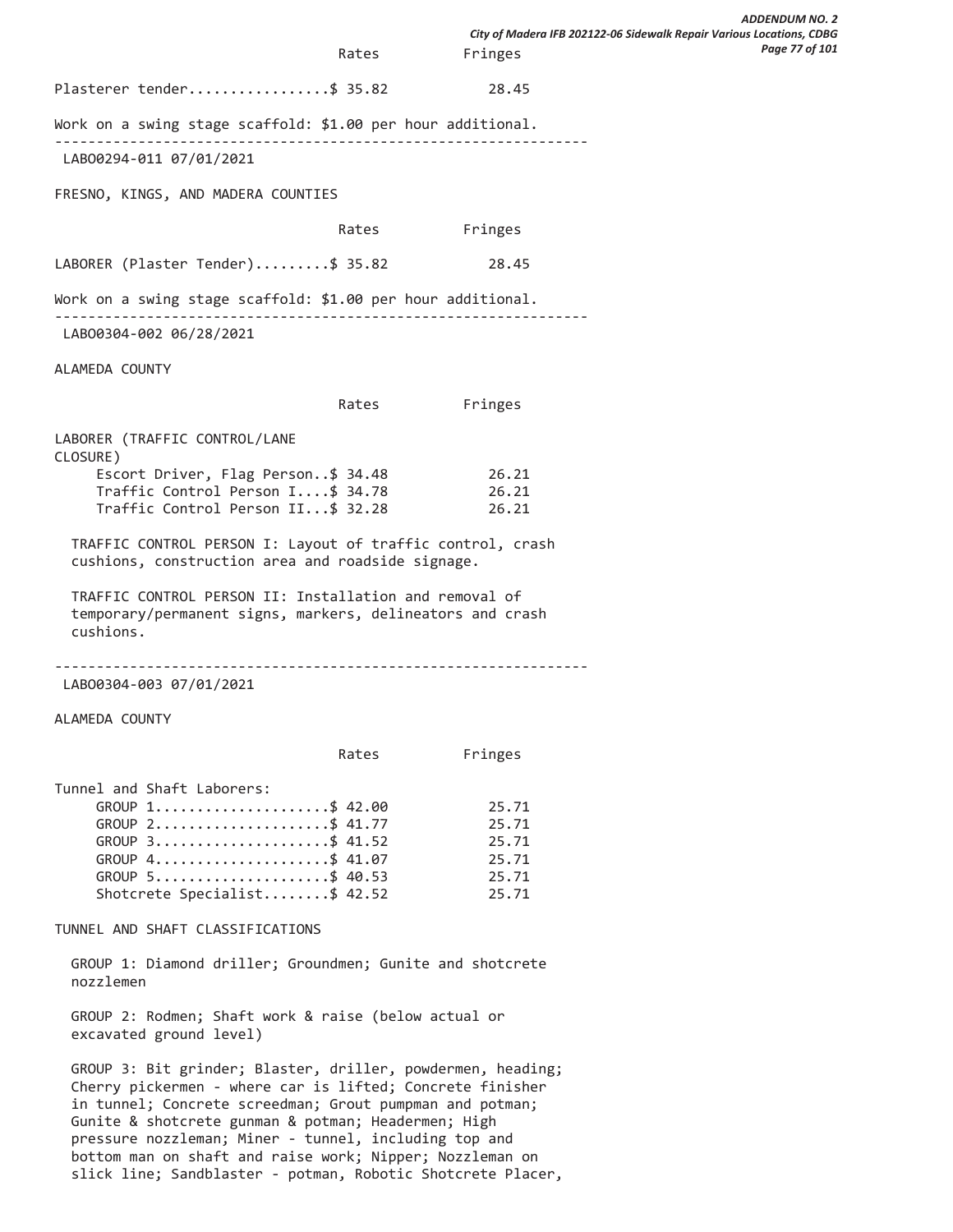| | Rates | Fringes |
|---|---|---|
| Plasterer tender | $ 35.82 | 28.45 |

Work on a swing stage scaffold: $1.00 per hour additional.

---

LABO0294-011 07/01/2021

FRESNO, KINGS, AND MADERA COUNTIES

| | Rates | Fringes |
|---|---|---|
| LABORER (Plaster Tender) | $ 35.82 | 28.45 |

Work on a swing stage scaffold: $1.00 per hour additional.

---

LABO0304-002 06/28/2021

ALAMEDA COUNTY

| | Rates | Fringes |
|---|---|---|
| LABORER (TRAFFIC CONTROL/LANE CLOSURE) | | |
| Escort Driver, Flag Person | $ 34.48 | 26.21 |
| Traffic Control Person I | $ 34.78 | 26.21 |
| Traffic Control Person II | $ 32.28 | 26.21 |

TRAFFIC CONTROL PERSON I: Layout of traffic control, crash cushions, construction area and roadside signage.

TRAFFIC CONTROL PERSON II: Installation and removal of temporary/permanent signs, markers, delineators and crash cushions.

---

LABO0304-003 07/01/2021

ALAMEDA COUNTY

| | Rates | Fringes |
|---|---|---|
| Tunnel and Shaft Laborers: | | |
| GROUP 1 | $ 42.00 | 25.71 |
| GROUP 2 | $ 41.77 | 25.71 |
| GROUP 3 | $ 41.52 | 25.71 |
| GROUP 4 | $ 41.07 | 25.71 |
| GROUP 5 | $ 40.53 | 25.71 |
| Shotcrete Specialist | $ 42.52 | 25.71 |

TUNNEL AND SHAFT CLASSIFICATIONS

GROUP 1: Diamond driller; Groundmen; Gunite and shotcrete nozzlemen

GROUP 2: Rodmen; Shaft work & raise (below actual or excavated ground level)

GROUP 3: Bit grinder; Blaster, driller, powdermen, heading; Cherry pickermen - where car is lifted; Concrete finisher in tunnel; Concrete screedman; Grout pumpman and potman; Gunite & shotcrete gunman & potman; Headermen; High pressure nozzleman; Miner - tunnel, including top and bottom man on shaft and raise work; Nipper; Nozzleman on slick line; Sandblaster - potman, Robotic Shotcrete Placer,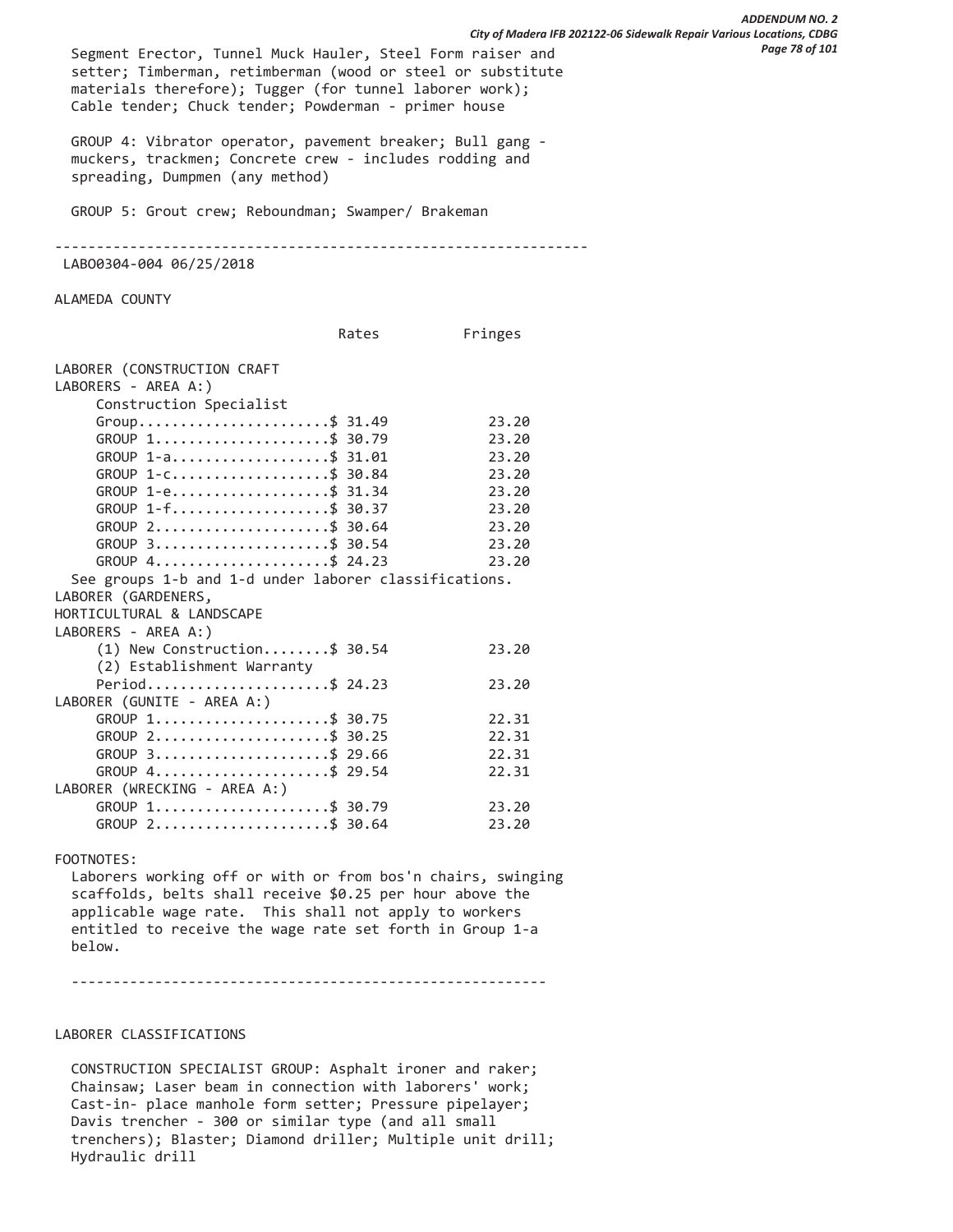Segment Erector, Tunnel Muck Hauler, Steel Form raiser and setter; Timberman, retimberman (wood or steel or substitute materials therefore); Tugger (for tunnel laborer work); Cable tender; Chuck tender; Powderman - primer house

GROUP 4: Vibrator operator, pavement breaker; Bull gang - muckers, trackmen; Concrete crew - includes rodding and spreading, Dumpmen (any method)

GROUP 5: Grout crew; Reboundman; Swamper/ Brakeman

---

LABO0304-004 06/25/2018

ALAMEDA COUNTY

| | Rates | Fringes |
|---|---|---|
| LABORER (CONSTRUCTION CRAFT LABORERS - AREA A:) | | |
| Construction Specialist Group | $ 31.49 | 23.20 |
| GROUP 1 | $ 30.79 | 23.20 |
| GROUP 1-a | $ 31.01 | 23.20 |
| GROUP 1-c | $ 30.84 | 23.20 |
| GROUP 1-e | $ 31.34 | 23.20 |
| GROUP 1-f | $ 30.37 | 23.20 |
| GROUP 2 | $ 30.64 | 23.20 |
| GROUP 3 | $ 30.54 | 23.20 |
| GROUP 4 | $ 24.23 | 23.20 |
| See groups 1-b and 1-d under laborer classifications. | | |
| LABORER (GARDENERS, HORTICULTURAL & LANDSCAPE LABORERS - AREA A:) | | |
| (1) New Construction | $ 30.54 | 23.20 |
| (2) Establishment Warranty Period | $ 24.23 | 23.20 |
| LABORER (GUNITE - AREA A:) | | |
| GROUP 1 | $ 30.75 | 22.31 |
| GROUP 2 | $ 30.25 | 22.31 |
| GROUP 3 | $ 29.66 | 22.31 |
| GROUP 4 | $ 29.54 | 22.31 |
| LABORER (WRECKING - AREA A:) | | |
| GROUP 1 | $ 30.79 | 23.20 |
| GROUP 2 | $ 30.64 | 23.20 |

FOOTNOTES:

Laborers working off or with or from bos'n chairs, swinging scaffolds, belts shall receive $0.25 per hour above the applicable wage rate. This shall not apply to workers entitled to receive the wage rate set forth in Group 1-a below.

---

LABORER CLASSIFICATIONS

CONSTRUCTION SPECIALIST GROUP: Asphalt ironer and raker; Chainsaw; Laser beam in connection with laborers' work; Cast-in- place manhole form setter; Pressure pipelayer; Davis trencher - 300 or similar type (and all small trenchers); Blaster; Diamond driller; Multiple unit drill; Hydraulic drill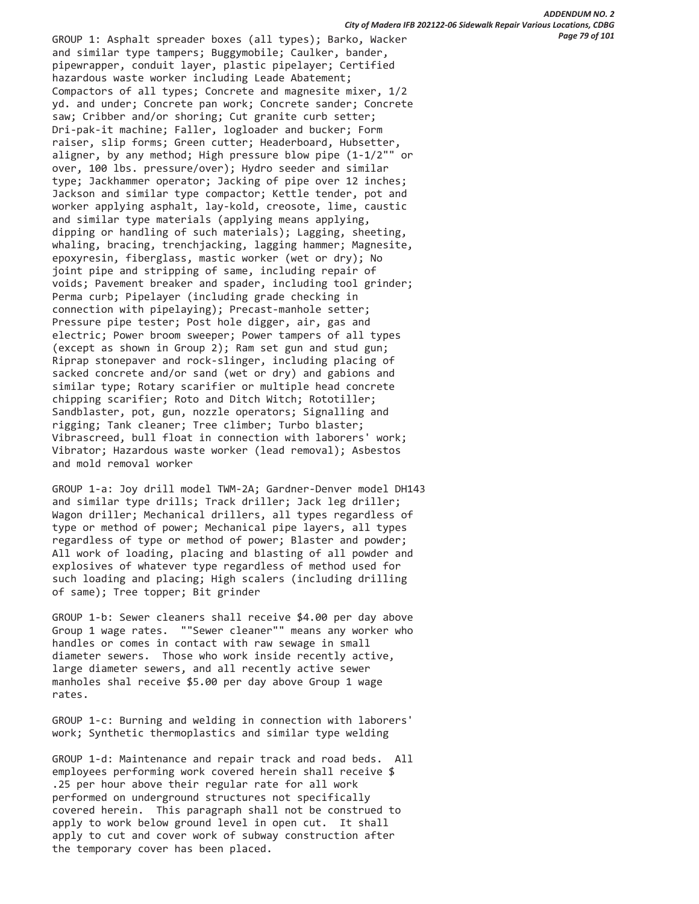GROUP 1: Asphalt spreader boxes (all types); Barko, Wacker and similar type tampers; Buggymobile; Caulker, bander, pipewrapper, conduit layer, plastic pipelayer; Certified hazardous waste worker including Leade Abatement; Compactors of all types; Concrete and magnesite mixer, 1/2 yd. and under; Concrete pan work; Concrete sander; Concrete saw; Cribber and/or shoring; Cut granite curb setter; Dri-pak-it machine; Faller, logloader and bucker; Form raiser, slip forms; Green cutter; Headerboard, Hubsetter, aligner, by any method; High pressure blow pipe (1-1/2"" or over, 100 lbs. pressure/over); Hydro seeder and similar type; Jackhammer operator; Jacking of pipe over 12 inches; Jackson and similar type compactor; Kettle tender, pot and worker applying asphalt, lay-kold, creosote, lime, caustic and similar type materials (applying means applying, dipping or handling of such materials); Lagging, sheeting, whaling, bracing, trenchjacking, lagging hammer; Magnesite, epoxyresin, fiberglass, mastic worker (wet or dry); No joint pipe and stripping of same, including repair of voids; Pavement breaker and spader, including tool grinder; Perma curb; Pipelayer (including grade checking in connection with pipelaying); Precast-manhole setter; Pressure pipe tester; Post hole digger, air, gas and electric; Power broom sweeper; Power tampers of all types (except as shown in Group 2); Ram set gun and stud gun; Riprap stonepaver and rock-slinger, including placing of sacked concrete and/or sand (wet or dry) and gabions and similar type; Rotary scarifier or multiple head concrete chipping scarifier; Roto and Ditch Witch; Rototiller; Sandblaster, pot, gun, nozzle operators; Signalling and rigging; Tank cleaner; Tree climber; Turbo blaster; Vibrascreed, bull float in connection with laborers' work; Vibrator; Hazardous waste worker (lead removal); Asbestos and mold removal worker

GROUP 1-a: Joy drill model TWM-2A; Gardner-Denver model DH143 and similar type drills; Track driller; Jack leg driller; Wagon driller; Mechanical drillers, all types regardless of type or method of power; Mechanical pipe layers, all types regardless of type or method of power; Blaster and powder; All work of loading, placing and blasting of all powder and explosives of whatever type regardless of method used for such loading and placing; High scalers (including drilling of same); Tree topper; Bit grinder

GROUP 1-b: Sewer cleaners shall receive $4.00 per day above Group 1 wage rates. ""Sewer cleaner"" means any worker who handles or comes in contact with raw sewage in small diameter sewers. Those who work inside recently active, large diameter sewers, and all recently active sewer manholes shal receive $5.00 per day above Group 1 wage rates.

GROUP 1-c: Burning and welding in connection with laborers' work; Synthetic thermoplastics and similar type welding

GROUP 1-d: Maintenance and repair track and road beds. All employees performing work covered herein shall receive $ .25 per hour above their regular rate for all work performed on underground structures not specifically covered herein. This paragraph shall not be construed to apply to work below ground level in open cut. It shall apply to cut and cover work of subway construction after the temporary cover has been placed.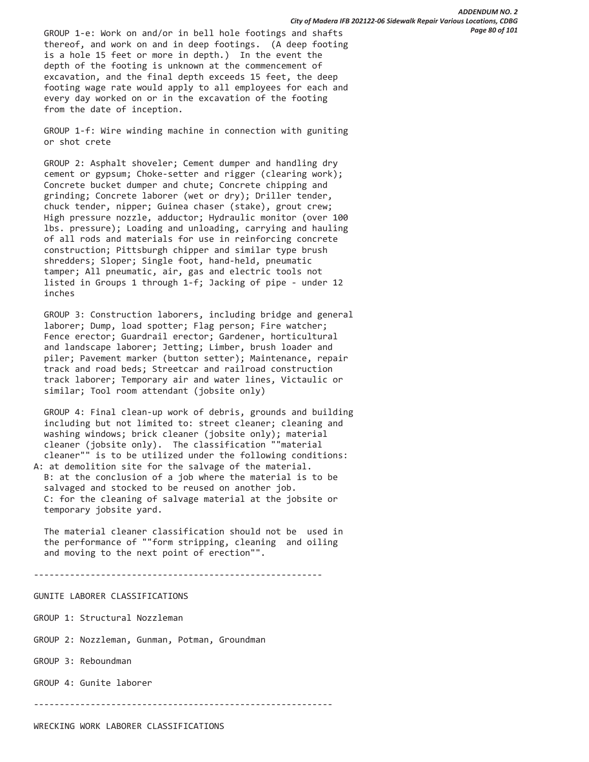GROUP 1-e: Work on and/or in bell hole footings and shafts thereof, and work on and in deep footings. (A deep footing is a hole 15 feet or more in depth.) In the event the depth of the footing is unknown at the commencement of excavation, and the final depth exceeds 15 feet, the deep footing wage rate would apply to all employees for each and every day worked on or in the excavation of the footing from the date of inception.

GROUP 1-f: Wire winding machine in connection with guniting or shot crete

GROUP 2: Asphalt shoveler; Cement dumper and handling dry cement or gypsum; Choke-setter and rigger (clearing work); Concrete bucket dumper and chute; Concrete chipping and grinding; Concrete laborer (wet or dry); Driller tender, chuck tender, nipper; Guinea chaser (stake), grout crew; High pressure nozzle, adductor; Hydraulic monitor (over 100 lbs. pressure); Loading and unloading, carrying and hauling of all rods and materials for use in reinforcing concrete construction; Pittsburgh chipper and similar type brush shredders; Sloper; Single foot, hand-held, pneumatic tamper; All pneumatic, air, gas and electric tools not listed in Groups 1 through 1-f; Jacking of pipe - under 12 inches

GROUP 3: Construction laborers, including bridge and general laborer; Dump, load spotter; Flag person; Fire watcher; Fence erector; Guardrail erector; Gardener, horticultural and landscape laborer; Jetting; Limber, brush loader and piler; Pavement marker (button setter); Maintenance, repair track and road beds; Streetcar and railroad construction track laborer; Temporary air and water lines, Victaulic or similar; Tool room attendant (jobsite only)

GROUP 4: Final clean-up work of debris, grounds and building including but not limited to: street cleaner; cleaning and washing windows; brick cleaner (jobsite only); material cleaner (jobsite only). The classification ""material cleaner"" is to be utilized under the following conditions:
A: at demolition site for the salvage of the material.
B: at the conclusion of a job where the material is to be salvaged and stocked to be reused on another job.
C: for the cleaning of salvage material at the jobsite or temporary jobsite yard.

The material cleaner classification should not be used in the performance of ""form stripping, cleaning and oiling and moving to the next point of erection"".

---

GUNITE LABORER CLASSIFICATIONS

GROUP 1: Structural Nozzleman

GROUP 2: Nozzleman, Gunman, Potman, Groundman

GROUP 3: Reboundman

GROUP 4: Gunite laborer

---

WRECKING WORK LABORER CLASSIFICATIONS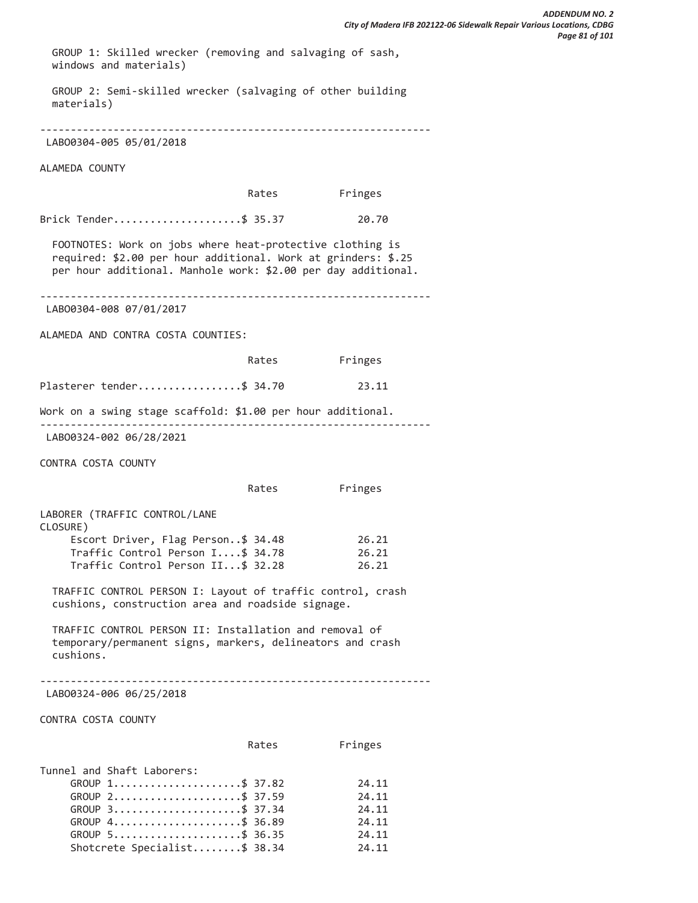GROUP 1: Skilled wrecker (removing and salvaging of sash, windows and materials)

GROUP 2: Semi-skilled wrecker (salvaging of other building materials)

---

LABO0304-005 05/01/2018

ALAMEDA COUNTY

| | Rates | Fringes |
|---|---|---|
| Brick Tender | $ 35.37 | 20.70 |

FOOTNOTES: Work on jobs where heat-protective clothing is required: $2.00 per hour additional. Work at grinders: $.25 per hour additional. Manhole work: $2.00 per day additional.

---

LABO0304-008 07/01/2017

ALAMEDA AND CONTRA COSTA COUNTIES:

| | Rates | Fringes |
|---|---|---|
| Plasterer tender | $ 34.70 | 23.11 |

Work on a swing stage scaffold: $1.00 per hour additional.

---

LABO0324-002 06/28/2021

CONTRA COSTA COUNTY

| | Rates | Fringes |
|---|---|---|
| LABORER (TRAFFIC CONTROL/LANE CLOSURE) | | |
| Escort Driver, Flag Person | $ 34.48 | 26.21 |
| Traffic Control Person I | $ 34.78 | 26.21 |
| Traffic Control Person II | $ 32.28 | 26.21 |

TRAFFIC CONTROL PERSON I: Layout of traffic control, crash cushions, construction area and roadside signage.

TRAFFIC CONTROL PERSON II: Installation and removal of temporary/permanent signs, markers, delineators and crash cushions.

---

LABO0324-006 06/25/2018

CONTRA COSTA COUNTY

| | Rates | Fringes |
|---|---|---|
| Tunnel and Shaft Laborers: | | |
| GROUP 1 | $ 37.82 | 24.11 |
| GROUP 2 | $ 37.59 | 24.11 |
| GROUP 3 | $ 37.34 | 24.11 |
| GROUP 4 | $ 36.89 | 24.11 |
| GROUP 5 | $ 36.35 | 24.11 |
| Shotcrete Specialist | $ 38.34 | 24.11 |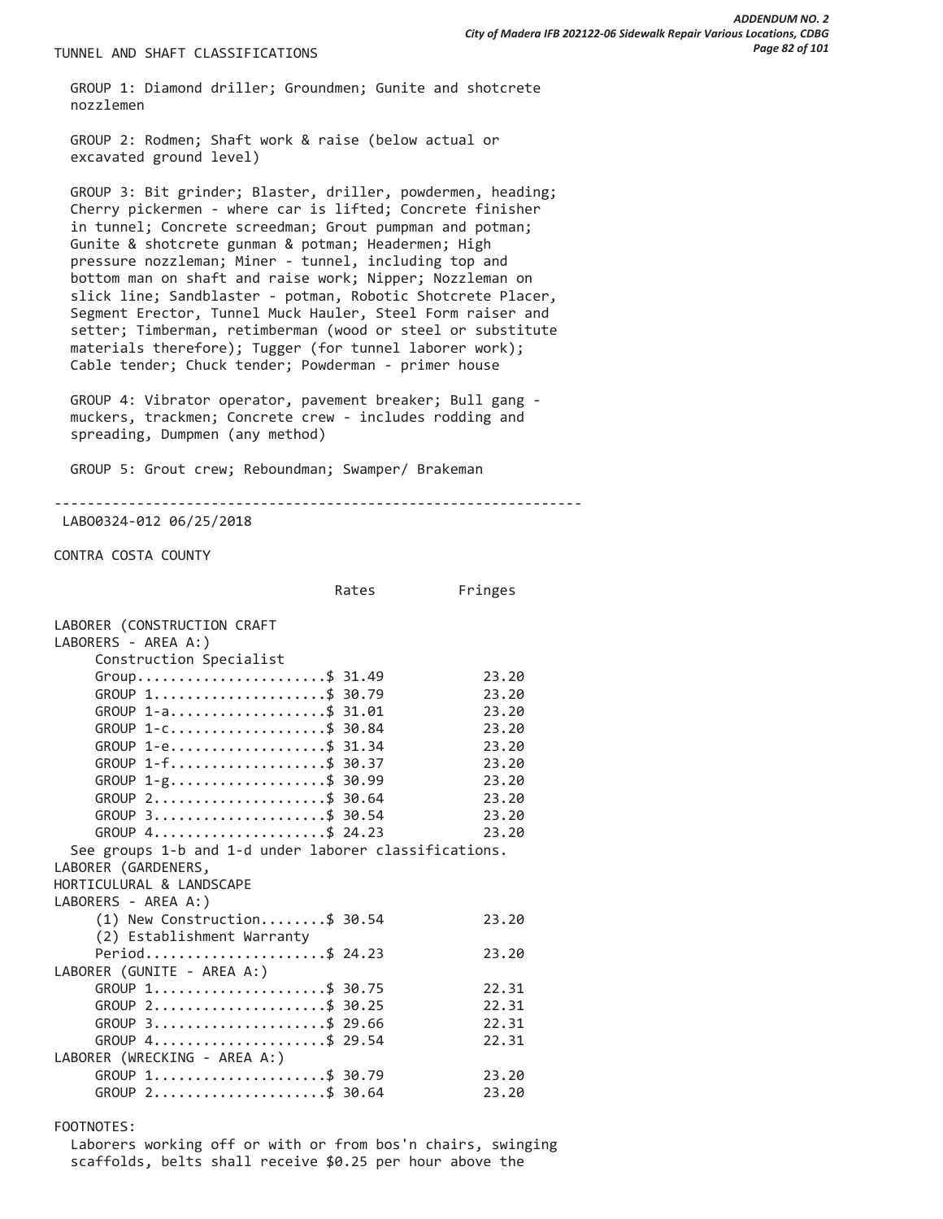TUNNEL AND SHAFT CLASSIFICATIONS

GROUP 1: Diamond driller; Groundmen; Gunite and shotcrete nozzlemen

GROUP 2: Rodmen; Shaft work & raise (below actual or excavated ground level)

GROUP 3: Bit grinder; Blaster, driller, powdermen, heading; Cherry pickermen - where car is lifted; Concrete finisher in tunnel; Concrete screedman; Grout pumpman and potman; Gunite & shotcrete gunman & potman; Headermen; High pressure nozzleman; Miner - tunnel, including top and bottom man on shaft and raise work; Nipper; Nozzleman on slick line; Sandblaster - potman, Robotic Shotcrete Placer, Segment Erector, Tunnel Muck Hauler, Steel Form raiser and setter; Timberman, retimberman (wood or steel or substitute materials therefore); Tugger (for tunnel laborer work); Cable tender; Chuck tender; Powderman - primer house

GROUP 4: Vibrator operator, pavement breaker; Bull gang - muckers, trackmen; Concrete crew - includes rodding and spreading, Dumpmen (any method)

GROUP 5: Grout crew; Reboundman; Swamper/ Brakeman

---

LABO0324-012 06/25/2018

CONTRA COSTA COUNTY

| | Rates | Fringes |
|---|---|---|
| LABORER (CONSTRUCTION CRAFT LABORERS - AREA A:) | | |
| Construction Specialist Group | $ 31.49 | 23.20 |
| GROUP 1 | $ 30.79 | 23.20 |
| GROUP 1-a | $ 31.01 | 23.20 |
| GROUP 1-c | $ 30.84 | 23.20 |
| GROUP 1-e | $ 31.34 | 23.20 |
| GROUP 1-f | $ 30.37 | 23.20 |
| GROUP 1-g | $ 30.99 | 23.20 |
| GROUP 2 | $ 30.64 | 23.20 |
| GROUP 3 | $ 30.54 | 23.20 |
| GROUP 4 | $ 24.23 | 23.20 |
| See groups 1-b and 1-d under laborer classifications. | | |
| LABORER (GARDENERS, HORTICULURAL & LANDSCAPE LABORERS - AREA A:) | | |
| (1) New Construction | $ 30.54 | 23.20 |
| (2) Establishment Warranty Period | $ 24.23 | 23.20 |
| LABORER (GUNITE - AREA A:) | | |
| GROUP 1 | $ 30.75 | 22.31 |
| GROUP 2 | $ 30.25 | 22.31 |
| GROUP 3 | $ 29.66 | 22.31 |
| GROUP 4 | $ 29.54 | 22.31 |
| LABORER (WRECKING - AREA A:) | | |
| GROUP 1 | $ 30.79 | 23.20 |
| GROUP 2 | $ 30.64 | 23.20 |

FOOTNOTES:

Laborers working off or with or from bos'n chairs, swinging scaffolds, belts shall receive $0.25 per hour above the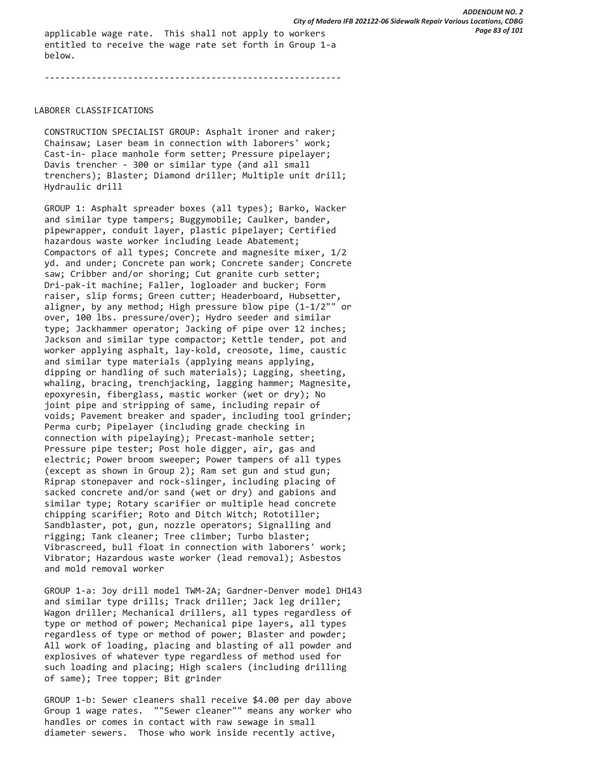applicable wage rate. This shall not apply to workers entitled to receive the wage rate set forth in Group 1-a below.

----------------------------------------------------------

LABORER CLASSIFICATIONS

CONSTRUCTION SPECIALIST GROUP: Asphalt ironer and raker; Chainsaw; Laser beam in connection with laborers' work; Cast-in- place manhole form setter; Pressure pipelayer; Davis trencher - 300 or similar type (and all small trenchers); Blaster; Diamond driller; Multiple unit drill; Hydraulic drill

GROUP 1: Asphalt spreader boxes (all types); Barko, Wacker and similar type tampers; Buggymobile; Caulker, bander, pipewrapper, conduit layer, plastic pipelayer; Certified hazardous waste worker including Leade Abatement; Compactors of all types; Concrete and magnesite mixer, 1/2 yd. and under; Concrete pan work; Concrete sander; Concrete saw; Cribber and/or shoring; Cut granite curb setter; Dri-pak-it machine; Faller, logloader and bucker; Form raiser, slip forms; Green cutter; Headerboard, Hubsetter, aligner, by any method; High pressure blow pipe (1-1/2"" or over, 100 lbs. pressure/over); Hydro seeder and similar type; Jackhammer operator; Jacking of pipe over 12 inches; Jackson and similar type compactor; Kettle tender, pot and worker applying asphalt, lay-kold, creosote, lime, caustic and similar type materials (applying means applying, dipping or handling of such materials); Lagging, sheeting, whaling, bracing, trenchjacking, lagging hammer; Magnesite, epoxyresin, fiberglass, mastic worker (wet or dry); No joint pipe and stripping of same, including repair of voids; Pavement breaker and spader, including tool grinder; Perma curb; Pipelayer (including grade checking in connection with pipelaying); Precast-manhole setter; Pressure pipe tester; Post hole digger, air, gas and electric; Power broom sweeper; Power tampers of all types (except as shown in Group 2); Ram set gun and stud gun; Riprap stonepaver and rock-slinger, including placing of sacked concrete and/or sand (wet or dry) and gabions and similar type; Rotary scarifier or multiple head concrete chipping scarifier; Roto and Ditch Witch; Rototiller; Sandblaster, pot, gun, nozzle operators; Signalling and rigging; Tank cleaner; Tree climber; Turbo blaster; Vibrascreed, bull float in connection with laborers' work; Vibrator; Hazardous waste worker (lead removal); Asbestos and mold removal worker

GROUP 1-a: Joy drill model TWM-2A; Gardner-Denver model DH143 and similar type drills; Track driller; Jack leg driller; Wagon driller; Mechanical drillers, all types regardless of type or method of power; Mechanical pipe layers, all types regardless of type or method of power; Blaster and powder; All work of loading, placing and blasting of all powder and explosives of whatever type regardless of method used for such loading and placing; High scalers (including drilling of same); Tree topper; Bit grinder

GROUP 1-b: Sewer cleaners shall receive $4.00 per day above Group 1 wage rates. ""Sewer cleaner"" means any worker who handles or comes in contact with raw sewage in small diameter sewers. Those who work inside recently active,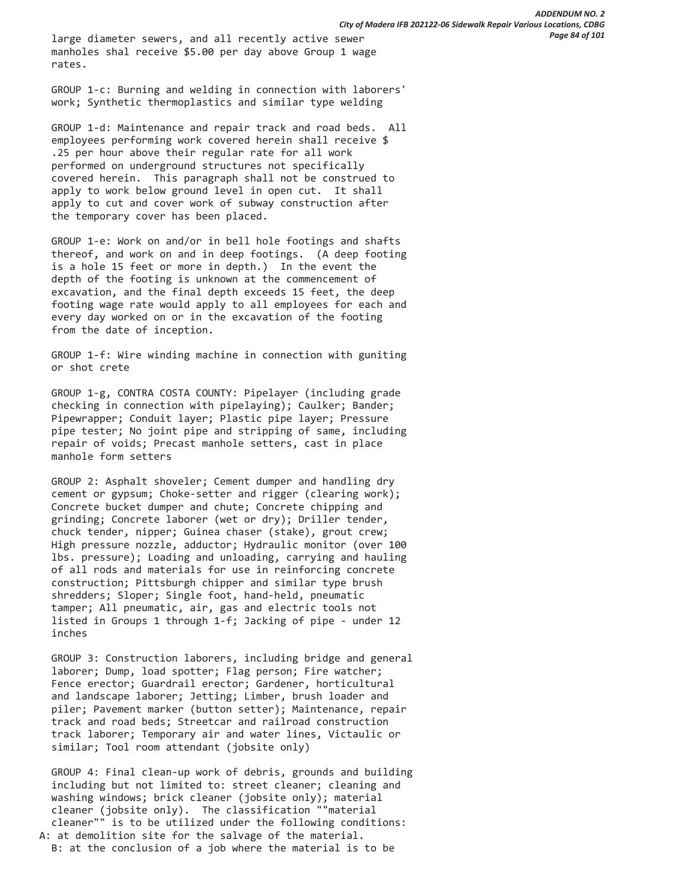large diameter sewers, and all recently active sewer manholes shal receive $5.00 per day above Group 1 wage rates.

GROUP 1-c: Burning and welding in connection with laborers' work; Synthetic thermoplastics and similar type welding

GROUP 1-d: Maintenance and repair track and road beds. All employees performing work covered herein shall receive $ .25 per hour above their regular rate for all work performed on underground structures not specifically covered herein. This paragraph shall not be construed to apply to work below ground level in open cut. It shall apply to cut and cover work of subway construction after the temporary cover has been placed.

GROUP 1-e: Work on and/or in bell hole footings and shafts thereof, and work on and in deep footings. (A deep footing is a hole 15 feet or more in depth.) In the event the depth of the footing is unknown at the commencement of excavation, and the final depth exceeds 15 feet, the deep footing wage rate would apply to all employees for each and every day worked on or in the excavation of the footing from the date of inception.

GROUP 1-f: Wire winding machine in connection with guniting or shot crete

GROUP 1-g, CONTRA COSTA COUNTY: Pipelayer (including grade checking in connection with pipelaying); Caulker; Bander; Pipewrapper; Conduit layer; Plastic pipe layer; Pressure pipe tester; No joint pipe and stripping of same, including repair of voids; Precast manhole setters, cast in place manhole form setters

GROUP 2: Asphalt shoveler; Cement dumper and handling dry cement or gypsum; Choke-setter and rigger (clearing work); Concrete bucket dumper and chute; Concrete chipping and grinding; Concrete laborer (wet or dry); Driller tender, chuck tender, nipper; Guinea chaser (stake), grout crew; High pressure nozzle, adductor; Hydraulic monitor (over 100 lbs. pressure); Loading and unloading, carrying and hauling of all rods and materials for use in reinforcing concrete construction; Pittsburgh chipper and similar type brush shredders; Sloper; Single foot, hand-held, pneumatic tamper; All pneumatic, air, gas and electric tools not listed in Groups 1 through 1-f; Jacking of pipe - under 12 inches

GROUP 3: Construction laborers, including bridge and general laborer; Dump, load spotter; Flag person; Fire watcher; Fence erector; Guardrail erector; Gardener, horticultural and landscape laborer; Jetting; Limber, brush loader and piler; Pavement marker (button setter); Maintenance, repair track and road beds; Streetcar and railroad construction track laborer; Temporary air and water lines, Victaulic or similar; Tool room attendant (jobsite only)

GROUP 4: Final clean-up work of debris, grounds and building including but not limited to: street cleaner; cleaning and washing windows; brick cleaner (jobsite only); material cleaner (jobsite only). The classification ""material cleaner"" is to be utilized under the following conditions:
A: at demolition site for the salvage of the material.
B: at the conclusion of a job where the material is to be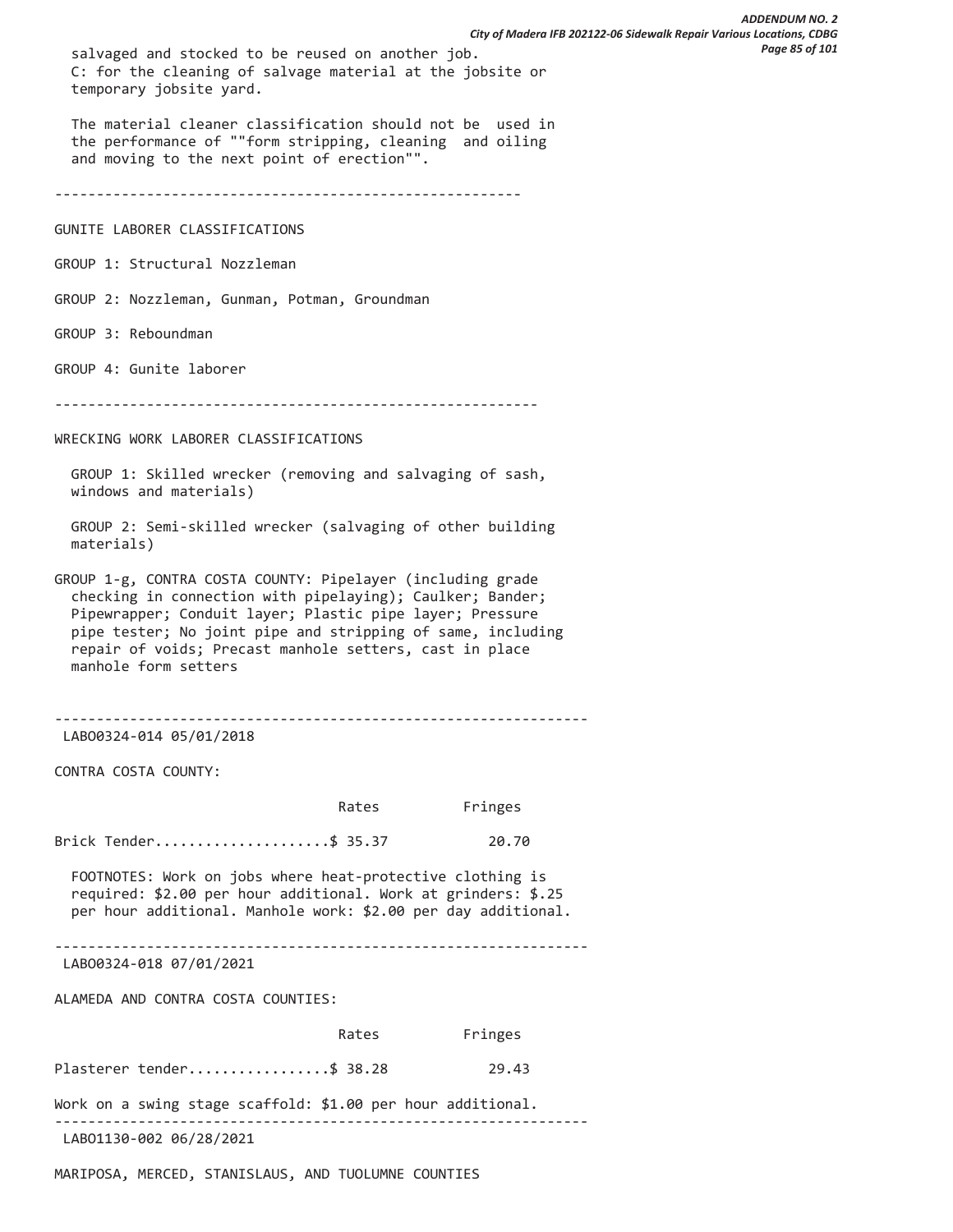salvaged and stocked to be reused on another job.
C: for the cleaning of salvage material at the jobsite or temporary jobsite yard.

The material cleaner classification should not be used in the performance of ""form stripping, cleaning and oiling and moving to the next point of erection"".

---

GUNITE LABORER CLASSIFICATIONS

GROUP 1: Structural Nozzleman

GROUP 2: Nozzleman, Gunman, Potman, Groundman

GROUP 3: Reboundman

GROUP 4: Gunite laborer

---

WRECKING WORK LABORER CLASSIFICATIONS

GROUP 1: Skilled wrecker (removing and salvaging of sash, windows and materials)

GROUP 2: Semi-skilled wrecker (salvaging of other building materials)

GROUP 1-g, CONTRA COSTA COUNTY: Pipelayer (including grade checking in connection with pipelaying); Caulker; Bander; Pipewrapper; Conduit layer; Plastic pipe layer; Pressure pipe tester; No joint pipe and stripping of same, including repair of voids; Precast manhole setters, cast in place manhole form setters

---

LABO0324-014 05/01/2018

CONTRA COSTA COUNTY:

| | Rates | Fringes |
|---|---|---|
| Brick Tender | $ 35.37 | 20.70 |

FOOTNOTES: Work on jobs where heat-protective clothing is required: $2.00 per hour additional. Work at grinders: $.25 per hour additional. Manhole work: $2.00 per day additional.

---

LABO0324-018 07/01/2021

ALAMEDA AND CONTRA COSTA COUNTIES:

| | Rates | Fringes |
|---|---|---|
| Plasterer tender | $ 38.28 | 29.43 |

Work on a swing stage scaffold: $1.00 per hour additional.

---

LABO1130-002 06/28/2021

MARIPOSA, MERCED, STANISLAUS, AND TUOLUMNE COUNTIES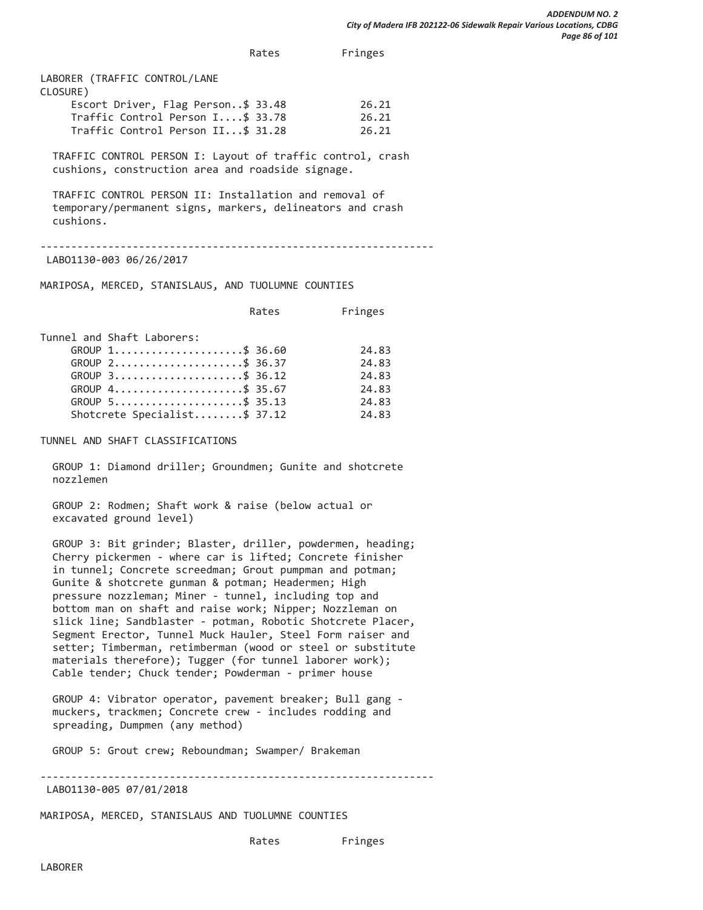| | Rates | Fringes |
|---|---|---|
| LABORER (TRAFFIC CONTROL/LANE CLOSURE) | | |
| Escort Driver, Flag Person | $ 33.48 | 26.21 |
| Traffic Control Person I | $ 33.78 | 26.21 |
| Traffic Control Person II | $ 31.28 | 26.21 |

TRAFFIC CONTROL PERSON I: Layout of traffic control, crash cushions, construction area and roadside signage.

TRAFFIC CONTROL PERSON II: Installation and removal of temporary/permanent signs, markers, delineators and crash cushions.

---

LABO1130-003 06/26/2017

MARIPOSA, MERCED, STANISLAUS, AND TUOLUMNE COUNTIES

| | Rates | Fringes |
|---|---|---|
| Tunnel and Shaft Laborers: | | |
| GROUP 1 | $ 36.60 | 24.83 |
| GROUP 2 | $ 36.37 | 24.83 |
| GROUP 3 | $ 36.12 | 24.83 |
| GROUP 4 | $ 35.67 | 24.83 |
| GROUP 5 | $ 35.13 | 24.83 |
| Shotcrete Specialist | $ 37.12 | 24.83 |

TUNNEL AND SHAFT CLASSIFICATIONS

GROUP 1: Diamond driller; Groundmen; Gunite and shotcrete nozzlemen

GROUP 2: Rodmen; Shaft work & raise (below actual or excavated ground level)

GROUP 3: Bit grinder; Blaster, driller, powdermen, heading; Cherry pickermen - where car is lifted; Concrete finisher in tunnel; Concrete screedman; Grout pumpman and potman; Gunite & shotcrete gunman & potman; Headermen; High pressure nozzleman; Miner - tunnel, including top and bottom man on shaft and raise work; Nipper; Nozzleman on slick line; Sandblaster - potman, Robotic Shotcrete Placer, Segment Erector, Tunnel Muck Hauler, Steel Form raiser and setter; Timberman, retimberman (wood or steel or substitute materials therefore); Tugger (for tunnel laborer work); Cable tender; Chuck tender; Powderman - primer house

GROUP 4: Vibrator operator, pavement breaker; Bull gang - muckers, trackmen; Concrete crew - includes rodding and spreading, Dumpmen (any method)

GROUP 5: Grout crew; Reboundman; Swamper/ Brakeman

---

LABO1130-005 07/01/2018

MARIPOSA, MERCED, STANISLAUS AND TUOLUMNE COUNTIES

| | Rates | Fringes |
|---|---|---|
| LABORER | | |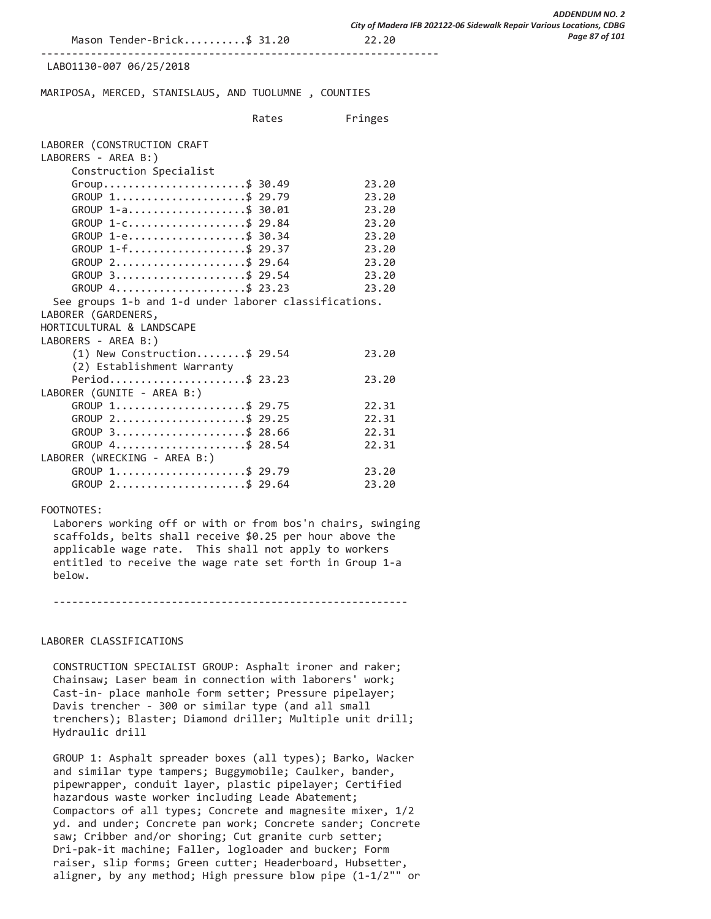Mason Tender-Brick..........$ 31.20 22.20

---

LABO1130-007 06/25/2018

MARIPOSA, MERCED, STANISLAUS, AND TUOLUMNE , COUNTIES

| | Rates | Fringes |
|---|---|---|
| LABORER (CONSTRUCTION CRAFT LABORERS - AREA B:) | | |
| Construction Specialist Group | $ 30.49 | 23.20 |
| GROUP 1 | $ 29.79 | 23.20 |
| GROUP 1-a | $ 30.01 | 23.20 |
| GROUP 1-c | $ 29.84 | 23.20 |
| GROUP 1-e | $ 30.34 | 23.20 |
| GROUP 1-f | $ 29.37 | 23.20 |
| GROUP 2 | $ 29.64 | 23.20 |
| GROUP 3 | $ 29.54 | 23.20 |
| GROUP 4 | $ 23.23 | 23.20 |
| See groups 1-b and 1-d under laborer classifications. | | |
| LABORER (GARDENERS, HORTICULTURAL & LANDSCAPE LABORERS - AREA B:) | | |
| (1) New Construction | $ 29.54 | 23.20 |
| (2) Establishment Warranty Period | $ 23.23 | 23.20 |
| LABORER (GUNITE - AREA B:) | | |
| GROUP 1 | $ 29.75 | 22.31 |
| GROUP 2 | $ 29.25 | 22.31 |
| GROUP 3 | $ 28.66 | 22.31 |
| GROUP 4 | $ 28.54 | 22.31 |
| LABORER (WRECKING - AREA B:) | | |
| GROUP 1 | $ 29.79 | 23.20 |
| GROUP 2 | $ 29.64 | 23.20 |

FOOTNOTES:

Laborers working off or with or from bos'n chairs, swinging scaffolds, belts shall receive $0.25 per hour above the applicable wage rate. This shall not apply to workers entitled to receive the wage rate set forth in Group 1-a below.

---

LABORER CLASSIFICATIONS

CONSTRUCTION SPECIALIST GROUP: Asphalt ironer and raker; Chainsaw; Laser beam in connection with laborers' work; Cast-in- place manhole form setter; Pressure pipelayer; Davis trencher - 300 or similar type (and all small trenchers); Blaster; Diamond driller; Multiple unit drill; Hydraulic drill

GROUP 1: Asphalt spreader boxes (all types); Barko, Wacker and similar type tampers; Buggymobile; Caulker, bander, pipewrapper, conduit layer, plastic pipelayer; Certified hazardous waste worker including Leade Abatement; Compactors of all types; Concrete and magnesite mixer, 1/2 yd. and under; Concrete pan work; Concrete sander; Concrete saw; Cribber and/or shoring; Cut granite curb setter; Dri-pak-it machine; Faller, logloader and bucker; Form raiser, slip forms; Green cutter; Headerboard, Hubsetter, aligner, by any method; High pressure blow pipe (1-1/2"" or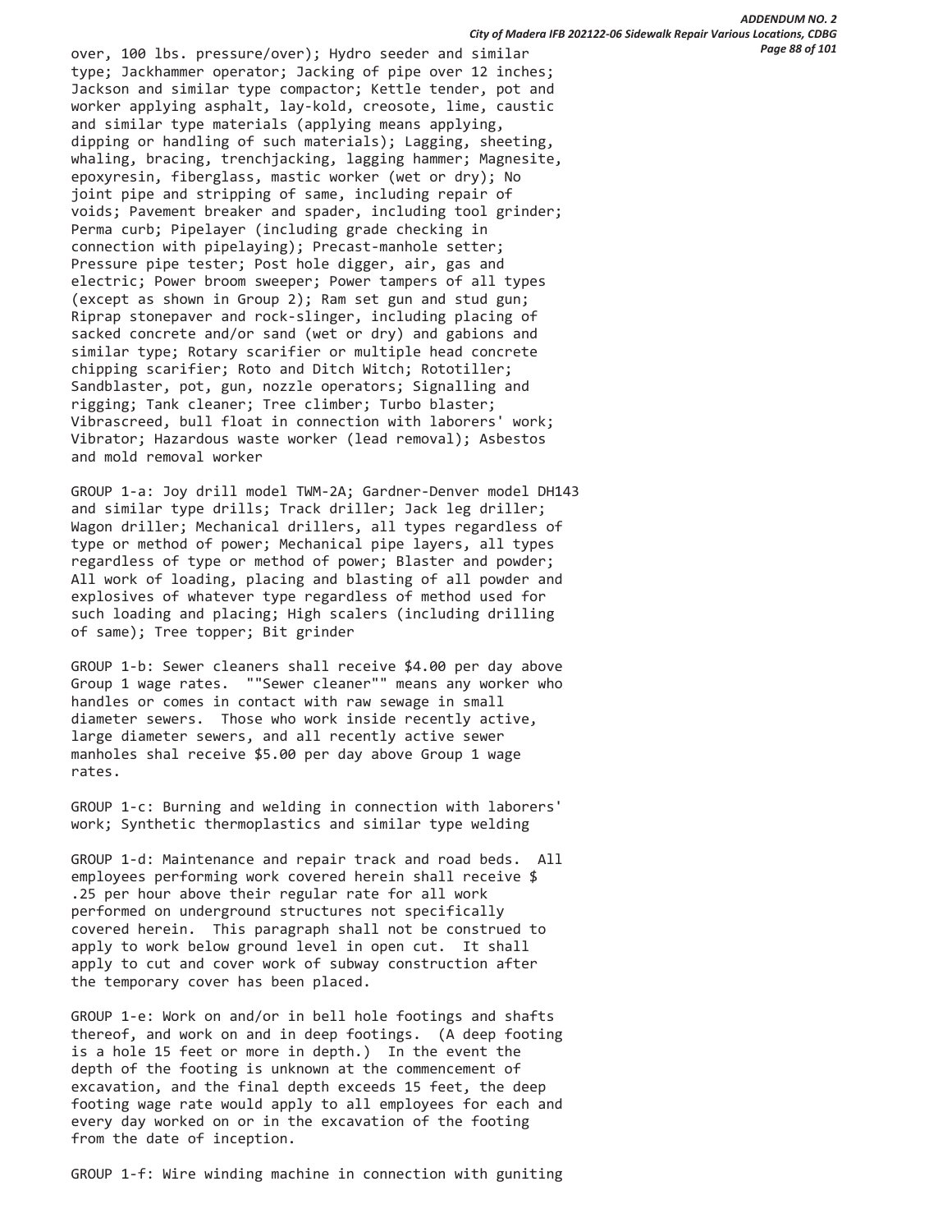over, 100 lbs. pressure/over); Hydro seeder and similar type; Jackhammer operator; Jacking of pipe over 12 inches; Jackson and similar type compactor; Kettle tender, pot and worker applying asphalt, lay-kold, creosote, lime, caustic and similar type materials (applying means applying, dipping or handling of such materials); Lagging, sheeting, whaling, bracing, trenchjacking, lagging hammer; Magnesite, epoxyresin, fiberglass, mastic worker (wet or dry); No joint pipe and stripping of same, including repair of voids; Pavement breaker and spader, including tool grinder; Perma curb; Pipelayer (including grade checking in connection with pipelaying); Precast-manhole setter; Pressure pipe tester; Post hole digger, air, gas and electric; Power broom sweeper; Power tampers of all types (except as shown in Group 2); Ram set gun and stud gun; Riprap stonepaver and rock-slinger, including placing of sacked concrete and/or sand (wet or dry) and gabions and similar type; Rotary scarifier or multiple head concrete chipping scarifier; Roto and Ditch Witch; Rototiller; Sandblaster, pot, gun, nozzle operators; Signalling and rigging; Tank cleaner; Tree climber; Turbo blaster; Vibrascreed, bull float in connection with laborers' work; Vibrator; Hazardous waste worker (lead removal); Asbestos and mold removal worker

GROUP 1-a: Joy drill model TWM-2A; Gardner-Denver model DH143 and similar type drills; Track driller; Jack leg driller; Wagon driller; Mechanical drillers, all types regardless of type or method of power; Mechanical pipe layers, all types regardless of type or method of power; Blaster and powder; All work of loading, placing and blasting of all powder and explosives of whatever type regardless of method used for such loading and placing; High scalers (including drilling of same); Tree topper; Bit grinder

GROUP 1-b: Sewer cleaners shall receive $4.00 per day above Group 1 wage rates. ""Sewer cleaner"" means any worker who handles or comes in contact with raw sewage in small diameter sewers. Those who work inside recently active, large diameter sewers, and all recently active sewer manholes shal receive $5.00 per day above Group 1 wage rates.

GROUP 1-c: Burning and welding in connection with laborers' work; Synthetic thermoplastics and similar type welding

GROUP 1-d: Maintenance and repair track and road beds. All employees performing work covered herein shall receive $ .25 per hour above their regular rate for all work performed on underground structures not specifically covered herein. This paragraph shall not be construed to apply to work below ground level in open cut. It shall apply to cut and cover work of subway construction after the temporary cover has been placed.

GROUP 1-e: Work on and/or in bell hole footings and shafts thereof, and work on and in deep footings. (A deep footing is a hole 15 feet or more in depth.) In the event the depth of the footing is unknown at the commencement of excavation, and the final depth exceeds 15 feet, the deep footing wage rate would apply to all employees for each and every day worked on or in the excavation of the footing from the date of inception.

GROUP 1-f: Wire winding machine in connection with guniting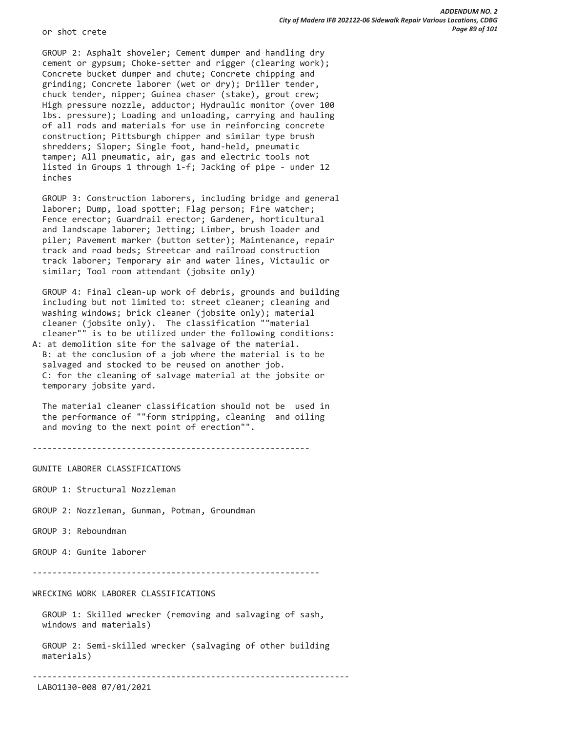or shot crete

GROUP 2: Asphalt shoveler; Cement dumper and handling dry cement or gypsum; Choke-setter and rigger (clearing work); Concrete bucket dumper and chute; Concrete chipping and grinding; Concrete laborer (wet or dry); Driller tender, chuck tender, nipper; Guinea chaser (stake), grout crew; High pressure nozzle, adductor; Hydraulic monitor (over 100 lbs. pressure); Loading and unloading, carrying and hauling of all rods and materials for use in reinforcing concrete construction; Pittsburgh chipper and similar type brush shredders; Sloper; Single foot, hand-held, pneumatic tamper; All pneumatic, air, gas and electric tools not listed in Groups 1 through 1-f; Jacking of pipe - under 12 inches

GROUP 3: Construction laborers, including bridge and general laborer; Dump, load spotter; Flag person; Fire watcher; Fence erector; Guardrail erector; Gardener, horticultural and landscape laborer; Jetting; Limber, brush loader and piler; Pavement marker (button setter); Maintenance, repair track and road beds; Streetcar and railroad construction track laborer; Temporary air and water lines, Victaulic or similar; Tool room attendant (jobsite only)

GROUP 4: Final clean-up work of debris, grounds and building including but not limited to: street cleaner; cleaning and washing windows; brick cleaner (jobsite only); material cleaner (jobsite only). The classification ""material cleaner"" is to be utilized under the following conditions:
A: at demolition site for the salvage of the material.
B: at the conclusion of a job where the material is to be salvaged and stocked to be reused on another job.
C: for the cleaning of salvage material at the jobsite or temporary jobsite yard.

The material cleaner classification should not be used in the performance of ""form stripping, cleaning and oiling and moving to the next point of erection"".

---

GUNITE LABORER CLASSIFICATIONS

GROUP 1: Structural Nozzleman

GROUP 2: Nozzleman, Gunman, Potman, Groundman

GROUP 3: Reboundman

GROUP 4: Gunite laborer

---

WRECKING WORK LABORER CLASSIFICATIONS

GROUP 1: Skilled wrecker (removing and salvaging of sash, windows and materials)

GROUP 2: Semi-skilled wrecker (salvaging of other building materials)

---

LABO1130-008 07/01/2021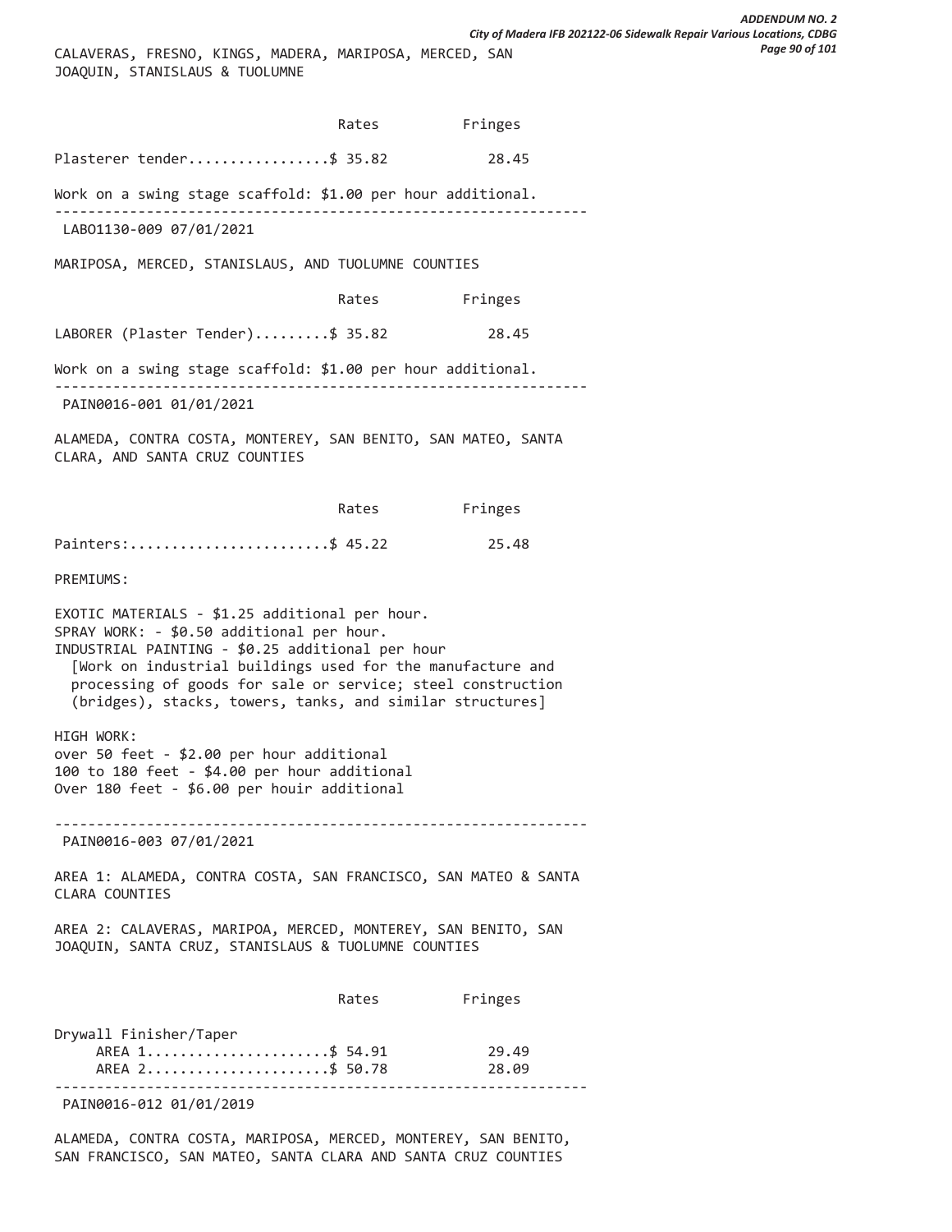CALAVERAS, FRESNO, KINGS, MADERA, MARIPOSA, MERCED, SAN JOAQUIN, STANISLAUS & TUOLUMNE

| | Rates | Fringes |
|---|---|---|
| Plasterer tender | $ 35.82 | 28.45 |

Work on a swing stage scaffold: $1.00 per hour additional.

---

LABO1130-009 07/01/2021

MARIPOSA, MERCED, STANISLAUS, AND TUOLUMNE COUNTIES

| | Rates | Fringes |
|---|---|---|
| LABORER (Plaster Tender) | $ 35.82 | 28.45 |

Work on a swing stage scaffold: $1.00 per hour additional.

---

PAIN0016-001 01/01/2021

ALAMEDA, CONTRA COSTA, MONTEREY, SAN BENITO, SAN MATEO, SANTA CLARA, AND SANTA CRUZ COUNTIES

| | Rates | Fringes |
|---|---|---|
| Painters: | $ 45.22 | 25.48 |

PREMIUMS:

EXOTIC MATERIALS - $1.25 additional per hour.
SPRAY WORK: - $0.50 additional per hour.
INDUSTRIAL PAINTING - $0.25 additional per hour
[Work on industrial buildings used for the manufacture and processing of goods for sale or service; steel construction (bridges), stacks, towers, tanks, and similar structures]

HIGH WORK:
over 50 feet - $2.00 per hour additional
100 to 180 feet - $4.00 per hour additional
Over 180 feet - $6.00 per houir additional

---

PAIN0016-003 07/01/2021

AREA 1: ALAMEDA, CONTRA COSTA, SAN FRANCISCO, SAN MATEO & SANTA CLARA COUNTIES

AREA 2: CALAVERAS, MARIPOA, MERCED, MONTEREY, SAN BENITO, SAN JOAQUIN, SANTA CRUZ, STANISLAUS & TUOLUMNE COUNTIES

| | Rates | Fringes |
|---|---|---|
| Drywall Finisher/Taper | | |
| AREA 1 | $ 54.91 | 29.49 |
| AREA 2 | $ 50.78 | 28.09 |

---

PAIN0016-012 01/01/2019

ALAMEDA, CONTRA COSTA, MARIPOSA, MERCED, MONTEREY, SAN BENITO, SAN FRANCISCO, SAN MATEO, SANTA CLARA AND SANTA CRUZ COUNTIES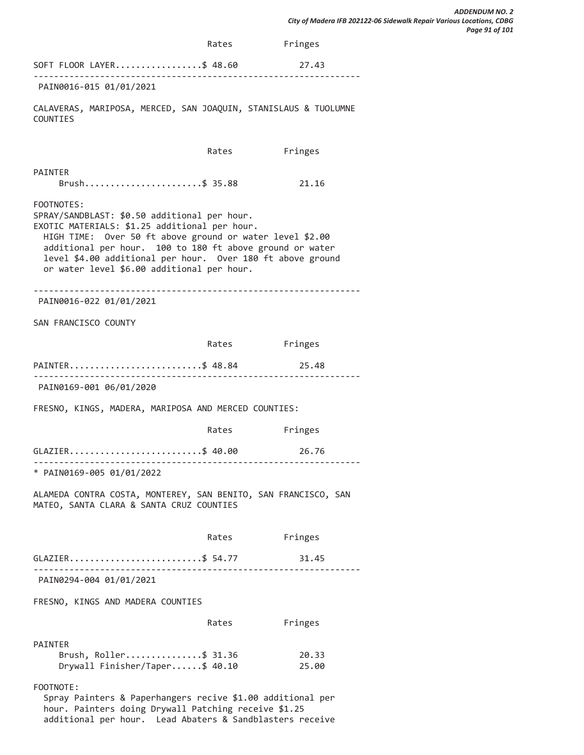```
                              Rates          Fringes

SOFT FLOOR LAYER.................$ 48.60          27.43
----------------------------------------------------------------
 PAIN0016-015 01/01/2021

CALAVERAS, MARIPOSA, MERCED, SAN JOAQUIN, STANISLAUS & TUOLUMNE
COUNTIES


                              Rates          Fringes

PAINTER
     Brush.......................$ 35.88          21.16

FOOTNOTES:
SPRAY/SANDBLAST: $0.50 additional per hour.
EXOTIC MATERIALS: $1.25 additional per hour.
  HIGH TIME:  Over 50 ft above ground or water level $2.00
  additional per hour.  100 to 180 ft above ground or water
  level $4.00 additional per hour.  Over 180 ft above ground
  or water level $6.00 additional per hour.

----------------------------------------------------------------
 PAIN0016-022 01/01/2021

SAN FRANCISCO COUNTY

                              Rates          Fringes

PAINTER..........................$ 48.84          25.48
----------------------------------------------------------------
 PAIN0169-001 06/01/2020

FRESNO, KINGS, MADERA, MARIPOSA AND MERCED COUNTIES:

                              Rates          Fringes

GLAZIER..........................$ 40.00          26.76
----------------------------------------------------------------
* PAIN0169-005 01/01/2022

ALAMEDA CONTRA COSTA, MONTEREY, SAN BENITO, SAN FRANCISCO, SAN
MATEO, SANTA CLARA & SANTA CRUZ COUNTIES


                              Rates          Fringes

GLAZIER..........................$ 54.77          31.45
----------------------------------------------------------------
 PAIN0294-004 01/01/2021

FRESNO, KINGS AND MADERA COUNTIES

                              Rates          Fringes

PAINTER
     Brush, Roller...............$ 31.36          20.33
     Drywall Finisher/Taper......$ 40.10          25.00

FOOTNOTE:
  Spray Painters & Paperhangers recive $1.00 additional per
  hour. Painters doing Drywall Patching receive $1.25
  additional per hour.  Lead Abaters & Sandblasters receive
```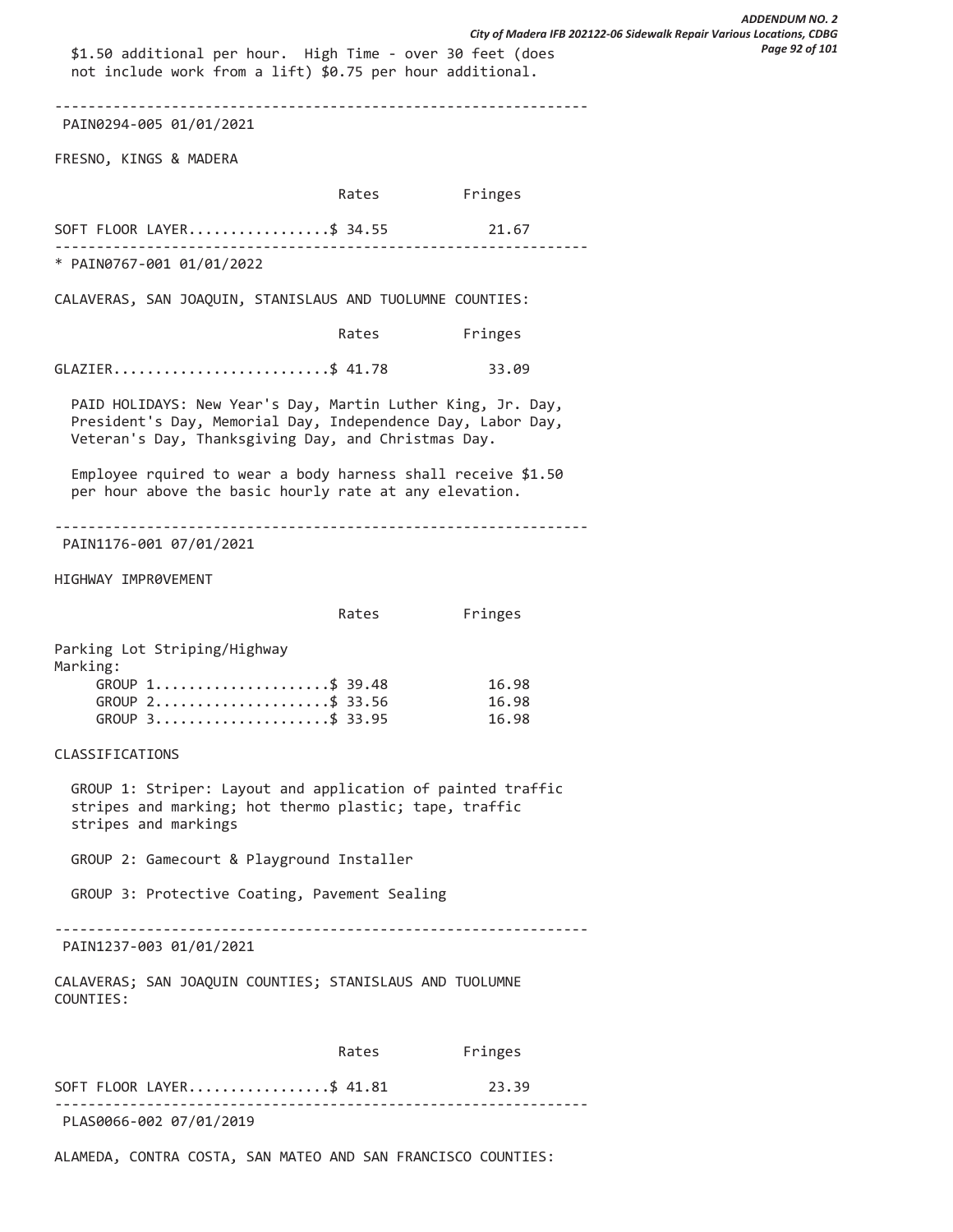$1.50 additional per hour. High Time - over 30 feet (does not include work from a lift) $0.75 per hour additional.

---

PAIN0294-005 01/01/2021

FRESNO, KINGS & MADERA

| | Rates | Fringes |
|---|---|---|
| SOFT FLOOR LAYER | $ 34.55 | 21.67 |

---

* PAIN0767-001 01/01/2022

CALAVERAS, SAN JOAQUIN, STANISLAUS AND TUOLUMNE COUNTIES:

| | Rates | Fringes |
|---|---|---|
| GLAZIER | $ 41.78 | 33.09 |

PAID HOLIDAYS: New Year's Day, Martin Luther King, Jr. Day, President's Day, Memorial Day, Independence Day, Labor Day, Veteran's Day, Thanksgiving Day, and Christmas Day.

Employee rquired to wear a body harness shall receive $1.50 per hour above the basic hourly rate at any elevation.

---

PAIN1176-001 07/01/2021

HIGHWAY IMPR0VEMENT

| | Rates | Fringes |
|---|---|---|
| Parking Lot Striping/Highway Marking: | | |
| GROUP 1 | $ 39.48 | 16.98 |
| GROUP 2 | $ 33.56 | 16.98 |
| GROUP 3 | $ 33.95 | 16.98 |

CLASSIFICATIONS

GROUP 1: Striper: Layout and application of painted traffic stripes and marking; hot thermo plastic; tape, traffic stripes and markings

GROUP 2: Gamecourt & Playground Installer

GROUP 3: Protective Coating, Pavement Sealing

---

PAIN1237-003 01/01/2021

CALAVERAS; SAN JOAQUIN COUNTIES; STANISLAUS AND TUOLUMNE COUNTIES:

| | Rates | Fringes |
|---|---|---|
| SOFT FLOOR LAYER | $ 41.81 | 23.39 |

---

PLAS0066-002 07/01/2019

ALAMEDA, CONTRA COSTA, SAN MATEO AND SAN FRANCISCO COUNTIES: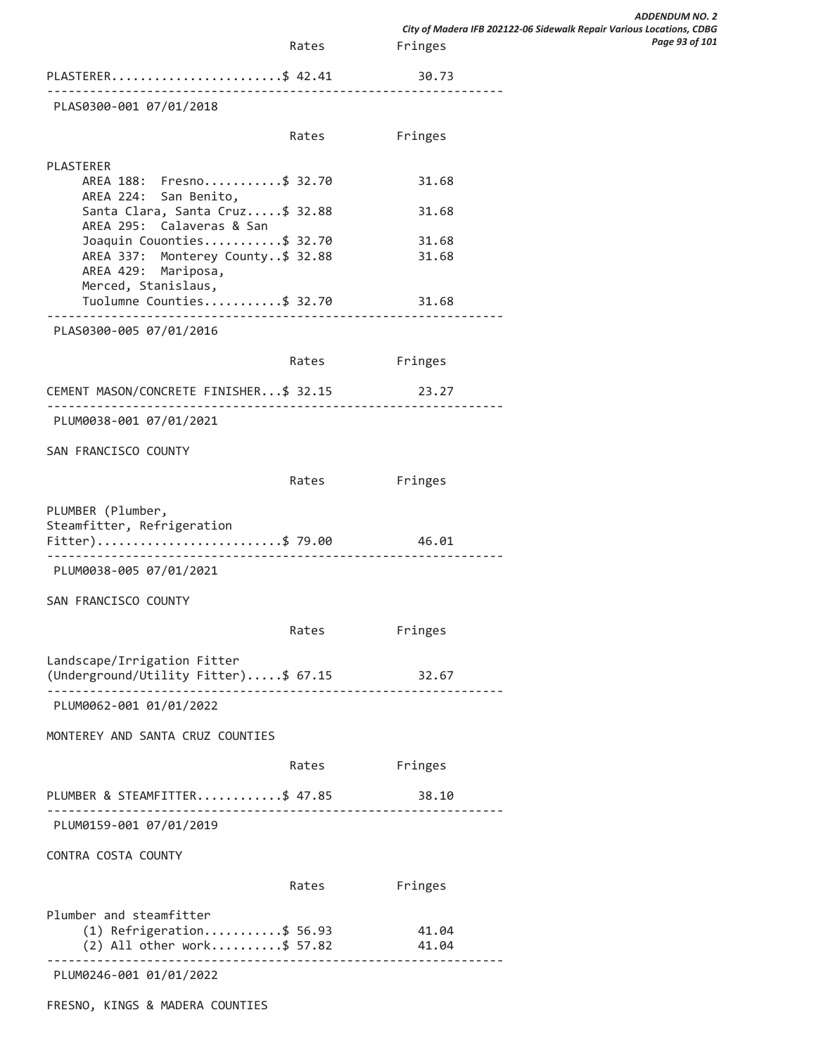| | Rates | Fringes |
|---|---|---|
| PLASTERER | $ 42.41 | 30.73 |

PLAS0300-001 07/01/2018

| | Rates | Fringes |
|---|---|---|
| PLASTERER | | |
| AREA 188: Fresno | $ 32.70 | 31.68 |
| AREA 224: San Benito, Santa Clara, Santa Cruz | $ 32.88 | 31.68 |
| AREA 295: Calaveras & San Joaquin Couonties | $ 32.70 | 31.68 |
| AREA 337: Monterey County | $ 32.88 | 31.68 |
| AREA 429: Mariposa, Merced, Stanislaus, Tuolumne Counties | $ 32.70 | 31.68 |

PLAS0300-005 07/01/2016

| | Rates | Fringes |
|---|---|---|
| CEMENT MASON/CONCRETE FINISHER | $ 32.15 | 23.27 |

PLUM0038-001 07/01/2021

SAN FRANCISCO COUNTY

| | Rates | Fringes |
|---|---|---|
| PLUMBER (Plumber, Steamfitter, Refrigeration Fitter) | $ 79.00 | 46.01 |

PLUM0038-005 07/01/2021

SAN FRANCISCO COUNTY

| | Rates | Fringes |
|---|---|---|
| Landscape/Irrigation Fitter (Underground/Utility Fitter) | $ 67.15 | 32.67 |

PLUM0062-001 01/01/2022

MONTEREY AND SANTA CRUZ COUNTIES

| | Rates | Fringes |
|---|---|---|
| PLUMBER & STEAMFITTER | $ 47.85 | 38.10 |

PLUM0159-001 07/01/2019

CONTRA COSTA COUNTY

| | Rates | Fringes |
|---|---|---|
| Plumber and steamfitter | | |
| (1) Refrigeration | $ 56.93 | 41.04 |
| (2) All other work | $ 57.82 | 41.04 |

PLUM0246-001 01/01/2022

FRESNO, KINGS & MADERA COUNTIES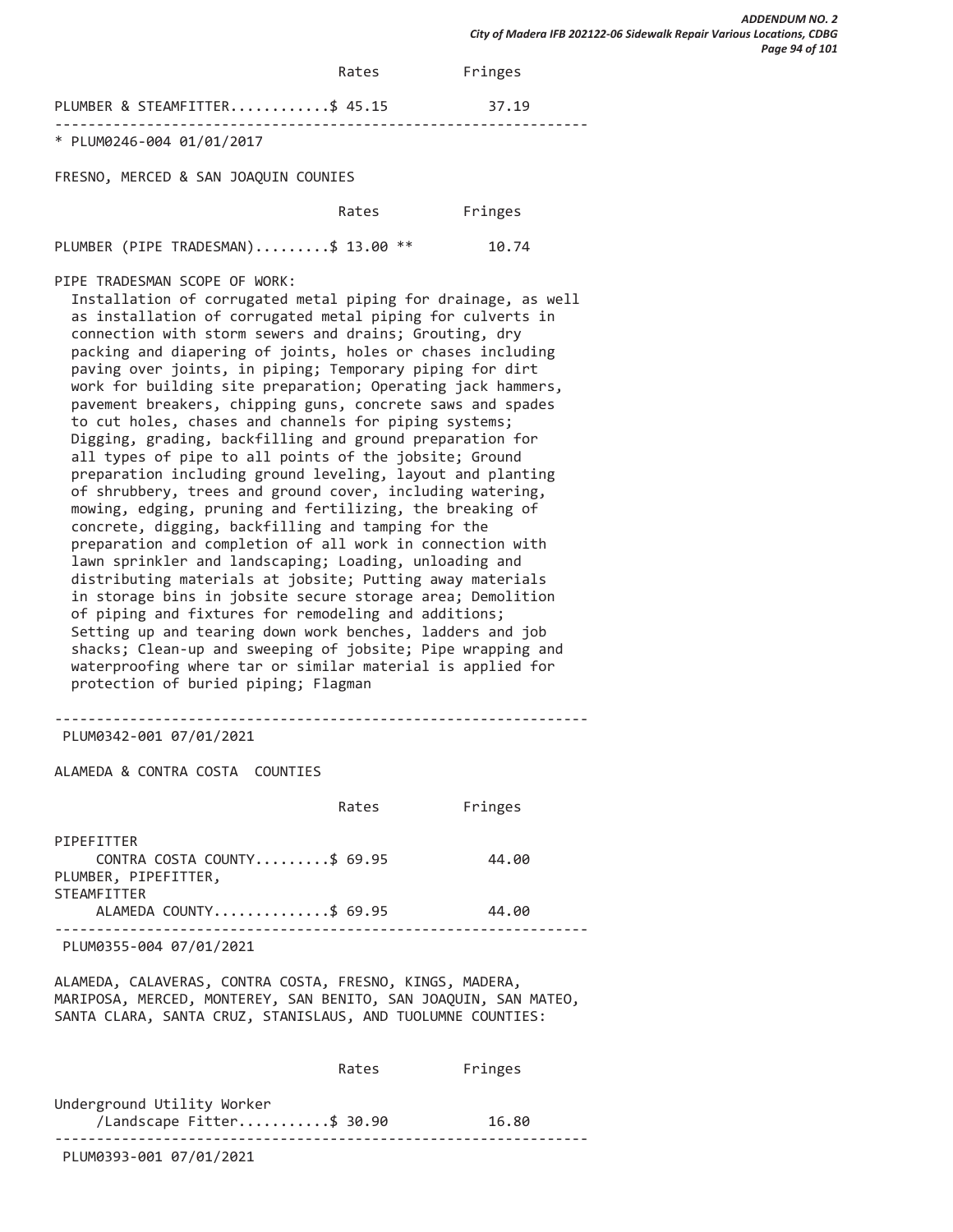| | Rates | Fringes |
|---|---|---|
| PLUMBER & STEAMFITTER............ | $ 45.15 | 37.19 |

---

\* PLUM0246-004 01/01/2017

FRESNO, MERCED & SAN JOAQUIN COUNIES

| | Rates | Fringes |
|---|---|---|
| PLUMBER (PIPE TRADESMAN)......... | $ 13.00 ** | 10.74 |

PIPE TRADESMAN SCOPE OF WORK:
Installation of corrugated metal piping for drainage, as well as installation of corrugated metal piping for culverts in connection with storm sewers and drains; Grouting, dry packing and diapering of joints, holes or chases including paving over joints, in piping; Temporary piping for dirt work for building site preparation; Operating jack hammers, pavement breakers, chipping guns, concrete saws and spades to cut holes, chases and channels for piping systems; Digging, grading, backfilling and ground preparation for all types of pipe to all points of the jobsite; Ground preparation including ground leveling, layout and planting of shrubbery, trees and ground cover, including watering, mowing, edging, pruning and fertilizing, the breaking of concrete, digging, backfilling and tamping for the preparation and completion of all work in connection with lawn sprinkler and landscaping; Loading, unloading and distributing materials at jobsite; Putting away materials in storage bins in jobsite secure storage area; Demolition of piping and fixtures for remodeling and additions; Setting up and tearing down work benches, ladders and job shacks; Clean-up and sweeping of jobsite; Pipe wrapping and waterproofing where tar or similar material is applied for protection of buried piping; Flagman

---

PLUM0342-001 07/01/2021

ALAMEDA & CONTRA COSTA COUNTIES

| | Rates | Fringes |
|---|---|---|
| PIPEFITTER | | |
| CONTRA COSTA COUNTY......... | $ 69.95 | 44.00 |
| PLUMBER, PIPEFITTER, STEAMFITTER | | |
| ALAMEDA COUNTY............. | $ 69.95 | 44.00 |

---

PLUM0355-004 07/01/2021

ALAMEDA, CALAVERAS, CONTRA COSTA, FRESNO, KINGS, MADERA, MARIPOSA, MERCED, MONTEREY, SAN BENITO, SAN JOAQUIN, SAN MATEO, SANTA CLARA, SANTA CRUZ, STANISLAUS, AND TUOLUMNE COUNTIES:

| | Rates | Fringes |
|---|---|---|
| Underground Utility Worker /Landscape Fitter........... | $ 30.90 | 16.80 |

---

PLUM0393-001 07/01/2021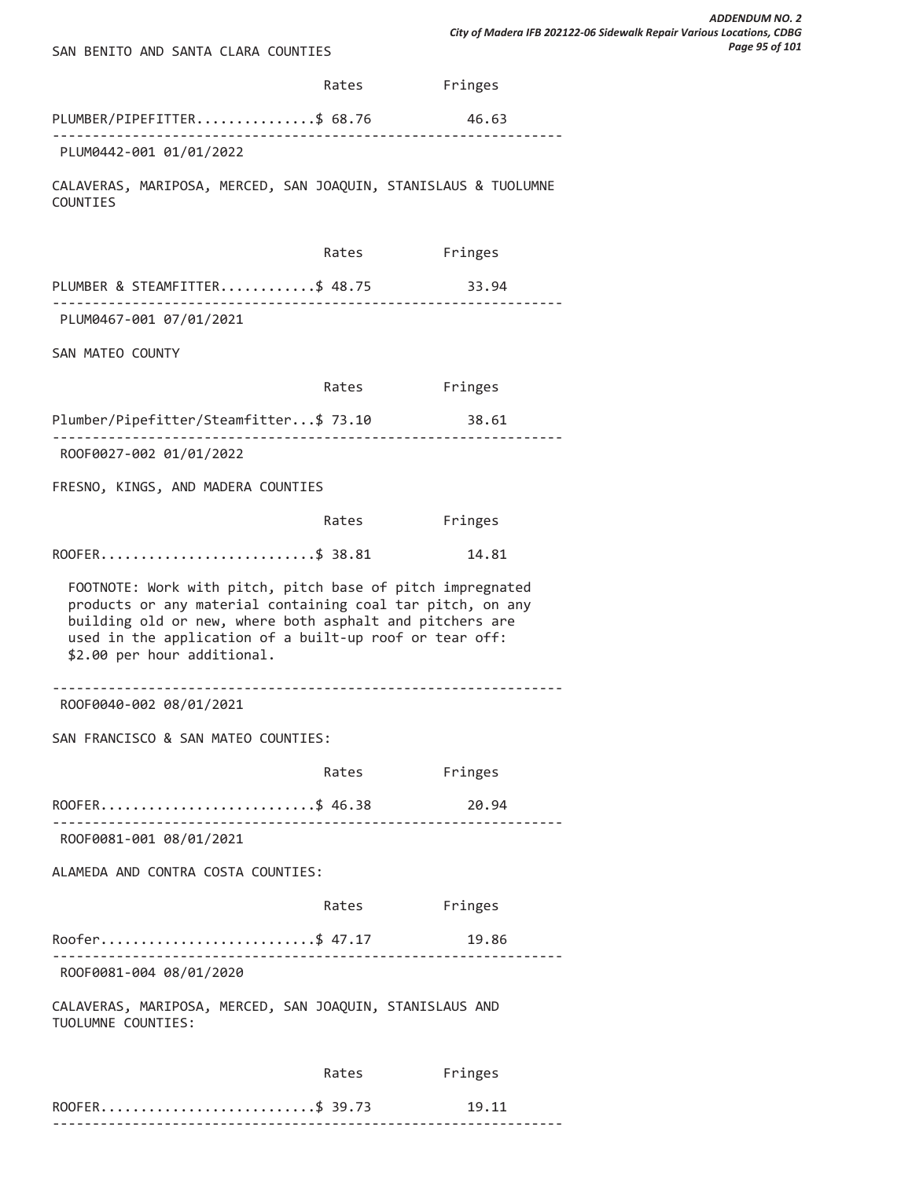SAN BENITO AND SANTA CLARA COUNTIES

| | Rates | Fringes |
|---|---|---|
| PLUMBER/PIPEFITTER | $ 68.76 | 46.63 |

----------------------------------------------------------------

PLUM0442-001 01/01/2022

CALAVERAS, MARIPOSA, MERCED, SAN JOAQUIN, STANISLAUS & TUOLUMNE COUNTIES

| | Rates | Fringes |
|---|---|---|
| PLUMBER & STEAMFITTER | $ 48.75 | 33.94 |

----------------------------------------------------------------

PLUM0467-001 07/01/2021

SAN MATEO COUNTY

| | Rates | Fringes |
|---|---|---|
| Plumber/Pipefitter/Steamfitter | $ 73.10 | 38.61 |

----------------------------------------------------------------

ROOF0027-002 01/01/2022

FRESNO, KINGS, AND MADERA COUNTIES

| | Rates | Fringes |
|---|---|---|
| ROOFER | $ 38.81 | 14.81 |

FOOTNOTE: Work with pitch, pitch base of pitch impregnated products or any material containing coal tar pitch, on any building old or new, where both asphalt and pitchers are used in the application of a built-up roof or tear off: $2.00 per hour additional.

----------------------------------------------------------------

ROOF0040-002 08/01/2021

SAN FRANCISCO & SAN MATEO COUNTIES:

| | Rates | Fringes |
|---|---|---|
| ROOFER | $ 46.38 | 20.94 |

----------------------------------------------------------------

ROOF0081-001 08/01/2021

ALAMEDA AND CONTRA COSTA COUNTIES:

| | Rates | Fringes |
|---|---|---|
| Roofer | $ 47.17 | 19.86 |

----------------------------------------------------------------

ROOF0081-004 08/01/2020

CALAVERAS, MARIPOSA, MERCED, SAN JOAQUIN, STANISLAUS AND TUOLUMNE COUNTIES:

| | Rates | Fringes |
|---|---|---|
| ROOFER | $ 39.73 | 19.11 |

----------------------------------------------------------------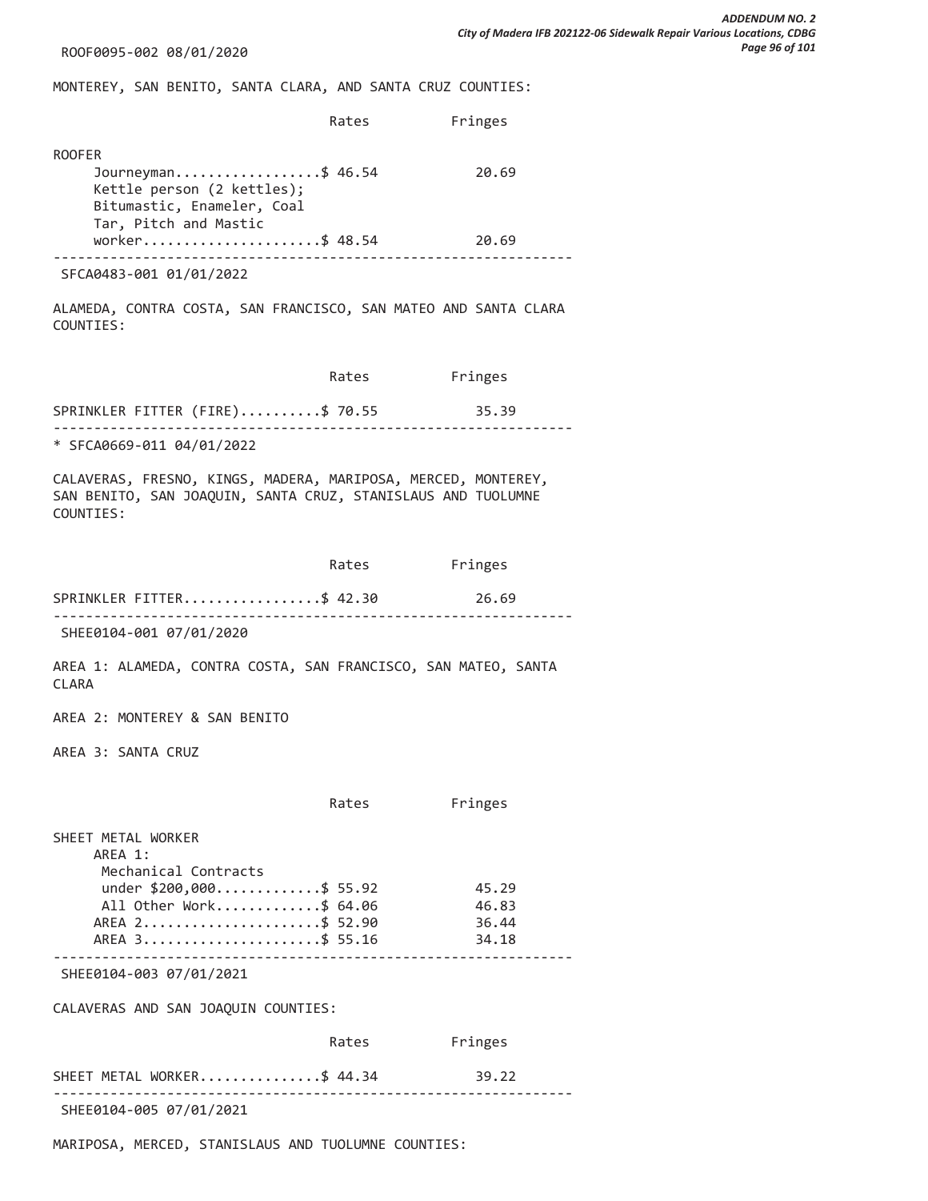ROOF0095-002 08/01/2020

MONTEREY, SAN BENITO, SANTA CLARA, AND SANTA CRUZ COUNTIES:

| | Rates | Fringes |
|---|---|---|
| ROOFER | | |
| Journeyman | $ 46.54 | 20.69 |
| Kettle person (2 kettles); Bitumastic, Enameler, Coal Tar, Pitch and Mastic worker | $ 48.54 | 20.69 |

---

SFCA0483-001 01/01/2022

ALAMEDA, CONTRA COSTA, SAN FRANCISCO, SAN MATEO AND SANTA CLARA COUNTIES:

| | Rates | Fringes |
|---|---|---|
| SPRINKLER FITTER (FIRE) | $ 70.55 | 35.39 |

---

* SFCA0669-011 04/01/2022

CALAVERAS, FRESNO, KINGS, MADERA, MARIPOSA, MERCED, MONTEREY, SAN BENITO, SAN JOAQUIN, SANTA CRUZ, STANISLAUS AND TUOLUMNE COUNTIES:

| | Rates | Fringes |
|---|---|---|
| SPRINKLER FITTER | $ 42.30 | 26.69 |

---

SHEE0104-001 07/01/2020

AREA 1: ALAMEDA, CONTRA COSTA, SAN FRANCISCO, SAN MATEO, SANTA CLARA

AREA 2: MONTEREY & SAN BENITO

AREA 3: SANTA CRUZ

| | Rates | Fringes |
|---|---|---|
| SHEET METAL WORKER | | |
| AREA 1: | | |
| Mechanical Contracts under $200,000 | $ 55.92 | 45.29 |
| All Other Work | $ 64.06 | 46.83 |
| AREA 2 | $ 52.90 | 36.44 |
| AREA 3 | $ 55.16 | 34.18 |

---

SHEE0104-003 07/01/2021

CALAVERAS AND SAN JOAQUIN COUNTIES:

| | Rates | Fringes |
|---|---|---|
| SHEET METAL WORKER | $ 44.34 | 39.22 |

---

SHEE0104-005 07/01/2021

MARIPOSA, MERCED, STANISLAUS AND TUOLUMNE COUNTIES: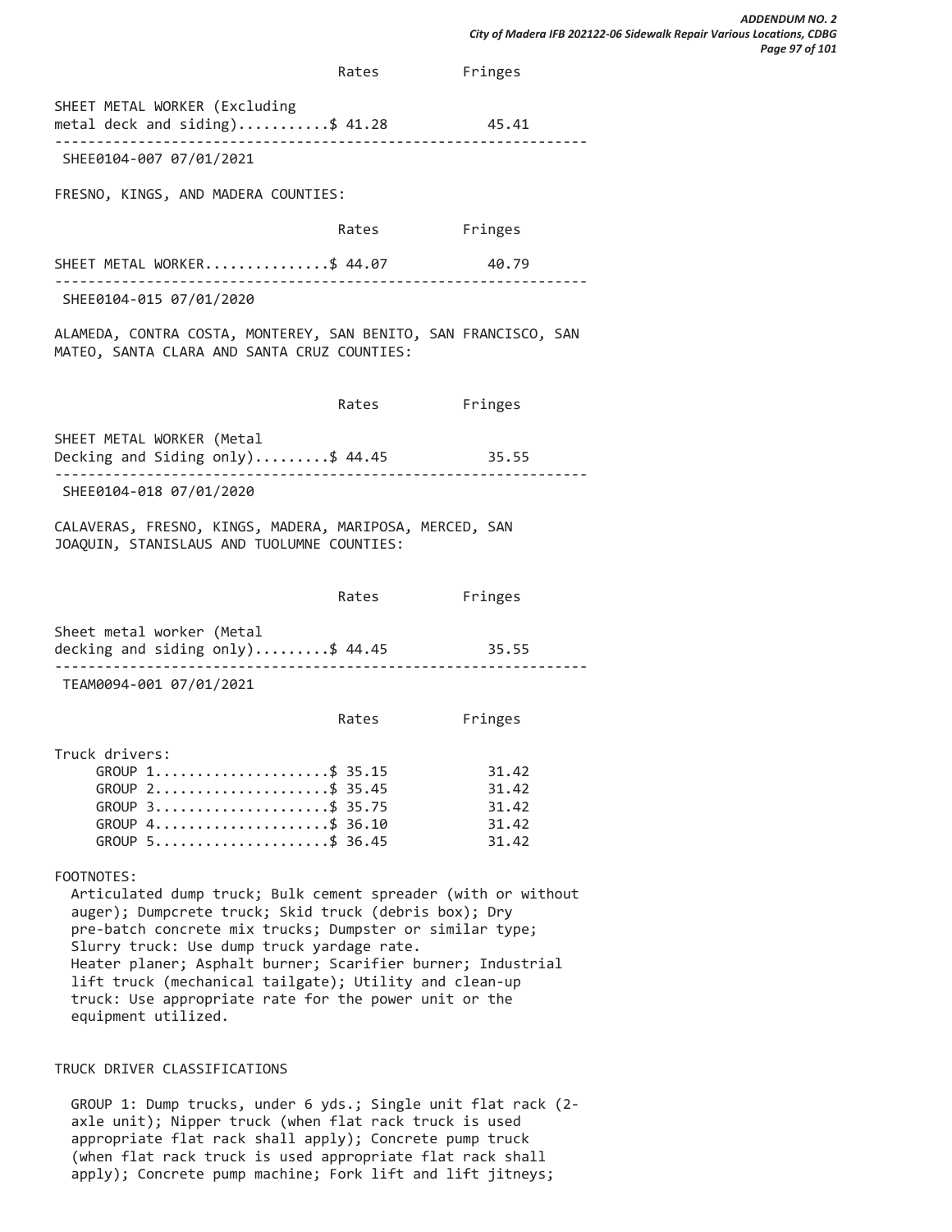| | Rates | Fringes |
|---|---|---|
| SHEET METAL WORKER (Excluding metal deck and siding) | $ 41.28 | 45.41 |

---

SHEE0104-007 07/01/2021

FRESNO, KINGS, AND MADERA COUNTIES:

| | Rates | Fringes |
|---|---|---|
| SHEET METAL WORKER | $ 44.07 | 40.79 |

---

SHEE0104-015 07/01/2020

ALAMEDA, CONTRA COSTA, MONTEREY, SAN BENITO, SAN FRANCISCO, SAN MATEO, SANTA CLARA AND SANTA CRUZ COUNTIES:

| | Rates | Fringes |
|---|---|---|
| SHEET METAL WORKER (Metal Decking and Siding only) | $ 44.45 | 35.55 |

---

SHEE0104-018 07/01/2020

CALAVERAS, FRESNO, KINGS, MADERA, MARIPOSA, MERCED, SAN JOAQUIN, STANISLAUS AND TUOLUMNE COUNTIES:

| | Rates | Fringes |
|---|---|---|
| Sheet metal worker (Metal decking and siding only) | $ 44.45 | 35.55 |

---

TEAM0094-001 07/01/2021

| | Rates | Fringes |
|---|---|---|
| Truck drivers: | | |
| GROUP 1 | $ 35.15 | 31.42 |
| GROUP 2 | $ 35.45 | 31.42 |
| GROUP 3 | $ 35.75 | 31.42 |
| GROUP 4 | $ 36.10 | 31.42 |
| GROUP 5 | $ 36.45 | 31.42 |

FOOTNOTES:

Articulated dump truck; Bulk cement spreader (with or without auger); Dumpcrete truck; Skid truck (debris box); Dry pre-batch concrete mix trucks; Dumpster or similar type; Slurry truck: Use dump truck yardage rate.
Heater planer; Asphalt burner; Scarifier burner; Industrial lift truck (mechanical tailgate); Utility and clean-up truck: Use appropriate rate for the power unit or the equipment utilized.

TRUCK DRIVER CLASSIFICATIONS

GROUP 1: Dump trucks, under 6 yds.; Single unit flat rack (2-axle unit); Nipper truck (when flat rack truck is used appropriate flat rack shall apply); Concrete pump truck (when flat rack truck is used appropriate flat rack shall apply); Concrete pump machine; Fork lift and lift jitneys;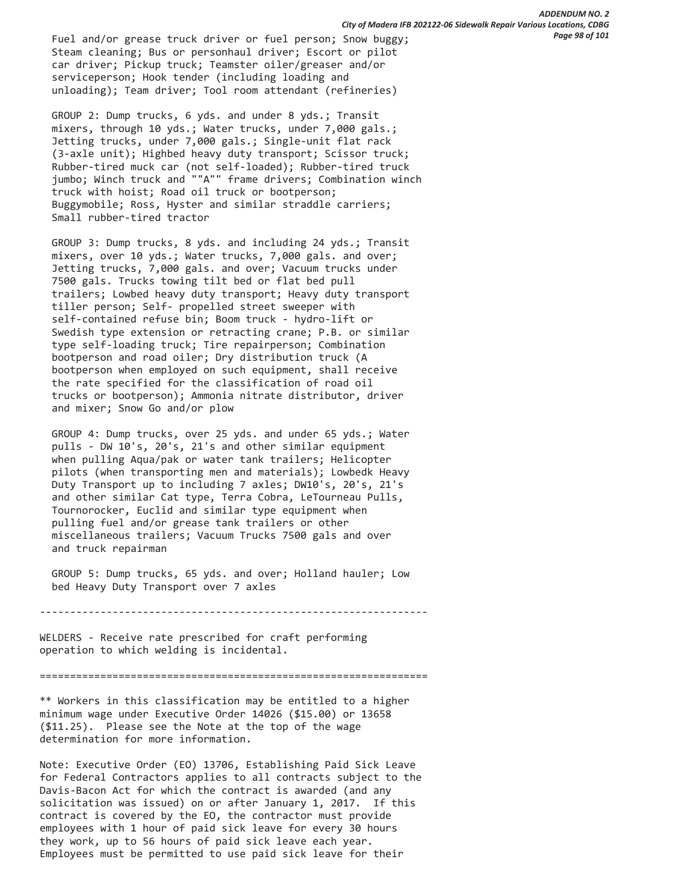Fuel and/or grease truck driver or fuel person; Snow buggy; Steam cleaning; Bus or personhaul driver; Escort or pilot car driver; Pickup truck; Teamster oiler/greaser and/or serviceperson; Hook tender (including loading and unloading); Team driver; Tool room attendant (refineries)

GROUP 2: Dump trucks, 6 yds. and under 8 yds.; Transit mixers, through 10 yds.; Water trucks, under 7,000 gals.; Jetting trucks, under 7,000 gals.; Single-unit flat rack (3-axle unit); Highbed heavy duty transport; Scissor truck; Rubber-tired muck car (not self-loaded); Rubber-tired truck jumbo; Winch truck and ""A"" frame drivers; Combination winch truck with hoist; Road oil truck or bootperson; Buggymobile; Ross, Hyster and similar straddle carriers; Small rubber-tired tractor

GROUP 3: Dump trucks, 8 yds. and including 24 yds.; Transit mixers, over 10 yds.; Water trucks, 7,000 gals. and over; Jetting trucks, 7,000 gals. and over; Vacuum trucks under 7500 gals. Trucks towing tilt bed or flat bed pull trailers; Lowbed heavy duty transport; Heavy duty transport tiller person; Self- propelled street sweeper with self-contained refuse bin; Boom truck - hydro-lift or Swedish type extension or retracting crane; P.B. or similar type self-loading truck; Tire repairperson; Combination bootperson and road oiler; Dry distribution truck (A bootperson when employed on such equipment, shall receive the rate specified for the classification of road oil trucks or bootperson); Ammonia nitrate distributor, driver and mixer; Snow Go and/or plow

GROUP 4: Dump trucks, over 25 yds. and under 65 yds.; Water pulls - DW 10's, 20's, 21's and other similar equipment when pulling Aqua/pak or water tank trailers; Helicopter pilots (when transporting men and materials); Lowbedk Heavy Duty Transport up to including 7 axles; DW10's, 20's, 21's and other similar Cat type, Terra Cobra, LeTourneau Pulls, Tournorocker, Euclid and similar type equipment when pulling fuel and/or grease tank trailers or other miscellaneous trailers; Vacuum Trucks 7500 gals and over and truck repairman

GROUP 5: Dump trucks, 65 yds. and over; Holland hauler; Low bed Heavy Duty Transport over 7 axles

----------------------------------------------------------------

WELDERS - Receive rate prescribed for craft performing operation to which welding is incidental.

================================================================

** Workers in this classification may be entitled to a higher minimum wage under Executive Order 14026 ($15.00) or 13658 ($11.25). Please see the Note at the top of the wage determination for more information.

Note: Executive Order (EO) 13706, Establishing Paid Sick Leave for Federal Contractors applies to all contracts subject to the Davis-Bacon Act for which the contract is awarded (and any solicitation was issued) on or after January 1, 2017. If this contract is covered by the EO, the contractor must provide employees with 1 hour of paid sick leave for every 30 hours they work, up to 56 hours of paid sick leave each year. Employees must be permitted to use paid sick leave for their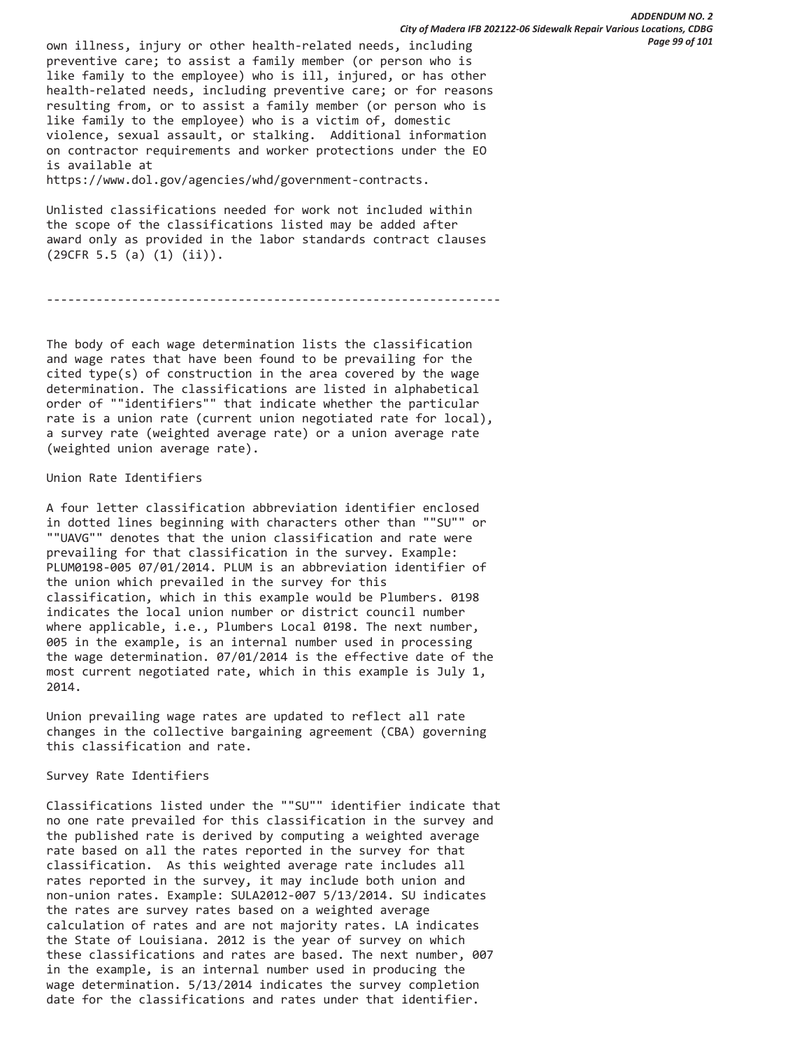own illness, injury or other health-related needs, including preventive care; to assist a family member (or person who is like family to the employee) who is ill, injured, or has other health-related needs, including preventive care; or for reasons resulting from, or to assist a family member (or person who is like family to the employee) who is a victim of, domestic violence, sexual assault, or stalking. Additional information on contractor requirements and worker protections under the EO is available at https://www.dol.gov/agencies/whd/government-contracts.

Unlisted classifications needed for work not included within the scope of the classifications listed may be added after award only as provided in the labor standards contract clauses (29CFR 5.5 (a) (1) (ii)).

----------------------------------------------------------------

The body of each wage determination lists the classification and wage rates that have been found to be prevailing for the cited type(s) of construction in the area covered by the wage determination. The classifications are listed in alphabetical order of ""identifiers"" that indicate whether the particular rate is a union rate (current union negotiated rate for local), a survey rate (weighted average rate) or a union average rate (weighted union average rate).

Union Rate Identifiers

A four letter classification abbreviation identifier enclosed in dotted lines beginning with characters other than ""SU"" or ""UAVG"" denotes that the union classification and rate were prevailing for that classification in the survey. Example: PLUM0198-005 07/01/2014. PLUM is an abbreviation identifier of the union which prevailed in the survey for this classification, which in this example would be Plumbers. 0198 indicates the local union number or district council number where applicable, i.e., Plumbers Local 0198. The next number, 005 in the example, is an internal number used in processing the wage determination. 07/01/2014 is the effective date of the most current negotiated rate, which in this example is July 1, 2014.

Union prevailing wage rates are updated to reflect all rate changes in the collective bargaining agreement (CBA) governing this classification and rate.

Survey Rate Identifiers

Classifications listed under the ""SU"" identifier indicate that no one rate prevailed for this classification in the survey and the published rate is derived by computing a weighted average rate based on all the rates reported in the survey for that classification. As this weighted average rate includes all rates reported in the survey, it may include both union and non-union rates. Example: SULA2012-007 5/13/2014. SU indicates the rates are survey rates based on a weighted average calculation of rates and are not majority rates. LA indicates the State of Louisiana. 2012 is the year of survey on which these classifications and rates are based. The next number, 007 in the example, is an internal number used in producing the wage determination. 5/13/2014 indicates the survey completion date for the classifications and rates under that identifier.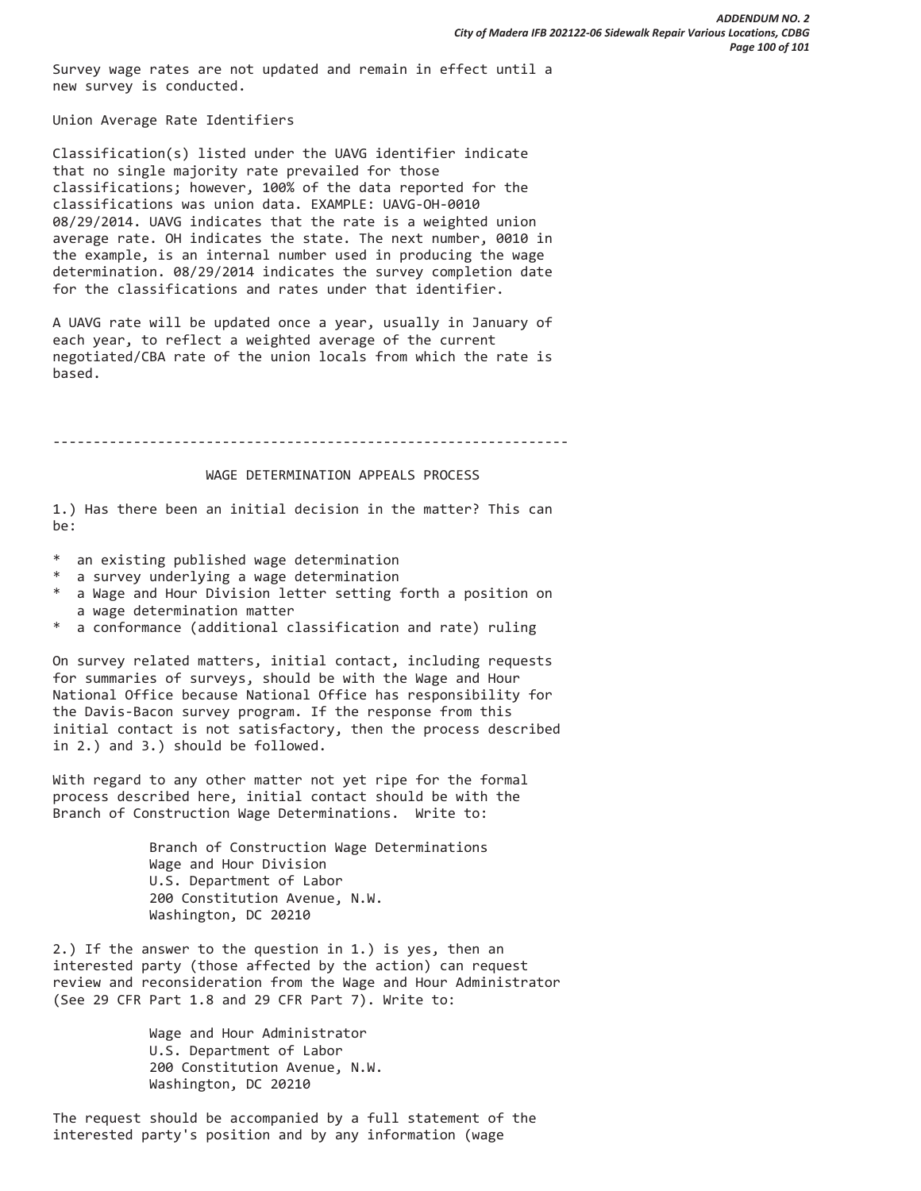Survey wage rates are not updated and remain in effect until a new survey is conducted.

Union Average Rate Identifiers

Classification(s) listed under the UAVG identifier indicate that no single majority rate prevailed for those classifications; however, 100% of the data reported for the classifications was union data. EXAMPLE: UAVG-OH-0010 08/29/2014. UAVG indicates that the rate is a weighted union average rate. OH indicates the state. The next number, 0010 in the example, is an internal number used in producing the wage determination. 08/29/2014 indicates the survey completion date for the classifications and rates under that identifier.

A UAVG rate will be updated once a year, usually in January of each year, to reflect a weighted average of the current negotiated/CBA rate of the union locals from which the rate is based.

----------------------------------------------------------------

## WAGE DETERMINATION APPEALS PROCESS

1.) Has there been an initial decision in the matter? This can be:

* an existing published wage determination
* a survey underlying a wage determination
* a Wage and Hour Division letter setting forth a position on a wage determination matter
* a conformance (additional classification and rate) ruling

On survey related matters, initial contact, including requests for summaries of surveys, should be with the Wage and Hour National Office because National Office has responsibility for the Davis-Bacon survey program. If the response from this initial contact is not satisfactory, then the process described in 2.) and 3.) should be followed.

With regard to any other matter not yet ripe for the formal process described here, initial contact should be with the Branch of Construction Wage Determinations. Write to:

Branch of Construction Wage Determinations
Wage and Hour Division
U.S. Department of Labor
200 Constitution Avenue, N.W.
Washington, DC 20210

2.) If the answer to the question in 1.) is yes, then an interested party (those affected by the action) can request review and reconsideration from the Wage and Hour Administrator (See 29 CFR Part 1.8 and 29 CFR Part 7). Write to:

Wage and Hour Administrator
U.S. Department of Labor
200 Constitution Avenue, N.W.
Washington, DC 20210

The request should be accompanied by a full statement of the interested party's position and by any information (wage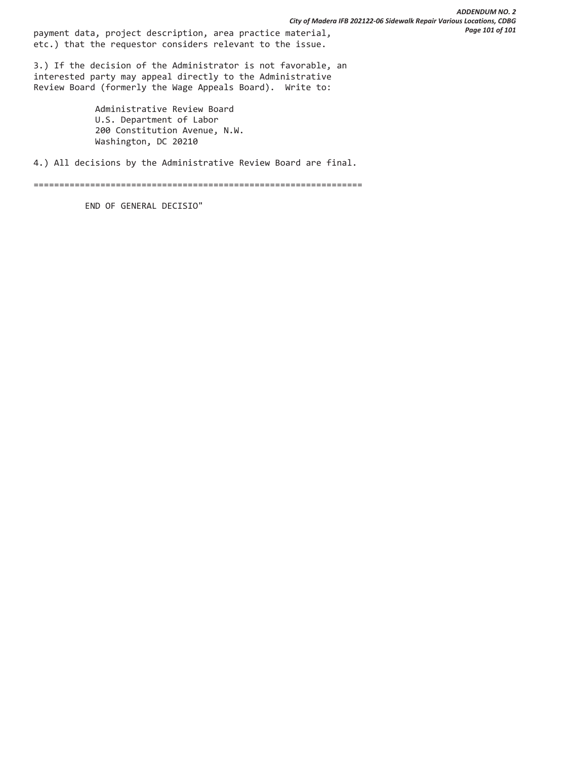payment data, project description, area practice material, etc.) that the requestor considers relevant to the issue.

3.) If the decision of the Administrator is not favorable, an interested party may appeal directly to the Administrative Review Board (formerly the Wage Appeals Board). Write to:

Administrative Review Board
U.S. Department of Labor
200 Constitution Avenue, N.W.
Washington, DC 20210

4.) All decisions by the Administrative Review Board are final.

================================================================

END OF GENERAL DECISIO"